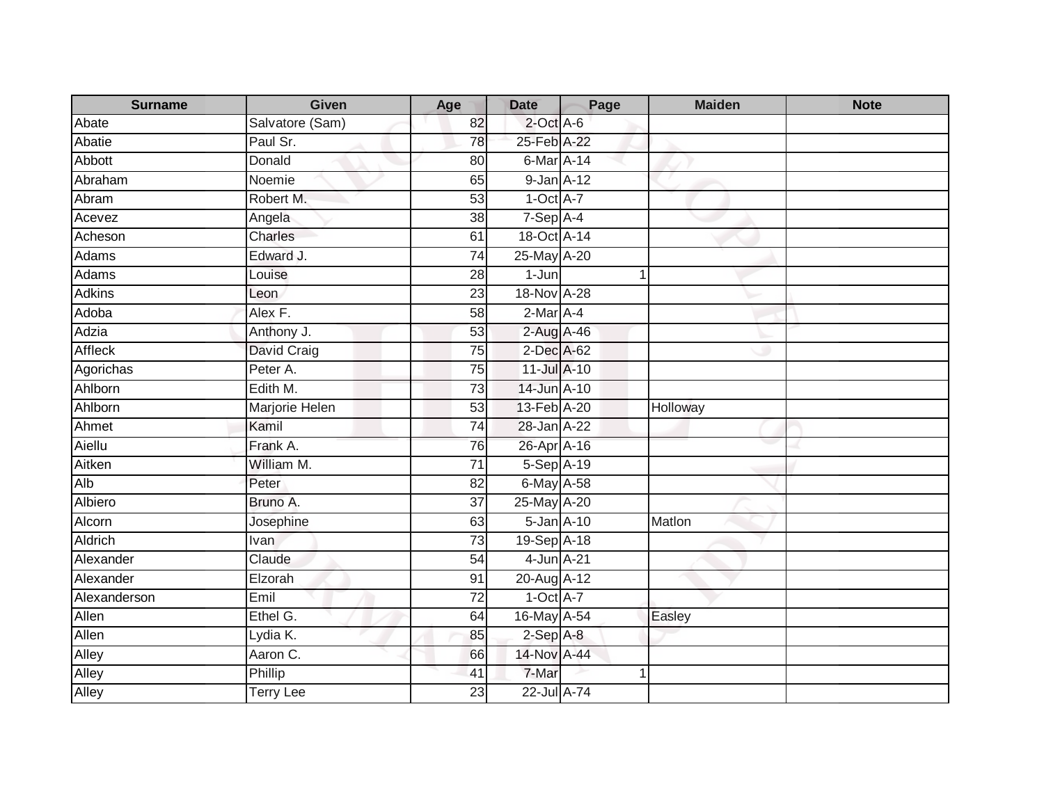| Surname | Given | Age | Date | Page | Maiden | Note |
|---|---|---|---|---|---|---|
| Abate | Salvatore (Sam) | 82 | 2-Oct | A-6 | | |
| Abatie | Paul Sr. | 78 | 25-Feb | A-22 | | |
| Abbott | Donald | 80 | 6-Mar | A-14 | | |
| Abraham | Noemie | 65 | 9-Jan | A-12 | | |
| Abram | Robert M. | 53 | 1-Oct | A-7 | | |
| Acevez | Angela | 38 | 7-Sep | A-4 | | |
| Acheson | Charles | 61 | 18-Oct | A-14 | | |
| Adams | Edward J. | 74 | 25-May | A-20 | | |
| Adams | Louise | 28 | 1-Jun | 1 | | |
| Adkins | Leon | 23 | 18-Nov | A-28 | | |
| Adoba | Alex F. | 58 | 2-Mar | A-4 | | |
| Adzia | Anthony J. | 53 | 2-Aug | A-46 | | |
| Affleck | David Craig | 75 | 2-Dec | A-62 | | |
| Agorichas | Peter A. | 75 | 11-Jul | A-10 | | |
| Ahlborn | Edith M. | 73 | 14-Jun | A-10 | | |
| Ahlborn | Marjorie Helen | 53 | 13-Feb | A-20 | Holloway | |
| Ahmet | Kamil | 74 | 28-Jan | A-22 | | |
| Aiellu | Frank A. | 76 | 26-Apr | A-16 | | |
| Aitken | William M. | 71 | 5-Sep | A-19 | | |
| Alb | Peter | 82 | 6-May | A-58 | | |
| Albiero | Bruno A. | 37 | 25-May | A-20 | | |
| Alcorn | Josephine | 63 | 5-Jan | A-10 | Matlon | |
| Aldrich | Ivan | 73 | 19-Sep | A-18 | | |
| Alexander | Claude | 54 | 4-Jun | A-21 | | |
| Alexander | Elzorah | 91 | 20-Aug | A-12 | | |
| Alexanderson | Emil | 72 | 1-Oct | A-7 | | |
| Allen | Ethel G. | 64 | 16-May | A-54 | Easley | |
| Allen | Lydia K. | 85 | 2-Sep | A-8 | | |
| Alley | Aaron C. | 66 | 14-Nov | A-44 | | |
| Alley | Phillip | 41 | 7-Mar | 1 | | |
| Alley | Terry Lee | 23 | 22-Jul | A-74 | | |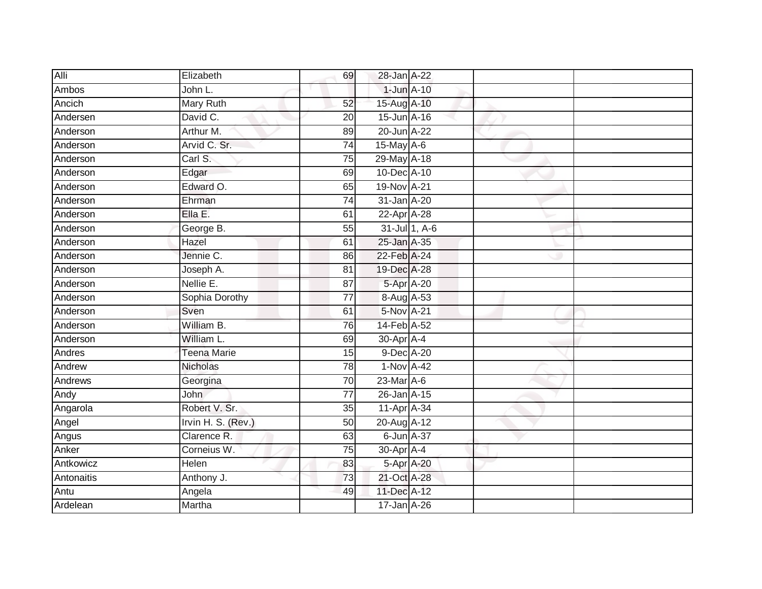| | | | | | | |
|---|---|---|---|---|---|---|
| Alli | Elizabeth | 69 | 28-Jan | A-22 | | |
| Ambos | John L. | | 1-Jun | A-10 | | |
| Ancich | Mary Ruth | 52 | 15-Aug | A-10 | | |
| Andersen | David C. | 20 | 15-Jun | A-16 | | |
| Anderson | Arthur M. | 89 | 20-Jun | A-22 | | |
| Anderson | Arvid C. Sr. | 74 | 15-May | A-6 | | |
| Anderson | Carl S. | 75 | 29-May | A-18 | | |
| Anderson | Edgar | 69 | 10-Dec | A-10 | | |
| Anderson | Edward O. | 65 | 19-Nov | A-21 | | |
| Anderson | Ehrman | 74 | 31-Jan | A-20 | | |
| Anderson | Ella E. | 61 | 22-Apr | A-28 | | |
| Anderson | George B. | 55 | 31-Jul | 1, A-6 | | |
| Anderson | Hazel | 61 | 25-Jan | A-35 | | |
| Anderson | Jennie C. | 86 | 22-Feb | A-24 | | |
| Anderson | Joseph A. | 81 | 19-Dec | A-28 | | |
| Anderson | Nellie E. | 87 | 5-Apr | A-20 | | |
| Anderson | Sophia Dorothy | 77 | 8-Aug | A-53 | | |
| Anderson | Sven | 61 | 5-Nov | A-21 | | |
| Anderson | William B. | 76 | 14-Feb | A-52 | | |
| Anderson | William L. | 69 | 30-Apr | A-4 | | |
| Andres | Teena Marie | 15 | 9-Dec | A-20 | | |
| Andrew | Nicholas | 78 | 1-Nov | A-42 | | |
| Andrews | Georgina | 70 | 23-Mar | A-6 | | |
| Andy | John | 77 | 26-Jan | A-15 | | |
| Angarola | Robert V. Sr. | 35 | 11-Apr | A-34 | | |
| Angel | Irvin H. S. (Rev.) | 50 | 20-Aug | A-12 | | |
| Angus | Clarence R. | 63 | 6-Jun | A-37 | | |
| Anker | Corneius W. | 75 | 30-Apr | A-4 | | |
| Antkowicz | Helen | 83 | 5-Apr | A-20 | | |
| Antonaitis | Anthony J. | 73 | 21-Oct | A-28 | | |
| Antu | Angela | 49 | 11-Dec | A-12 | | |
| Ardelean | Martha | | 17-Jan | A-26 | | |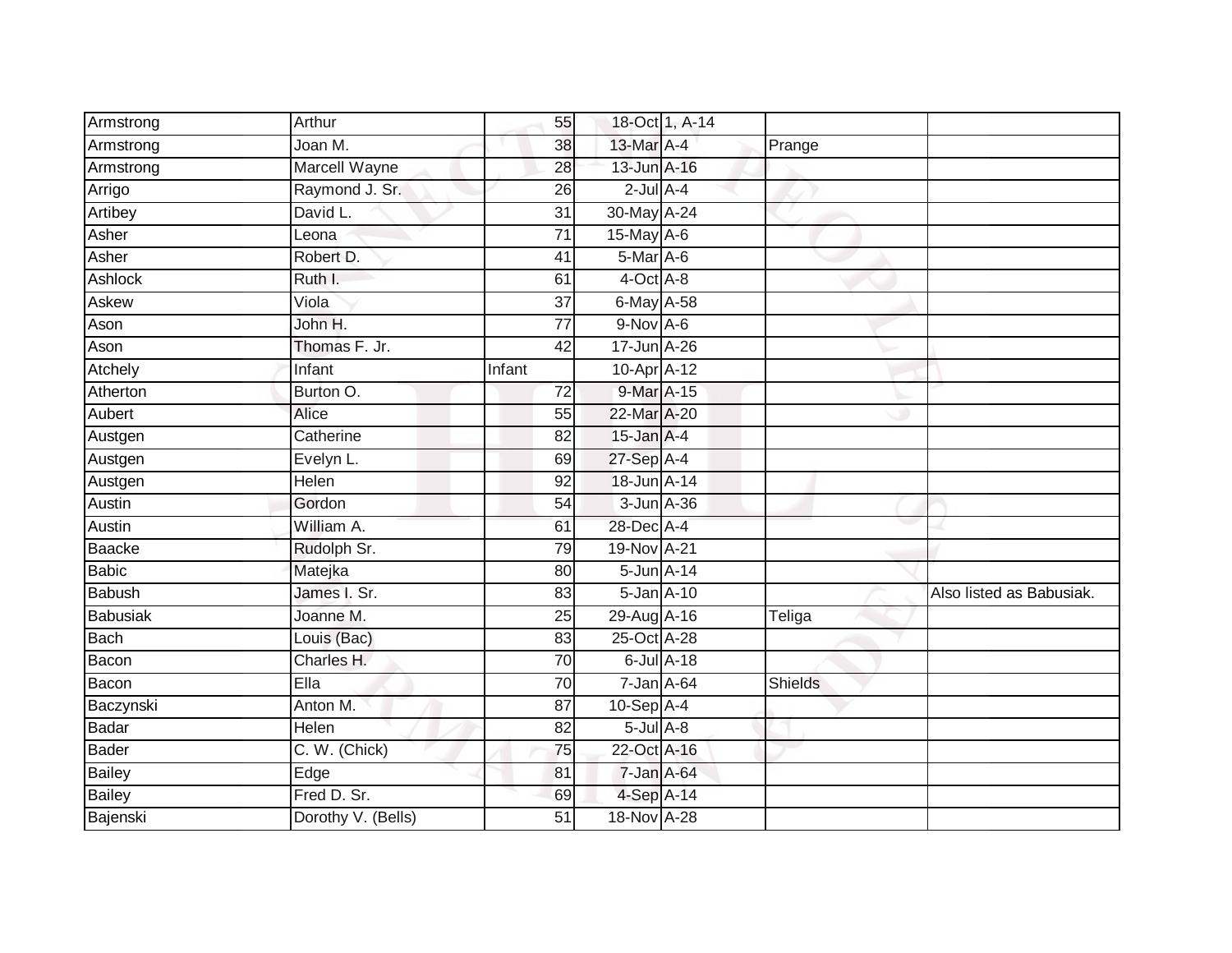| | | | | | | |
|---|---|---|---|---|---|---|
| Armstrong | Arthur | 55 | 18-Oct | 1, A-14 | | |
| Armstrong | Joan M. | 38 | 13-Mar | A-4 | Prange | |
| Armstrong | Marcell Wayne | 28 | 13-Jun | A-16 | | |
| Arrigo | Raymond J. Sr. | 26 | 2-Jul | A-4 | | |
| Artibey | David L. | 31 | 30-May | A-24 | | |
| Asher | Leona | 71 | 15-May | A-6 | | |
| Asher | Robert D. | 41 | 5-Mar | A-6 | | |
| Ashlock | Ruth I. | 61 | 4-Oct | A-8 | | |
| Askew | Viola | 37 | 6-May | A-58 | | |
| Ason | John H. | 77 | 9-Nov | A-6 | | |
| Ason | Thomas F. Jr. | 42 | 17-Jun | A-26 | | |
| Atchely | Infant | Infant | 10-Apr | A-12 | | |
| Atherton | Burton O. | 72 | 9-Mar | A-15 | | |
| Aubert | Alice | 55 | 22-Mar | A-20 | | |
| Austgen | Catherine | 82 | 15-Jan | A-4 | | |
| Austgen | Evelyn L. | 69 | 27-Sep | A-4 | | |
| Austgen | Helen | 92 | 18-Jun | A-14 | | |
| Austin | Gordon | 54 | 3-Jun | A-36 | | |
| Austin | William A. | 61 | 28-Dec | A-4 | | |
| Baacke | Rudolph Sr. | 79 | 19-Nov | A-21 | | |
| Babic | Matejka | 80 | 5-Jun | A-14 | | |
| Babush | James I. Sr. | 83 | 5-Jan | A-10 | | Also listed as Babusiak. |
| Babusiak | Joanne M. | 25 | 29-Aug | A-16 | Teliga | |
| Bach | Louis (Bac) | 83 | 25-Oct | A-28 | | |
| Bacon | Charles H. | 70 | 6-Jul | A-18 | | |
| Bacon | Ella | 70 | 7-Jan | A-64 | Shields | |
| Baczynski | Anton M. | 87 | 10-Sep | A-4 | | |
| Badar | Helen | 82 | 5-Jul | A-8 | | |
| Bader | C. W. (Chick) | 75 | 22-Oct | A-16 | | |
| Bailey | Edge | 81 | 7-Jan | A-64 | | |
| Bailey | Fred D. Sr. | 69 | 4-Sep | A-14 | | |
| Bajenski | Dorothy V. (Bells) | 51 | 18-Nov | A-28 | | |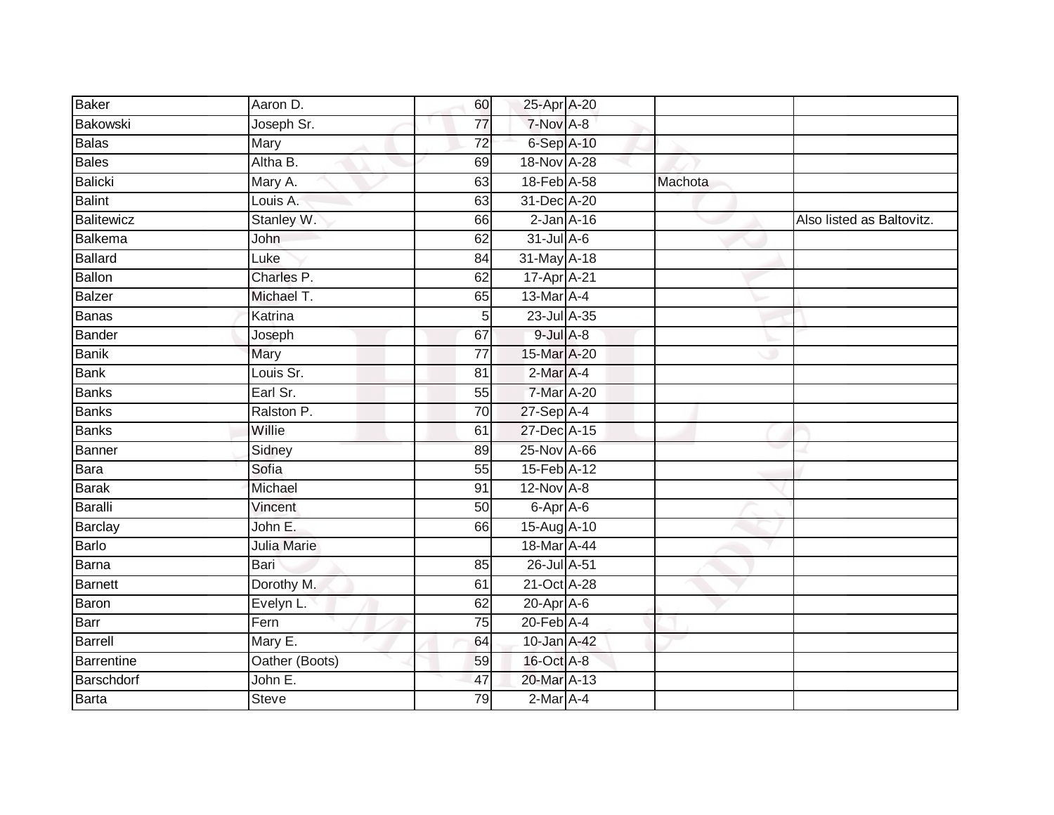| Baker | Aaron D. | 60 | 25-Apr | A-20 | | |
|---|---|---|---|---|---|---|
| Bakowski | Joseph Sr. | 77 | 7-Nov | A-8 | | |
| Balas | Mary | 72 | 6-Sep | A-10 | | |
| Bales | Altha B. | 69 | 18-Nov | A-28 | | |
| Balicki | Mary A. | 63 | 18-Feb | A-58 | Machota | |
| Balint | Louis A. | 63 | 31-Dec | A-20 | | |
| Balitewicz | Stanley W. | 66 | 2-Jan | A-16 | | Also listed as Baltovitz. |
| Balkema | John | 62 | 31-Jul | A-6 | | |
| Ballard | Luke | 84 | 31-May | A-18 | | |
| Ballon | Charles P. | 62 | 17-Apr | A-21 | | |
| Balzer | Michael T. | 65 | 13-Mar | A-4 | | |
| Banas | Katrina | 5 | 23-Jul | A-35 | | |
| Bander | Joseph | 67 | 9-Jul | A-8 | | |
| Banik | Mary | 77 | 15-Mar | A-20 | | |
| Bank | Louis Sr. | 81 | 2-Mar | A-4 | | |
| Banks | Earl Sr. | 55 | 7-Mar | A-20 | | |
| Banks | Ralston P. | 70 | 27-Sep | A-4 | | |
| Banks | Willie | 61 | 27-Dec | A-15 | | |
| Banner | Sidney | 89 | 25-Nov | A-66 | | |
| Bara | Sofia | 55 | 15-Feb | A-12 | | |
| Barak | Michael | 91 | 12-Nov | A-8 | | |
| Baralli | Vincent | 50 | 6-Apr | A-6 | | |
| Barclay | John E. | 66 | 15-Aug | A-10 | | |
| Barlo | Julia Marie | | 18-Mar | A-44 | | |
| Barna | Bari | 85 | 26-Jul | A-51 | | |
| Barnett | Dorothy M. | 61 | 21-Oct | A-28 | | |
| Baron | Evelyn L. | 62 | 20-Apr | A-6 | | |
| Barr | Fern | 75 | 20-Feb | A-4 | | |
| Barrell | Mary E. | 64 | 10-Jan | A-42 | | |
| Barrentine | Oather (Boots) | 59 | 16-Oct | A-8 | | |
| Barschdorf | John E. | 47 | 20-Mar | A-13 | | |
| Barta | Steve | 79 | 2-Mar | A-4 | | |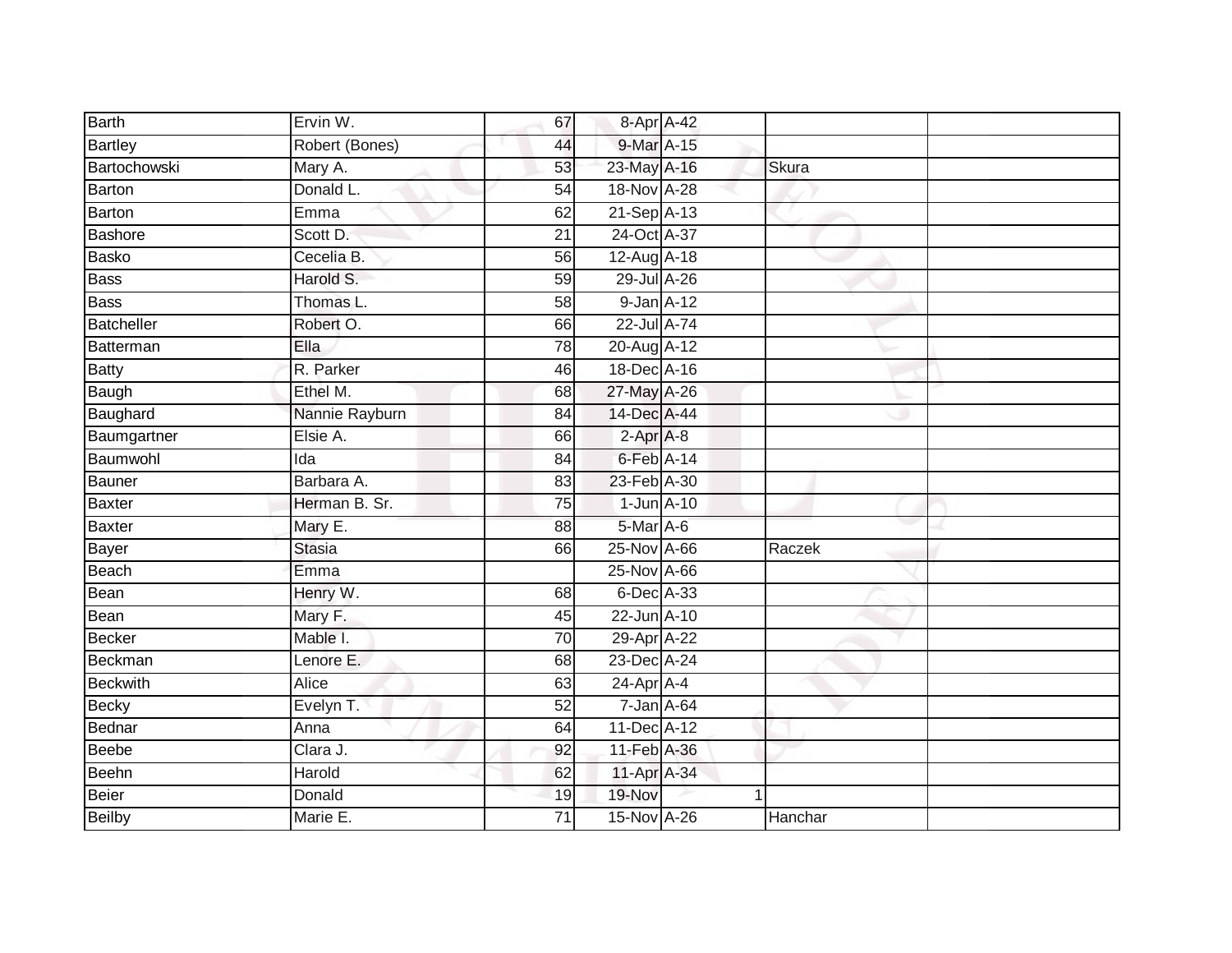| Barth | Ervin W. | 67 | 8-Apr | A-42 | | |
|---|---|---|---|---|---|---|
| Bartley | Robert (Bones) | 44 | 9-Mar | A-15 | | |
| Bartochowski | Mary A. | 53 | 23-May | A-16 | Skura | |
| Barton | Donald L. | 54 | 18-Nov | A-28 | | |
| Barton | Emma | 62 | 21-Sep | A-13 | | |
| Bashore | Scott D. | 21 | 24-Oct | A-37 | | |
| Basko | Cecelia B. | 56 | 12-Aug | A-18 | | |
| Bass | Harold S. | 59 | 29-Jul | A-26 | | |
| Bass | Thomas L. | 58 | 9-Jan | A-12 | | |
| Batcheller | Robert O. | 66 | 22-Jul | A-74 | | |
| Batterman | Ella | 78 | 20-Aug | A-12 | | |
| Batty | R. Parker | 46 | 18-Dec | A-16 | | |
| Baugh | Ethel M. | 68 | 27-May | A-26 | | |
| Baughard | Nannie Rayburn | 84 | 14-Dec | A-44 | | |
| Baumgartner | Elsie A. | 66 | 2-Apr | A-8 | | |
| Baumwohl | Ida | 84 | 6-Feb | A-14 | | |
| Bauner | Barbara A. | 83 | 23-Feb | A-30 | | |
| Baxter | Herman B. Sr. | 75 | 1-Jun | A-10 | | |
| Baxter | Mary E. | 88 | 5-Mar | A-6 | | |
| Bayer | Stasia | 66 | 25-Nov | A-66 | Raczek | |
| Beach | Emma | | 25-Nov | A-66 | | |
| Bean | Henry W. | 68 | 6-Dec | A-33 | | |
| Bean | Mary F. | 45 | 22-Jun | A-10 | | |
| Becker | Mable I. | 70 | 29-Apr | A-22 | | |
| Beckman | Lenore E. | 68 | 23-Dec | A-24 | | |
| Beckwith | Alice | 63 | 24-Apr | A-4 | | |
| Becky | Evelyn T. | 52 | 7-Jan | A-64 | | |
| Bednar | Anna | 64 | 11-Dec | A-12 | | |
| Beebe | Clara J. | 92 | 11-Feb | A-36 | | |
| Beehn | Harold | 62 | 11-Apr | A-34 | | |
| Beier | Donald | 19 | 19-Nov | 1 | | |
| Beilby | Marie E. | 71 | 15-Nov | A-26 | Hanchar | |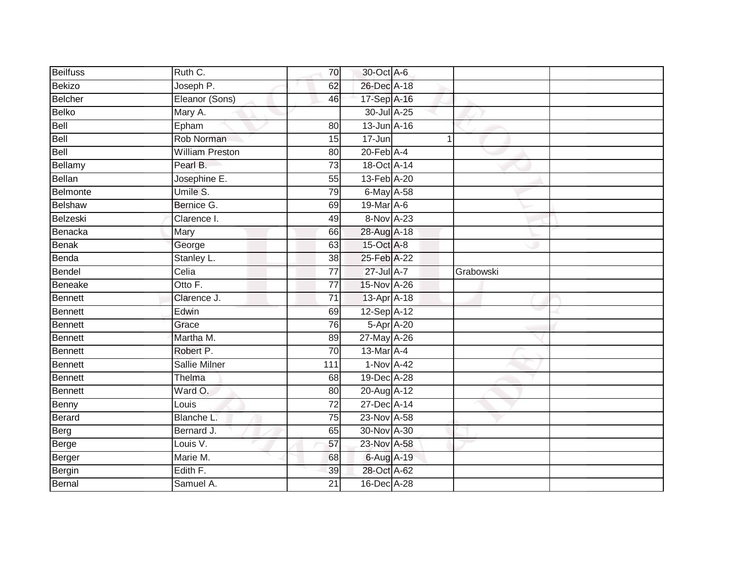| Beilfuss | Ruth C. | 70 | 30-Oct | A-6 | | |
|---|---|---|---|---|---|---|
| Bekizo | Joseph P. | 62 | 26-Dec | A-18 | | |
| Belcher | Eleanor (Sons) | 46 | 17-Sep | A-16 | | |
| Belko | Mary A. | | 30-Jul | A-25 | | |
| Bell | Epham | 80 | 13-Jun | A-16 | | |
| Bell | Rob Norman | 15 | 17-Jun | 1 | | |
| Bell | William Preston | 80 | 20-Feb | A-4 | | |
| Bellamy | Pearl B. | 73 | 18-Oct | A-14 | | |
| Bellan | Josephine E. | 55 | 13-Feb | A-20 | | |
| Belmonte | Umile S. | 79 | 6-May | A-58 | | |
| Belshaw | Bernice G. | 69 | 19-Mar | A-6 | | |
| Belzeski | Clarence I. | 49 | 8-Nov | A-23 | | |
| Benacka | Mary | 66 | 28-Aug | A-18 | | |
| Benak | George | 63 | 15-Oct | A-8 | | |
| Benda | Stanley L. | 38 | 25-Feb | A-22 | | |
| Bendel | Celia | 77 | 27-Jul | A-7 | Grabowski | |
| Beneake | Otto F. | 77 | 15-Nov | A-26 | | |
| Bennett | Clarence J. | 71 | 13-Apr | A-18 | | |
| Bennett | Edwin | 69 | 12-Sep | A-12 | | |
| Bennett | Grace | 76 | 5-Apr | A-20 | | |
| Bennett | Martha M. | 89 | 27-May | A-26 | | |
| Bennett | Robert P. | 70 | 13-Mar | A-4 | | |
| Bennett | Sallie Milner | 111 | 1-Nov | A-42 | | |
| Bennett | Thelma | 68 | 19-Dec | A-28 | | |
| Bennett | Ward O. | 80 | 20-Aug | A-12 | | |
| Benny | Louis | 72 | 27-Dec | A-14 | | |
| Berard | Blanche L. | 75 | 23-Nov | A-58 | | |
| Berg | Bernard J. | 65 | 30-Nov | A-30 | | |
| Berge | Louis V. | 57 | 23-Nov | A-58 | | |
| Berger | Marie M. | 68 | 6-Aug | A-19 | | |
| Bergin | Edith F. | 39 | 28-Oct | A-62 | | |
| Bernal | Samuel A. | 21 | 16-Dec | A-28 | | |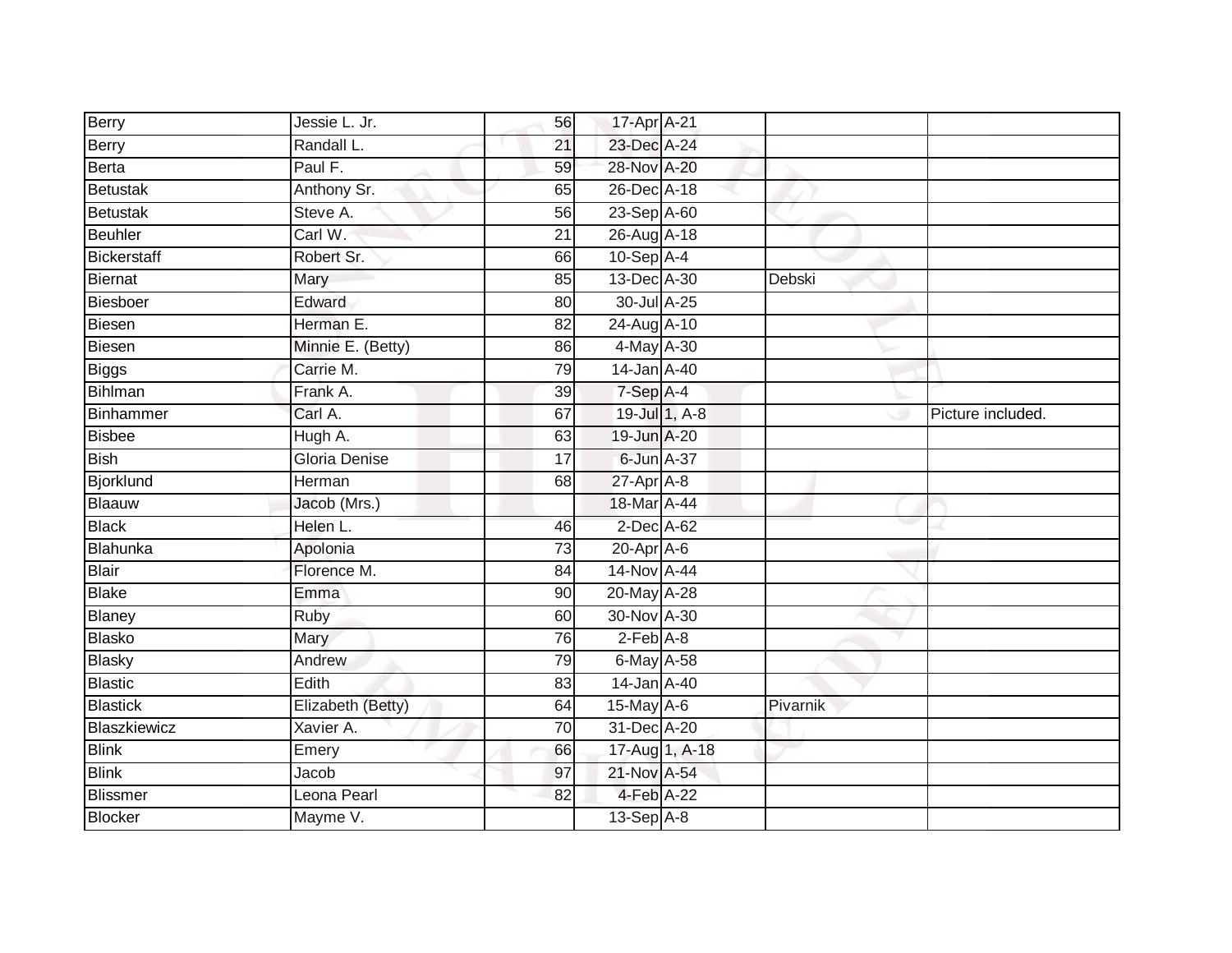| | | | | | | |
|---|---|---|---|---|---|---|
| Berry | Jessie L. Jr. | 56 | 17-Apr | A-21 | | |
| Berry | Randall L. | 21 | 23-Dec | A-24 | | |
| Berta | Paul F. | 59 | 28-Nov | A-20 | | |
| Betustak | Anthony Sr. | 65 | 26-Dec | A-18 | | |
| Betustak | Steve A. | 56 | 23-Sep | A-60 | | |
| Beuhler | Carl W. | 21 | 26-Aug | A-18 | | |
| Bickerstaff | Robert Sr. | 66 | 10-Sep | A-4 | | |
| Biernat | Mary | 85 | 13-Dec | A-30 | Debski | |
| Biesboer | Edward | 80 | 30-Jul | A-25 | | |
| Biesen | Herman E. | 82 | 24-Aug | A-10 | | |
| Biesen | Minnie E. (Betty) | 86 | 4-May | A-30 | | |
| Biggs | Carrie M. | 79 | 14-Jan | A-40 | | |
| Bihlman | Frank A. | 39 | 7-Sep | A-4 | | |
| Binhammer | Carl A. | 67 | 19-Jul | 1, A-8 | | Picture included. |
| Bisbee | Hugh A. | 63 | 19-Jun | A-20 | | |
| Bish | Gloria Denise | 17 | 6-Jun | A-37 | | |
| Bjorklund | Herman | 68 | 27-Apr | A-8 | | |
| Blaauw | Jacob (Mrs.) | | 18-Mar | A-44 | | |
| Black | Helen L. | 46 | 2-Dec | A-62 | | |
| Blahunka | Apolonia | 73 | 20-Apr | A-6 | | |
| Blair | Florence M. | 84 | 14-Nov | A-44 | | |
| Blake | Emma | 90 | 20-May | A-28 | | |
| Blaney | Ruby | 60 | 30-Nov | A-30 | | |
| Blasko | Mary | 76 | 2-Feb | A-8 | | |
| Blasky | Andrew | 79 | 6-May | A-58 | | |
| Blastic | Edith | 83 | 14-Jan | A-40 | | |
| Blastick | Elizabeth (Betty) | 64 | 15-May | A-6 | Pivarnik | |
| Blaszkiewicz | Xavier A. | 70 | 31-Dec | A-20 | | |
| Blink | Emery | 66 | 17-Aug | 1, A-18 | | |
| Blink | Jacob | 97 | 21-Nov | A-54 | | |
| Blissmer | Leona Pearl | 82 | 4-Feb | A-22 | | |
| Blocker | Mayme V. | | 13-Sep | A-8 | | |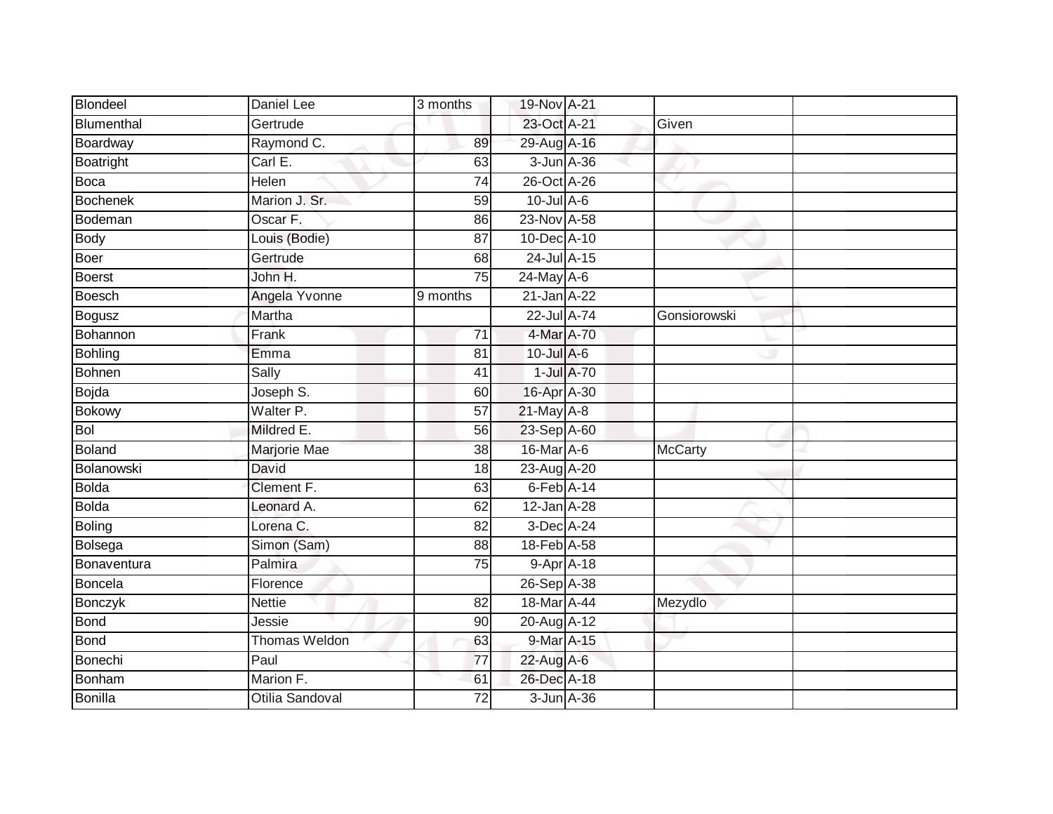| Blondeel | Daniel Lee | 3 months | 19-Nov | A-21 | | |
|---|---|---|---|---|---|---|
| Blumenthal | Gertrude | | 23-Oct | A-21 | Given | |
| Boardway | Raymond C. | 89 | 29-Aug | A-16 | | |
| Boatright | Carl E. | 63 | 3-Jun | A-36 | | |
| Boca | Helen | 74 | 26-Oct | A-26 | | |
| Bochenek | Marion J. Sr. | 59 | 10-Jul | A-6 | | |
| Bodeman | Oscar F. | 86 | 23-Nov | A-58 | | |
| Body | Louis (Bodie) | 87 | 10-Dec | A-10 | | |
| Boer | Gertrude | 68 | 24-Jul | A-15 | | |
| Boerst | John H. | 75 | 24-May | A-6 | | |
| Boesch | Angela Yvonne | 9 months | 21-Jan | A-22 | | |
| Bogusz | Martha | | 22-Jul | A-74 | Gonsiorowski | |
| Bohannon | Frank | 71 | 4-Mar | A-70 | | |
| Bohling | Emma | 81 | 10-Jul | A-6 | | |
| Bohnen | Sally | 41 | 1-Jul | A-70 | | |
| Bojda | Joseph S. | 60 | 16-Apr | A-30 | | |
| Bokowy | Walter P. | 57 | 21-May | A-8 | | |
| Bol | Mildred E. | 56 | 23-Sep | A-60 | | |
| Boland | Marjorie Mae | 38 | 16-Mar | A-6 | McCarty | |
| Bolanowski | David | 18 | 23-Aug | A-20 | | |
| Bolda | Clement F. | 63 | 6-Feb | A-14 | | |
| Bolda | Leonard A. | 62 | 12-Jan | A-28 | | |
| Boling | Lorena C. | 82 | 3-Dec | A-24 | | |
| Bolsega | Simon (Sam) | 88 | 18-Feb | A-58 | | |
| Bonaventura | Palmira | 75 | 9-Apr | A-18 | | |
| Boncela | Florence | | 26-Sep | A-38 | | |
| Bonczyk | Nettie | 82 | 18-Mar | A-44 | Mezydlo | |
| Bond | Jessie | 90 | 20-Aug | A-12 | | |
| Bond | Thomas Weldon | 63 | 9-Mar | A-15 | | |
| Bonechi | Paul | 77 | 22-Aug | A-6 | | |
| Bonham | Marion F. | 61 | 26-Dec | A-18 | | |
| Bonilla | Otilia Sandoval | 72 | 3-Jun | A-36 | | |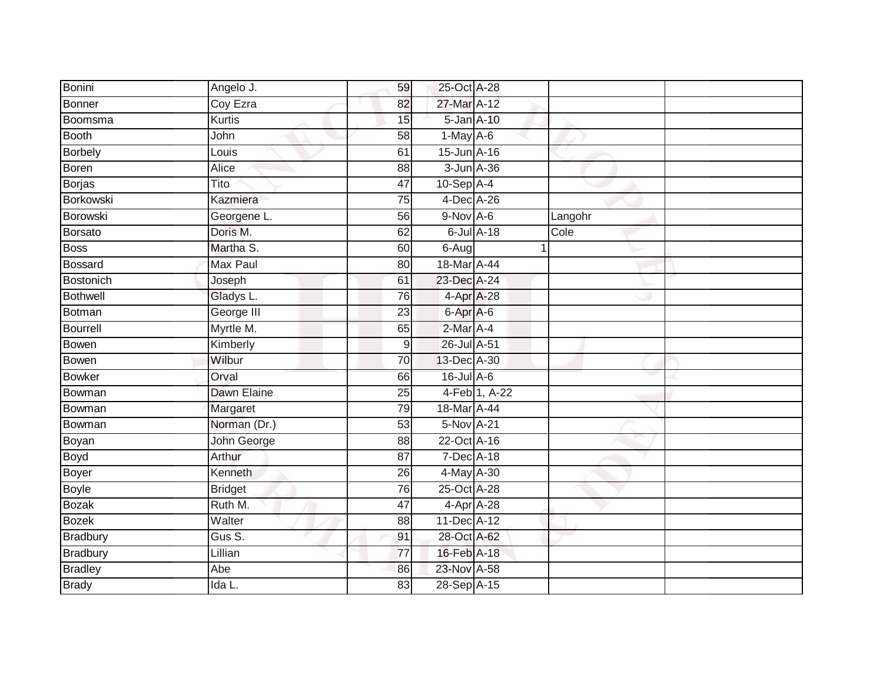| | | | | | | |
|---|---|---|---|---|---|---|
| Bonini | Angelo J. | 59 | 25-Oct | A-28 | | |
| Bonner | Coy Ezra | 82 | 27-Mar | A-12 | | |
| Boomsma | Kurtis | 15 | 5-Jan | A-10 | | |
| Booth | John | 58 | 1-May | A-6 | | |
| Borbely | Louis | 61 | 15-Jun | A-16 | | |
| Boren | Alice | 88 | 3-Jun | A-36 | | |
| Borjas | Tito | 47 | 10-Sep | A-4 | | |
| Borkowski | Kazmiera | 75 | 4-Dec | A-26 | | |
| Borowski | Georgene L. | 56 | 9-Nov | A-6 | Langohr | |
| Borsato | Doris M. | 62 | 6-Jul | A-18 | Cole | |
| Boss | Martha S. | 60 | 6-Aug | 1 | | |
| Bossard | Max Paul | 80 | 18-Mar | A-44 | | |
| Bostonich | Joseph | 61 | 23-Dec | A-24 | | |
| Bothwell | Gladys L. | 76 | 4-Apr | A-28 | | |
| Botman | George III | 23 | 6-Apr | A-6 | | |
| Bourrell | Myrtle M. | 65 | 2-Mar | A-4 | | |
| Bowen | Kimberly | 9 | 26-Jul | A-51 | | |
| Bowen | Wilbur | 70 | 13-Dec | A-30 | | |
| Bowker | Orval | 66 | 16-Jul | A-6 | | |
| Bowman | Dawn Elaine | 25 | 4-Feb | 1, A-22 | | |
| Bowman | Margaret | 79 | 18-Mar | A-44 | | |
| Bowman | Norman (Dr.) | 53 | 5-Nov | A-21 | | |
| Boyan | John George | 88 | 22-Oct | A-16 | | |
| Boyd | Arthur | 87 | 7-Dec | A-18 | | |
| Boyer | Kenneth | 26 | 4-May | A-30 | | |
| Boyle | Bridget | 76 | 25-Oct | A-28 | | |
| Bozak | Ruth M. | 47 | 4-Apr | A-28 | | |
| Bozek | Walter | 88 | 11-Dec | A-12 | | |
| Bradbury | Gus S. | 91 | 28-Oct | A-62 | | |
| Bradbury | Lillian | 77 | 16-Feb | A-18 | | |
| Bradley | Abe | 86 | 23-Nov | A-58 | | |
| Brady | Ida L. | 83 | 28-Sep | A-15 | | |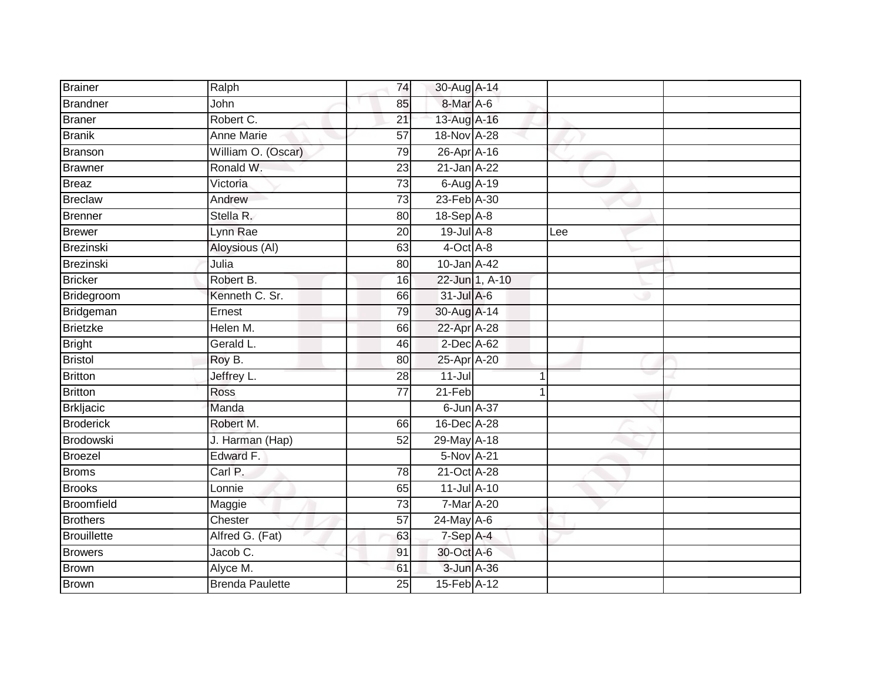| | | | | | | |
|---|---|---|---|---|---|---|
| Brainer | Ralph | 74 | 30-Aug | A-14 | | |
| Brandner | John | 85 | 8-Mar | A-6 | | |
| Braner | Robert C. | 21 | 13-Aug | A-16 | | |
| Branik | Anne Marie | 57 | 18-Nov | A-28 | | |
| Branson | William O. (Oscar) | 79 | 26-Apr | A-16 | | |
| Brawner | Ronald W. | 23 | 21-Jan | A-22 | | |
| Breaz | Victoria | 73 | 6-Aug | A-19 | | |
| Breclaw | Andrew | 73 | 23-Feb | A-30 | | |
| Brenner | Stella R. | 80 | 18-Sep | A-8 | | |
| Brewer | Lynn Rae | 20 | 19-Jul | A-8 | Lee | |
| Brezinski | Aloysious (Al) | 63 | 4-Oct | A-8 | | |
| Brezinski | Julia | 80 | 10-Jan | A-42 | | |
| Bricker | Robert B. | 16 | 22-Jun | 1, A-10 | | |
| Bridegroom | Kenneth C. Sr. | 66 | 31-Jul | A-6 | | |
| Bridgeman | Ernest | 79 | 30-Aug | A-14 | | |
| Brietzke | Helen M. | 66 | 22-Apr | A-28 | | |
| Bright | Gerald L. | 46 | 2-Dec | A-62 | | |
| Bristol | Roy B. | 80 | 25-Apr | A-20 | | |
| Britton | Jeffrey L. | 28 | 11-Jul | 1 | | |
| Britton | Ross | 77 | 21-Feb | 1 | | |
| Brkljacic | Manda | | 6-Jun | A-37 | | |
| Broderick | Robert M. | 66 | 16-Dec | A-28 | | |
| Brodowski | J. Harman (Hap) | 52 | 29-May | A-18 | | |
| Broezel | Edward F. | | 5-Nov | A-21 | | |
| Broms | Carl P. | 78 | 21-Oct | A-28 | | |
| Brooks | Lonnie | 65 | 11-Jul | A-10 | | |
| Broomfield | Maggie | 73 | 7-Mar | A-20 | | |
| Brothers | Chester | 57 | 24-May | A-6 | | |
| Brouillette | Alfred G. (Fat) | 63 | 7-Sep | A-4 | | |
| Browers | Jacob C. | 91 | 30-Oct | A-6 | | |
| Brown | Alyce M. | 61 | 3-Jun | A-36 | | |
| Brown | Brenda Paulette | 25 | 15-Feb | A-12 | | |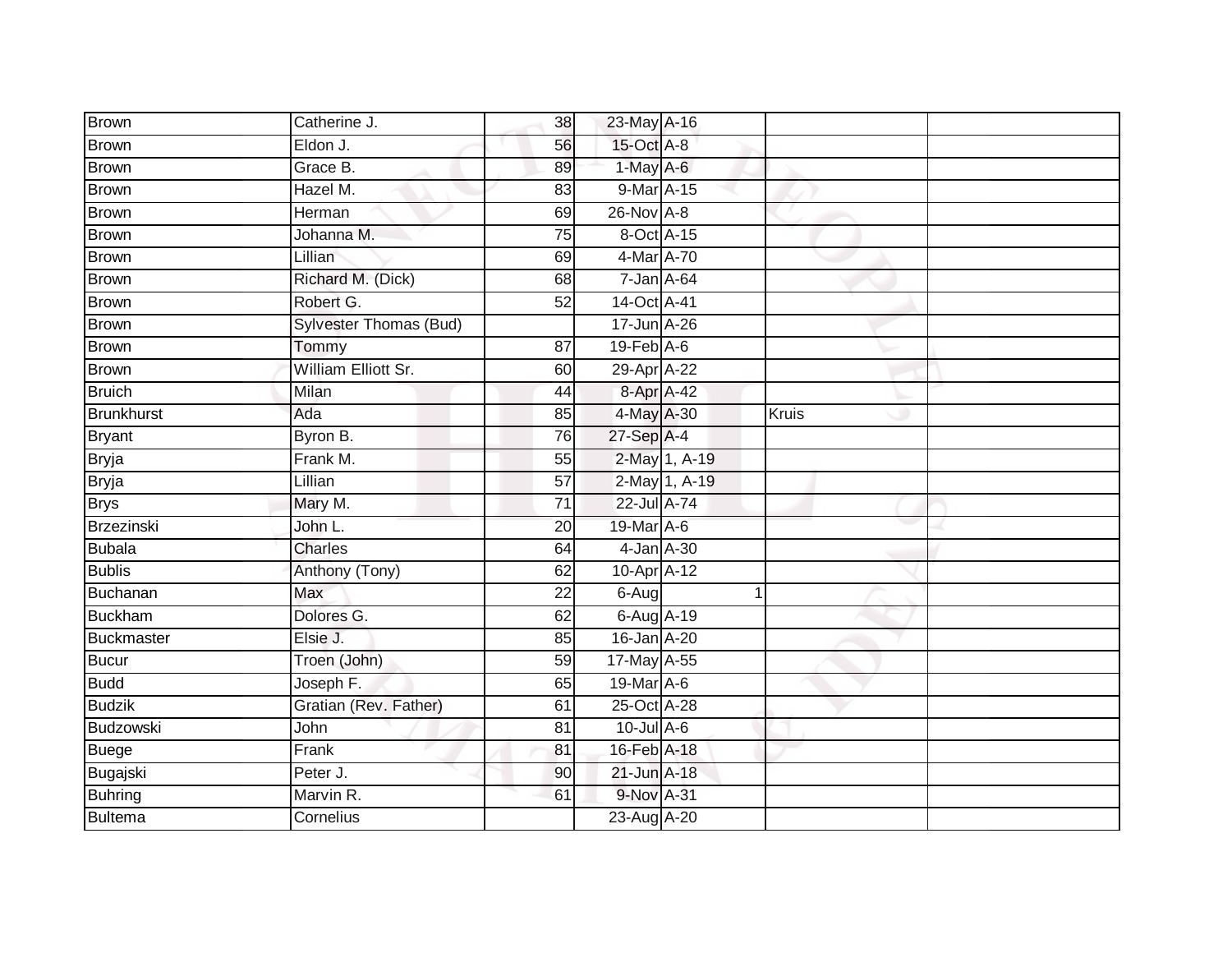| | | | | | | |
|---|---|---|---|---|---|---|
| Brown | Catherine J. | 38 | 23-May | A-16 | | |
| Brown | Eldon J. | 56 | 15-Oct | A-8 | | |
| Brown | Grace B. | 89 | 1-May | A-6 | | |
| Brown | Hazel M. | 83 | 9-Mar | A-15 | | |
| Brown | Herman | 69 | 26-Nov | A-8 | | |
| Brown | Johanna M. | 75 | 8-Oct | A-15 | | |
| Brown | Lillian | 69 | 4-Mar | A-70 | | |
| Brown | Richard M. (Dick) | 68 | 7-Jan | A-64 | | |
| Brown | Robert G. | 52 | 14-Oct | A-41 | | |
| Brown | Sylvester Thomas (Bud) | | 17-Jun | A-26 | | |
| Brown | Tommy | 87 | 19-Feb | A-6 | | |
| Brown | William Elliott Sr. | 60 | 29-Apr | A-22 | | |
| Bruich | Milan | 44 | 8-Apr | A-42 | | |
| Brunkhurst | Ada | 85 | 4-May | A-30 | Kruis | |
| Bryant | Byron B. | 76 | 27-Sep | A-4 | | |
| Bryja | Frank M. | 55 | 2-May | 1, A-19 | | |
| Bryja | Lillian | 57 | 2-May | 1, A-19 | | |
| Brys | Mary M. | 71 | 22-Jul | A-74 | | |
| Brzezinski | John L. | 20 | 19-Mar | A-6 | | |
| Bubala | Charles | 64 | 4-Jan | A-30 | | |
| Bublis | Anthony (Tony) | 62 | 10-Apr | A-12 | | |
| Buchanan | Max | 22 | 6-Aug | 1 | | |
| Buckham | Dolores G. | 62 | 6-Aug | A-19 | | |
| Buckmaster | Elsie J. | 85 | 16-Jan | A-20 | | |
| Bucur | Troen (John) | 59 | 17-May | A-55 | | |
| Budd | Joseph F. | 65 | 19-Mar | A-6 | | |
| Budzik | Gratian (Rev. Father) | 61 | 25-Oct | A-28 | | |
| Budzowski | John | 81 | 10-Jul | A-6 | | |
| Buege | Frank | 81 | 16-Feb | A-18 | | |
| Bugajski | Peter J. | 90 | 21-Jun | A-18 | | |
| Buhring | Marvin R. | 61 | 9-Nov | A-31 | | |
| Bultema | Cornelius | | 23-Aug | A-20 | | |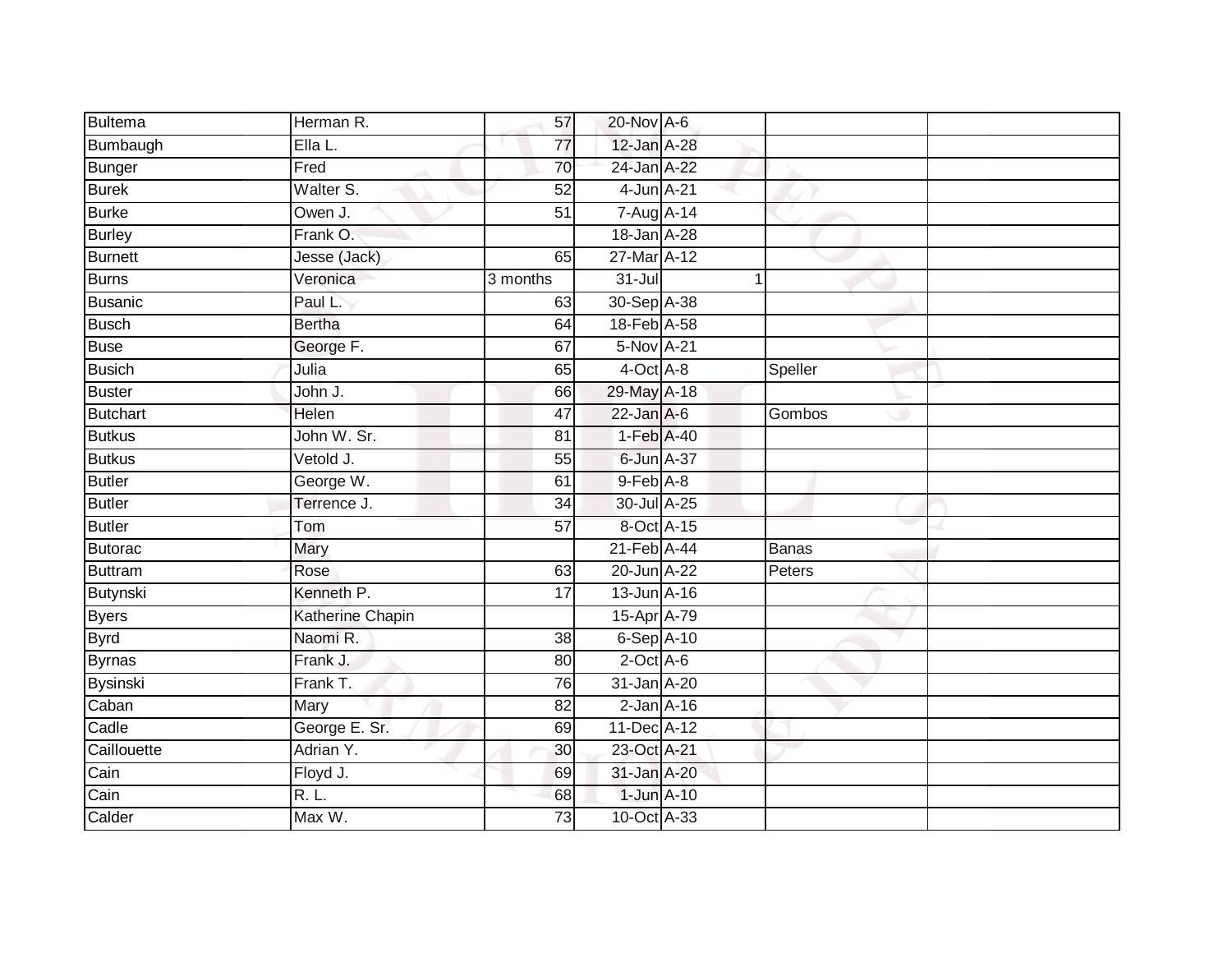| Bultema | Herman R. | 57 | 20-Nov | A-6 | | |
|---|---|---|---|---|---|---|
| Bumbaugh | Ella L. | 77 | 12-Jan | A-28 | | |
| Bunger | Fred | 70 | 24-Jan | A-22 | | |
| Burek | Walter S. | 52 | 4-Jun | A-21 | | |
| Burke | Owen J. | 51 | 7-Aug | A-14 | | |
| Burley | Frank O. | | 18-Jan | A-28 | | |
| Burnett | Jesse (Jack) | 65 | 27-Mar | A-12 | | |
| Burns | Veronica | 3 months | 31-Jul | 1 | | |
| Busanic | Paul L. | 63 | 30-Sep | A-38 | | |
| Busch | Bertha | 64 | 18-Feb | A-58 | | |
| Buse | George F. | 67 | 5-Nov | A-21 | | |
| Busich | Julia | 65 | 4-Oct | A-8 | Speller | |
| Buster | John J. | 66 | 29-May | A-18 | | |
| Butchart | Helen | 47 | 22-Jan | A-6 | Gombos | |
| Butkus | John W. Sr. | 81 | 1-Feb | A-40 | | |
| Butkus | Vetold J. | 55 | 6-Jun | A-37 | | |
| Butler | George W. | 61 | 9-Feb | A-8 | | |
| Butler | Terrence J. | 34 | 30-Jul | A-25 | | |
| Butler | Tom | 57 | 8-Oct | A-15 | | |
| Butorac | Mary | | 21-Feb | A-44 | Banas | |
| Buttram | Rose | 63 | 20-Jun | A-22 | Peters | |
| Butynski | Kenneth P. | 17 | 13-Jun | A-16 | | |
| Byers | Katherine Chapin | | 15-Apr | A-79 | | |
| Byrd | Naomi R. | 38 | 6-Sep | A-10 | | |
| Byrnas | Frank J. | 80 | 2-Oct | A-6 | | |
| Bysinski | Frank T. | 76 | 31-Jan | A-20 | | |
| Caban | Mary | 82 | 2-Jan | A-16 | | |
| Cadle | George E. Sr. | 69 | 11-Dec | A-12 | | |
| Caillouette | Adrian Y. | 30 | 23-Oct | A-21 | | |
| Cain | Floyd J. | 69 | 31-Jan | A-20 | | |
| Cain | R. L. | 68 | 1-Jun | A-10 | | |
| Calder | Max W. | 73 | 10-Oct | A-33 | | |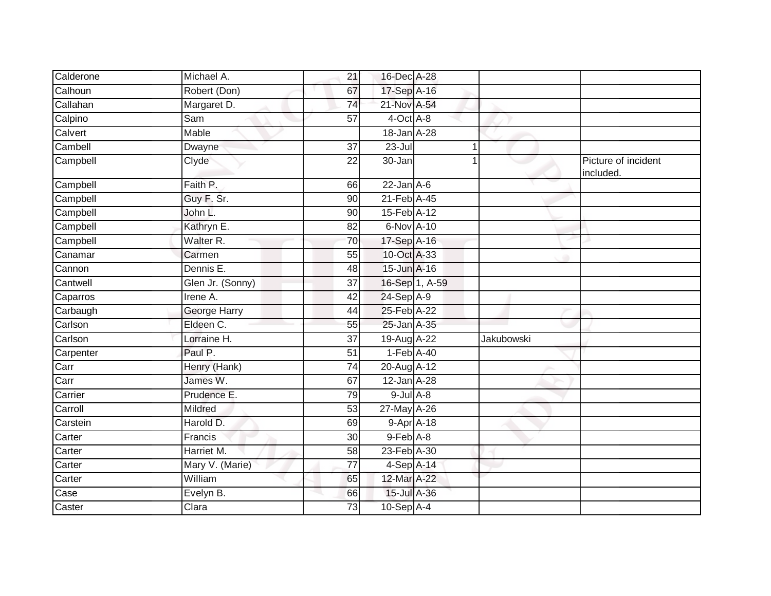| | | | | | | |
|---|---|---|---|---|---|---|
| Calderone | Michael A. | 21 | 16-Dec | A-28 | | |
| Calhoun | Robert (Don) | 67 | 17-Sep | A-16 | | |
| Callahan | Margaret D. | 74 | 21-Nov | A-54 | | |
| Calpino | Sam | 57 | 4-Oct | A-8 | | |
| Calvert | Mable | | 18-Jan | A-28 | | |
| Cambell | Dwayne | 37 | 23-Jul | 1 | | |
| Campbell | Clyde | 22 | 30-Jan | 1 | | Picture of incident included. |
| Campbell | Faith P. | 66 | 22-Jan | A-6 | | |
| Campbell | Guy F. Sr. | 90 | 21-Feb | A-45 | | |
| Campbell | John L. | 90 | 15-Feb | A-12 | | |
| Campbell | Kathryn E. | 82 | 6-Nov | A-10 | | |
| Campbell | Walter R. | 70 | 17-Sep | A-16 | | |
| Canamar | Carmen | 55 | 10-Oct | A-33 | | |
| Cannon | Dennis E. | 48 | 15-Jun | A-16 | | |
| Cantwell | Glen Jr. (Sonny) | 37 | 16-Sep | 1, A-59 | | |
| Caparros | Irene A. | 42 | 24-Sep | A-9 | | |
| Carbaugh | George Harry | 44 | 25-Feb | A-22 | | |
| Carlson | Eldeen C. | 55 | 25-Jan | A-35 | | |
| Carlson | Lorraine H. | 37 | 19-Aug | A-22 | Jakubowski | |
| Carpenter | Paul P. | 51 | 1-Feb | A-40 | | |
| Carr | Henry (Hank) | 74 | 20-Aug | A-12 | | |
| Carr | James W. | 67 | 12-Jan | A-28 | | |
| Carrier | Prudence E. | 79 | 9-Jul | A-8 | | |
| Carroll | Mildred | 53 | 27-May | A-26 | | |
| Carstein | Harold D. | 69 | 9-Apr | A-18 | | |
| Carter | Francis | 30 | 9-Feb | A-8 | | |
| Carter | Harriet M. | 58 | 23-Feb | A-30 | | |
| Carter | Mary V. (Marie) | 77 | 4-Sep | A-14 | | |
| Carter | William | 65 | 12-Mar | A-22 | | |
| Case | Evelyn B. | 66 | 15-Jul | A-36 | | |
| Caster | Clara | 73 | 10-Sep | A-4 | | |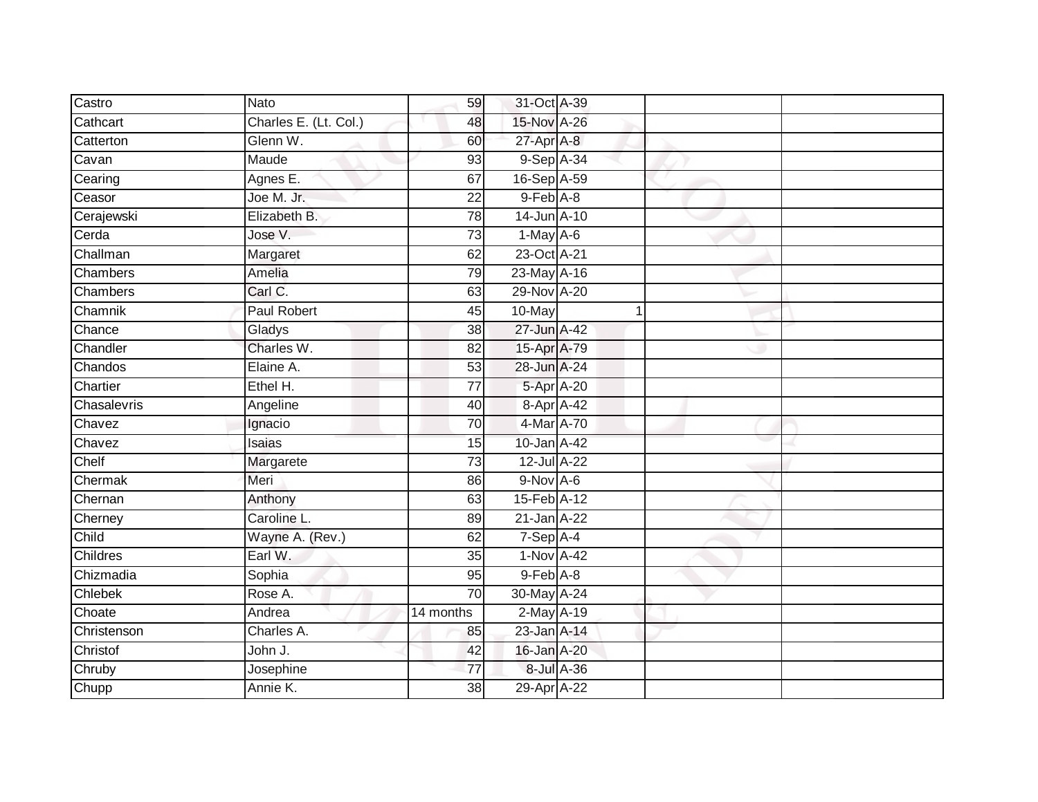| | | | | | | |
|---|---|---|---|---|---|---|
| Castro | Nato | 59 | 31-Oct | A-39 | | |
| Cathcart | Charles E. (Lt. Col.) | 48 | 15-Nov | A-26 | | |
| Catterton | Glenn W. | 60 | 27-Apr | A-8 | | |
| Cavan | Maude | 93 | 9-Sep | A-34 | | |
| Cearing | Agnes E. | 67 | 16-Sep | A-59 | | |
| Ceasor | Joe M. Jr. | 22 | 9-Feb | A-8 | | |
| Cerajewski | Elizabeth B. | 78 | 14-Jun | A-10 | | |
| Cerda | Jose V. | 73 | 1-May | A-6 | | |
| Challman | Margaret | 62 | 23-Oct | A-21 | | |
| Chambers | Amelia | 79 | 23-May | A-16 | | |
| Chambers | Carl C. | 63 | 29-Nov | A-20 | | |
| Chamnik | Paul Robert | 45 | 10-May | 1 | | |
| Chance | Gladys | 38 | 27-Jun | A-42 | | |
| Chandler | Charles W. | 82 | 15-Apr | A-79 | | |
| Chandos | Elaine A. | 53 | 28-Jun | A-24 | | |
| Chartier | Ethel H. | 77 | 5-Apr | A-20 | | |
| Chasalevris | Angeline | 40 | 8-Apr | A-42 | | |
| Chavez | Ignacio | 70 | 4-Mar | A-70 | | |
| Chavez | Isaias | 15 | 10-Jan | A-42 | | |
| Chelf | Margarete | 73 | 12-Jul | A-22 | | |
| Chermak | Meri | 86 | 9-Nov | A-6 | | |
| Chernan | Anthony | 63 | 15-Feb | A-12 | | |
| Cherney | Caroline L. | 89 | 21-Jan | A-22 | | |
| Child | Wayne A. (Rev.) | 62 | 7-Sep | A-4 | | |
| Childres | Earl W. | 35 | 1-Nov | A-42 | | |
| Chizmadia | Sophia | 95 | 9-Feb | A-8 | | |
| Chlebek | Rose A. | 70 | 30-May | A-24 | | |
| Choate | Andrea | 14 months | 2-May | A-19 | | |
| Christenson | Charles A. | 85 | 23-Jan | A-14 | | |
| Christof | John J. | 42 | 16-Jan | A-20 | | |
| Chruby | Josephine | 77 | 8-Jul | A-36 | | |
| Chupp | Annie K. | 38 | 29-Apr | A-22 | | |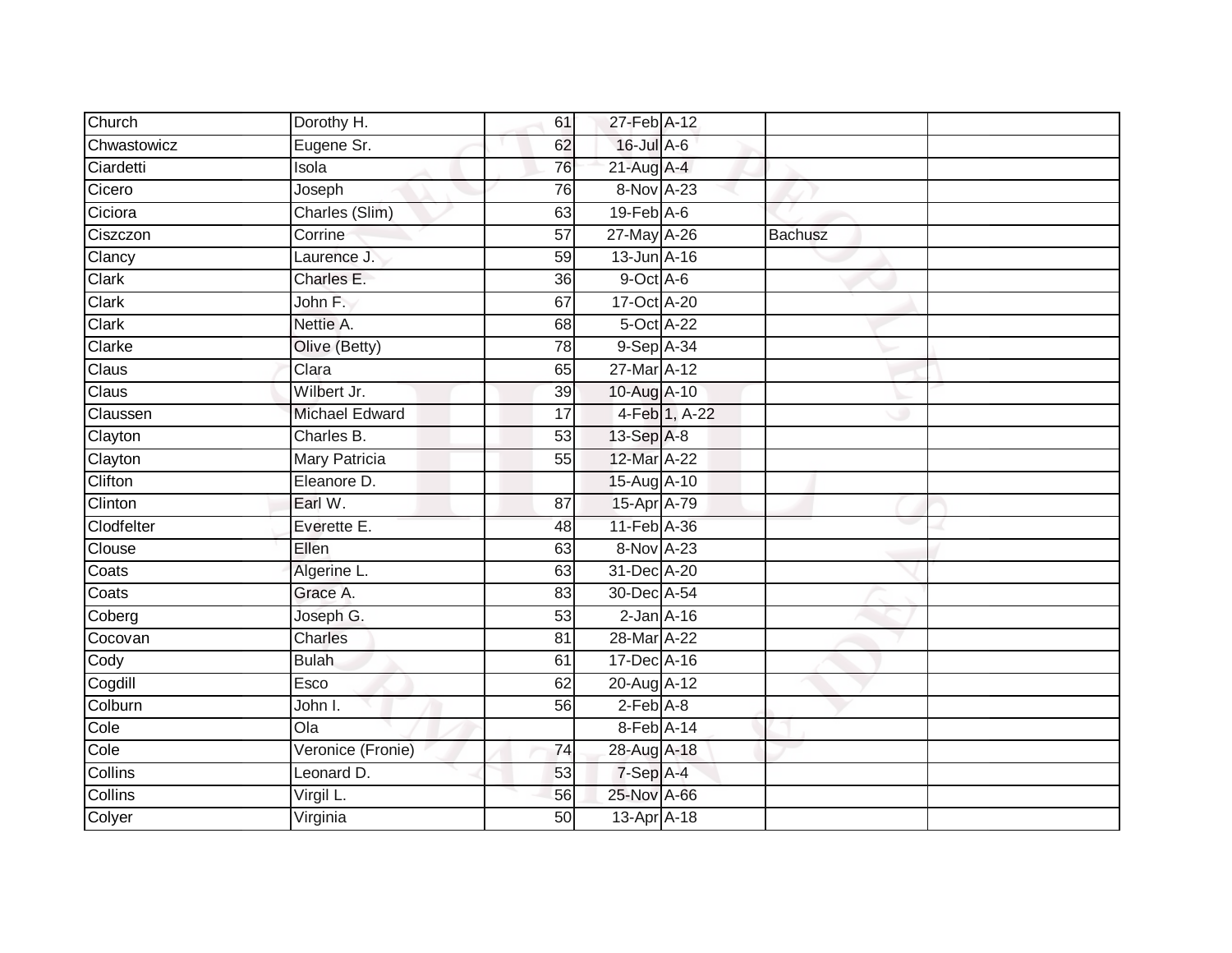| | | | | | | |
|---|---|---|---|---|---|---|
| Church | Dorothy H. | 61 | 27-Feb | A-12 | | |
| Chwastowicz | Eugene Sr. | 62 | 16-Jul | A-6 | | |
| Ciardetti | Isola | 76 | 21-Aug | A-4 | | |
| Cicero | Joseph | 76 | 8-Nov | A-23 | | |
| Ciciora | Charles (Slim) | 63 | 19-Feb | A-6 | | |
| Ciszczon | Corrine | 57 | 27-May | A-26 | Bachusz | |
| Clancy | Laurence J. | 59 | 13-Jun | A-16 | | |
| Clark | Charles E. | 36 | 9-Oct | A-6 | | |
| Clark | John F. | 67 | 17-Oct | A-20 | | |
| Clark | Nettie A. | 68 | 5-Oct | A-22 | | |
| Clarke | Olive (Betty) | 78 | 9-Sep | A-34 | | |
| Claus | Clara | 65 | 27-Mar | A-12 | | |
| Claus | Wilbert Jr. | 39 | 10-Aug | A-10 | | |
| Claussen | Michael Edward | 17 | 4-Feb | 1, A-22 | | |
| Clayton | Charles B. | 53 | 13-Sep | A-8 | | |
| Clayton | Mary Patricia | 55 | 12-Mar | A-22 | | |
| Clifton | Eleanore D. | | 15-Aug | A-10 | | |
| Clinton | Earl W. | 87 | 15-Apr | A-79 | | |
| Clodfelter | Everette E. | 48 | 11-Feb | A-36 | | |
| Clouse | Ellen | 63 | 8-Nov | A-23 | | |
| Coats | Algerine L. | 63 | 31-Dec | A-20 | | |
| Coats | Grace A. | 83 | 30-Dec | A-54 | | |
| Coberg | Joseph G. | 53 | 2-Jan | A-16 | | |
| Cocovan | Charles | 81 | 28-Mar | A-22 | | |
| Cody | Bulah | 61 | 17-Dec | A-16 | | |
| Cogdill | Esco | 62 | 20-Aug | A-12 | | |
| Colburn | John I. | 56 | 2-Feb | A-8 | | |
| Cole | Ola | | 8-Feb | A-14 | | |
| Cole | Veronice (Fronie) | 74 | 28-Aug | A-18 | | |
| Collins | Leonard D. | 53 | 7-Sep | A-4 | | |
| Collins | Virgil L. | 56 | 25-Nov | A-66 | | |
| Colyer | Virginia | 50 | 13-Apr | A-18 | | |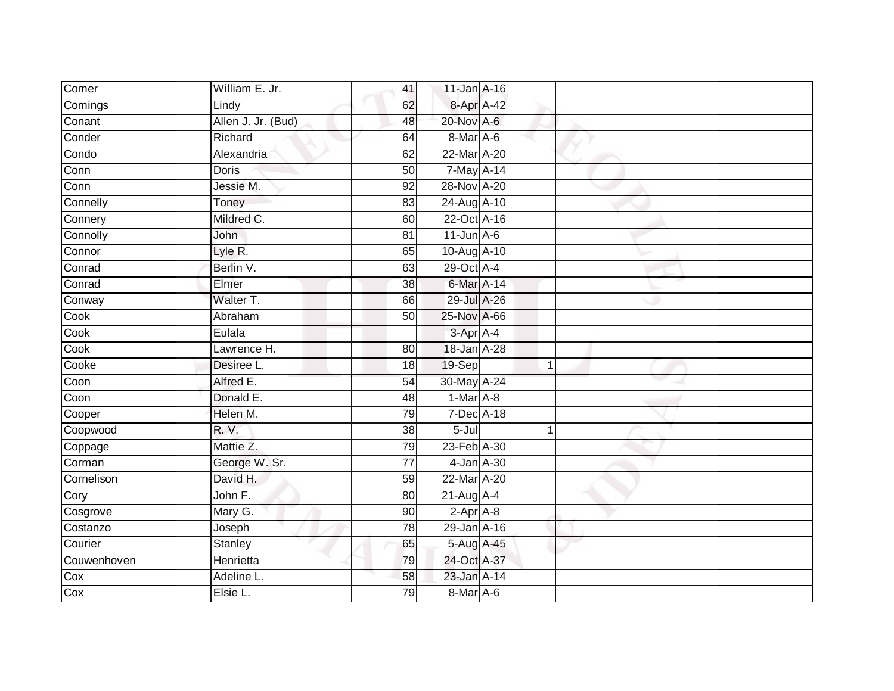| | | | | | | | |
|---|---|---|---|---|---|---|---|
| Comer | William E. Jr. | 41 | 11-Jan | A-16 | | | |
| Comings | Lindy | 62 | 8-Apr | A-42 | | | |
| Conant | Allen J. Jr. (Bud) | 48 | 20-Nov | A-6 | | | |
| Conder | Richard | 64 | 8-Mar | A-6 | | | |
| Condo | Alexandria | 62 | 22-Mar | A-20 | | | |
| Conn | Doris | 50 | 7-May | A-14 | | | |
| Conn | Jessie M. | 92 | 28-Nov | A-20 | | | |
| Connelly | Toney | 83 | 24-Aug | A-10 | | | |
| Connery | Mildred C. | 60 | 22-Oct | A-16 | | | |
| Connolly | John | 81 | 11-Jun | A-6 | | | |
| Connor | Lyle R. | 65 | 10-Aug | A-10 | | | |
| Conrad | Berlin V. | 63 | 29-Oct | A-4 | | | |
| Conrad | Elmer | 38 | 6-Mar | A-14 | | | |
| Conway | Walter T. | 66 | 29-Jul | A-26 | | | |
| Cook | Abraham | 50 | 25-Nov | A-66 | | | |
| Cook | Eulala | | 3-Apr | A-4 | | | |
| Cook | Lawrence H. | 80 | 18-Jan | A-28 | | | |
| Cooke | Desiree L. | 18 | 19-Sep | | 1 | | |
| Coon | Alfred E. | 54 | 30-May | A-24 | | | |
| Coon | Donald E. | 48 | 1-Mar | A-8 | | | |
| Cooper | Helen M. | 79 | 7-Dec | A-18 | | | |
| Coopwood | R. V. | 38 | 5-Jul | | 1 | | |
| Coppage | Mattie Z. | 79 | 23-Feb | A-30 | | | |
| Corman | George W. Sr. | 77 | 4-Jan | A-30 | | | |
| Cornelison | David H. | 59 | 22-Mar | A-20 | | | |
| Cory | John F. | 80 | 21-Aug | A-4 | | | |
| Cosgrove | Mary G. | 90 | 2-Apr | A-8 | | | |
| Costanzo | Joseph | 78 | 29-Jan | A-16 | | | |
| Courier | Stanley | 65 | 5-Aug | A-45 | | | |
| Couwenhoven | Henrietta | 79 | 24-Oct | A-37 | | | |
| Cox | Adeline L. | 58 | 23-Jan | A-14 | | | |
| Cox | Elsie L. | 79 | 8-Mar | A-6 | | | |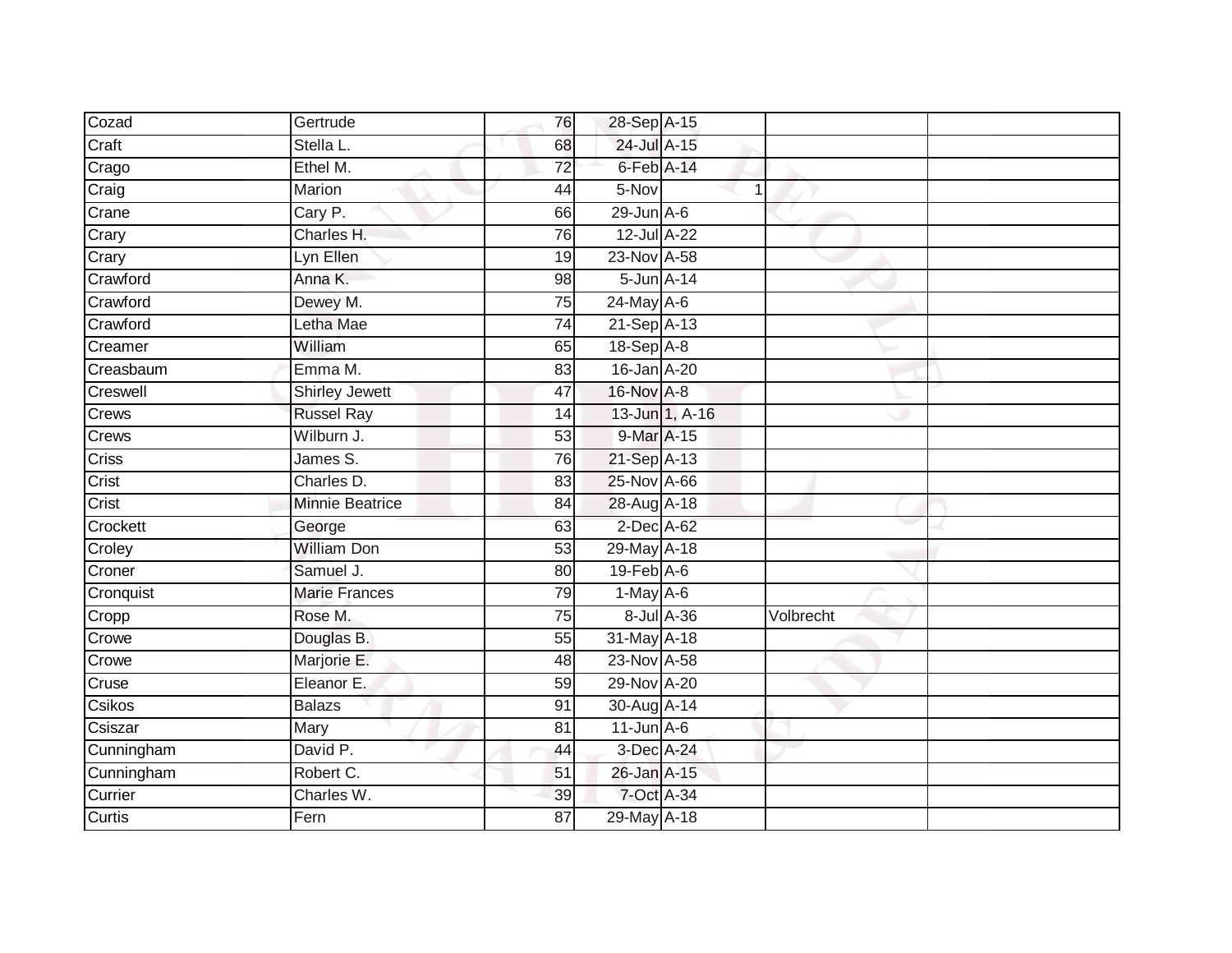| | | | | | | |
|---|---|---|---|---|---|---|
| Cozad | Gertrude | 76 | 28-Sep | A-15 | | |
| Craft | Stella L. | 68 | 24-Jul | A-15 | | |
| Crago | Ethel M. | 72 | 6-Feb | A-14 | | |
| Craig | Marion | 44 | 5-Nov | 1 | | |
| Crane | Cary P. | 66 | 29-Jun | A-6 | | |
| Crary | Charles H. | 76 | 12-Jul | A-22 | | |
| Crary | Lyn Ellen | 19 | 23-Nov | A-58 | | |
| Crawford | Anna K. | 98 | 5-Jun | A-14 | | |
| Crawford | Dewey M. | 75 | 24-May | A-6 | | |
| Crawford | Letha Mae | 74 | 21-Sep | A-13 | | |
| Creamer | William | 65 | 18-Sep | A-8 | | |
| Creasbaum | Emma M. | 83 | 16-Jan | A-20 | | |
| Creswell | Shirley Jewett | 47 | 16-Nov | A-8 | | |
| Crews | Russel Ray | 14 | 13-Jun | 1, A-16 | | |
| Crews | Wilburn J. | 53 | 9-Mar | A-15 | | |
| Criss | James S. | 76 | 21-Sep | A-13 | | |
| Crist | Charles D. | 83 | 25-Nov | A-66 | | |
| Crist | Minnie Beatrice | 84 | 28-Aug | A-18 | | |
| Crockett | George | 63 | 2-Dec | A-62 | | |
| Croley | William Don | 53 | 29-May | A-18 | | |
| Croner | Samuel J. | 80 | 19-Feb | A-6 | | |
| Cronquist | Marie Frances | 79 | 1-May | A-6 | | |
| Cropp | Rose M. | 75 | 8-Jul | A-36 | Volbrecht | |
| Crowe | Douglas B. | 55 | 31-May | A-18 | | |
| Crowe | Marjorie E. | 48 | 23-Nov | A-58 | | |
| Cruse | Eleanor E. | 59 | 29-Nov | A-20 | | |
| Csikos | Balazs | 91 | 30-Aug | A-14 | | |
| Csiszar | Mary | 81 | 11-Jun | A-6 | | |
| Cunningham | David P. | 44 | 3-Dec | A-24 | | |
| Cunningham | Robert C. | 51 | 26-Jan | A-15 | | |
| Currier | Charles W. | 39 | 7-Oct | A-34 | | |
| Curtis | Fern | 87 | 29-May | A-18 | | |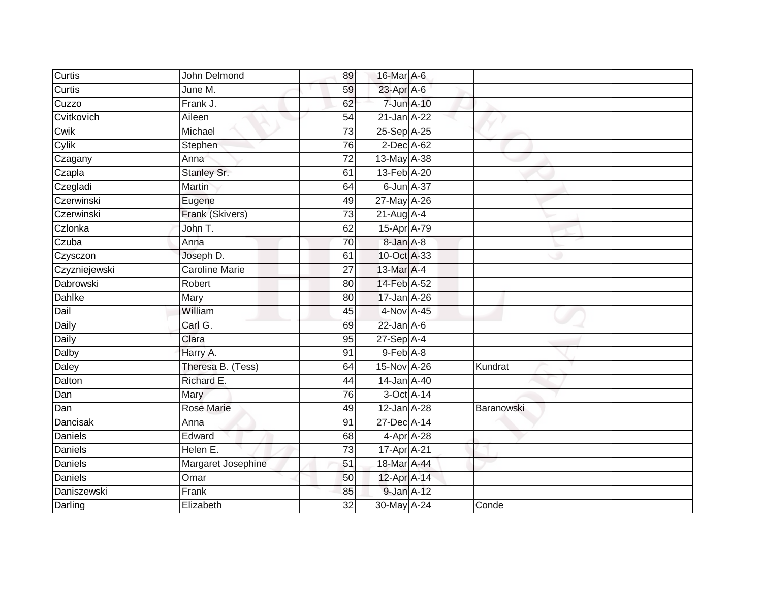| Curtis | John Delmond | 89 | 16-Mar | A-6 | | |
|---|---|---|---|---|---|---|
| Curtis | June M. | 59 | 23-Apr | A-6 | | |
| Cuzzo | Frank J. | 62 | 7-Jun | A-10 | | |
| Cvitkovich | Aileen | 54 | 21-Jan | A-22 | | |
| Cwik | Michael | 73 | 25-Sep | A-25 | | |
| Cylik | Stephen | 76 | 2-Dec | A-62 | | |
| Czagany | Anna | 72 | 13-May | A-38 | | |
| Czapla | Stanley Sr. | 61 | 13-Feb | A-20 | | |
| Czegladi | Martin | 64 | 6-Jun | A-37 | | |
| Czerwinski | Eugene | 49 | 27-May | A-26 | | |
| Czerwinski | Frank (Skivers) | 73 | 21-Aug | A-4 | | |
| Czlonka | John T. | 62 | 15-Apr | A-79 | | |
| Czuba | Anna | 70 | 8-Jan | A-8 | | |
| Czysczon | Joseph D. | 61 | 10-Oct | A-33 | | |
| Czyzniejewski | Caroline Marie | 27 | 13-Mar | A-4 | | |
| Dabrowski | Robert | 80 | 14-Feb | A-52 | | |
| Dahlke | Mary | 80 | 17-Jan | A-26 | | |
| Dail | William | 45 | 4-Nov | A-45 | | |
| Daily | Carl G. | 69 | 22-Jan | A-6 | | |
| Daily | Clara | 95 | 27-Sep | A-4 | | |
| Dalby | Harry A. | 91 | 9-Feb | A-8 | | |
| Daley | Theresa B. (Tess) | 64 | 15-Nov | A-26 | Kundrat | |
| Dalton | Richard E. | 44 | 14-Jan | A-40 | | |
| Dan | Mary | 76 | 3-Oct | A-14 | | |
| Dan | Rose Marie | 49 | 12-Jan | A-28 | Baranowski | |
| Dancisak | Anna | 91 | 27-Dec | A-14 | | |
| Daniels | Edward | 68 | 4-Apr | A-28 | | |
| Daniels | Helen E. | 73 | 17-Apr | A-21 | | |
| Daniels | Margaret Josephine | 51 | 18-Mar | A-44 | | |
| Daniels | Omar | 50 | 12-Apr | A-14 | | |
| Daniszewski | Frank | 85 | 9-Jan | A-12 | | |
| Darling | Elizabeth | 32 | 30-May | A-24 | Conde | |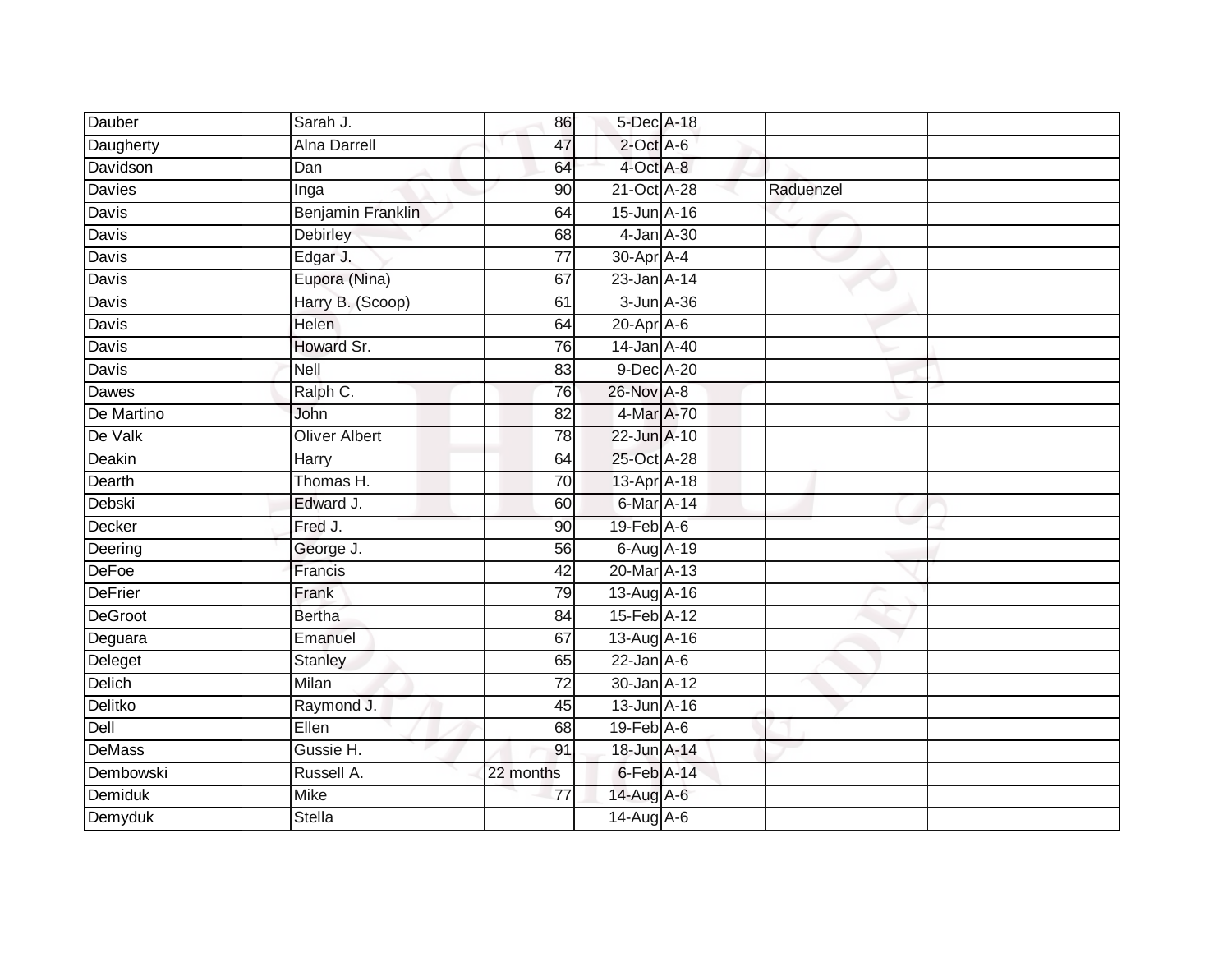| | | | | | | |
|---|---|---|---|---|---|---|
| Dauber | Sarah J. | 86 | 5-Dec | A-18 | | |
| Daugherty | Alna Darrell | 47 | 2-Oct | A-6 | | |
| Davidson | Dan | 64 | 4-Oct | A-8 | | |
| Davies | Inga | 90 | 21-Oct | A-28 | Raduenzel | |
| Davis | Benjamin Franklin | 64 | 15-Jun | A-16 | | |
| Davis | Debirley | 68 | 4-Jan | A-30 | | |
| Davis | Edgar J. | 77 | 30-Apr | A-4 | | |
| Davis | Eupora (Nina) | 67 | 23-Jan | A-14 | | |
| Davis | Harry B. (Scoop) | 61 | 3-Jun | A-36 | | |
| Davis | Helen | 64 | 20-Apr | A-6 | | |
| Davis | Howard Sr. | 76 | 14-Jan | A-40 | | |
| Davis | Nell | 83 | 9-Dec | A-20 | | |
| Dawes | Ralph C. | 76 | 26-Nov | A-8 | | |
| De Martino | John | 82 | 4-Mar | A-70 | | |
| De Valk | Oliver Albert | 78 | 22-Jun | A-10 | | |
| Deakin | Harry | 64 | 25-Oct | A-28 | | |
| Dearth | Thomas H. | 70 | 13-Apr | A-18 | | |
| Debski | Edward J. | 60 | 6-Mar | A-14 | | |
| Decker | Fred J. | 90 | 19-Feb | A-6 | | |
| Deering | George J. | 56 | 6-Aug | A-19 | | |
| DeFoe | Francis | 42 | 20-Mar | A-13 | | |
| DeFrier | Frank | 79 | 13-Aug | A-16 | | |
| DeGroot | Bertha | 84 | 15-Feb | A-12 | | |
| Deguara | Emanuel | 67 | 13-Aug | A-16 | | |
| Deleget | Stanley | 65 | 22-Jan | A-6 | | |
| Delich | Milan | 72 | 30-Jan | A-12 | | |
| Delitko | Raymond J. | 45 | 13-Jun | A-16 | | |
| Dell | Ellen | 68 | 19-Feb | A-6 | | |
| DeMass | Gussie H. | 91 | 18-Jun | A-14 | | |
| Dembowski | Russell A. | 22 months | 6-Feb | A-14 | | |
| Demiduk | Mike | 77 | 14-Aug | A-6 | | |
| Demyduk | Stella | | 14-Aug | A-6 | | |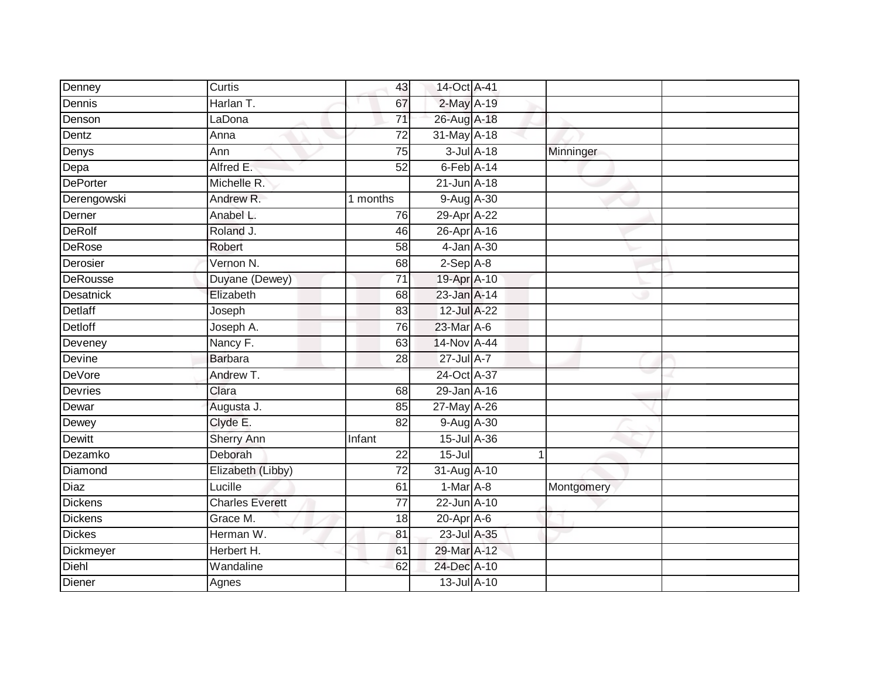| Denney | Curtis | 43 | 14-Oct | A-41 | | | |
|---|---|---|---|---|---|---|---|
| Dennis | Harlan T. | 67 | 2-May | A-19 | | | |
| Denson | LaDona | 71 | 26-Aug | A-18 | | | |
| Dentz | Anna | 72 | 31-May | A-18 | | | |
| Denys | Ann | 75 | 3-Jul | A-18 | | Minninger | |
| Depa | Alfred E. | 52 | 6-Feb | A-14 | | | |
| DePorter | Michelle R. | | 21-Jun | A-18 | | | |
| Derengowski | Andrew R. | 1 months | 9-Aug | A-30 | | | |
| Derner | Anabel L. | 76 | 29-Apr | A-22 | | | |
| DeRolf | Roland J. | 46 | 26-Apr | A-16 | | | |
| DeRose | Robert | 58 | 4-Jan | A-30 | | | |
| Derosier | Vernon N. | 68 | 2-Sep | A-8 | | | |
| DeRousse | Duyane (Dewey) | 71 | 19-Apr | A-10 | | | |
| Desatnick | Elizabeth | 68 | 23-Jan | A-14 | | | |
| Detlaff | Joseph | 83 | 12-Jul | A-22 | | | |
| Detloff | Joseph A. | 76 | 23-Mar | A-6 | | | |
| Deveney | Nancy F. | 63 | 14-Nov | A-44 | | | |
| Devine | Barbara | 28 | 27-Jul | A-7 | | | |
| DeVore | Andrew T. | | 24-Oct | A-37 | | | |
| Devries | Clara | 68 | 29-Jan | A-16 | | | |
| Dewar | Augusta J. | 85 | 27-May | A-26 | | | |
| Dewey | Clyde E. | 82 | 9-Aug | A-30 | | | |
| Dewitt | Sherry Ann | Infant | 15-Jul | A-36 | | | |
| Dezamko | Deborah | 22 | 15-Jul | | 1 | | |
| Diamond | Elizabeth (Libby) | 72 | 31-Aug | A-10 | | | |
| Diaz | Lucille | 61 | 1-Mar | A-8 | | Montgomery | |
| Dickens | Charles Everett | 77 | 22-Jun | A-10 | | | |
| Dickens | Grace M. | 18 | 20-Apr | A-6 | | | |
| Dickes | Herman W. | 81 | 23-Jul | A-35 | | | |
| Dickmeyer | Herbert H. | 61 | 29-Mar | A-12 | | | |
| Diehl | Wandaline | 62 | 24-Dec | A-10 | | | |
| Diener | Agnes | | 13-Jul | A-10 | | | |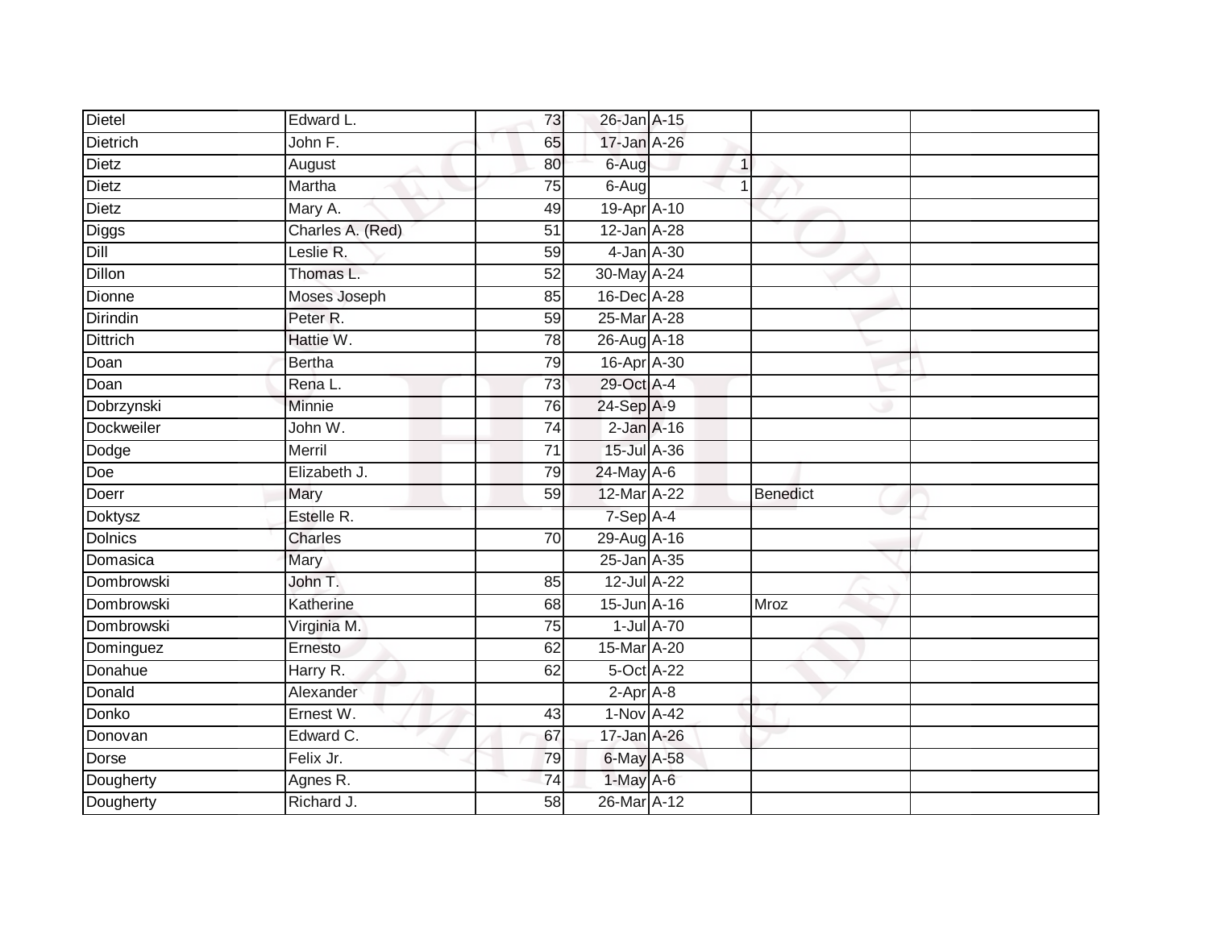| | | | | | | | |
|---|---|---|---|---|---|---|---|
| Dietel | Edward L. | 73 | 26-Jan | A-15 | | | |
| Dietrich | John F. | 65 | 17-Jan | A-26 | | | |
| Dietz | August | 80 | 6-Aug | | 1 | | |
| Dietz | Martha | 75 | 6-Aug | | 1 | | |
| Dietz | Mary A. | 49 | 19-Apr | A-10 | | | |
| Diggs | Charles A. (Red) | 51 | 12-Jan | A-28 | | | |
| Dill | Leslie R. | 59 | 4-Jan | A-30 | | | |
| Dillon | Thomas L. | 52 | 30-May | A-24 | | | |
| Dionne | Moses Joseph | 85 | 16-Dec | A-28 | | | |
| Dirindin | Peter R. | 59 | 25-Mar | A-28 | | | |
| Dittrich | Hattie W. | 78 | 26-Aug | A-18 | | | |
| Doan | Bertha | 79 | 16-Apr | A-30 | | | |
| Doan | Rena L. | 73 | 29-Oct | A-4 | | | |
| Dobrzynski | Minnie | 76 | 24-Sep | A-9 | | | |
| Dockweiler | John W. | 74 | 2-Jan | A-16 | | | |
| Dodge | Merril | 71 | 15-Jul | A-36 | | | |
| Doe | Elizabeth J. | 79 | 24-May | A-6 | | | |
| Doerr | Mary | 59 | 12-Mar | A-22 | | Benedict | |
| Doktysz | Estelle R. | | 7-Sep | A-4 | | | |
| Dolnics | Charles | 70 | 29-Aug | A-16 | | | |
| Domasica | Mary | | 25-Jan | A-35 | | | |
| Dombrowski | John T. | 85 | 12-Jul | A-22 | | | |
| Dombrowski | Katherine | 68 | 15-Jun | A-16 | | Mroz | |
| Dombrowski | Virginia M. | 75 | 1-Jul | A-70 | | | |
| Dominguez | Ernesto | 62 | 15-Mar | A-20 | | | |
| Donahue | Harry R. | 62 | 5-Oct | A-22 | | | |
| Donald | Alexander | | 2-Apr | A-8 | | | |
| Donko | Ernest W. | 43 | 1-Nov | A-42 | | | |
| Donovan | Edward C. | 67 | 17-Jan | A-26 | | | |
| Dorse | Felix Jr. | 79 | 6-May | A-58 | | | |
| Dougherty | Agnes R. | 74 | 1-May | A-6 | | | |
| Dougherty | Richard J. | 58 | 26-Mar | A-12 | | | |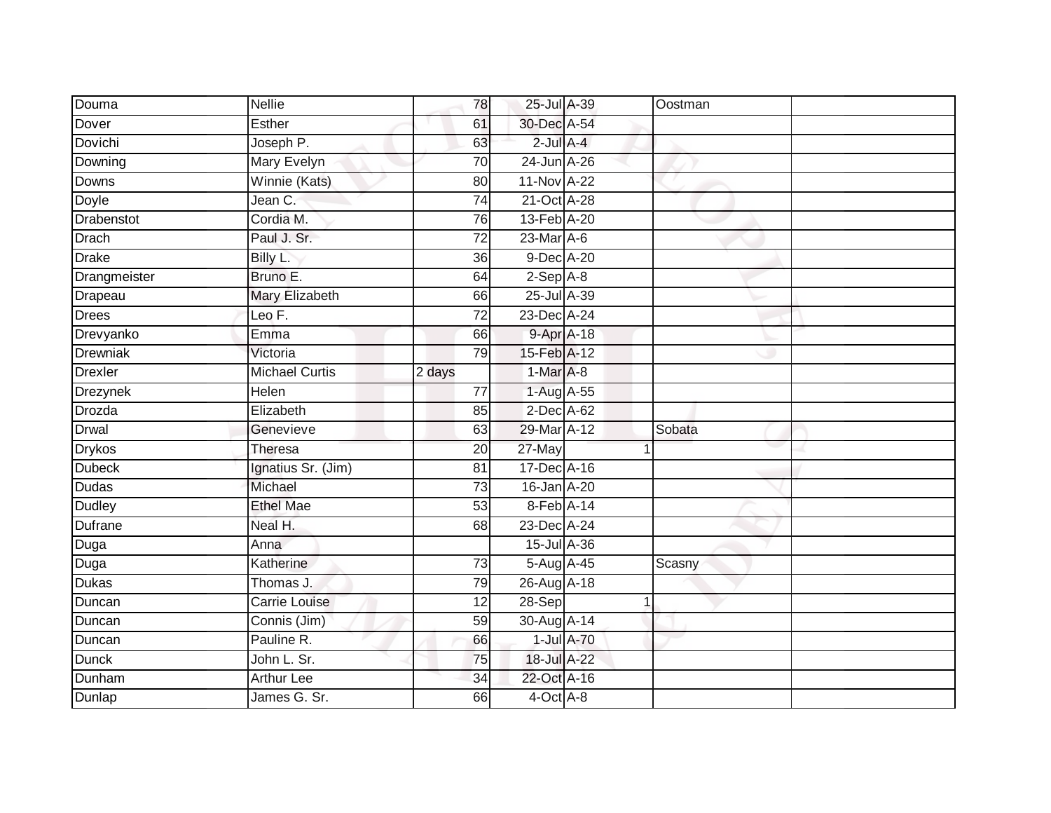| Douma | Nellie | 78 | 25-Jul | A-39 | | Oostman | |
|---|---|---|---|---|---|---|---|
| Dover | Esther | 61 | 30-Dec | A-54 | | | |
| Dovichi | Joseph P. | 63 | 2-Jul | A-4 | | | |
| Downing | Mary Evelyn | 70 | 24-Jun | A-26 | | | |
| Downs | Winnie (Kats) | 80 | 11-Nov | A-22 | | | |
| Doyle | Jean C. | 74 | 21-Oct | A-28 | | | |
| Drabenstot | Cordia M. | 76 | 13-Feb | A-20 | | | |
| Drach | Paul J. Sr. | 72 | 23-Mar | A-6 | | | |
| Drake | Billy L. | 36 | 9-Dec | A-20 | | | |
| Drangmeister | Bruno E. | 64 | 2-Sep | A-8 | | | |
| Drapeau | Mary Elizabeth | 66 | 25-Jul | A-39 | | | |
| Drees | Leo F. | 72 | 23-Dec | A-24 | | | |
| Drevyanko | Emma | 66 | 9-Apr | A-18 | | | |
| Drewniak | Victoria | 79 | 15-Feb | A-12 | | | |
| Drexler | Michael Curtis | 2 days | 1-Mar | A-8 | | | |
| Drezynek | Helen | 77 | 1-Aug | A-55 | | | |
| Drozda | Elizabeth | 85 | 2-Dec | A-62 | | | |
| Drwal | Genevieve | 63 | 29-Mar | A-12 | | Sobata | |
| Drykos | Theresa | 20 | 27-May | | 1 | | |
| Dubeck | Ignatius Sr. (Jim) | 81 | 17-Dec | A-16 | | | |
| Dudas | Michael | 73 | 16-Jan | A-20 | | | |
| Dudley | Ethel Mae | 53 | 8-Feb | A-14 | | | |
| Dufrane | Neal H. | 68 | 23-Dec | A-24 | | | |
| Duga | Anna | | 15-Jul | A-36 | | | |
| Duga | Katherine | 73 | 5-Aug | A-45 | | Scasny | |
| Dukas | Thomas J. | 79 | 26-Aug | A-18 | | | |
| Duncan | Carrie Louise | 12 | 28-Sep | | 1 | | |
| Duncan | Connis (Jim) | 59 | 30-Aug | A-14 | | | |
| Duncan | Pauline R. | 66 | 1-Jul | A-70 | | | |
| Dunck | John L. Sr. | 75 | 18-Jul | A-22 | | | |
| Dunham | Arthur Lee | 34 | 22-Oct | A-16 | | | |
| Dunlap | James G. Sr. | 66 | 4-Oct | A-8 | | | |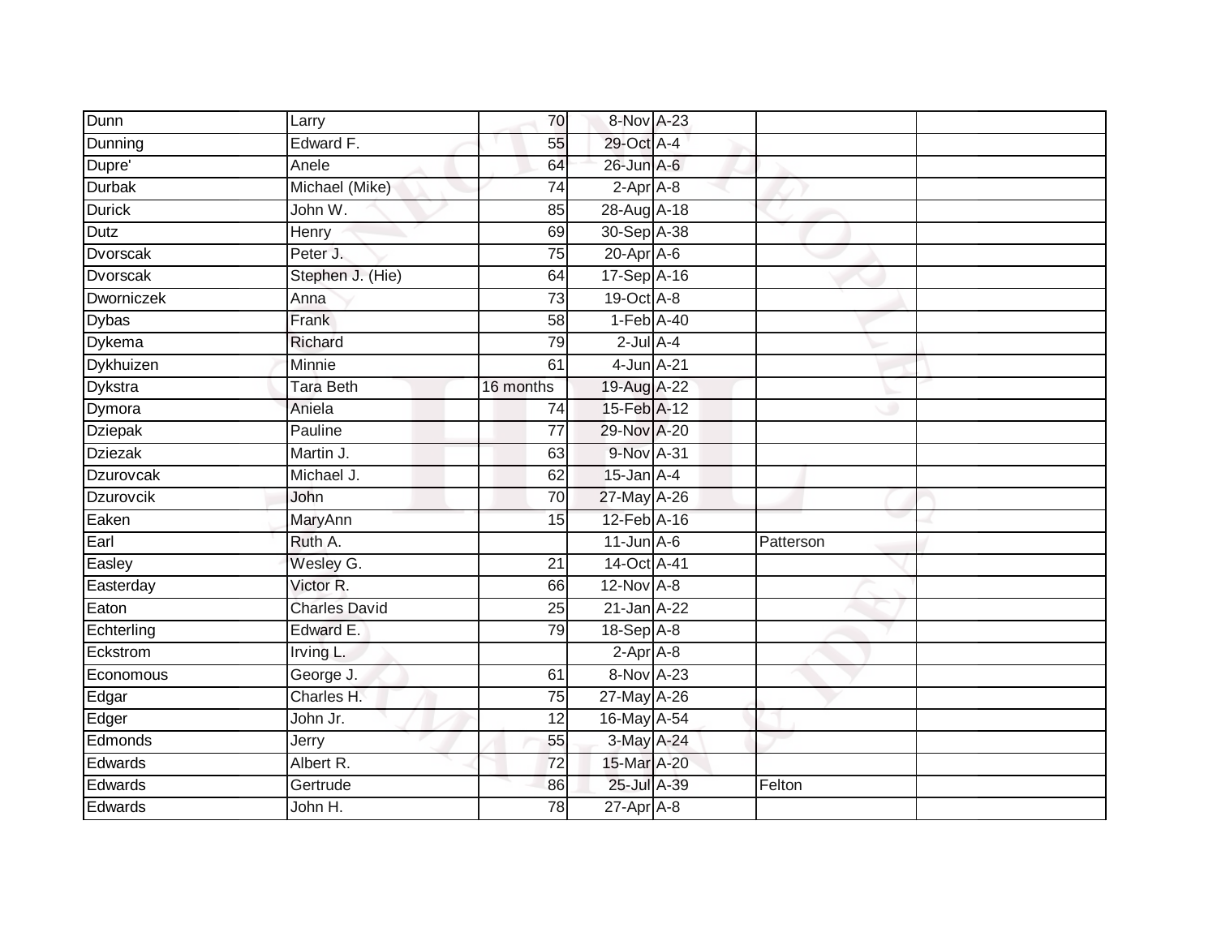| | | | | | | |
|---|---|---|---|---|---|---|
| Dunn | Larry | 70 | 8-Nov | A-23 | | |
| Dunning | Edward F. | 55 | 29-Oct | A-4 | | |
| Dupre' | Anele | 64 | 26-Jun | A-6 | | |
| Durbak | Michael (Mike) | 74 | 2-Apr | A-8 | | |
| Durick | John W. | 85 | 28-Aug | A-18 | | |
| Dutz | Henry | 69 | 30-Sep | A-38 | | |
| Dvorscak | Peter J. | 75 | 20-Apr | A-6 | | |
| Dvorscak | Stephen J. (Hie) | 64 | 17-Sep | A-16 | | |
| Dworniczek | Anna | 73 | 19-Oct | A-8 | | |
| Dybas | Frank | 58 | 1-Feb | A-40 | | |
| Dykema | Richard | 79 | 2-Jul | A-4 | | |
| Dykhuizen | Minnie | 61 | 4-Jun | A-21 | | |
| Dykstra | Tara Beth | 16 months | 19-Aug | A-22 | | |
| Dymora | Aniela | 74 | 15-Feb | A-12 | | |
| Dziepak | Pauline | 77 | 29-Nov | A-20 | | |
| Dziezak | Martin J. | 63 | 9-Nov | A-31 | | |
| Dzurovcak | Michael J. | 62 | 15-Jan | A-4 | | |
| Dzurovcik | John | 70 | 27-May | A-26 | | |
| Eaken | MaryAnn | 15 | 12-Feb | A-16 | | |
| Earl | Ruth A. | | 11-Jun | A-6 | Patterson | |
| Easley | Wesley G. | 21 | 14-Oct | A-41 | | |
| Easterday | Victor R. | 66 | 12-Nov | A-8 | | |
| Eaton | Charles David | 25 | 21-Jan | A-22 | | |
| Echterling | Edward E. | 79 | 18-Sep | A-8 | | |
| Eckstrom | Irving L. | | 2-Apr | A-8 | | |
| Economous | George J. | 61 | 8-Nov | A-23 | | |
| Edgar | Charles H. | 75 | 27-May | A-26 | | |
| Edger | John Jr. | 12 | 16-May | A-54 | | |
| Edmonds | Jerry | 55 | 3-May | A-24 | | |
| Edwards | Albert R. | 72 | 15-Mar | A-20 | | |
| Edwards | Gertrude | 86 | 25-Jul | A-39 | Felton | |
| Edwards | John H. | 78 | 27-Apr | A-8 | | |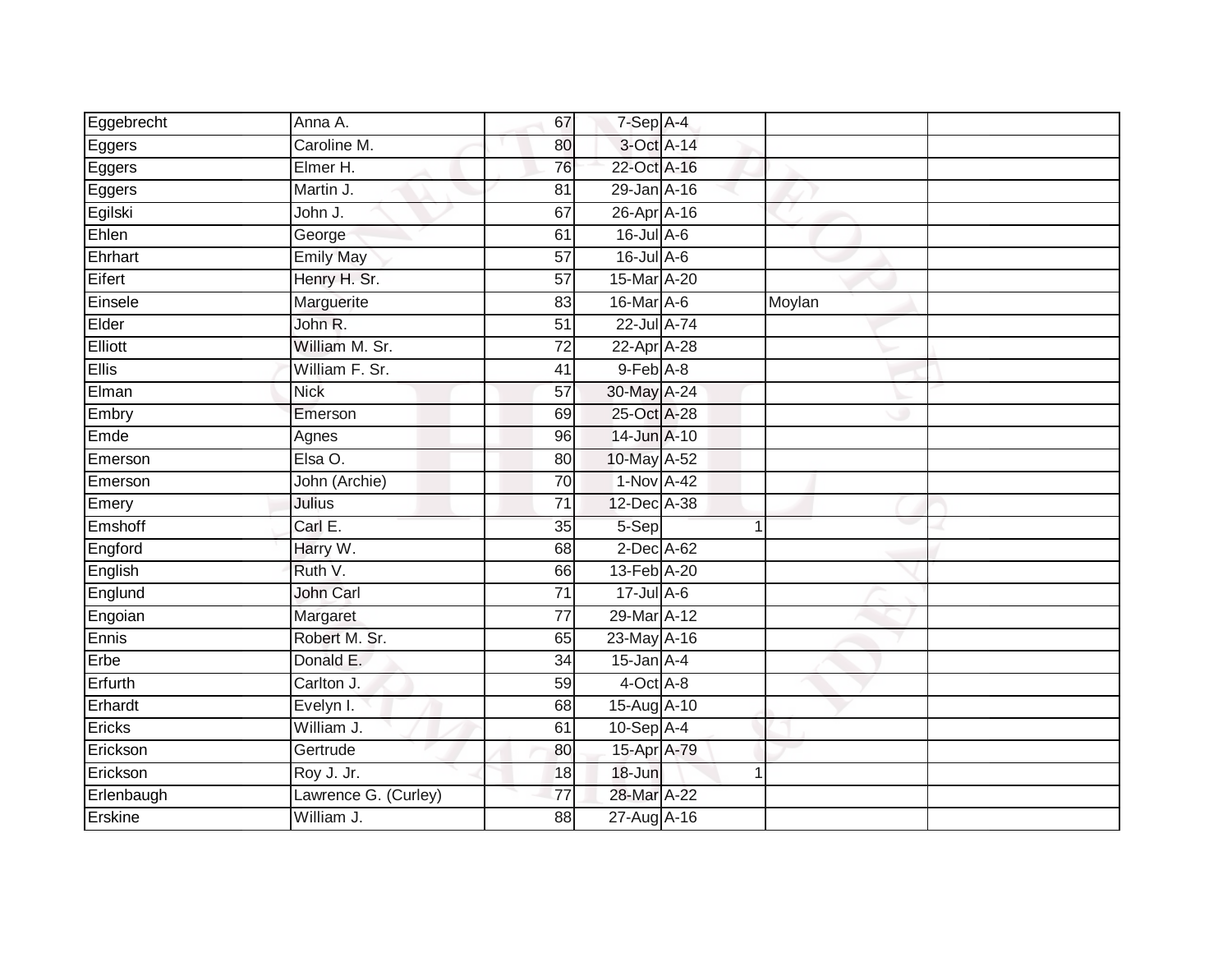| Eggebrecht | Anna A. | 67 | 7-Sep | A-4 | | | |
|---|---|---|---|---|---|---|---|
| Eggers | Caroline M. | 80 | 3-Oct | A-14 | | | |
| Eggers | Elmer H. | 76 | 22-Oct | A-16 | | | |
| Eggers | Martin J. | 81 | 29-Jan | A-16 | | | |
| Egilski | John J. | 67 | 26-Apr | A-16 | | | |
| Ehlen | George | 61 | 16-Jul | A-6 | | | |
| Ehrhart | Emily May | 57 | 16-Jul | A-6 | | | |
| Eifert | Henry H. Sr. | 57 | 15-Mar | A-20 | | | |
| Einsele | Marguerite | 83 | 16-Mar | A-6 | | Moylan | |
| Elder | John R. | 51 | 22-Jul | A-74 | | | |
| Elliott | William M. Sr. | 72 | 22-Apr | A-28 | | | |
| Ellis | William F. Sr. | 41 | 9-Feb | A-8 | | | |
| Elman | Nick | 57 | 30-May | A-24 | | | |
| Embry | Emerson | 69 | 25-Oct | A-28 | | | |
| Emde | Agnes | 96 | 14-Jun | A-10 | | | |
| Emerson | Elsa O. | 80 | 10-May | A-52 | | | |
| Emerson | John (Archie) | 70 | 1-Nov | A-42 | | | |
| Emery | Julius | 71 | 12-Dec | A-38 | | | |
| Emshoff | Carl E. | 35 | 5-Sep | | 1 | | |
| Engford | Harry W. | 68 | 2-Dec | A-62 | | | |
| English | Ruth V. | 66 | 13-Feb | A-20 | | | |
| Englund | John Carl | 71 | 17-Jul | A-6 | | | |
| Engoian | Margaret | 77 | 29-Mar | A-12 | | | |
| Ennis | Robert M. Sr. | 65 | 23-May | A-16 | | | |
| Erbe | Donald E. | 34 | 15-Jan | A-4 | | | |
| Erfurth | Carlton J. | 59 | 4-Oct | A-8 | | | |
| Erhardt | Evelyn I. | 68 | 15-Aug | A-10 | | | |
| Ericks | William J. | 61 | 10-Sep | A-4 | | | |
| Erickson | Gertrude | 80 | 15-Apr | A-79 | | | |
| Erickson | Roy J. Jr. | 18 | 18-Jun | | 1 | | |
| Erlenbaugh | Lawrence G. (Curley) | 77 | 28-Mar | A-22 | | | |
| Erskine | William J. | 88 | 27-Aug | A-16 | | | |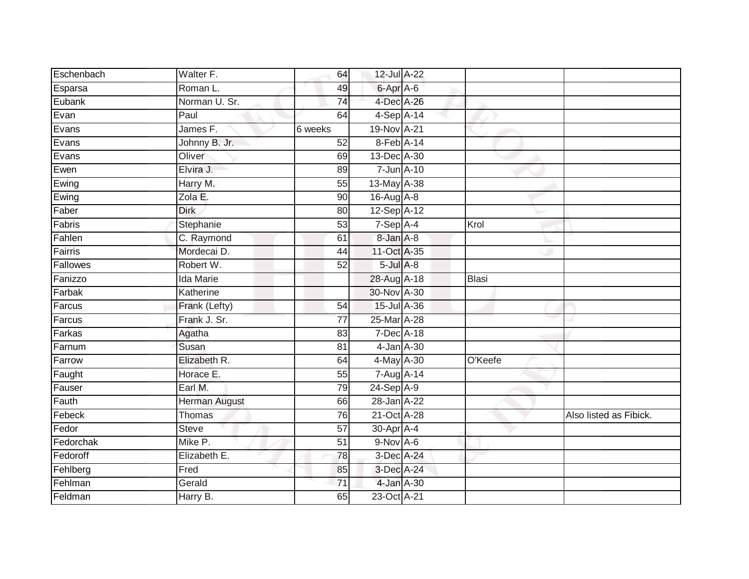| | | | | | | |
|---|---|---|---|---|---|---|
| Eschenbach | Walter F. | 64 | 12-Jul | A-22 | | |
| Esparsa | Roman L. | 49 | 6-Apr | A-6 | | |
| Eubank | Norman U. Sr. | 74 | 4-Dec | A-26 | | |
| Evan | Paul | 64 | 4-Sep | A-14 | | |
| Evans | James F. | 6 weeks | 19-Nov | A-21 | | |
| Evans | Johnny B. Jr. | 52 | 8-Feb | A-14 | | |
| Evans | Oliver | 69 | 13-Dec | A-30 | | |
| Ewen | Elvira J. | 89 | 7-Jun | A-10 | | |
| Ewing | Harry M. | 55 | 13-May | A-38 | | |
| Ewing | Zola E. | 90 | 16-Aug | A-8 | | |
| Faber | Dirk | 80 | 12-Sep | A-12 | | |
| Fabris | Stephanie | 53 | 7-Sep | A-4 | Krol | |
| Fahlen | C. Raymond | 61 | 8-Jan | A-8 | | |
| Fairris | Mordecai D. | 44 | 11-Oct | A-35 | | |
| Fallowes | Robert W. | 52 | 5-Jul | A-8 | | |
| Fanizzo | Ida Marie | | 28-Aug | A-18 | Blasi | |
| Farbak | Katherine | | 30-Nov | A-30 | | |
| Farcus | Frank (Lefty) | 54 | 15-Jul | A-36 | | |
| Farcus | Frank J. Sr. | 77 | 25-Mar | A-28 | | |
| Farkas | Agatha | 83 | 7-Dec | A-18 | | |
| Farnum | Susan | 81 | 4-Jan | A-30 | | |
| Farrow | Elizabeth R. | 64 | 4-May | A-30 | O'Keefe | |
| Faught | Horace E. | 55 | 7-Aug | A-14 | | |
| Fauser | Earl M. | 79 | 24-Sep | A-9 | | |
| Fauth | Herman August | 66 | 28-Jan | A-22 | | |
| Febeck | Thomas | 76 | 21-Oct | A-28 | | Also listed as Fibick. |
| Fedor | Steve | 57 | 30-Apr | A-4 | | |
| Fedorchak | Mike P. | 51 | 9-Nov | A-6 | | |
| Fedoroff | Elizabeth E. | 78 | 3-Dec | A-24 | | |
| Fehlberg | Fred | 85 | 3-Dec | A-24 | | |
| Fehlman | Gerald | 71 | 4-Jan | A-30 | | |
| Feldman | Harry B. | 65 | 23-Oct | A-21 | | |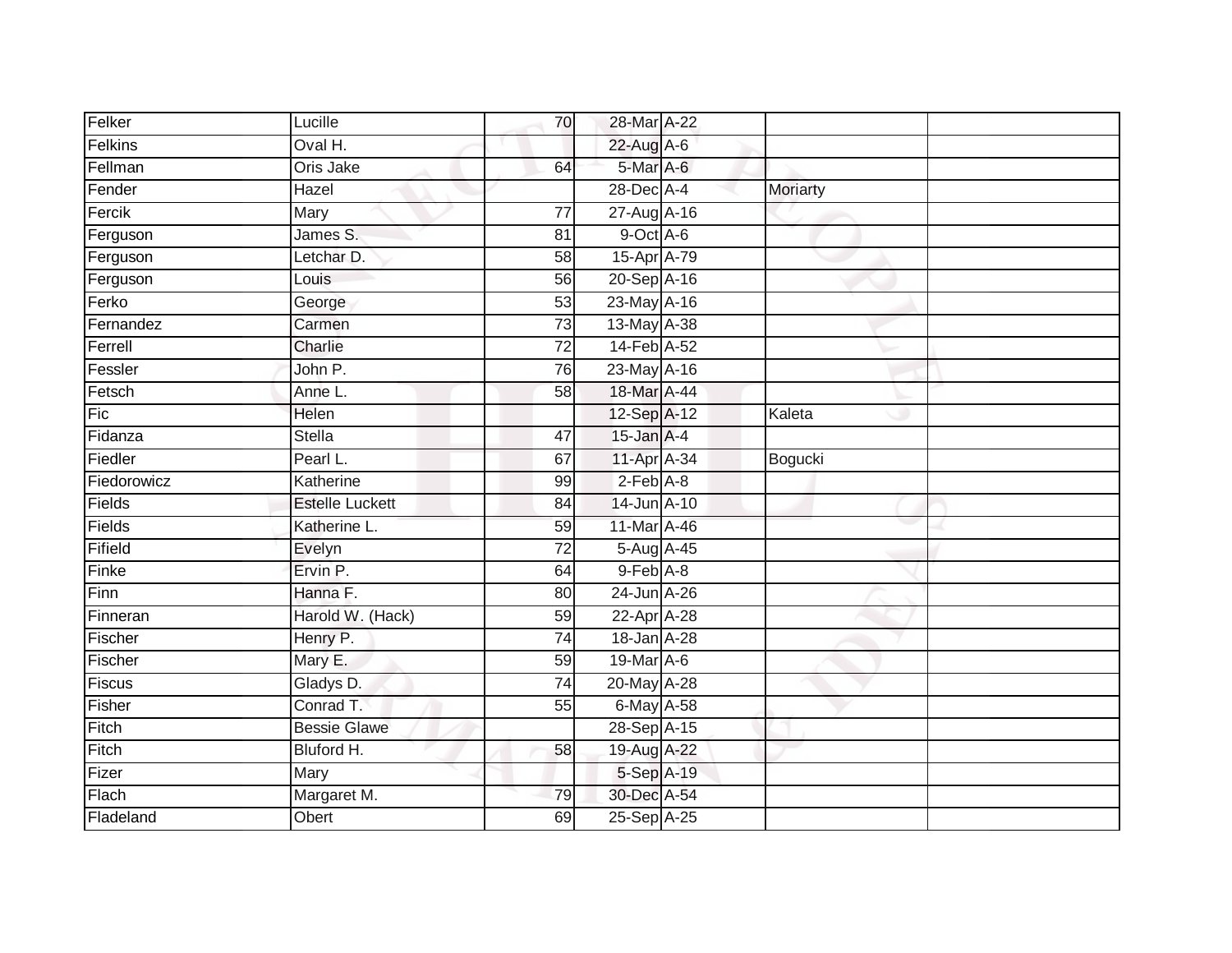| Felker | Lucille | 70 | 28-Mar | A-22 | | |
|---|---|---|---|---|---|---|
| Felkins | Oval H. | | 22-Aug | A-6 | | |
| Fellman | Oris Jake | 64 | 5-Mar | A-6 | | |
| Fender | Hazel | | 28-Dec | A-4 | Moriarty | |
| Fercik | Mary | 77 | 27-Aug | A-16 | | |
| Ferguson | James S. | 81 | 9-Oct | A-6 | | |
| Ferguson | Letchar D. | 58 | 15-Apr | A-79 | | |
| Ferguson | Louis | 56 | 20-Sep | A-16 | | |
| Ferko | George | 53 | 23-May | A-16 | | |
| Fernandez | Carmen | 73 | 13-May | A-38 | | |
| Ferrell | Charlie | 72 | 14-Feb | A-52 | | |
| Fessler | John P. | 76 | 23-May | A-16 | | |
| Fetsch | Anne L. | 58 | 18-Mar | A-44 | | |
| Fic | Helen | | 12-Sep | A-12 | Kaleta | |
| Fidanza | Stella | 47 | 15-Jan | A-4 | | |
| Fiedler | Pearl L. | 67 | 11-Apr | A-34 | Bogucki | |
| Fiedorowicz | Katherine | 99 | 2-Feb | A-8 | | |
| Fields | Estelle Luckett | 84 | 14-Jun | A-10 | | |
| Fields | Katherine L. | 59 | 11-Mar | A-46 | | |
| Fifield | Evelyn | 72 | 5-Aug | A-45 | | |
| Finke | Ervin P. | 64 | 9-Feb | A-8 | | |
| Finn | Hanna F. | 80 | 24-Jun | A-26 | | |
| Finneran | Harold W. (Hack) | 59 | 22-Apr | A-28 | | |
| Fischer | Henry P. | 74 | 18-Jan | A-28 | | |
| Fischer | Mary E. | 59 | 19-Mar | A-6 | | |
| Fiscus | Gladys D. | 74 | 20-May | A-28 | | |
| Fisher | Conrad T. | 55 | 6-May | A-58 | | |
| Fitch | Bessie Glawe | | 28-Sep | A-15 | | |
| Fitch | Bluford H. | 58 | 19-Aug | A-22 | | |
| Fizer | Mary | | 5-Sep | A-19 | | |
| Flach | Margaret M. | 79 | 30-Dec | A-54 | | |
| Fladeland | Obert | 69 | 25-Sep | A-25 | | |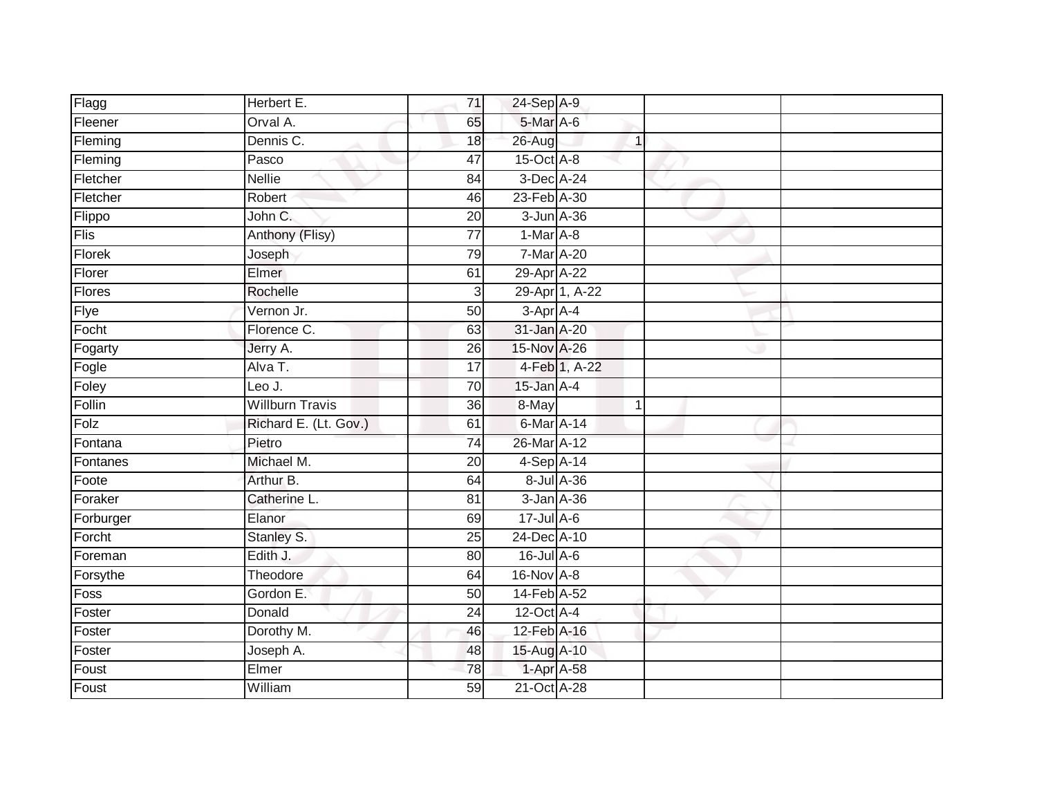| | | | | | | | |
|---|---|---|---|---|---|---|---|
| Flagg | Herbert E. | 71 | 24-Sep | A-9 | | | |
| Fleener | Orval A. | 65 | 5-Mar | A-6 | | | |
| Fleming | Dennis C. | 18 | 26-Aug | | 1 | | |
| Fleming | Pasco | 47 | 15-Oct | A-8 | | | |
| Fletcher | Nellie | 84 | 3-Dec | A-24 | | | |
| Fletcher | Robert | 46 | 23-Feb | A-30 | | | |
| Flippo | John C. | 20 | 3-Jun | A-36 | | | |
| Flis | Anthony (Flisy) | 77 | 1-Mar | A-8 | | | |
| Florek | Joseph | 79 | 7-Mar | A-20 | | | |
| Florer | Elmer | 61 | 29-Apr | A-22 | | | |
| Flores | Rochelle | 3 | 29-Apr | 1, A-22 | | | |
| Flye | Vernon Jr. | 50 | 3-Apr | A-4 | | | |
| Focht | Florence C. | 63 | 31-Jan | A-20 | | | |
| Fogarty | Jerry A. | 26 | 15-Nov | A-26 | | | |
| Fogle | Alva T. | 17 | 4-Feb | 1, A-22 | | | |
| Foley | Leo J. | 70 | 15-Jan | A-4 | | | |
| Follin | Willburn Travis | 36 | 8-May | | 1 | | |
| Folz | Richard E. (Lt. Gov.) | 61 | 6-Mar | A-14 | | | |
| Fontana | Pietro | 74 | 26-Mar | A-12 | | | |
| Fontanes | Michael M. | 20 | 4-Sep | A-14 | | | |
| Foote | Arthur B. | 64 | 8-Jul | A-36 | | | |
| Foraker | Catherine L. | 81 | 3-Jan | A-36 | | | |
| Forburger | Elanor | 69 | 17-Jul | A-6 | | | |
| Forcht | Stanley S. | 25 | 24-Dec | A-10 | | | |
| Foreman | Edith J. | 80 | 16-Jul | A-6 | | | |
| Forsythe | Theodore | 64 | 16-Nov | A-8 | | | |
| Foss | Gordon E. | 50 | 14-Feb | A-52 | | | |
| Foster | Donald | 24 | 12-Oct | A-4 | | | |
| Foster | Dorothy M. | 46 | 12-Feb | A-16 | | | |
| Foster | Joseph A. | 48 | 15-Aug | A-10 | | | |
| Foust | Elmer | 78 | 1-Apr | A-58 | | | |
| Foust | William | 59 | 21-Oct | A-28 | | | |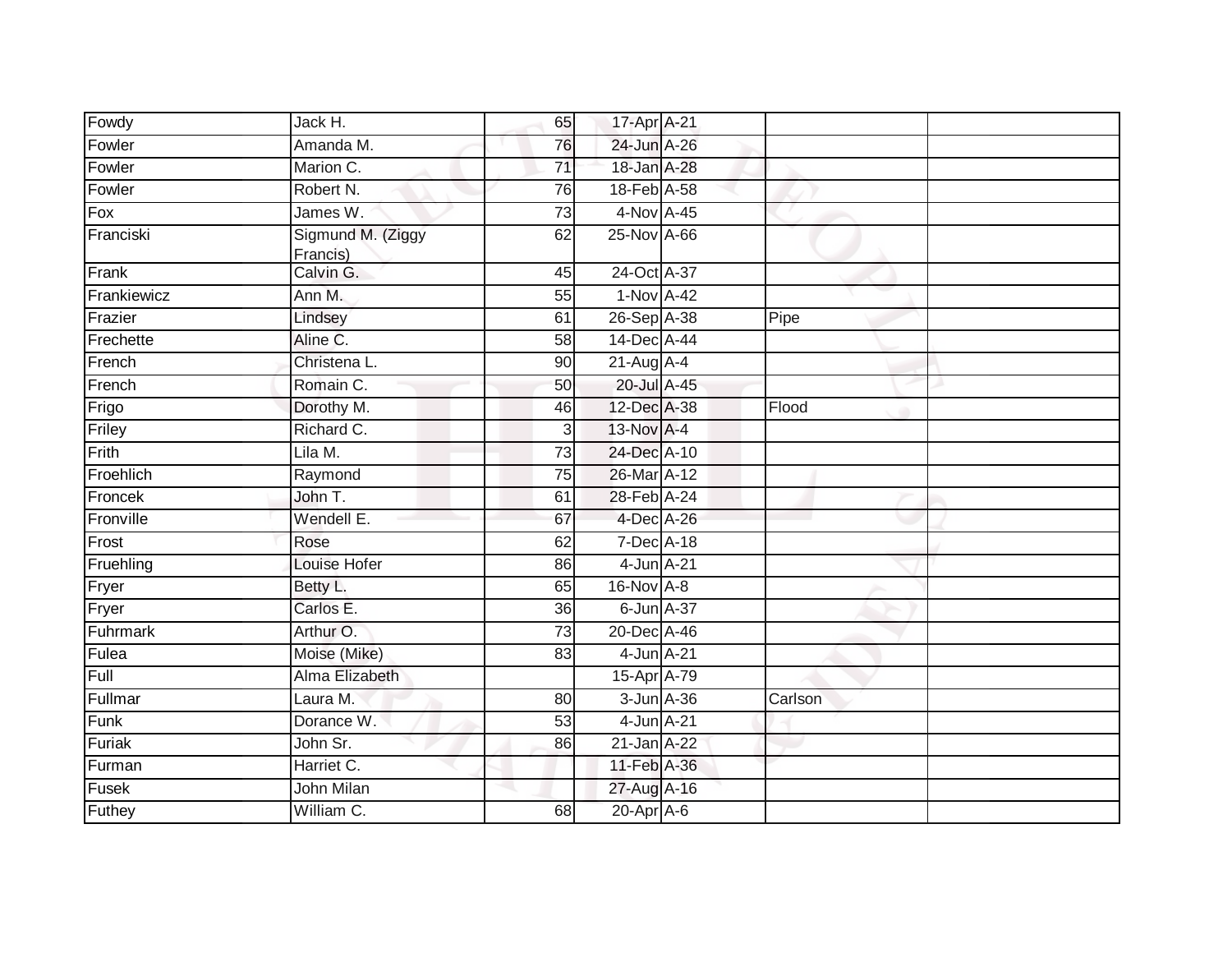| | | | | | | |
|---|---|---|---|---|---|---|
| Fowdy | Jack H. | 65 | 17-Apr | A-21 | | |
| Fowler | Amanda M. | 76 | 24-Jun | A-26 | | |
| Fowler | Marion C. | 71 | 18-Jan | A-28 | | |
| Fowler | Robert N. | 76 | 18-Feb | A-58 | | |
| Fox | James W. | 73 | 4-Nov | A-45 | | |
| Franciski | Sigmund M. (Ziggy Francis) | 62 | 25-Nov | A-66 | | |
| Frank | Calvin G. | 45 | 24-Oct | A-37 | | |
| Frankiewicz | Ann M. | 55 | 1-Nov | A-42 | | |
| Frazier | Lindsey | 61 | 26-Sep | A-38 | Pipe | |
| Frechette | Aline C. | 58 | 14-Dec | A-44 | | |
| French | Christena L. | 90 | 21-Aug | A-4 | | |
| French | Romain C. | 50 | 20-Jul | A-45 | | |
| Frigo | Dorothy M. | 46 | 12-Dec | A-38 | Flood | |
| Friley | Richard C. | 3 | 13-Nov | A-4 | | |
| Frith | Lila M. | 73 | 24-Dec | A-10 | | |
| Froehlich | Raymond | 75 | 26-Mar | A-12 | | |
| Froncek | John T. | 61 | 28-Feb | A-24 | | |
| Fronville | Wendell E. | 67 | 4-Dec | A-26 | | |
| Frost | Rose | 62 | 7-Dec | A-18 | | |
| Fruehling | Louise Hofer | 86 | 4-Jun | A-21 | | |
| Fryer | Betty L. | 65 | 16-Nov | A-8 | | |
| Fryer | Carlos E. | 36 | 6-Jun | A-37 | | |
| Fuhrmark | Arthur O. | 73 | 20-Dec | A-46 | | |
| Fulea | Moise (Mike) | 83 | 4-Jun | A-21 | | |
| Full | Alma Elizabeth | | 15-Apr | A-79 | | |
| Fullmar | Laura M. | 80 | 3-Jun | A-36 | Carlson | |
| Funk | Dorance W. | 53 | 4-Jun | A-21 | | |
| Furiak | John Sr. | 86 | 21-Jan | A-22 | | |
| Furman | Harriet C. | | 11-Feb | A-36 | | |
| Fusek | John Milan | | 27-Aug | A-16 | | |
| Futhey | William C. | 68 | 20-Apr | A-6 | | |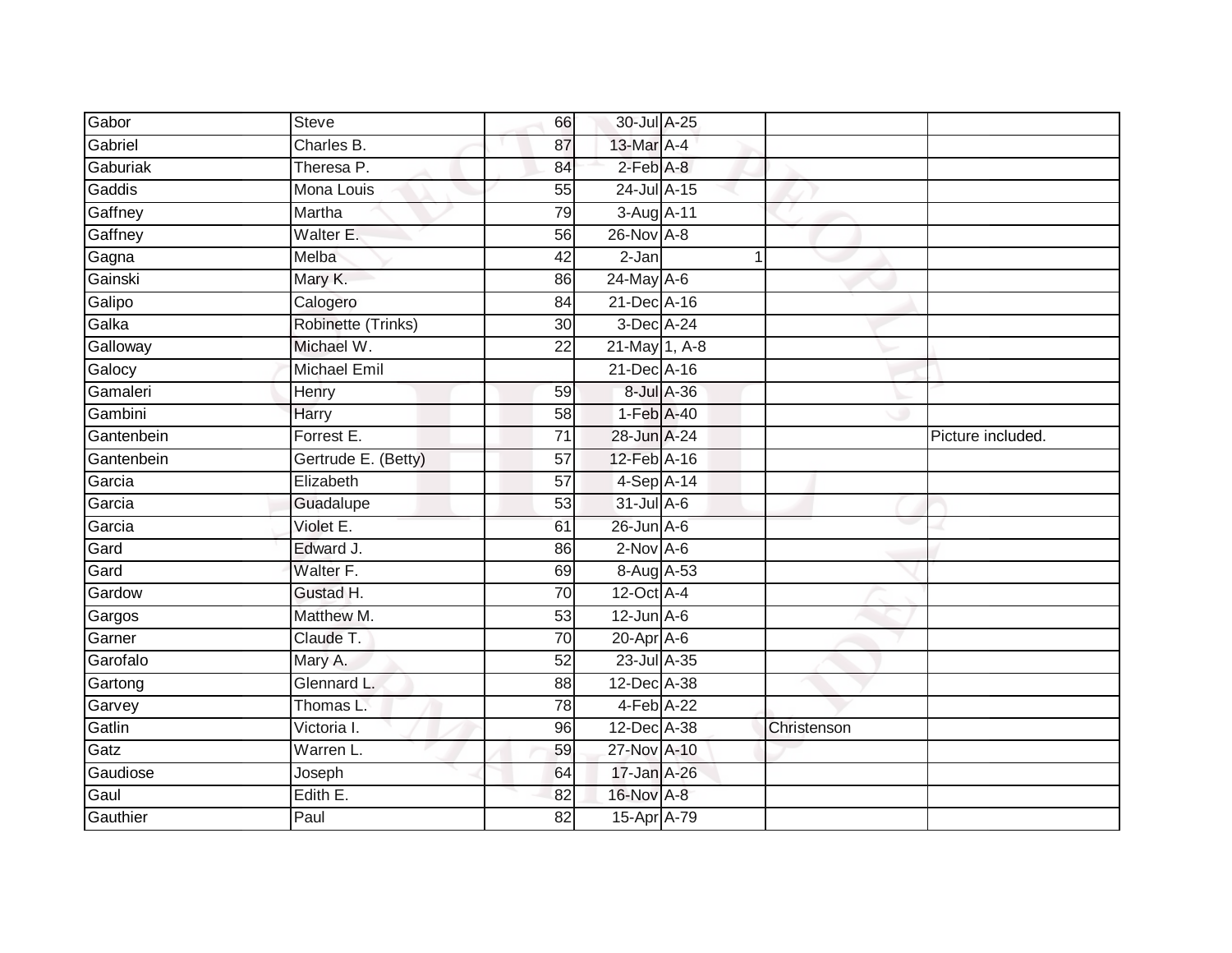| | | | | | | |
|---|---|---|---|---|---|---|
| Gabor | Steve | 66 | 30-Jul | A-25 | | |
| Gabriel | Charles B. | 87 | 13-Mar | A-4 | | |
| Gaburiak | Theresa P. | 84 | 2-Feb | A-8 | | |
| Gaddis | Mona Louis | 55 | 24-Jul | A-15 | | |
| Gaffney | Martha | 79 | 3-Aug | A-11 | | |
| Gaffney | Walter E. | 56 | 26-Nov | A-8 | | |
| Gagna | Melba | 42 | 2-Jan | 1 | | |
| Gainski | Mary K. | 86 | 24-May | A-6 | | |
| Galipo | Calogero | 84 | 21-Dec | A-16 | | |
| Galka | Robinette (Trinks) | 30 | 3-Dec | A-24 | | |
| Galloway | Michael W. | 22 | 21-May | 1, A-8 | | |
| Galocy | Michael Emil | | 21-Dec | A-16 | | |
| Gamaleri | Henry | 59 | 8-Jul | A-36 | | |
| Gambini | Harry | 58 | 1-Feb | A-40 | | |
| Gantenbein | Forrest E. | 71 | 28-Jun | A-24 | | Picture included. |
| Gantenbein | Gertrude E. (Betty) | 57 | 12-Feb | A-16 | | |
| Garcia | Elizabeth | 57 | 4-Sep | A-14 | | |
| Garcia | Guadalupe | 53 | 31-Jul | A-6 | | |
| Garcia | Violet E. | 61 | 26-Jun | A-6 | | |
| Gard | Edward J. | 86 | 2-Nov | A-6 | | |
| Gard | Walter F. | 69 | 8-Aug | A-53 | | |
| Gardow | Gustad H. | 70 | 12-Oct | A-4 | | |
| Gargos | Matthew M. | 53 | 12-Jun | A-6 | | |
| Garner | Claude T. | 70 | 20-Apr | A-6 | | |
| Garofalo | Mary A. | 52 | 23-Jul | A-35 | | |
| Gartong | Glennard L. | 88 | 12-Dec | A-38 | | |
| Garvey | Thomas L. | 78 | 4-Feb | A-22 | | |
| Gatlin | Victoria I. | 96 | 12-Dec | A-38 | Christenson | |
| Gatz | Warren L. | 59 | 27-Nov | A-10 | | |
| Gaudiose | Joseph | 64 | 17-Jan | A-26 | | |
| Gaul | Edith E. | 82 | 16-Nov | A-8 | | |
| Gauthier | Paul | 82 | 15-Apr | A-79 | | |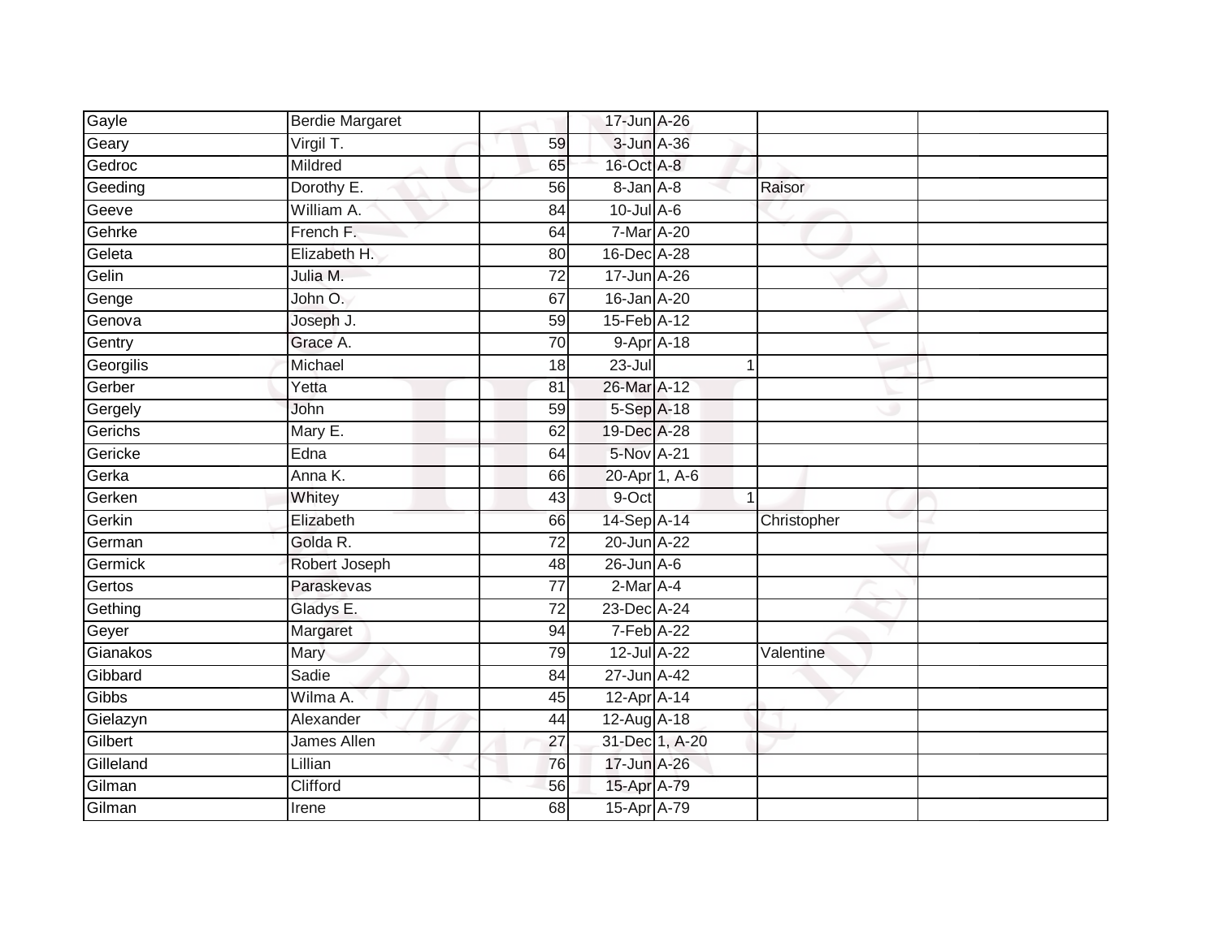| | | | | | | |
|---|---|---|---|---|---|---|
| Gayle | Berdie Margaret | | 17-Jun | A-26 | | |
| Geary | Virgil T. | 59 | 3-Jun | A-36 | | |
| Gedroc | Mildred | 65 | 16-Oct | A-8 | | |
| Geeding | Dorothy E. | 56 | 8-Jan | A-8 | Raisor | |
| Geeve | William A. | 84 | 10-Jul | A-6 | | |
| Gehrke | French F. | 64 | 7-Mar | A-20 | | |
| Geleta | Elizabeth H. | 80 | 16-Dec | A-28 | | |
| Gelin | Julia M. | 72 | 17-Jun | A-26 | | |
| Genge | John O. | 67 | 16-Jan | A-20 | | |
| Genova | Joseph J. | 59 | 15-Feb | A-12 | | |
| Gentry | Grace A. | 70 | 9-Apr | A-18 | | |
| Georgilis | Michael | 18 | 23-Jul | 1 | | |
| Gerber | Yetta | 81 | 26-Mar | A-12 | | |
| Gergely | John | 59 | 5-Sep | A-18 | | |
| Gerichs | Mary E. | 62 | 19-Dec | A-28 | | |
| Gericke | Edna | 64 | 5-Nov | A-21 | | |
| Gerka | Anna K. | 66 | 20-Apr | 1, A-6 | | |
| Gerken | Whitey | 43 | 9-Oct | 1 | | |
| Gerkin | Elizabeth | 66 | 14-Sep | A-14 | Christopher | |
| German | Golda R. | 72 | 20-Jun | A-22 | | |
| Germick | Robert Joseph | 48 | 26-Jun | A-6 | | |
| Gertos | Paraskevas | 77 | 2-Mar | A-4 | | |
| Gething | Gladys E. | 72 | 23-Dec | A-24 | | |
| Geyer | Margaret | 94 | 7-Feb | A-22 | | |
| Gianakos | Mary | 79 | 12-Jul | A-22 | Valentine | |
| Gibbard | Sadie | 84 | 27-Jun | A-42 | | |
| Gibbs | Wilma A. | 45 | 12-Apr | A-14 | | |
| Gielazyn | Alexander | 44 | 12-Aug | A-18 | | |
| Gilbert | James Allen | 27 | 31-Dec | 1, A-20 | | |
| Gilleland | Lillian | 76 | 17-Jun | A-26 | | |
| Gilman | Clifford | 56 | 15-Apr | A-79 | | |
| Gilman | Irene | 68 | 15-Apr | A-79 | | |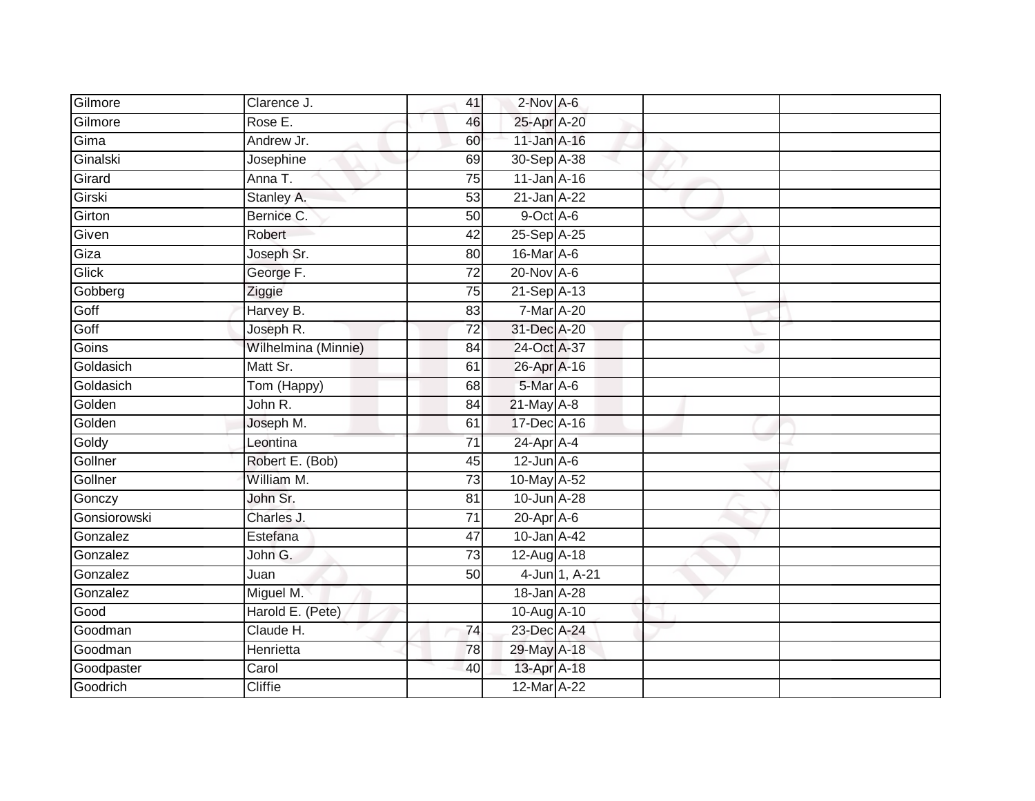| | | | | | | |
|---|---|---|---|---|---|---|
| Gilmore | Clarence J. | 41 | 2-Nov | A-6 | | |
| Gilmore | Rose E. | 46 | 25-Apr | A-20 | | |
| Gima | Andrew Jr. | 60 | 11-Jan | A-16 | | |
| Ginalski | Josephine | 69 | 30-Sep | A-38 | | |
| Girard | Anna T. | 75 | 11-Jan | A-16 | | |
| Girski | Stanley A. | 53 | 21-Jan | A-22 | | |
| Girton | Bernice C. | 50 | 9-Oct | A-6 | | |
| Given | Robert | 42 | 25-Sep | A-25 | | |
| Giza | Joseph Sr. | 80 | 16-Mar | A-6 | | |
| Glick | George F. | 72 | 20-Nov | A-6 | | |
| Gobberg | Ziggie | 75 | 21-Sep | A-13 | | |
| Goff | Harvey B. | 83 | 7-Mar | A-20 | | |
| Goff | Joseph R. | 72 | 31-Dec | A-20 | | |
| Goins | Wilhelmina (Minnie) | 84 | 24-Oct | A-37 | | |
| Goldasich | Matt Sr. | 61 | 26-Apr | A-16 | | |
| Goldasich | Tom (Happy) | 68 | 5-Mar | A-6 | | |
| Golden | John R. | 84 | 21-May | A-8 | | |
| Golden | Joseph M. | 61 | 17-Dec | A-16 | | |
| Goldy | Leontina | 71 | 24-Apr | A-4 | | |
| Gollner | Robert E. (Bob) | 45 | 12-Jun | A-6 | | |
| Gollner | William M. | 73 | 10-May | A-52 | | |
| Gonczy | John Sr. | 81 | 10-Jun | A-28 | | |
| Gonsiorowski | Charles J. | 71 | 20-Apr | A-6 | | |
| Gonzalez | Estefana | 47 | 10-Jan | A-42 | | |
| Gonzalez | John G. | 73 | 12-Aug | A-18 | | |
| Gonzalez | Juan | 50 | 4-Jun | 1, A-21 | | |
| Gonzalez | Miguel M. | | 18-Jan | A-28 | | |
| Good | Harold E. (Pete) | | 10-Aug | A-10 | | |
| Goodman | Claude H. | 74 | 23-Dec | A-24 | | |
| Goodman | Henrietta | 78 | 29-May | A-18 | | |
| Goodpaster | Carol | 40 | 13-Apr | A-18 | | |
| Goodrich | Cliffie | | 12-Mar | A-22 | | |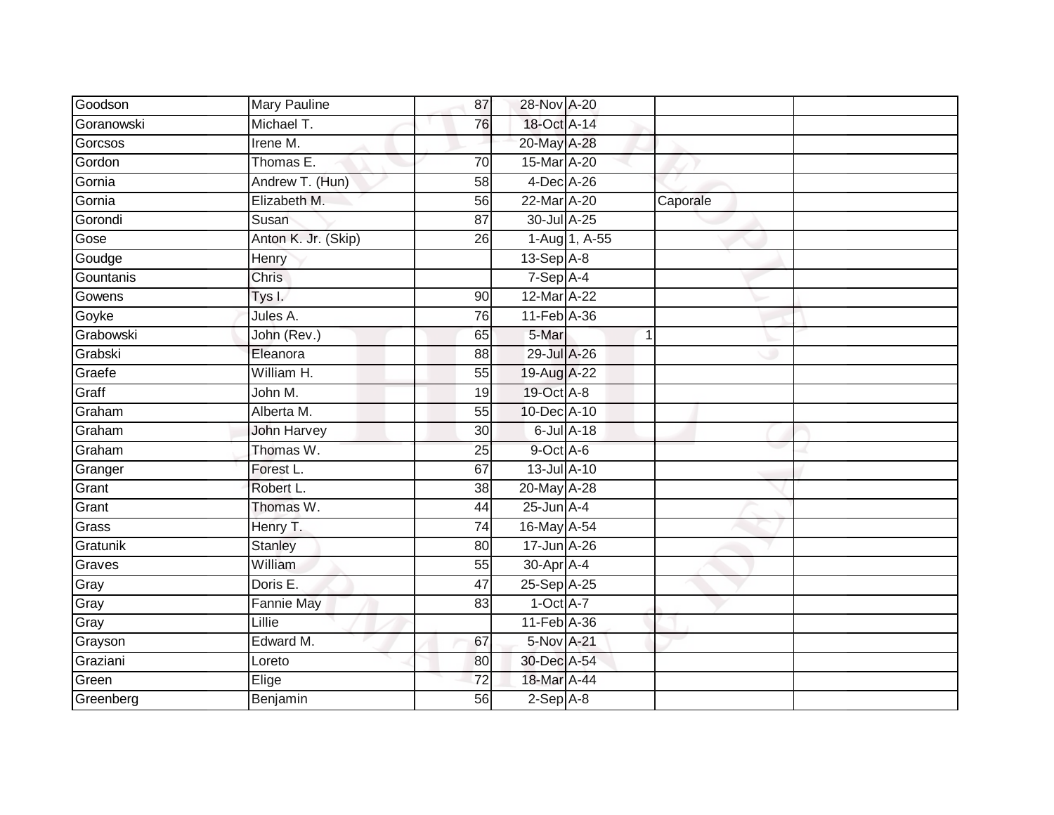| Goodson | Mary Pauline | 87 | 28-Nov | A-20 | | |
|---|---|---|---|---|---|---|
| Goranowski | Michael T. | 76 | 18-Oct | A-14 | | |
| Gorcsos | Irene M. | | 20-May | A-28 | | |
| Gordon | Thomas E. | 70 | 15-Mar | A-20 | | |
| Gornia | Andrew T. (Hun) | 58 | 4-Dec | A-26 | | |
| Gornia | Elizabeth M. | 56 | 22-Mar | A-20 | Caporale | |
| Gorondi | Susan | 87 | 30-Jul | A-25 | | |
| Gose | Anton K. Jr. (Skip) | 26 | 1-Aug | 1, A-55 | | |
| Goudge | Henry | | 13-Sep | A-8 | | |
| Gountanis | Chris | | 7-Sep | A-4 | | |
| Gowens | Tys I. | 90 | 12-Mar | A-22 | | |
| Goyke | Jules A. | 76 | 11-Feb | A-36 | | |
| Grabowski | John (Rev.) | 65 | 5-Mar | 1 | | |
| Grabski | Eleanora | 88 | 29-Jul | A-26 | | |
| Graefe | William H. | 55 | 19-Aug | A-22 | | |
| Graff | John M. | 19 | 19-Oct | A-8 | | |
| Graham | Alberta M. | 55 | 10-Dec | A-10 | | |
| Graham | John Harvey | 30 | 6-Jul | A-18 | | |
| Graham | Thomas W. | 25 | 9-Oct | A-6 | | |
| Granger | Forest L. | 67 | 13-Jul | A-10 | | |
| Grant | Robert L. | 38 | 20-May | A-28 | | |
| Grant | Thomas W. | 44 | 25-Jun | A-4 | | |
| Grass | Henry T. | 74 | 16-May | A-54 | | |
| Gratunik | Stanley | 80 | 17-Jun | A-26 | | |
| Graves | William | 55 | 30-Apr | A-4 | | |
| Gray | Doris E. | 47 | 25-Sep | A-25 | | |
| Gray | Fannie May | 83 | 1-Oct | A-7 | | |
| Gray | Lillie | | 11-Feb | A-36 | | |
| Grayson | Edward M. | 67 | 5-Nov | A-21 | | |
| Graziani | Loreto | 80 | 30-Dec | A-54 | | |
| Green | Elige | 72 | 18-Mar | A-44 | | |
| Greenberg | Benjamin | 56 | 2-Sep | A-8 | | |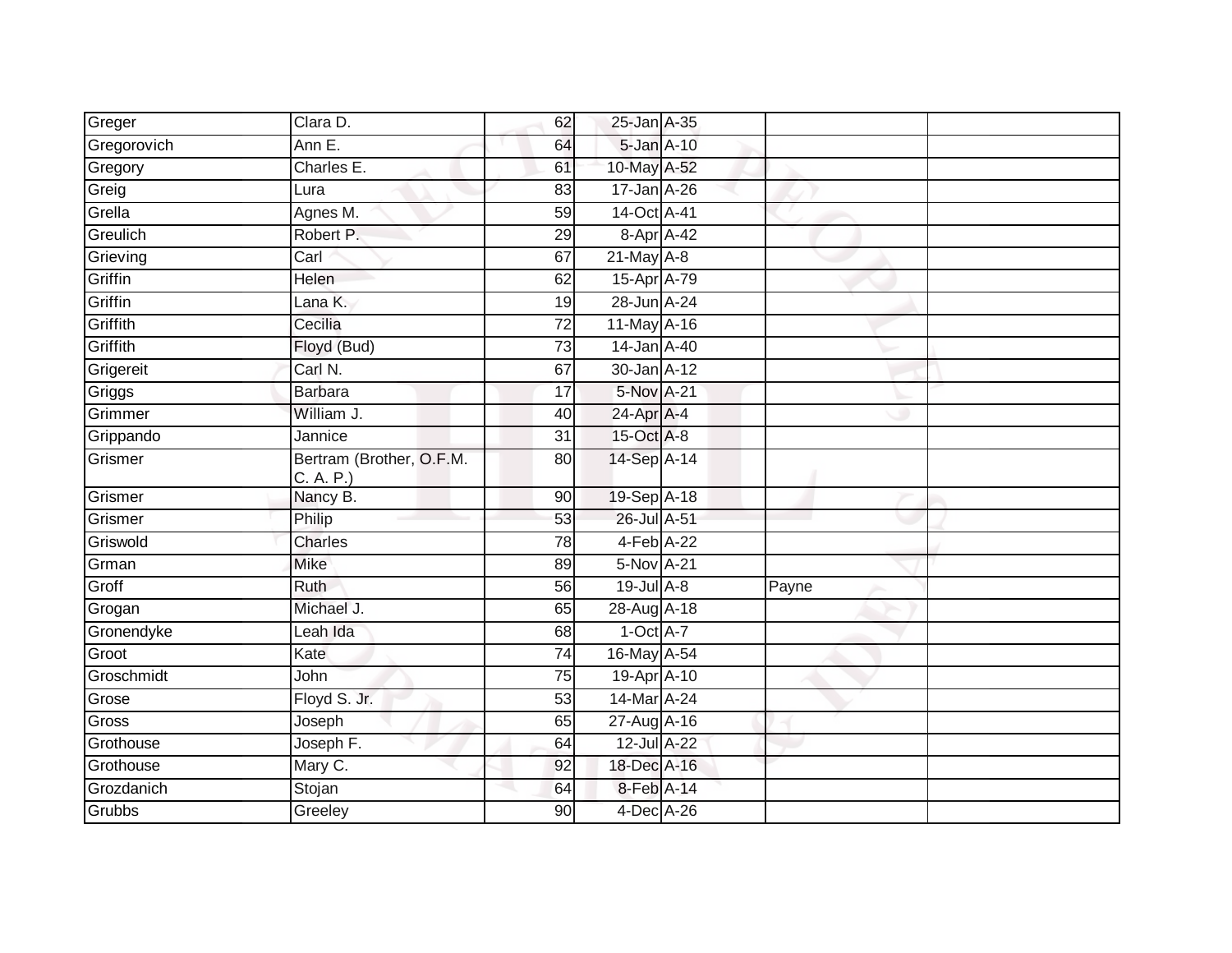| | | | | | | |
|---|---|---|---|---|---|---|
| Greger | Clara D. | 62 | 25-Jan | A-35 | | |
| Gregorovich | Ann E. | 64 | 5-Jan | A-10 | | |
| Gregory | Charles E. | 61 | 10-May | A-52 | | |
| Greig | Lura | 83 | 17-Jan | A-26 | | |
| Grella | Agnes M. | 59 | 14-Oct | A-41 | | |
| Greulich | Robert P. | 29 | 8-Apr | A-42 | | |
| Grieving | Carl | 67 | 21-May | A-8 | | |
| Griffin | Helen | 62 | 15-Apr | A-79 | | |
| Griffin | Lana K. | 19 | 28-Jun | A-24 | | |
| Griffith | Cecilia | 72 | 11-May | A-16 | | |
| Griffith | Floyd (Bud) | 73 | 14-Jan | A-40 | | |
| Grigereit | Carl N. | 67 | 30-Jan | A-12 | | |
| Griggs | Barbara | 17 | 5-Nov | A-21 | | |
| Grimmer | William J. | 40 | 24-Apr | A-4 | | |
| Grippando | Jannice | 31 | 15-Oct | A-8 | | |
| Grismer | Bertram (Brother, O.F.M. C. A. P.) | 80 | 14-Sep | A-14 | | |
| Grismer | Nancy B. | 90 | 19-Sep | A-18 | | |
| Grismer | Philip | 53 | 26-Jul | A-51 | | |
| Griswold | Charles | 78 | 4-Feb | A-22 | | |
| Grman | Mike | 89 | 5-Nov | A-21 | | |
| Groff | Ruth | 56 | 19-Jul | A-8 | Payne | |
| Grogan | Michael J. | 65 | 28-Aug | A-18 | | |
| Gronendyke | Leah Ida | 68 | 1-Oct | A-7 | | |
| Groot | Kate | 74 | 16-May | A-54 | | |
| Groschmidt | John | 75 | 19-Apr | A-10 | | |
| Grose | Floyd S. Jr. | 53 | 14-Mar | A-24 | | |
| Gross | Joseph | 65 | 27-Aug | A-16 | | |
| Grothouse | Joseph F. | 64 | 12-Jul | A-22 | | |
| Grothouse | Mary C. | 92 | 18-Dec | A-16 | | |
| Grozdanich | Stojan | 64 | 8-Feb | A-14 | | |
| Grubbs | Greeley | 90 | 4-Dec | A-26 | | |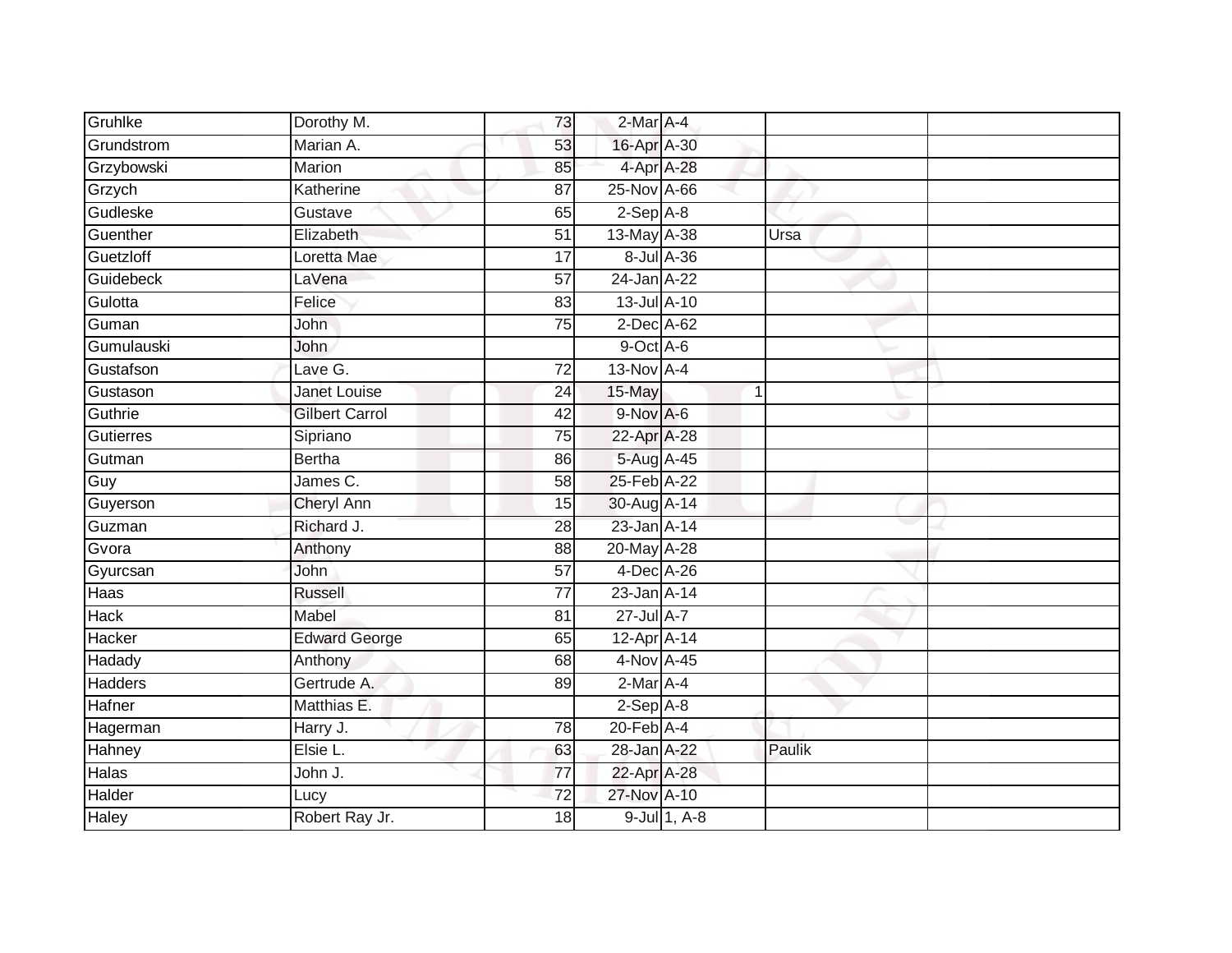| | | | | | | |
|---|---|---|---|---|---|---|
| Gruhlke | Dorothy M. | 73 | 2-Mar | A-4 | | |
| Grundstrom | Marian A. | 53 | 16-Apr | A-30 | | |
| Grzybowski | Marion | 85 | 4-Apr | A-28 | | |
| Grzych | Katherine | 87 | 25-Nov | A-66 | | |
| Gudleske | Gustave | 65 | 2-Sep | A-8 | | |
| Guenther | Elizabeth | 51 | 13-May | A-38 | Ursa | |
| Guetzloff | Loretta Mae | 17 | 8-Jul | A-36 | | |
| Guidebeck | LaVena | 57 | 24-Jan | A-22 | | |
| Gulotta | Felice | 83 | 13-Jul | A-10 | | |
| Guman | John | 75 | 2-Dec | A-62 | | |
| Gumulauski | John | | 9-Oct | A-6 | | |
| Gustafson | Lave G. | 72 | 13-Nov | A-4 | | |
| Gustason | Janet Louise | 24 | 15-May | 1 | | |
| Guthrie | Gilbert Carrol | 42 | 9-Nov | A-6 | | |
| Gutierres | Sipriano | 75 | 22-Apr | A-28 | | |
| Gutman | Bertha | 86 | 5-Aug | A-45 | | |
| Guy | James C. | 58 | 25-Feb | A-22 | | |
| Guyerson | Cheryl Ann | 15 | 30-Aug | A-14 | | |
| Guzman | Richard J. | 28 | 23-Jan | A-14 | | |
| Gvora | Anthony | 88 | 20-May | A-28 | | |
| Gyurcsan | John | 57 | 4-Dec | A-26 | | |
| Haas | Russell | 77 | 23-Jan | A-14 | | |
| Hack | Mabel | 81 | 27-Jul | A-7 | | |
| Hacker | Edward George | 65 | 12-Apr | A-14 | | |
| Hadady | Anthony | 68 | 4-Nov | A-45 | | |
| Hadders | Gertrude A. | 89 | 2-Mar | A-4 | | |
| Hafner | Matthias E. | | 2-Sep | A-8 | | |
| Hagerman | Harry J. | 78 | 20-Feb | A-4 | | |
| Hahney | Elsie L. | 63 | 28-Jan | A-22 | Paulik | |
| Halas | John J. | 77 | 22-Apr | A-28 | | |
| Halder | Lucy | 72 | 27-Nov | A-10 | | |
| Haley | Robert Ray Jr. | 18 | 9-Jul | 1, A-8 | | |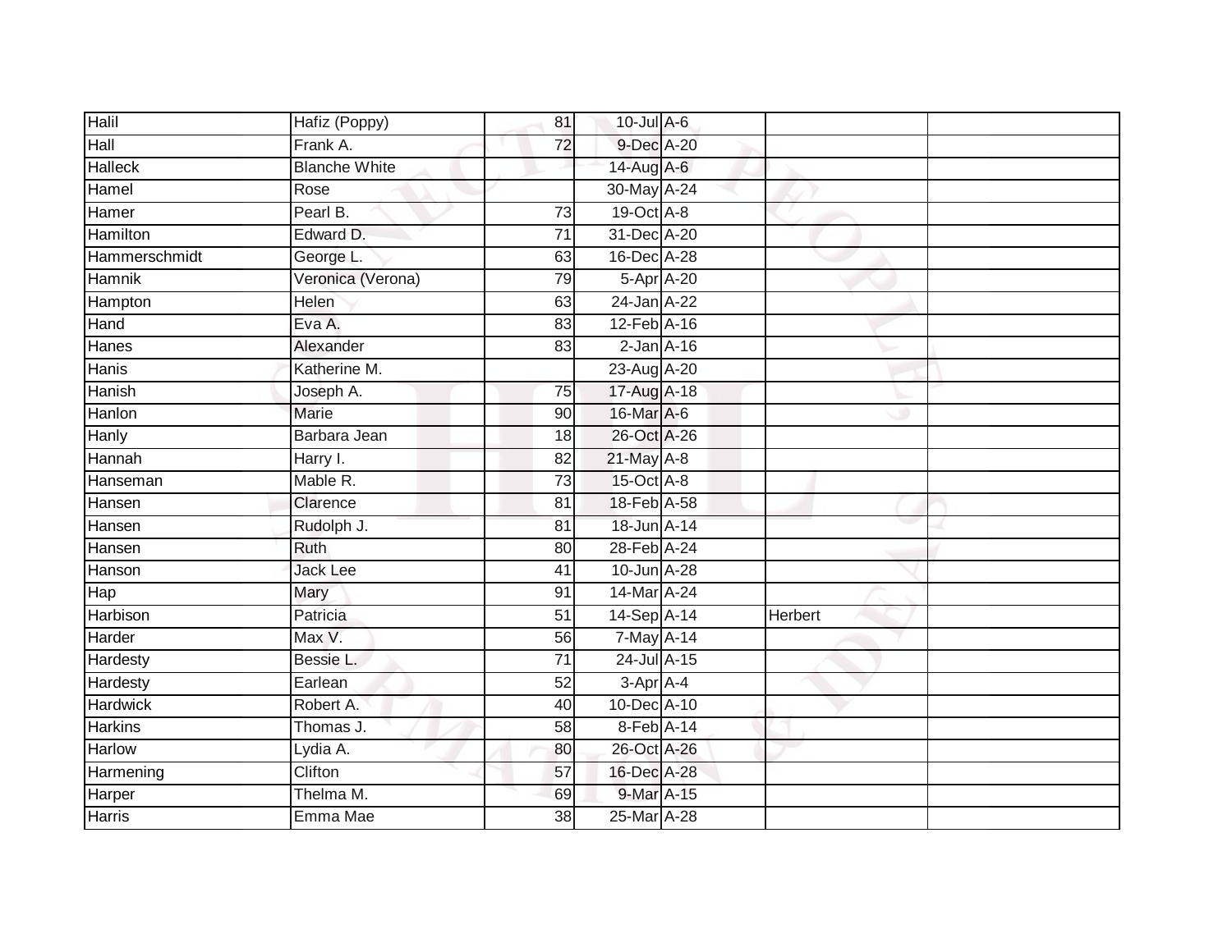| Halil | Hafiz (Poppy) | 81 | 10-Jul | A-6 | | |
|---|---|---|---|---|---|---|
| Hall | Frank A. | 72 | 9-Dec | A-20 | | |
| Halleck | Blanche White | | 14-Aug | A-6 | | |
| Hamel | Rose | | 30-May | A-24 | | |
| Hamer | Pearl B. | 73 | 19-Oct | A-8 | | |
| Hamilton | Edward D. | 71 | 31-Dec | A-20 | | |
| Hammerschmidt | George L. | 63 | 16-Dec | A-28 | | |
| Hamnik | Veronica (Verona) | 79 | 5-Apr | A-20 | | |
| Hampton | Helen | 63 | 24-Jan | A-22 | | |
| Hand | Eva A. | 83 | 12-Feb | A-16 | | |
| Hanes | Alexander | 83 | 2-Jan | A-16 | | |
| Hanis | Katherine M. | | 23-Aug | A-20 | | |
| Hanish | Joseph A. | 75 | 17-Aug | A-18 | | |
| Hanlon | Marie | 90 | 16-Mar | A-6 | | |
| Hanly | Barbara Jean | 18 | 26-Oct | A-26 | | |
| Hannah | Harry I. | 82 | 21-May | A-8 | | |
| Hanseman | Mable R. | 73 | 15-Oct | A-8 | | |
| Hansen | Clarence | 81 | 18-Feb | A-58 | | |
| Hansen | Rudolph J. | 81 | 18-Jun | A-14 | | |
| Hansen | Ruth | 80 | 28-Feb | A-24 | | |
| Hanson | Jack Lee | 41 | 10-Jun | A-28 | | |
| Hap | Mary | 91 | 14-Mar | A-24 | | |
| Harbison | Patricia | 51 | 14-Sep | A-14 | Herbert | |
| Harder | Max V. | 56 | 7-May | A-14 | | |
| Hardesty | Bessie L. | 71 | 24-Jul | A-15 | | |
| Hardesty | Earlean | 52 | 3-Apr | A-4 | | |
| Hardwick | Robert A. | 40 | 10-Dec | A-10 | | |
| Harkins | Thomas J. | 58 | 8-Feb | A-14 | | |
| Harlow | Lydia A. | 80 | 26-Oct | A-26 | | |
| Harmening | Clifton | 57 | 16-Dec | A-28 | | |
| Harper | Thelma M. | 69 | 9-Mar | A-15 | | |
| Harris | Emma Mae | 38 | 25-Mar | A-28 | | |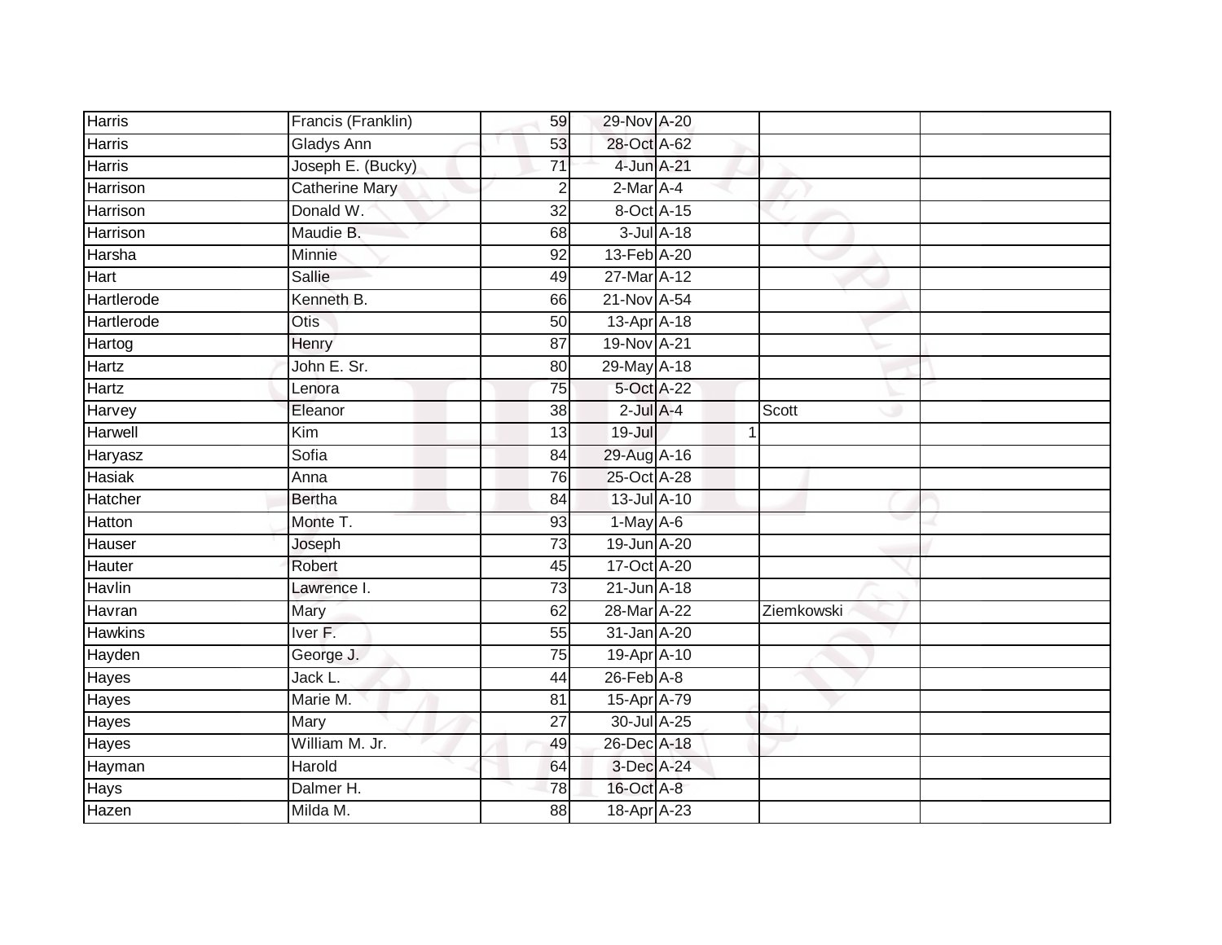| | | | | | | | |
|---|---|---|---|---|---|---|---|
| Harris | Francis (Franklin) | 59 | 29-Nov | A-20 | | | |
| Harris | Gladys Ann | 53 | 28-Oct | A-62 | | | |
| Harris | Joseph E. (Bucky) | 71 | 4-Jun | A-21 | | | |
| Harrison | Catherine Mary | 2 | 2-Mar | A-4 | | | |
| Harrison | Donald W. | 32 | 8-Oct | A-15 | | | |
| Harrison | Maudie B. | 68 | 3-Jul | A-18 | | | |
| Harsha | Minnie | 92 | 13-Feb | A-20 | | | |
| Hart | Sallie | 49 | 27-Mar | A-12 | | | |
| Hartlerode | Kenneth B. | 66 | 21-Nov | A-54 | | | |
| Hartlerode | Otis | 50 | 13-Apr | A-18 | | | |
| Hartog | Henry | 87 | 19-Nov | A-21 | | | |
| Hartz | John E. Sr. | 80 | 29-May | A-18 | | | |
| Hartz | Lenora | 75 | 5-Oct | A-22 | | | |
| Harvey | Eleanor | 38 | 2-Jul | A-4 | | Scott | |
| Harwell | Kim | 13 | 19-Jul | | 1 | | |
| Haryasz | Sofia | 84 | 29-Aug | A-16 | | | |
| Hasiak | Anna | 76 | 25-Oct | A-28 | | | |
| Hatcher | Bertha | 84 | 13-Jul | A-10 | | | |
| Hatton | Monte T. | 93 | 1-May | A-6 | | | |
| Hauser | Joseph | 73 | 19-Jun | A-20 | | | |
| Hauter | Robert | 45 | 17-Oct | A-20 | | | |
| Havlin | Lawrence I. | 73 | 21-Jun | A-18 | | | |
| Havran | Mary | 62 | 28-Mar | A-22 | | Ziemkowski | |
| Hawkins | Iver F. | 55 | 31-Jan | A-20 | | | |
| Hayden | George J. | 75 | 19-Apr | A-10 | | | |
| Hayes | Jack L. | 44 | 26-Feb | A-8 | | | |
| Hayes | Marie M. | 81 | 15-Apr | A-79 | | | |
| Hayes | Mary | 27 | 30-Jul | A-25 | | | |
| Hayes | William M. Jr. | 49 | 26-Dec | A-18 | | | |
| Hayman | Harold | 64 | 3-Dec | A-24 | | | |
| Hays | Dalmer H. | 78 | 16-Oct | A-8 | | | |
| Hazen | Milda M. | 88 | 18-Apr | A-23 | | | |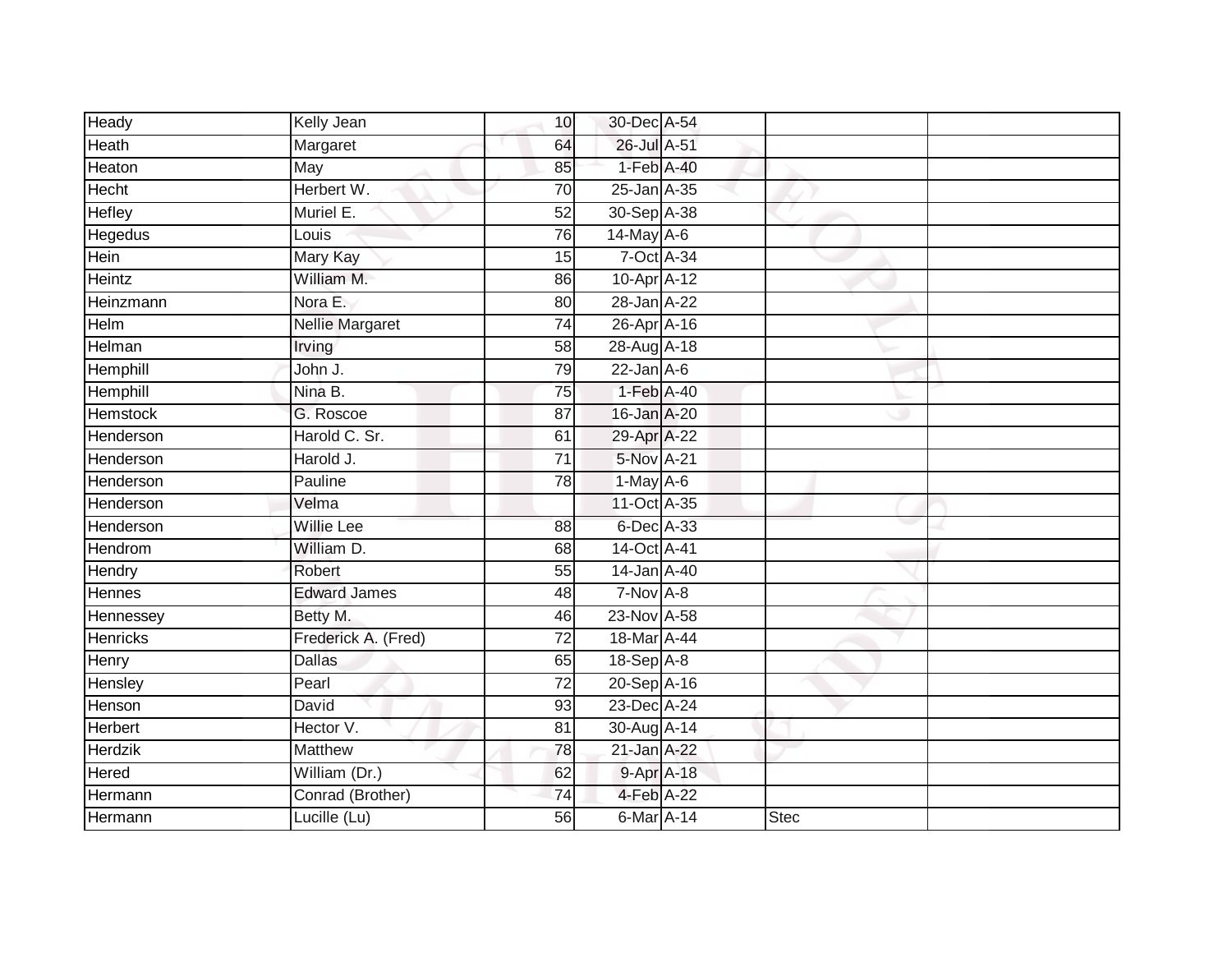| Heady | Kelly Jean | 10 | 30-Dec | A-54 | | |
|---|---|---|---|---|---|---|
| Heath | Margaret | 64 | 26-Jul | A-51 | | |
| Heaton | May | 85 | 1-Feb | A-40 | | |
| Hecht | Herbert W. | 70 | 25-Jan | A-35 | | |
| Hefley | Muriel E. | 52 | 30-Sep | A-38 | | |
| Hegedus | Louis | 76 | 14-May | A-6 | | |
| Hein | Mary Kay | 15 | 7-Oct | A-34 | | |
| Heintz | William M. | 86 | 10-Apr | A-12 | | |
| Heinzmann | Nora E. | 80 | 28-Jan | A-22 | | |
| Helm | Nellie Margaret | 74 | 26-Apr | A-16 | | |
| Helman | Irving | 58 | 28-Aug | A-18 | | |
| Hemphill | John J. | 79 | 22-Jan | A-6 | | |
| Hemphill | Nina B. | 75 | 1-Feb | A-40 | | |
| Hemstock | G. Roscoe | 87 | 16-Jan | A-20 | | |
| Henderson | Harold C. Sr. | 61 | 29-Apr | A-22 | | |
| Henderson | Harold J. | 71 | 5-Nov | A-21 | | |
| Henderson | Pauline | 78 | 1-May | A-6 | | |
| Henderson | Velma | | 11-Oct | A-35 | | |
| Henderson | Willie Lee | 88 | 6-Dec | A-33 | | |
| Hendrom | William D. | 68 | 14-Oct | A-41 | | |
| Hendry | Robert | 55 | 14-Jan | A-40 | | |
| Hennes | Edward James | 48 | 7-Nov | A-8 | | |
| Hennessey | Betty M. | 46 | 23-Nov | A-58 | | |
| Henricks | Frederick A. (Fred) | 72 | 18-Mar | A-44 | | |
| Henry | Dallas | 65 | 18-Sep | A-8 | | |
| Hensley | Pearl | 72 | 20-Sep | A-16 | | |
| Henson | David | 93 | 23-Dec | A-24 | | |
| Herbert | Hector V. | 81 | 30-Aug | A-14 | | |
| Herdzik | Matthew | 78 | 21-Jan | A-22 | | |
| Hered | William (Dr.) | 62 | 9-Apr | A-18 | | |
| Hermann | Conrad (Brother) | 74 | 4-Feb | A-22 | | |
| Hermann | Lucille (Lu) | 56 | 6-Mar | A-14 | Stec | |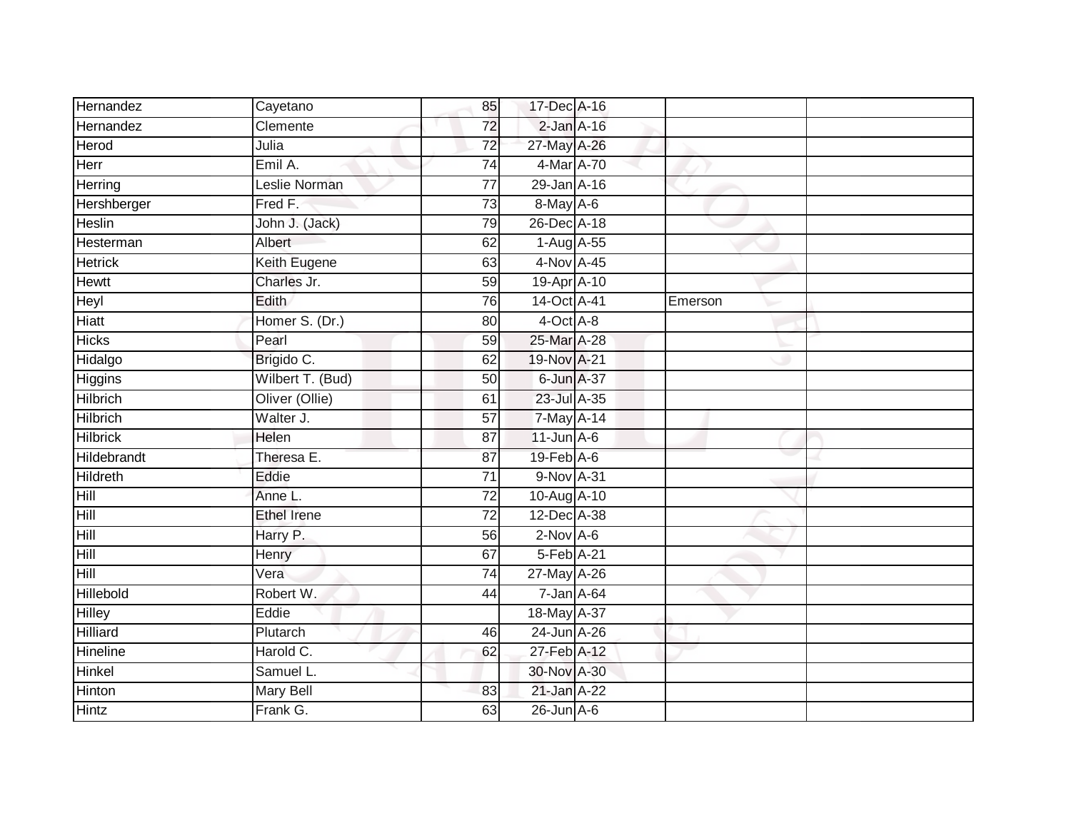| | | | | | | |
|---|---|---|---|---|---|---|
| Hernandez | Cayetano | 85 | 17-Dec | A-16 | | |
| Hernandez | Clemente | 72 | 2-Jan | A-16 | | |
| Herod | Julia | 72 | 27-May | A-26 | | |
| Herr | Emil A. | 74 | 4-Mar | A-70 | | |
| Herring | Leslie Norman | 77 | 29-Jan | A-16 | | |
| Hershberger | Fred F. | 73 | 8-May | A-6 | | |
| Heslin | John J. (Jack) | 79 | 26-Dec | A-18 | | |
| Hesterman | Albert | 62 | 1-Aug | A-55 | | |
| Hetrick | Keith Eugene | 63 | 4-Nov | A-45 | | |
| Hewtt | Charles Jr. | 59 | 19-Apr | A-10 | | |
| Heyl | Edith | 76 | 14-Oct | A-41 | Emerson | |
| Hiatt | Homer S. (Dr.) | 80 | 4-Oct | A-8 | | |
| Hicks | Pearl | 59 | 25-Mar | A-28 | | |
| Hidalgo | Brigido C. | 62 | 19-Nov | A-21 | | |
| Higgins | Wilbert T. (Bud) | 50 | 6-Jun | A-37 | | |
| Hilbrich | Oliver (Ollie) | 61 | 23-Jul | A-35 | | |
| Hilbrich | Walter J. | 57 | 7-May | A-14 | | |
| Hilbrick | Helen | 87 | 11-Jun | A-6 | | |
| Hildebrandt | Theresa E. | 87 | 19-Feb | A-6 | | |
| Hildreth | Eddie | 71 | 9-Nov | A-31 | | |
| Hill | Anne L. | 72 | 10-Aug | A-10 | | |
| Hill | Ethel Irene | 72 | 12-Dec | A-38 | | |
| Hill | Harry P. | 56 | 2-Nov | A-6 | | |
| Hill | Henry | 67 | 5-Feb | A-21 | | |
| Hill | Vera | 74 | 27-May | A-26 | | |
| Hillebold | Robert W. | 44 | 7-Jan | A-64 | | |
| Hilley | Eddie | | 18-May | A-37 | | |
| Hilliard | Plutarch | 46 | 24-Jun | A-26 | | |
| Hineline | Harold C. | 62 | 27-Feb | A-12 | | |
| Hinkel | Samuel L. | | 30-Nov | A-30 | | |
| Hinton | Mary Bell | 83 | 21-Jan | A-22 | | |
| Hintz | Frank G. | 63 | 26-Jun | A-6 | | |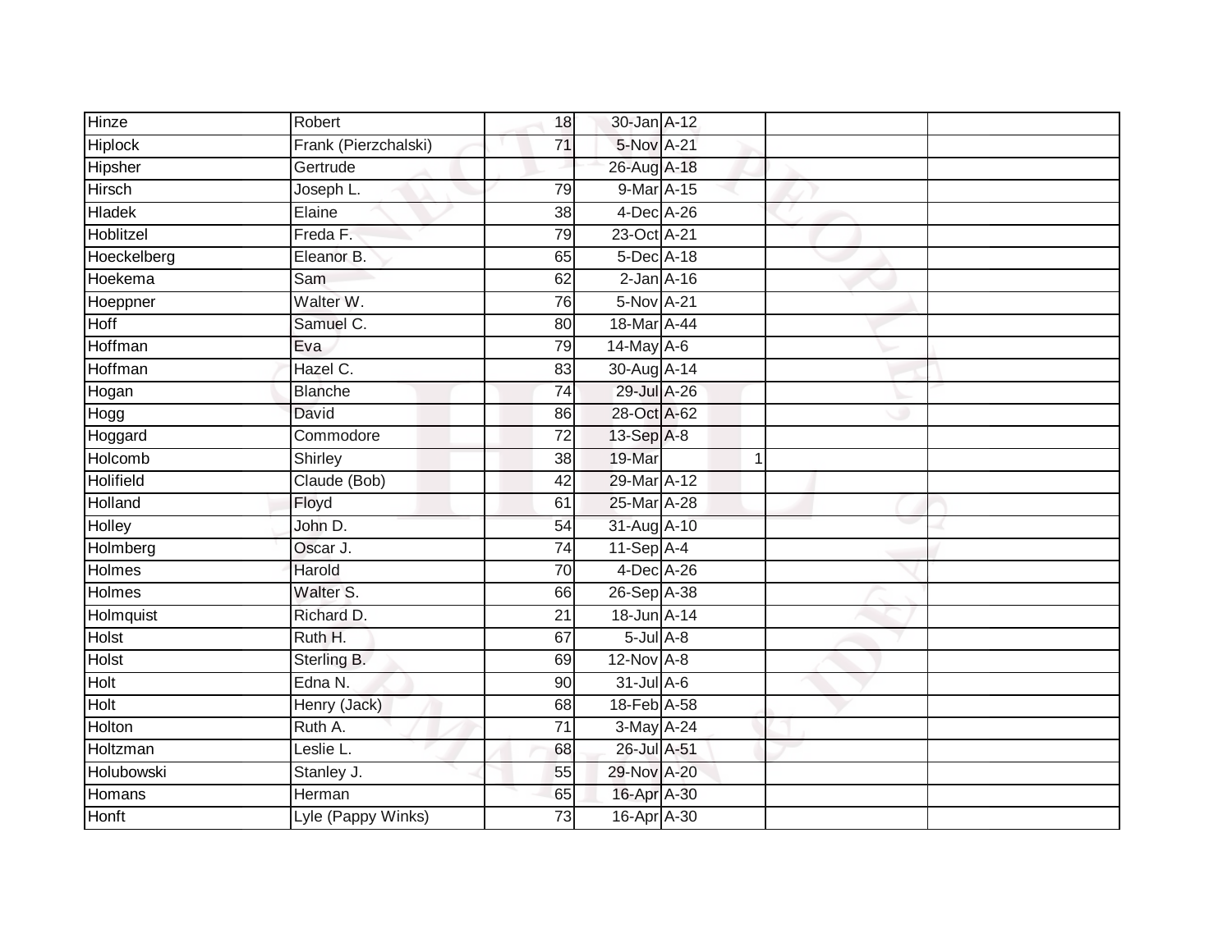| Hinze | Robert | 18 | 30-Jan | A-12 | | | |
|---|---|---|---|---|---|---|---|
| Hiplock | Frank (Pierzchalski) | 71 | 5-Nov | A-21 | | | |
| Hipsher | Gertrude | | 26-Aug | A-18 | | | |
| Hirsch | Joseph L. | 79 | 9-Mar | A-15 | | | |
| Hladek | Elaine | 38 | 4-Dec | A-26 | | | |
| Hoblitzel | Freda F. | 79 | 23-Oct | A-21 | | | |
| Hoeckelberg | Eleanor B. | 65 | 5-Dec | A-18 | | | |
| Hoekema | Sam | 62 | 2-Jan | A-16 | | | |
| Hoeppner | Walter W. | 76 | 5-Nov | A-21 | | | |
| Hoff | Samuel C. | 80 | 18-Mar | A-44 | | | |
| Hoffman | Eva | 79 | 14-May | A-6 | | | |
| Hoffman | Hazel C. | 83 | 30-Aug | A-14 | | | |
| Hogan | Blanche | 74 | 29-Jul | A-26 | | | |
| Hogg | David | 86 | 28-Oct | A-62 | | | |
| Hoggard | Commodore | 72 | 13-Sep | A-8 | | | |
| Holcomb | Shirley | 38 | 19-Mar | | 1 | | |
| Holifield | Claude (Bob) | 42 | 29-Mar | A-12 | | | |
| Holland | Floyd | 61 | 25-Mar | A-28 | | | |
| Holley | John D. | 54 | 31-Aug | A-10 | | | |
| Holmberg | Oscar J. | 74 | 11-Sep | A-4 | | | |
| Holmes | Harold | 70 | 4-Dec | A-26 | | | |
| Holmes | Walter S. | 66 | 26-Sep | A-38 | | | |
| Holmquist | Richard D. | 21 | 18-Jun | A-14 | | | |
| Holst | Ruth H. | 67 | 5-Jul | A-8 | | | |
| Holst | Sterling B. | 69 | 12-Nov | A-8 | | | |
| Holt | Edna N. | 90 | 31-Jul | A-6 | | | |
| Holt | Henry (Jack) | 68 | 18-Feb | A-58 | | | |
| Holton | Ruth A. | 71 | 3-May | A-24 | | | |
| Holtzman | Leslie L. | 68 | 26-Jul | A-51 | | | |
| Holubowski | Stanley J. | 55 | 29-Nov | A-20 | | | |
| Homans | Herman | 65 | 16-Apr | A-30 | | | |
| Honft | Lyle (Pappy Winks) | 73 | 16-Apr | A-30 | | | |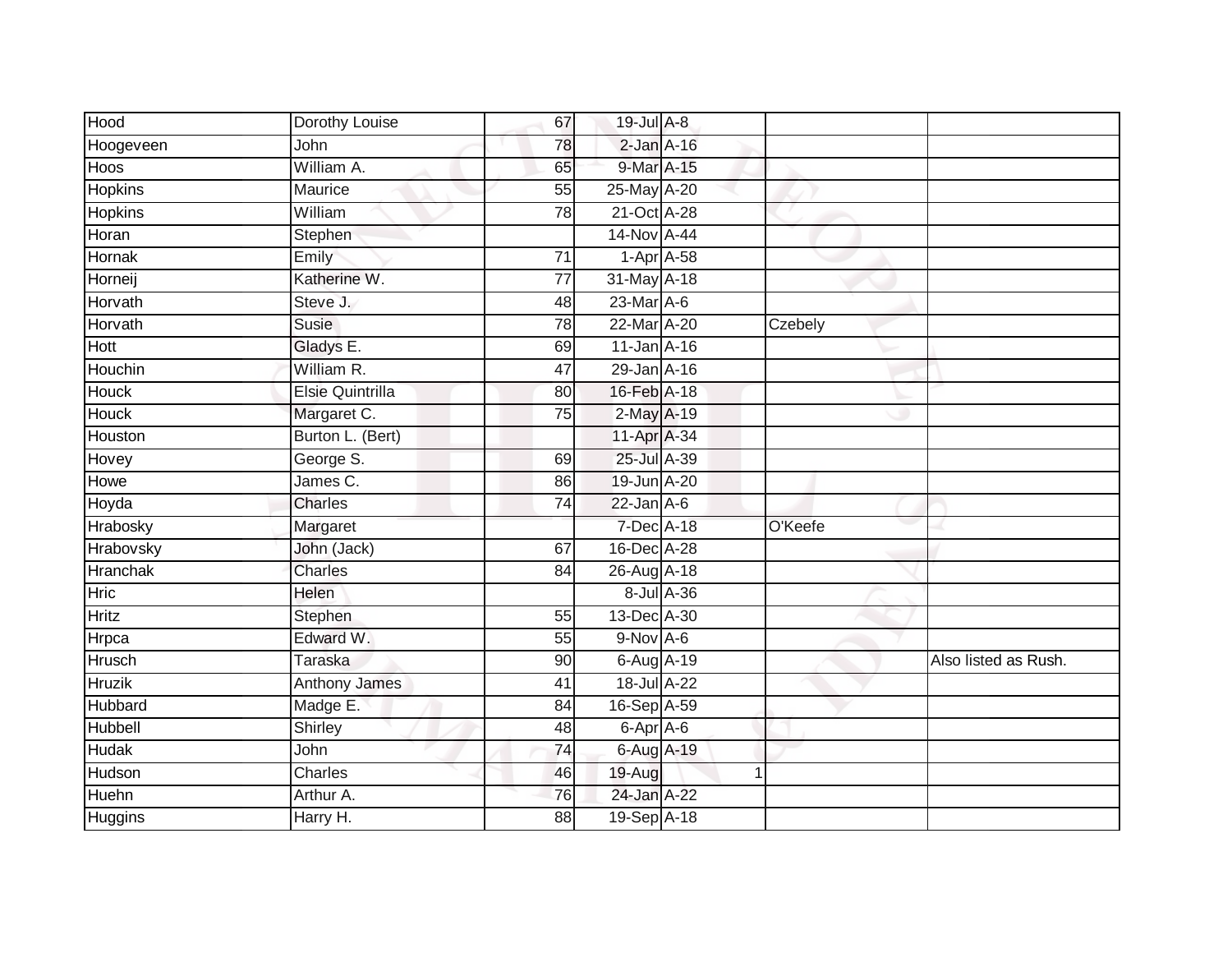| | | | | | | |
|---|---|---|---|---|---|---|
| Hood | Dorothy Louise | 67 | 19-Jul | A-8 | | |
| Hoogeveen | John | 78 | 2-Jan | A-16 | | |
| Hoos | William A. | 65 | 9-Mar | A-15 | | |
| Hopkins | Maurice | 55 | 25-May | A-20 | | |
| Hopkins | William | 78 | 21-Oct | A-28 | | |
| Horan | Stephen | | 14-Nov | A-44 | | |
| Hornak | Emily | 71 | 1-Apr | A-58 | | |
| Horneij | Katherine W. | 77 | 31-May | A-18 | | |
| Horvath | Steve J. | 48 | 23-Mar | A-6 | | |
| Horvath | Susie | 78 | 22-Mar | A-20 | Czebely | |
| Hott | Gladys E. | 69 | 11-Jan | A-16 | | |
| Houchin | William R. | 47 | 29-Jan | A-16 | | |
| Houck | Elsie Quintrilla | 80 | 16-Feb | A-18 | | |
| Houck | Margaret C. | 75 | 2-May | A-19 | | |
| Houston | Burton L. (Bert) | | 11-Apr | A-34 | | |
| Hovey | George S. | 69 | 25-Jul | A-39 | | |
| Howe | James C. | 86 | 19-Jun | A-20 | | |
| Hoyda | Charles | 74 | 22-Jan | A-6 | | |
| Hrabosky | Margaret | | 7-Dec | A-18 | O'Keefe | |
| Hrabovsky | John (Jack) | 67 | 16-Dec | A-28 | | |
| Hranchak | Charles | 84 | 26-Aug | A-18 | | |
| Hric | Helen | | 8-Jul | A-36 | | |
| Hritz | Stephen | 55 | 13-Dec | A-30 | | |
| Hrpca | Edward W. | 55 | 9-Nov | A-6 | | |
| Hrusch | Taraska | 90 | 6-Aug | A-19 | | Also listed as Rush. |
| Hruzik | Anthony James | 41 | 18-Jul | A-22 | | |
| Hubbard | Madge E. | 84 | 16-Sep | A-59 | | |
| Hubbell | Shirley | 48 | 6-Apr | A-6 | | |
| Hudak | John | 74 | 6-Aug | A-19 | | |
| Hudson | Charles | 46 | 19-Aug | 1 | | |
| Huehn | Arthur A. | 76 | 24-Jan | A-22 | | |
| Huggins | Harry H. | 88 | 19-Sep | A-18 | | |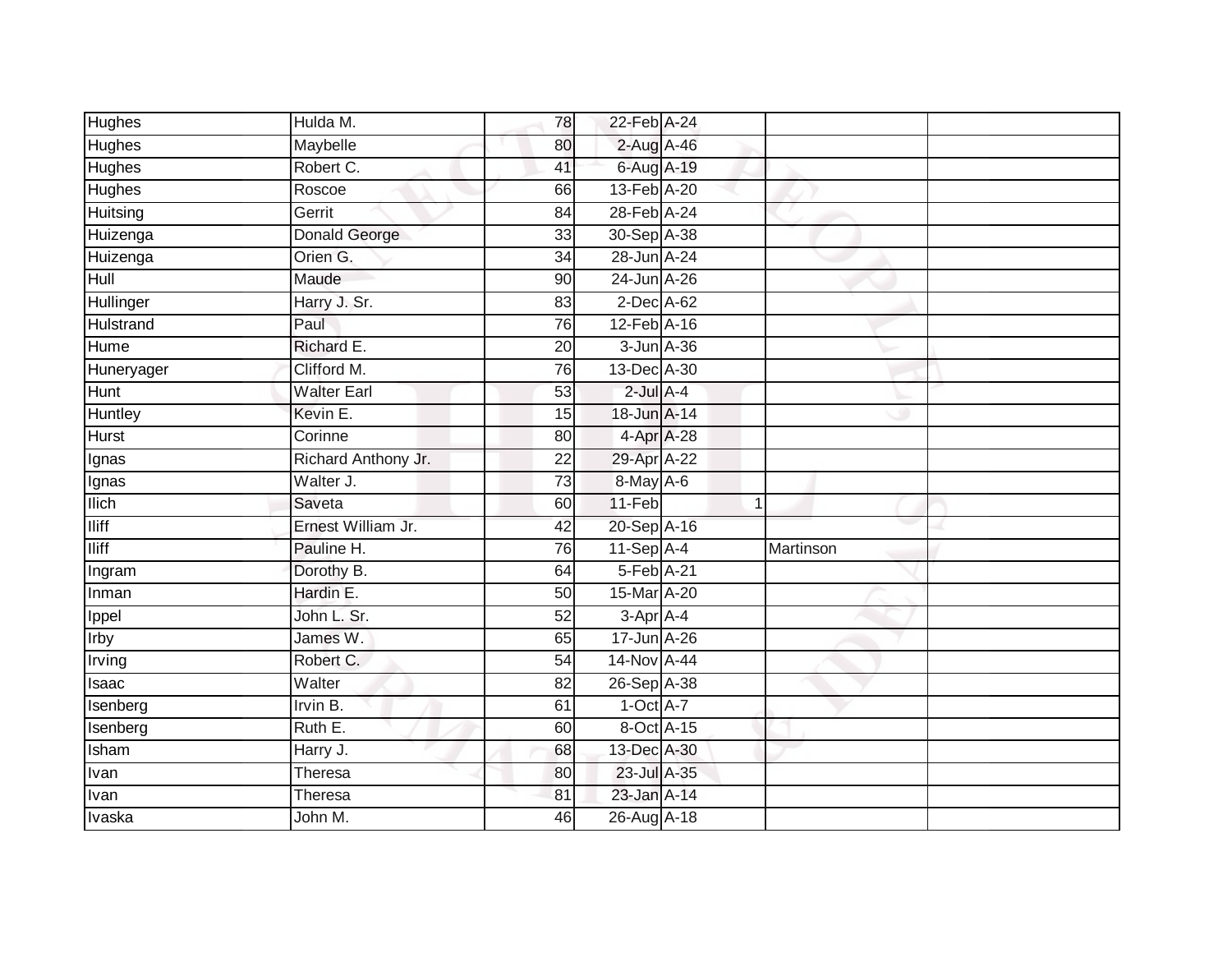| | | | | | | | |
|---|---|---|---|---|---|---|---|
| Hughes | Hulda M. | 78 | 22-Feb | A-24 | | | |
| Hughes | Maybelle | 80 | 2-Aug | A-46 | | | |
| Hughes | Robert C. | 41 | 6-Aug | A-19 | | | |
| Hughes | Roscoe | 66 | 13-Feb | A-20 | | | |
| Huitsing | Gerrit | 84 | 28-Feb | A-24 | | | |
| Huizenga | Donald George | 33 | 30-Sep | A-38 | | | |
| Huizenga | Orien G. | 34 | 28-Jun | A-24 | | | |
| Hull | Maude | 90 | 24-Jun | A-26 | | | |
| Hullinger | Harry J. Sr. | 83 | 2-Dec | A-62 | | | |
| Hulstrand | Paul | 76 | 12-Feb | A-16 | | | |
| Hume | Richard E. | 20 | 3-Jun | A-36 | | | |
| Huneryager | Clifford M. | 76 | 13-Dec | A-30 | | | |
| Hunt | Walter Earl | 53 | 2-Jul | A-4 | | | |
| Huntley | Kevin E. | 15 | 18-Jun | A-14 | | | |
| Hurst | Corinne | 80 | 4-Apr | A-28 | | | |
| Ignas | Richard Anthony Jr. | 22 | 29-Apr | A-22 | | | |
| Ignas | Walter J. | 73 | 8-May | A-6 | | | |
| Ilich | Saveta | 60 | 11-Feb | | 1 | | |
| Iliff | Ernest William Jr. | 42 | 20-Sep | A-16 | | | |
| Iliff | Pauline H. | 76 | 11-Sep | A-4 | | Martinson | |
| Ingram | Dorothy B. | 64 | 5-Feb | A-21 | | | |
| Inman | Hardin E. | 50 | 15-Mar | A-20 | | | |
| Ippel | John L. Sr. | 52 | 3-Apr | A-4 | | | |
| Irby | James W. | 65 | 17-Jun | A-26 | | | |
| Irving | Robert C. | 54 | 14-Nov | A-44 | | | |
| Isaac | Walter | 82 | 26-Sep | A-38 | | | |
| Isenberg | Irvin B. | 61 | 1-Oct | A-7 | | | |
| Isenberg | Ruth E. | 60 | 8-Oct | A-15 | | | |
| Isham | Harry J. | 68 | 13-Dec | A-30 | | | |
| Ivan | Theresa | 80 | 23-Jul | A-35 | | | |
| Ivan | Theresa | 81 | 23-Jan | A-14 | | | |
| Ivaska | John M. | 46 | 26-Aug | A-18 | | | |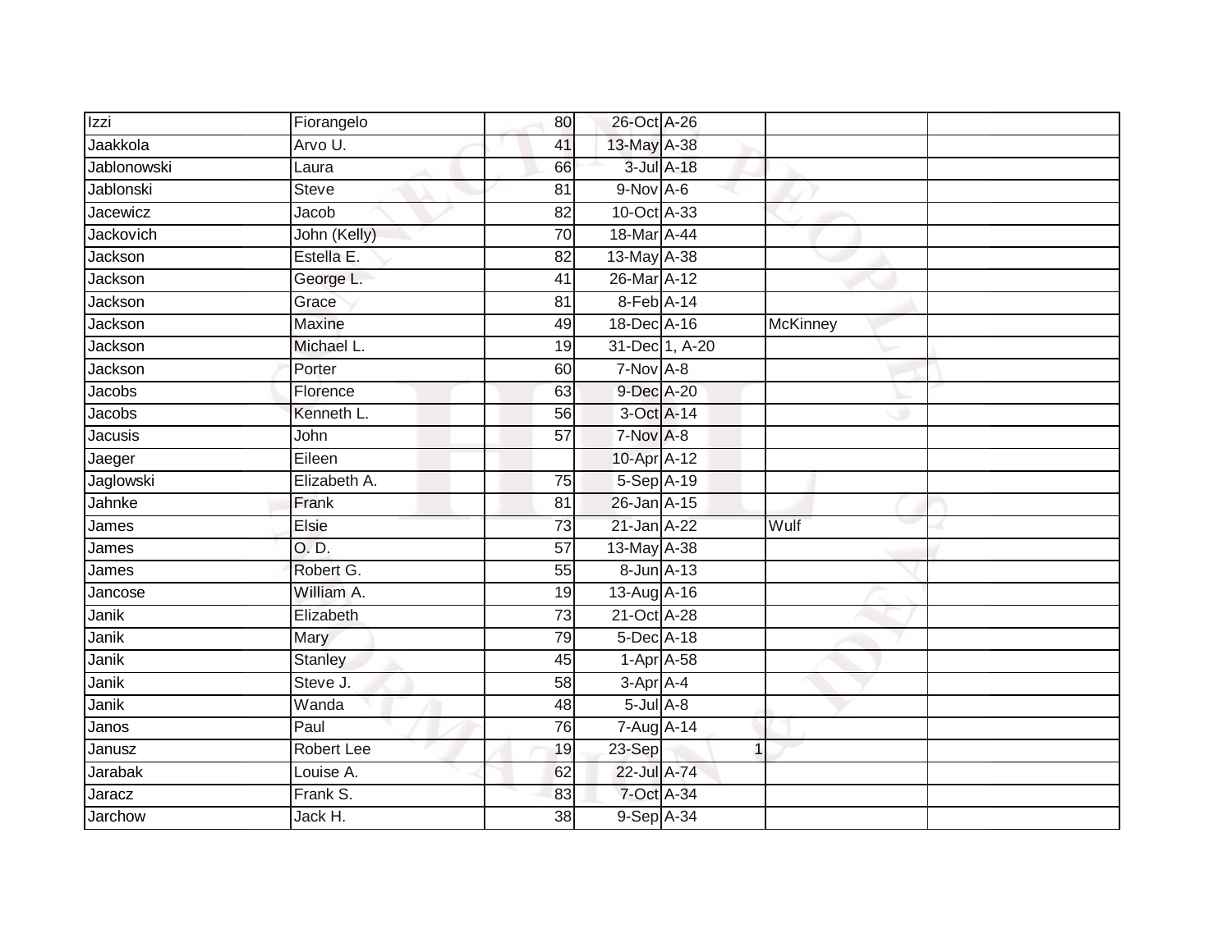| | | | | | | |
|---|---|---|---|---|---|---|
| Izzi | Fiorangelo | 80 | 26-Oct | A-26 | | |
| Jaakkola | Arvo U. | 41 | 13-May | A-38 | | |
| Jablonowski | Laura | 66 | 3-Jul | A-18 | | |
| Jablonski | Steve | 81 | 9-Nov | A-6 | | |
| Jacewicz | Jacob | 82 | 10-Oct | A-33 | | |
| Jackovich | John (Kelly) | 70 | 18-Mar | A-44 | | |
| Jackson | Estella E. | 82 | 13-May | A-38 | | |
| Jackson | George L. | 41 | 26-Mar | A-12 | | |
| Jackson | Grace | 81 | 8-Feb | A-14 | | |
| Jackson | Maxine | 49 | 18-Dec | A-16 | McKinney | |
| Jackson | Michael L. | 19 | 31-Dec | 1, A-20 | | |
| Jackson | Porter | 60 | 7-Nov | A-8 | | |
| Jacobs | Florence | 63 | 9-Dec | A-20 | | |
| Jacobs | Kenneth L. | 56 | 3-Oct | A-14 | | |
| Jacusis | John | 57 | 7-Nov | A-8 | | |
| Jaeger | Eileen | | 10-Apr | A-12 | | |
| Jaglowski | Elizabeth A. | 75 | 5-Sep | A-19 | | |
| Jahnke | Frank | 81 | 26-Jan | A-15 | | |
| James | Elsie | 73 | 21-Jan | A-22 | Wulf | |
| James | O. D. | 57 | 13-May | A-38 | | |
| James | Robert G. | 55 | 8-Jun | A-13 | | |
| Jancose | William A. | 19 | 13-Aug | A-16 | | |
| Janik | Elizabeth | 73 | 21-Oct | A-28 | | |
| Janik | Mary | 79 | 5-Dec | A-18 | | |
| Janik | Stanley | 45 | 1-Apr | A-58 | | |
| Janik | Steve J. | 58 | 3-Apr | A-4 | | |
| Janik | Wanda | 48 | 5-Jul | A-8 | | |
| Janos | Paul | 76 | 7-Aug | A-14 | | |
| Janusz | Robert Lee | 19 | 23-Sep | 1 | | |
| Jarabak | Louise A. | 62 | 22-Jul | A-74 | | |
| Jaracz | Frank S. | 83 | 7-Oct | A-34 | | |
| Jarchow | Jack H. | 38 | 9-Sep | A-34 | | |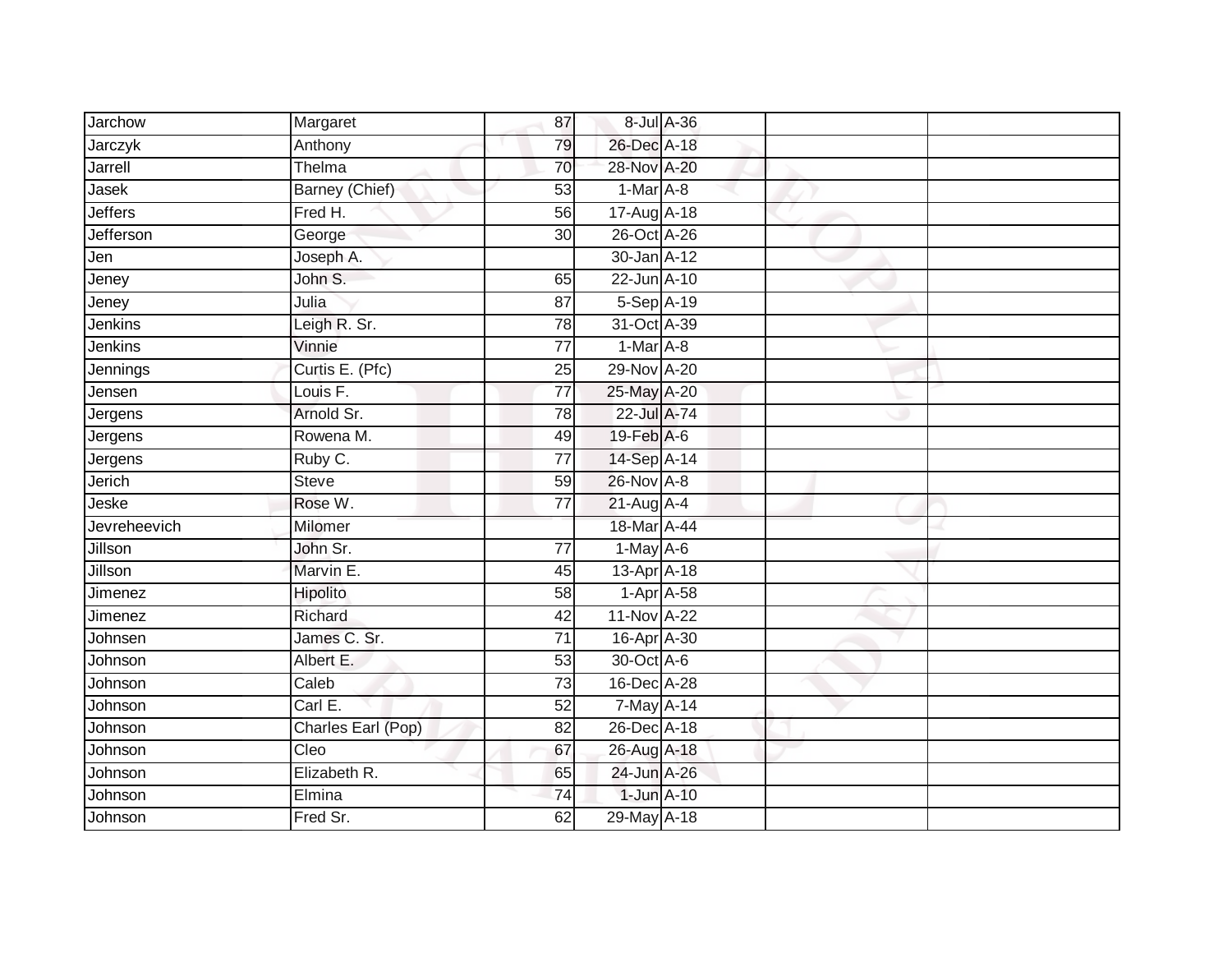| Jarchow | Margaret | 87 | 8-Jul | A-36 | | |
|---|---|---|---|---|---|---|
| Jarczyk | Anthony | 79 | 26-Dec | A-18 | | |
| Jarrell | Thelma | 70 | 28-Nov | A-20 | | |
| Jasek | Barney (Chief) | 53 | 1-Mar | A-8 | | |
| Jeffers | Fred H. | 56 | 17-Aug | A-18 | | |
| Jefferson | George | 30 | 26-Oct | A-26 | | |
| Jen | Joseph A. | | 30-Jan | A-12 | | |
| Jeney | John S. | 65 | 22-Jun | A-10 | | |
| Jeney | Julia | 87 | 5-Sep | A-19 | | |
| Jenkins | Leigh R. Sr. | 78 | 31-Oct | A-39 | | |
| Jenkins | Vinnie | 77 | 1-Mar | A-8 | | |
| Jennings | Curtis E. (Pfc) | 25 | 29-Nov | A-20 | | |
| Jensen | Louis F. | 77 | 25-May | A-20 | | |
| Jergens | Arnold Sr. | 78 | 22-Jul | A-74 | | |
| Jergens | Rowena M. | 49 | 19-Feb | A-6 | | |
| Jergens | Ruby C. | 77 | 14-Sep | A-14 | | |
| Jerich | Steve | 59 | 26-Nov | A-8 | | |
| Jeske | Rose W. | 77 | 21-Aug | A-4 | | |
| Jevreheevich | Milomer | | 18-Mar | A-44 | | |
| Jillson | John Sr. | 77 | 1-May | A-6 | | |
| Jillson | Marvin E. | 45 | 13-Apr | A-18 | | |
| Jimenez | Hipolito | 58 | 1-Apr | A-58 | | |
| Jimenez | Richard | 42 | 11-Nov | A-22 | | |
| Johnsen | James C. Sr. | 71 | 16-Apr | A-30 | | |
| Johnson | Albert E. | 53 | 30-Oct | A-6 | | |
| Johnson | Caleb | 73 | 16-Dec | A-28 | | |
| Johnson | Carl E. | 52 | 7-May | A-14 | | |
| Johnson | Charles Earl (Pop) | 82 | 26-Dec | A-18 | | |
| Johnson | Cleo | 67 | 26-Aug | A-18 | | |
| Johnson | Elizabeth R. | 65 | 24-Jun | A-26 | | |
| Johnson | Elmina | 74 | 1-Jun | A-10 | | |
| Johnson | Fred Sr. | 62 | 29-May | A-18 | | |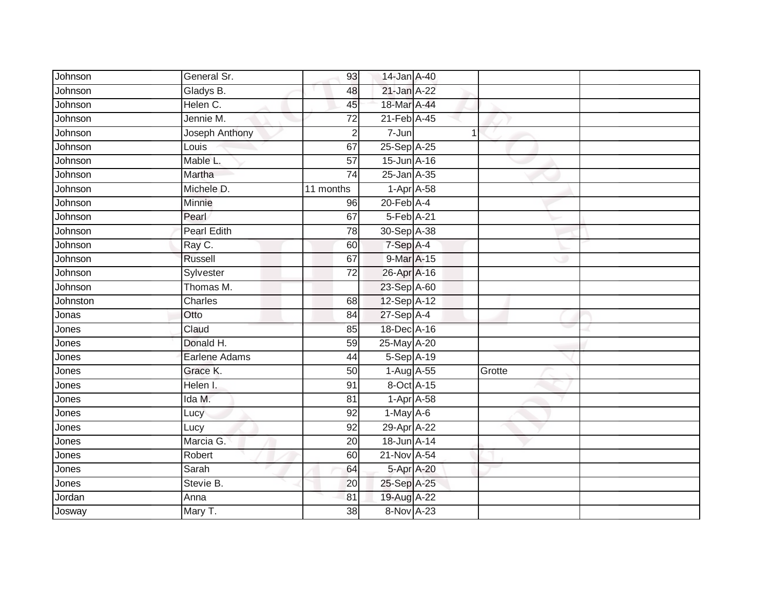| | | | | | | |
|---|---|---|---|---|---|---|
| Johnson | General Sr. | 93 | 14-Jan | A-40 | | |
| Johnson | Gladys B. | 48 | 21-Jan | A-22 | | |
| Johnson | Helen C. | 45 | 18-Mar | A-44 | | |
| Johnson | Jennie M. | 72 | 21-Feb | A-45 | | |
| Johnson | Joseph Anthony | 2 | 7-Jun | 1 | | |
| Johnson | Louis | 67 | 25-Sep | A-25 | | |
| Johnson | Mable L. | 57 | 15-Jun | A-16 | | |
| Johnson | Martha | 74 | 25-Jan | A-35 | | |
| Johnson | Michele D. | 11 months | 1-Apr | A-58 | | |
| Johnson | Minnie | 96 | 20-Feb | A-4 | | |
| Johnson | Pearl | 67 | 5-Feb | A-21 | | |
| Johnson | Pearl Edith | 78 | 30-Sep | A-38 | | |
| Johnson | Ray C. | 60 | 7-Sep | A-4 | | |
| Johnson | Russell | 67 | 9-Mar | A-15 | | |
| Johnson | Sylvester | 72 | 26-Apr | A-16 | | |
| Johnson | Thomas M. | | 23-Sep | A-60 | | |
| Johnston | Charles | 68 | 12-Sep | A-12 | | |
| Jonas | Otto | 84 | 27-Sep | A-4 | | |
| Jones | Claud | 85 | 18-Dec | A-16 | | |
| Jones | Donald H. | 59 | 25-May | A-20 | | |
| Jones | Earlene Adams | 44 | 5-Sep | A-19 | | |
| Jones | Grace K. | 50 | 1-Aug | A-55 | Grotte | |
| Jones | Helen I. | 91 | 8-Oct | A-15 | | |
| Jones | Ida M. | 81 | 1-Apr | A-58 | | |
| Jones | Lucy | 92 | 1-May | A-6 | | |
| Jones | Lucy | 92 | 29-Apr | A-22 | | |
| Jones | Marcia G. | 20 | 18-Jun | A-14 | | |
| Jones | Robert | 60 | 21-Nov | A-54 | | |
| Jones | Sarah | 64 | 5-Apr | A-20 | | |
| Jones | Stevie B. | 20 | 25-Sep | A-25 | | |
| Jordan | Anna | 81 | 19-Aug | A-22 | | |
| Josway | Mary T. | 38 | 8-Nov | A-23 | | |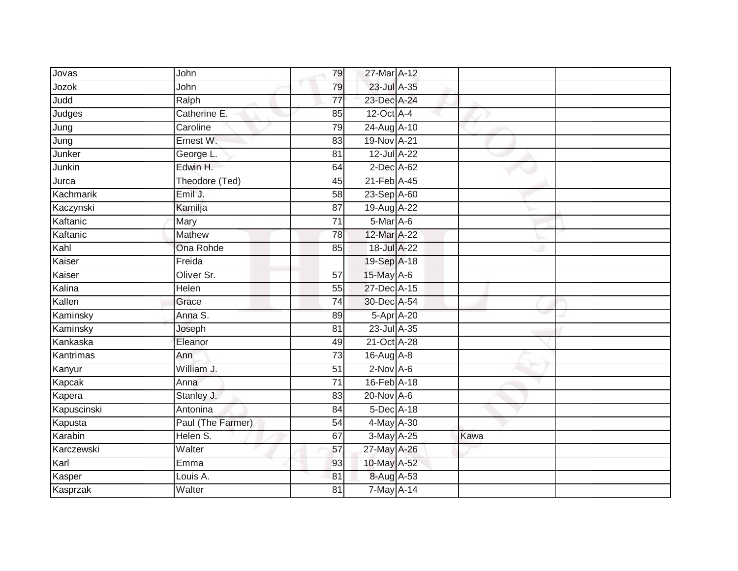| | | | | | | |
|---|---|---|---|---|---|---|
| Jovas | John | 79 | 27-Mar | A-12 | | |
| Jozok | John | 79 | 23-Jul | A-35 | | |
| Judd | Ralph | 77 | 23-Dec | A-24 | | |
| Judges | Catherine E. | 85 | 12-Oct | A-4 | | |
| Jung | Caroline | 79 | 24-Aug | A-10 | | |
| Jung | Ernest W. | 83 | 19-Nov | A-21 | | |
| Junker | George L. | 81 | 12-Jul | A-22 | | |
| Junkin | Edwin H. | 64 | 2-Dec | A-62 | | |
| Jurca | Theodore (Ted) | 45 | 21-Feb | A-45 | | |
| Kachmarik | Emil J. | 58 | 23-Sep | A-60 | | |
| Kaczynski | Kamilja | 87 | 19-Aug | A-22 | | |
| Kaftanic | Mary | 71 | 5-Mar | A-6 | | |
| Kaftanic | Mathew | 78 | 12-Mar | A-22 | | |
| Kahl | Ona Rohde | 85 | 18-Jul | A-22 | | |
| Kaiser | Freida | | 19-Sep | A-18 | | |
| Kaiser | Oliver Sr. | 57 | 15-May | A-6 | | |
| Kalina | Helen | 55 | 27-Dec | A-15 | | |
| Kallen | Grace | 74 | 30-Dec | A-54 | | |
| Kaminsky | Anna S. | 89 | 5-Apr | A-20 | | |
| Kaminsky | Joseph | 81 | 23-Jul | A-35 | | |
| Kankaska | Eleanor | 49 | 21-Oct | A-28 | | |
| Kantrimas | Ann | 73 | 16-Aug | A-8 | | |
| Kanyur | William J. | 51 | 2-Nov | A-6 | | |
| Kapcak | Anna | 71 | 16-Feb | A-18 | | |
| Kapera | Stanley J. | 83 | 20-Nov | A-6 | | |
| Kapuscinski | Antonina | 84 | 5-Dec | A-18 | | |
| Kapusta | Paul (The Farmer) | 54 | 4-May | A-30 | | |
| Karabin | Helen S. | 67 | 3-May | A-25 | Kawa | |
| Karczewski | Walter | 57 | 27-May | A-26 | | |
| Karl | Emma | 93 | 10-May | A-52 | | |
| Kasper | Louis A. | 81 | 8-Aug | A-53 | | |
| Kasprzak | Walter | 81 | 7-May | A-14 | | |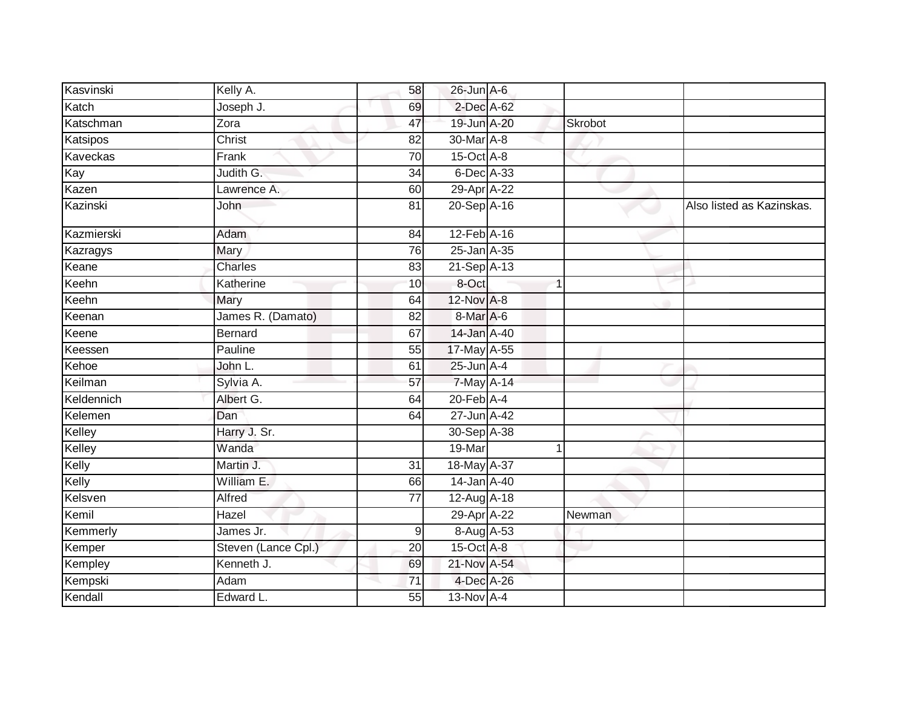| Kasvinski | Kelly A. | 58 | 26-Jun | A-6 | | |
|---|---|---|---|---|---|---|
| Katch | Joseph J. | 69 | 2-Dec | A-62 | | |
| Katschman | Zora | 47 | 19-Jun | A-20 | Skrobot | |
| Katsipos | Christ | 82 | 30-Mar | A-8 | | |
| Kaveckas | Frank | 70 | 15-Oct | A-8 | | |
| Kay | Judith G. | 34 | 6-Dec | A-33 | | |
| Kazen | Lawrence A. | 60 | 29-Apr | A-22 | | |
| Kazinski | John | 81 | 20-Sep | A-16 | | Also listed as Kazinskas. |
| Kazmierski | Adam | 84 | 12-Feb | A-16 | | |
| Kazragys | Mary | 76 | 25-Jan | A-35 | | |
| Keane | Charles | 83 | 21-Sep | A-13 | | |
| Keehn | Katherine | 10 | 8-Oct | 1 | | |
| Keehn | Mary | 64 | 12-Nov | A-8 | | |
| Keenan | James R. (Damato) | 82 | 8-Mar | A-6 | | |
| Keene | Bernard | 67 | 14-Jan | A-40 | | |
| Keessen | Pauline | 55 | 17-May | A-55 | | |
| Kehoe | John L. | 61 | 25-Jun | A-4 | | |
| Keilman | Sylvia A. | 57 | 7-May | A-14 | | |
| Keldennich | Albert G. | 64 | 20-Feb | A-4 | | |
| Kelemen | Dan | 64 | 27-Jun | A-42 | | |
| Kelley | Harry J. Sr. | | 30-Sep | A-38 | | |
| Kelley | Wanda | | 19-Mar | 1 | | |
| Kelly | Martin J. | 31 | 18-May | A-37 | | |
| Kelly | William E. | 66 | 14-Jan | A-40 | | |
| Kelsven | Alfred | 77 | 12-Aug | A-18 | | |
| Kemil | Hazel | | 29-Apr | A-22 | Newman | |
| Kemmerly | James Jr. | 9 | 8-Aug | A-53 | | |
| Kemper | Steven (Lance Cpl.) | 20 | 15-Oct | A-8 | | |
| Kempley | Kenneth J. | 69 | 21-Nov | A-54 | | |
| Kempski | Adam | 71 | 4-Dec | A-26 | | |
| Kendall | Edward L. | 55 | 13-Nov | A-4 | | |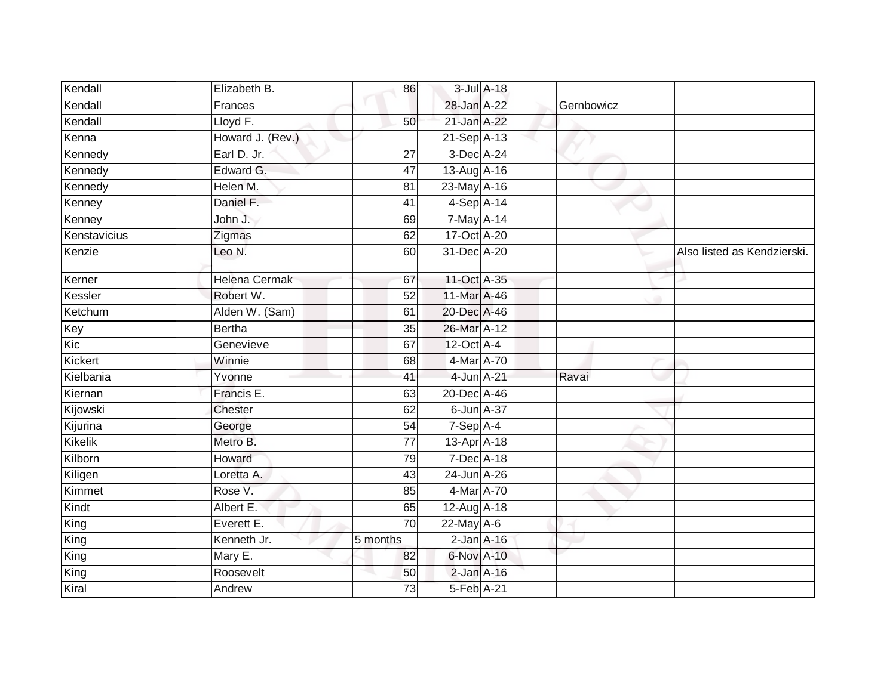| | | | | | | |
|---|---|---|---|---|---|---|
| Kendall | Elizabeth B. | 86 | 3-Jul | A-18 | | |
| Kendall | Frances | | 28-Jan | A-22 | Gernbowicz | |
| Kendall | Lloyd F. | 50 | 21-Jan | A-22 | | |
| Kenna | Howard J. (Rev.) | | 21-Sep | A-13 | | |
| Kennedy | Earl D. Jr. | 27 | 3-Dec | A-24 | | |
| Kennedy | Edward G. | 47 | 13-Aug | A-16 | | |
| Kennedy | Helen M. | 81 | 23-May | A-16 | | |
| Kenney | Daniel F. | 41 | 4-Sep | A-14 | | |
| Kenney | John J. | 69 | 7-May | A-14 | | |
| Kenstavicius | Zigmas | 62 | 17-Oct | A-20 | | |
| Kenzie | Leo N. | 60 | 31-Dec | A-20 | | Also listed as Kendzierski. |
| Kerner | Helena Cermak | 67 | 11-Oct | A-35 | | |
| Kessler | Robert W. | 52 | 11-Mar | A-46 | | |
| Ketchum | Alden W. (Sam) | 61 | 20-Dec | A-46 | | |
| Key | Bertha | 35 | 26-Mar | A-12 | | |
| Kic | Genevieve | 67 | 12-Oct | A-4 | | |
| Kickert | Winnie | 68 | 4-Mar | A-70 | | |
| Kielbania | Yvonne | 41 | 4-Jun | A-21 | Ravai | |
| Kiernan | Francis E. | 63 | 20-Dec | A-46 | | |
| Kijowski | Chester | 62 | 6-Jun | A-37 | | |
| Kijurina | George | 54 | 7-Sep | A-4 | | |
| Kikelik | Metro B. | 77 | 13-Apr | A-18 | | |
| Kilborn | Howard | 79 | 7-Dec | A-18 | | |
| Kiligen | Loretta A. | 43 | 24-Jun | A-26 | | |
| Kimmet | Rose V. | 85 | 4-Mar | A-70 | | |
| Kindt | Albert E. | 65 | 12-Aug | A-18 | | |
| King | Everett E. | 70 | 22-May | A-6 | | |
| King | Kenneth Jr. | 5 months | 2-Jan | A-16 | | |
| King | Mary E. | 82 | 6-Nov | A-10 | | |
| King | Roosevelt | 50 | 2-Jan | A-16 | | |
| Kiral | Andrew | 73 | 5-Feb | A-21 | | |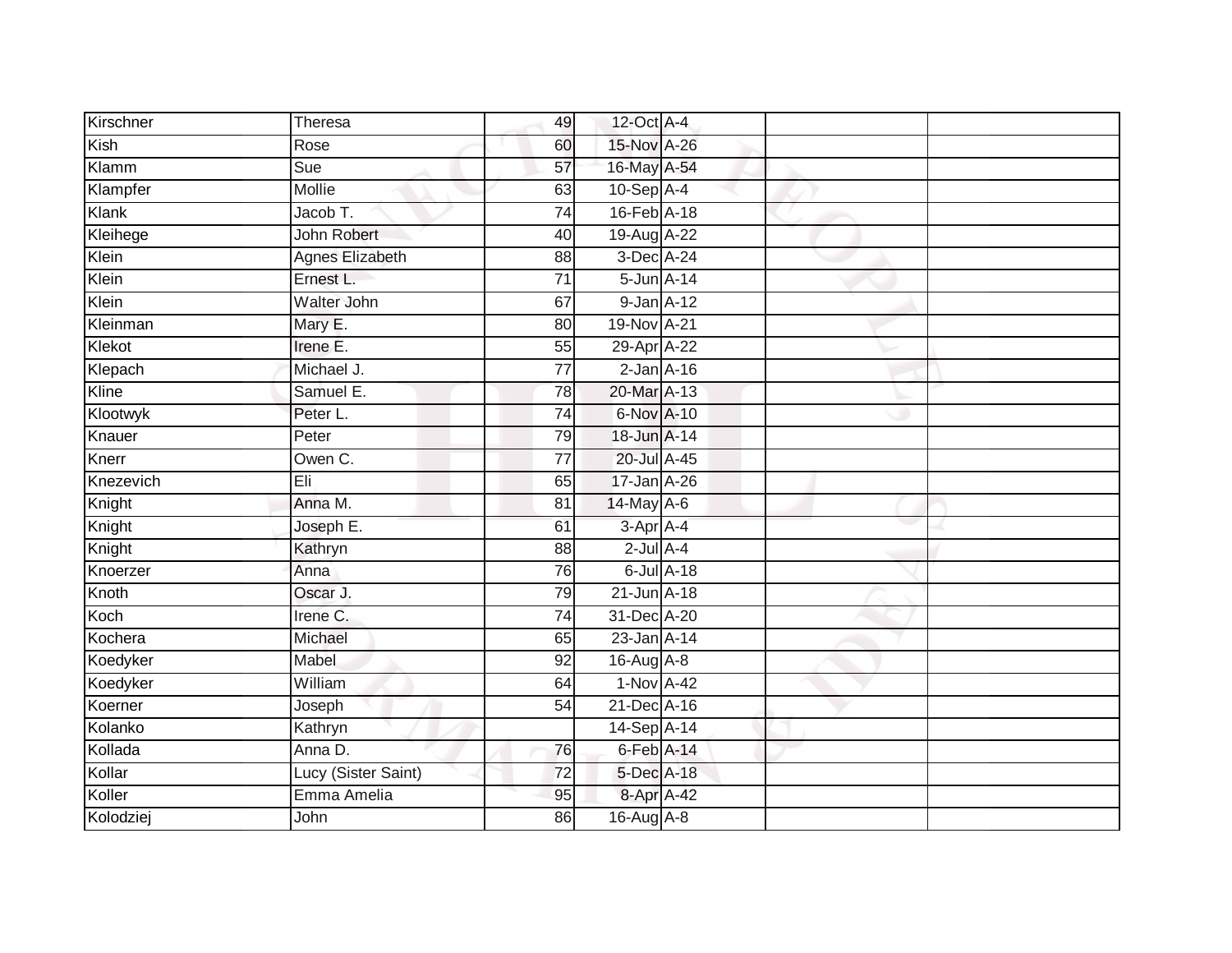| Kirschner | Theresa | 49 | 12-Oct | A-4 | | |
|---|---|---|---|---|---|---|
| Kish | Rose | 60 | 15-Nov | A-26 | | |
| Klamm | Sue | 57 | 16-May | A-54 | | |
| Klampfer | Mollie | 63 | 10-Sep | A-4 | | |
| Klank | Jacob T. | 74 | 16-Feb | A-18 | | |
| Kleihege | John Robert | 40 | 19-Aug | A-22 | | |
| Klein | Agnes Elizabeth | 88 | 3-Dec | A-24 | | |
| Klein | Ernest L. | 71 | 5-Jun | A-14 | | |
| Klein | Walter John | 67 | 9-Jan | A-12 | | |
| Kleinman | Mary E. | 80 | 19-Nov | A-21 | | |
| Klekot | Irene E. | 55 | 29-Apr | A-22 | | |
| Klepach | Michael J. | 77 | 2-Jan | A-16 | | |
| Kline | Samuel E. | 78 | 20-Mar | A-13 | | |
| Klootwyk | Peter L. | 74 | 6-Nov | A-10 | | |
| Knauer | Peter | 79 | 18-Jun | A-14 | | |
| Knerr | Owen C. | 77 | 20-Jul | A-45 | | |
| Knezevich | Eli | 65 | 17-Jan | A-26 | | |
| Knight | Anna M. | 81 | 14-May | A-6 | | |
| Knight | Joseph E. | 61 | 3-Apr | A-4 | | |
| Knight | Kathryn | 88 | 2-Jul | A-4 | | |
| Knoerzer | Anna | 76 | 6-Jul | A-18 | | |
| Knoth | Oscar J. | 79 | 21-Jun | A-18 | | |
| Koch | Irene C. | 74 | 31-Dec | A-20 | | |
| Kochera | Michael | 65 | 23-Jan | A-14 | | |
| Koedyker | Mabel | 92 | 16-Aug | A-8 | | |
| Koedyker | William | 64 | 1-Nov | A-42 | | |
| Koerner | Joseph | 54 | 21-Dec | A-16 | | |
| Kolanko | Kathryn | | 14-Sep | A-14 | | |
| Kollada | Anna D. | 76 | 6-Feb | A-14 | | |
| Kollar | Lucy (Sister Saint) | 72 | 5-Dec | A-18 | | |
| Koller | Emma Amelia | 95 | 8-Apr | A-42 | | |
| Kolodziej | John | 86 | 16-Aug | A-8 | | |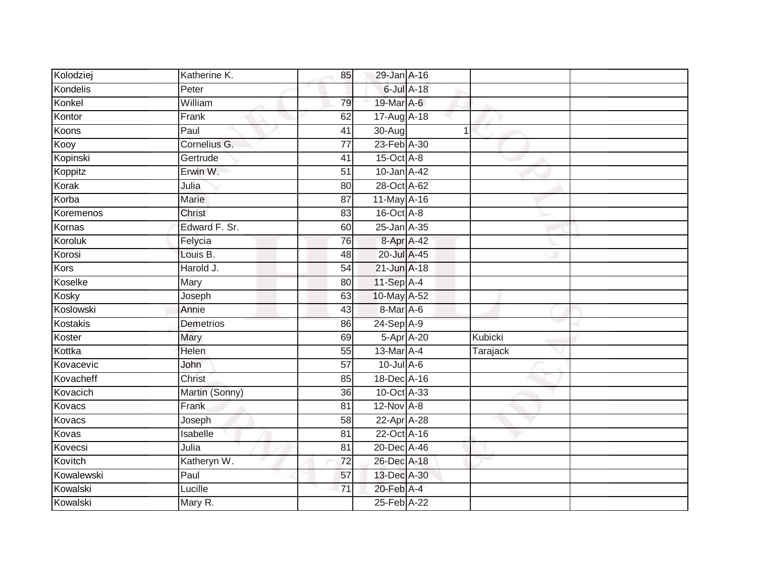| | | | | | | |
|---|---|---|---|---|---|---|
| Kolodziej | Katherine K. | 85 | 29-Jan | A-16 | | |
| Kondelis | Peter | | 6-Jul | A-18 | | |
| Konkel | William | 79 | 19-Mar | A-6 | | |
| Kontor | Frank | 62 | 17-Aug | A-18 | | |
| Koons | Paul | 41 | 30-Aug | 1 | | |
| Kooy | Cornelius G. | 77 | 23-Feb | A-30 | | |
| Kopinski | Gertrude | 41 | 15-Oct | A-8 | | |
| Koppitz | Erwin W. | 51 | 10-Jan | A-42 | | |
| Korak | Julia | 80 | 28-Oct | A-62 | | |
| Korba | Marie | 87 | 11-May | A-16 | | |
| Koremenos | Christ | 83 | 16-Oct | A-8 | | |
| Kornas | Edward F. Sr. | 60 | 25-Jan | A-35 | | |
| Koroluk | Felycia | 76 | 8-Apr | A-42 | | |
| Korosi | Louis B. | 48 | 20-Jul | A-45 | | |
| Kors | Harold J. | 54 | 21-Jun | A-18 | | |
| Koselke | Mary | 80 | 11-Sep | A-4 | | |
| Kosky | Joseph | 63 | 10-May | A-52 | | |
| Koslowski | Annie | 43 | 8-Mar | A-6 | | |
| Kostakis | Demetrios | 86 | 24-Sep | A-9 | | |
| Koster | Mary | 69 | 5-Apr | A-20 | Kubicki | |
| Kottka | Helen | 55 | 13-Mar | A-4 | Tarajack | |
| Kovacevic | John | 57 | 10-Jul | A-6 | | |
| Kovacheff | Christ | 85 | 18-Dec | A-16 | | |
| Kovacich | Martin (Sonny) | 36 | 10-Oct | A-33 | | |
| Kovacs | Frank | 81 | 12-Nov | A-8 | | |
| Kovacs | Joseph | 58 | 22-Apr | A-28 | | |
| Kovas | Isabelle | 81 | 22-Oct | A-16 | | |
| Kovecsi | Julia | 81 | 20-Dec | A-46 | | |
| Kovitch | Katheryn W. | 72 | 26-Dec | A-18 | | |
| Kowalewski | Paul | 57 | 13-Dec | A-30 | | |
| Kowalski | Lucille | 71 | 20-Feb | A-4 | | |
| Kowalski | Mary R. | | 25-Feb | A-22 | | |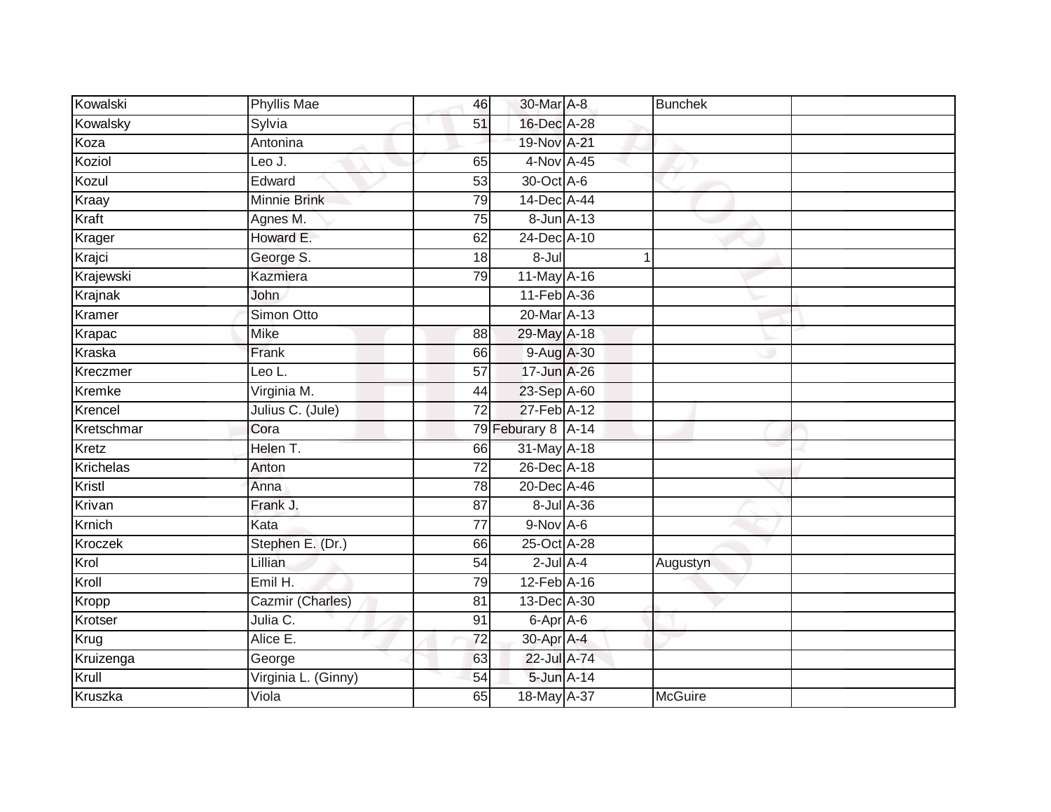| | | | | | | |
|---|---|---|---|---|---|---|
| Kowalski | Phyllis Mae | 46 | 30-Mar | A-8 | Bunchek | |
| Kowalsky | Sylvia | 51 | 16-Dec | A-28 | | |
| Koza | Antonina | | 19-Nov | A-21 | | |
| Koziol | Leo J. | 65 | 4-Nov | A-45 | | |
| Kozul | Edward | 53 | 30-Oct | A-6 | | |
| Kraay | Minnie Brink | 79 | 14-Dec | A-44 | | |
| Kraft | Agnes M. | 75 | 8-Jun | A-13 | | |
| Krager | Howard E. | 62 | 24-Dec | A-10 | | |
| Krajci | George S. | 18 | 8-Jul | 1 | | |
| Krajewski | Kazmiera | 79 | 11-May | A-16 | | |
| Krajnak | John | | 11-Feb | A-36 | | |
| Kramer | Simon Otto | | 20-Mar | A-13 | | |
| Krapac | Mike | 88 | 29-May | A-18 | | |
| Kraska | Frank | 66 | 9-Aug | A-30 | | |
| Kreczmer | Leo L. | 57 | 17-Jun | A-26 | | |
| Kremke | Virginia M. | 44 | 23-Sep | A-60 | | |
| Krencel | Julius C. (Jule) | 72 | 27-Feb | A-12 | | |
| Kretschmar | Cora | 79 | Feburary 8 | A-14 | | |
| Kretz | Helen T. | 66 | 31-May | A-18 | | |
| Krichelas | Anton | 72 | 26-Dec | A-18 | | |
| Kristl | Anna | 78 | 20-Dec | A-46 | | |
| Krivan | Frank J. | 87 | 8-Jul | A-36 | | |
| Krnich | Kata | 77 | 9-Nov | A-6 | | |
| Kroczek | Stephen E. (Dr.) | 66 | 25-Oct | A-28 | | |
| Krol | Lillian | 54 | 2-Jul | A-4 | Augustyn | |
| Kroll | Emil H. | 79 | 12-Feb | A-16 | | |
| Kropp | Cazmir (Charles) | 81 | 13-Dec | A-30 | | |
| Krotser | Julia C. | 91 | 6-Apr | A-6 | | |
| Krug | Alice E. | 72 | 30-Apr | A-4 | | |
| Kruizenga | George | 63 | 22-Jul | A-74 | | |
| Krull | Virginia L. (Ginny) | 54 | 5-Jun | A-14 | | |
| Kruszka | Viola | 65 | 18-May | A-37 | McGuire | |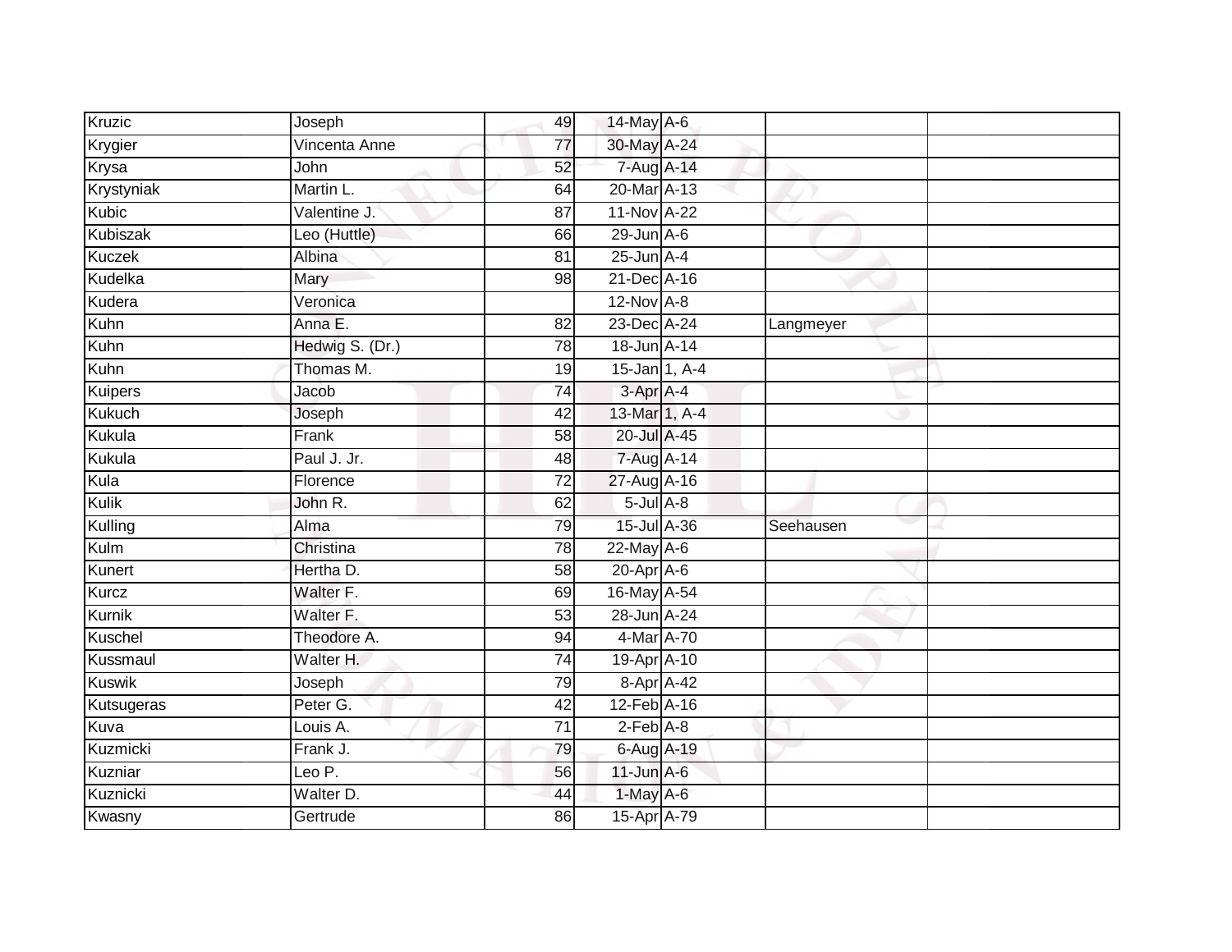| | | | | | | |
|---|---|---|---|---|---|---|
| Kruzic | Joseph | 49 | 14-May | A-6 | | |
| Krygier | Vincenta Anne | 77 | 30-May | A-24 | | |
| Krysa | John | 52 | 7-Aug | A-14 | | |
| Krystyniak | Martin L. | 64 | 20-Mar | A-13 | | |
| Kubic | Valentine J. | 87 | 11-Nov | A-22 | | |
| Kubiszak | Leo (Huttle) | 66 | 29-Jun | A-6 | | |
| Kuczek | Albina | 81 | 25-Jun | A-4 | | |
| Kudelka | Mary | 98 | 21-Dec | A-16 | | |
| Kudera | Veronica | | 12-Nov | A-8 | | |
| Kuhn | Anna E. | 82 | 23-Dec | A-24 | Langmeyer | |
| Kuhn | Hedwig S. (Dr.) | 78 | 18-Jun | A-14 | | |
| Kuhn | Thomas M. | 19 | 15-Jan | 1, A-4 | | |
| Kuipers | Jacob | 74 | 3-Apr | A-4 | | |
| Kukuch | Joseph | 42 | 13-Mar | 1, A-4 | | |
| Kukula | Frank | 58 | 20-Jul | A-45 | | |
| Kukula | Paul J. Jr. | 48 | 7-Aug | A-14 | | |
| Kula | Florence | 72 | 27-Aug | A-16 | | |
| Kulik | John R. | 62 | 5-Jul | A-8 | | |
| Kulling | Alma | 79 | 15-Jul | A-36 | Seehausen | |
| Kulm | Christina | 78 | 22-May | A-6 | | |
| Kunert | Hertha D. | 58 | 20-Apr | A-6 | | |
| Kurcz | Walter F. | 69 | 16-May | A-54 | | |
| Kurnik | Walter F. | 53 | 28-Jun | A-24 | | |
| Kuschel | Theodore A. | 94 | 4-Mar | A-70 | | |
| Kussmaul | Walter H. | 74 | 19-Apr | A-10 | | |
| Kuswik | Joseph | 79 | 8-Apr | A-42 | | |
| Kutsugeras | Peter G. | 42 | 12-Feb | A-16 | | |
| Kuva | Louis A. | 71 | 2-Feb | A-8 | | |
| Kuzmicki | Frank J. | 79 | 6-Aug | A-19 | | |
| Kuzniar | Leo P. | 56 | 11-Jun | A-6 | | |
| Kuznicki | Walter D. | 44 | 1-May | A-6 | | |
| Kwasny | Gertrude | 86 | 15-Apr | A-79 | | |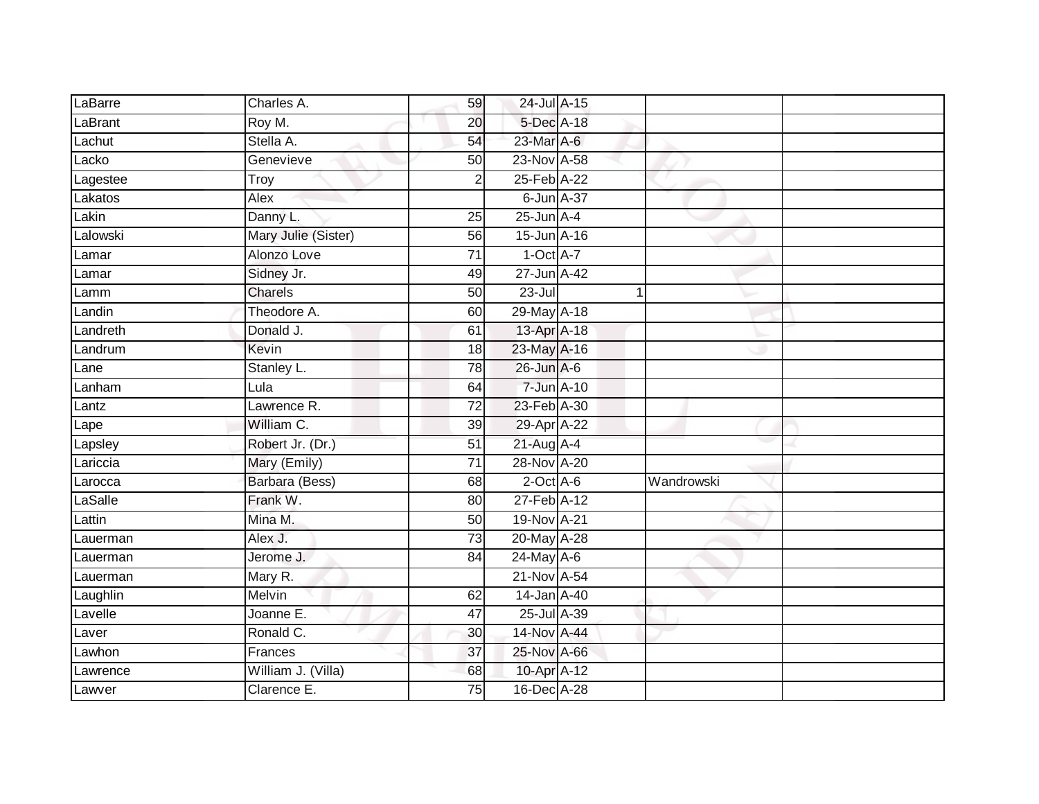| | | | | | | |
|---|---|---|---|---|---|---|
| LaBarre | Charles A. | 59 | 24-Jul | A-15 | | |
| LaBrant | Roy M. | 20 | 5-Dec | A-18 | | |
| Lachut | Stella A. | 54 | 23-Mar | A-6 | | |
| Lacko | Genevieve | 50 | 23-Nov | A-58 | | |
| Lagestee | Troy | 2 | 25-Feb | A-22 | | |
| Lakatos | Alex | | 6-Jun | A-37 | | |
| Lakin | Danny L. | 25 | 25-Jun | A-4 | | |
| Lalowski | Mary Julie (Sister) | 56 | 15-Jun | A-16 | | |
| Lamar | Alonzo Love | 71 | 1-Oct | A-7 | | |
| Lamar | Sidney Jr. | 49 | 27-Jun | A-42 | | |
| Lamm | Charels | 50 | 23-Jul | 1 | | |
| Landin | Theodore A. | 60 | 29-May | A-18 | | |
| Landreth | Donald J. | 61 | 13-Apr | A-18 | | |
| Landrum | Kevin | 18 | 23-May | A-16 | | |
| Lane | Stanley L. | 78 | 26-Jun | A-6 | | |
| Lanham | Lula | 64 | 7-Jun | A-10 | | |
| Lantz | Lawrence R. | 72 | 23-Feb | A-30 | | |
| Lape | William C. | 39 | 29-Apr | A-22 | | |
| Lapsley | Robert Jr. (Dr.) | 51 | 21-Aug | A-4 | | |
| Lariccia | Mary (Emily) | 71 | 28-Nov | A-20 | | |
| Larocca | Barbara (Bess) | 68 | 2-Oct | A-6 | Wandrowski | |
| LaSalle | Frank W. | 80 | 27-Feb | A-12 | | |
| Lattin | Mina M. | 50 | 19-Nov | A-21 | | |
| Lauerman | Alex J. | 73 | 20-May | A-28 | | |
| Lauerman | Jerome J. | 84 | 24-May | A-6 | | |
| Lauerman | Mary R. | | 21-Nov | A-54 | | |
| Laughlin | Melvin | 62 | 14-Jan | A-40 | | |
| Lavelle | Joanne E. | 47 | 25-Jul | A-39 | | |
| Laver | Ronald C. | 30 | 14-Nov | A-44 | | |
| Lawhon | Frances | 37 | 25-Nov | A-66 | | |
| Lawrence | William J. (Villa) | 68 | 10-Apr | A-12 | | |
| Lawver | Clarence E. | 75 | 16-Dec | A-28 | | |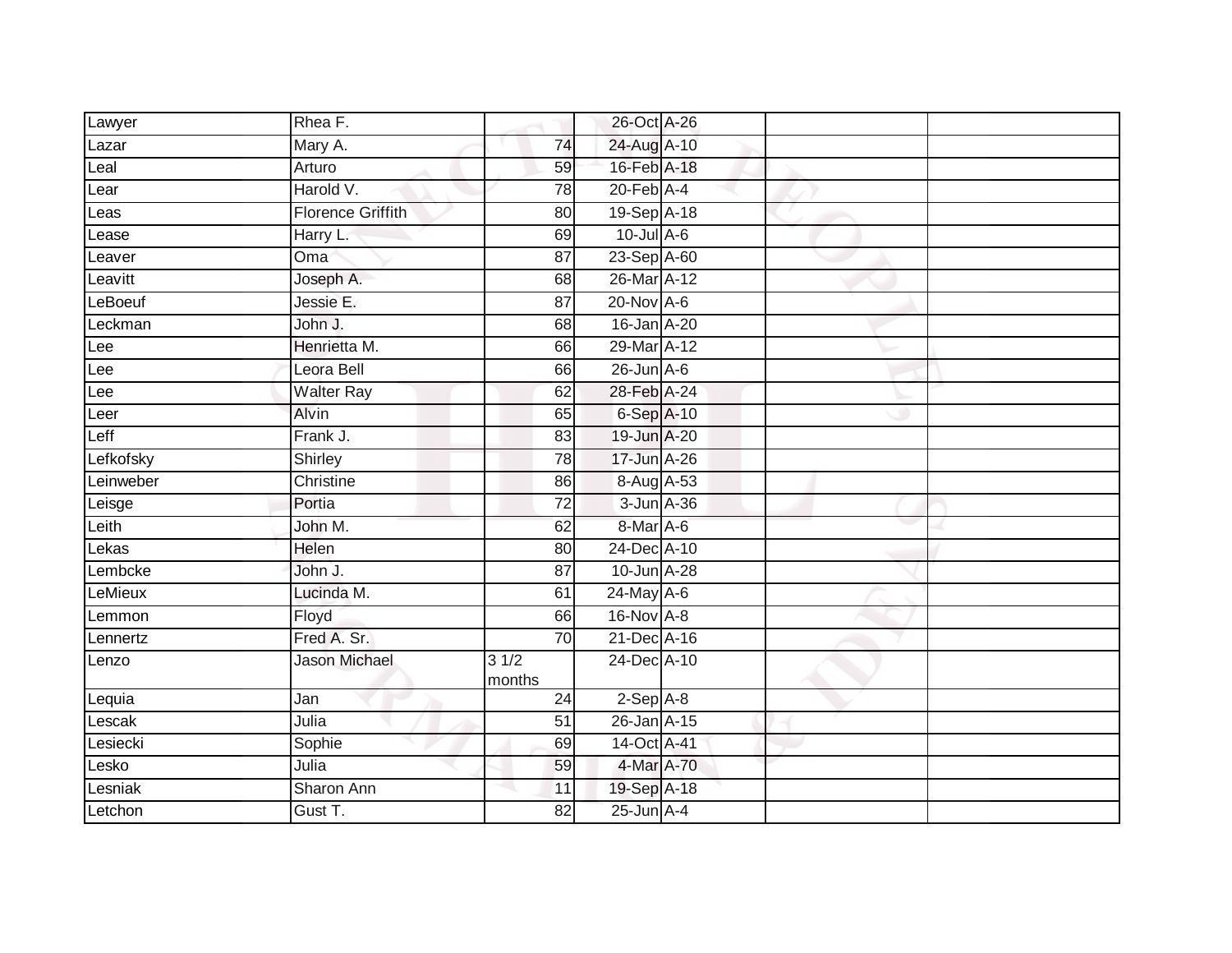| | | | | | | |
|---|---|---|---|---|---|---|
| Lawyer | Rhea F. | | 26-Oct | A-26 | | |
| Lazar | Mary A. | 74 | 24-Aug | A-10 | | |
| Leal | Arturo | 59 | 16-Feb | A-18 | | |
| Lear | Harold V. | 78 | 20-Feb | A-4 | | |
| Leas | Florence Griffith | 80 | 19-Sep | A-18 | | |
| Lease | Harry L. | 69 | 10-Jul | A-6 | | |
| Leaver | Oma | 87 | 23-Sep | A-60 | | |
| Leavitt | Joseph A. | 68 | 26-Mar | A-12 | | |
| LeBoeuf | Jessie E. | 87 | 20-Nov | A-6 | | |
| Leckman | John J. | 68 | 16-Jan | A-20 | | |
| Lee | Henrietta M. | 66 | 29-Mar | A-12 | | |
| Lee | Leora Bell | 66 | 26-Jun | A-6 | | |
| Lee | Walter Ray | 62 | 28-Feb | A-24 | | |
| Leer | Alvin | 65 | 6-Sep | A-10 | | |
| Leff | Frank J. | 83 | 19-Jun | A-20 | | |
| Lefkofsky | Shirley | 78 | 17-Jun | A-26 | | |
| Leinweber | Christine | 86 | 8-Aug | A-53 | | |
| Leisge | Portia | 72 | 3-Jun | A-36 | | |
| Leith | John M. | 62 | 8-Mar | A-6 | | |
| Lekas | Helen | 80 | 24-Dec | A-10 | | |
| Lembcke | John J. | 87 | 10-Jun | A-28 | | |
| LeMieux | Lucinda M. | 61 | 24-May | A-6 | | |
| Lemmon | Floyd | 66 | 16-Nov | A-8 | | |
| Lennertz | Fred A. Sr. | 70 | 21-Dec | A-16 | | |
| Lenzo | Jason Michael | 3 1/2 months | 24-Dec | A-10 | | |
| Lequia | Jan | 24 | 2-Sep | A-8 | | |
| Lescak | Julia | 51 | 26-Jan | A-15 | | |
| Lesiecki | Sophie | 69 | 14-Oct | A-41 | | |
| Lesko | Julia | 59 | 4-Mar | A-70 | | |
| Lesniak | Sharon Ann | 11 | 19-Sep | A-18 | | |
| Letchon | Gust T. | 82 | 25-Jun | A-4 | | |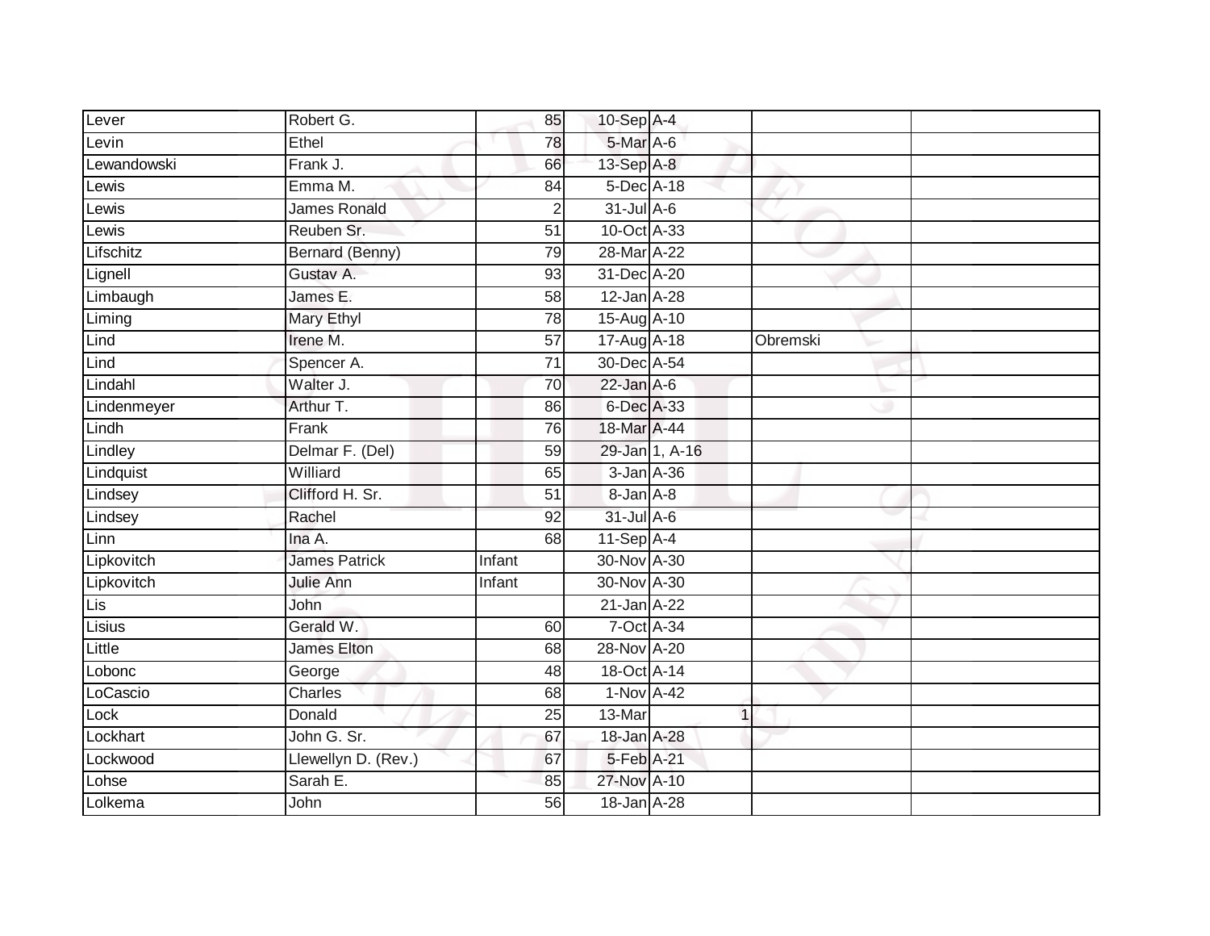| | | | | | | |
|---|---|---|---|---|---|---|
| Lever | Robert G. | 85 | 10-Sep | A-4 | | |
| Levin | Ethel | 78 | 5-Mar | A-6 | | |
| Lewandowski | Frank J. | 66 | 13-Sep | A-8 | | |
| Lewis | Emma M. | 84 | 5-Dec | A-18 | | |
| Lewis | James Ronald | 2 | 31-Jul | A-6 | | |
| Lewis | Reuben Sr. | 51 | 10-Oct | A-33 | | |
| Lifschitz | Bernard (Benny) | 79 | 28-Mar | A-22 | | |
| Lignell | Gustav A. | 93 | 31-Dec | A-20 | | |
| Limbaugh | James E. | 58 | 12-Jan | A-28 | | |
| Liming | Mary Ethyl | 78 | 15-Aug | A-10 | | |
| Lind | Irene M. | 57 | 17-Aug | A-18 | Obremski | |
| Lind | Spencer A. | 71 | 30-Dec | A-54 | | |
| Lindahl | Walter J. | 70 | 22-Jan | A-6 | | |
| Lindenmeyer | Arthur T. | 86 | 6-Dec | A-33 | | |
| Lindh | Frank | 76 | 18-Mar | A-44 | | |
| Lindley | Delmar F. (Del) | 59 | 29-Jan | 1, A-16 | | |
| Lindquist | Williard | 65 | 3-Jan | A-36 | | |
| Lindsey | Clifford H. Sr. | 51 | 8-Jan | A-8 | | |
| Lindsey | Rachel | 92 | 31-Jul | A-6 | | |
| Linn | Ina A. | 68 | 11-Sep | A-4 | | |
| Lipkovitch | James Patrick | Infant | 30-Nov | A-30 | | |
| Lipkovitch | Julie Ann | Infant | 30-Nov | A-30 | | |
| Lis | John | | 21-Jan | A-22 | | |
| Lisius | Gerald W. | 60 | 7-Oct | A-34 | | |
| Little | James Elton | 68 | 28-Nov | A-20 | | |
| Lobonc | George | 48 | 18-Oct | A-14 | | |
| LoCascio | Charles | 68 | 1-Nov | A-42 | | |
| Lock | Donald | 25 | 13-Mar | 1 | | |
| Lockhart | John G. Sr. | 67 | 18-Jan | A-28 | | |
| Lockwood | Llewellyn D. (Rev.) | 67 | 5-Feb | A-21 | | |
| Lohse | Sarah E. | 85 | 27-Nov | A-10 | | |
| Lolkema | John | 56 | 18-Jan | A-28 | | |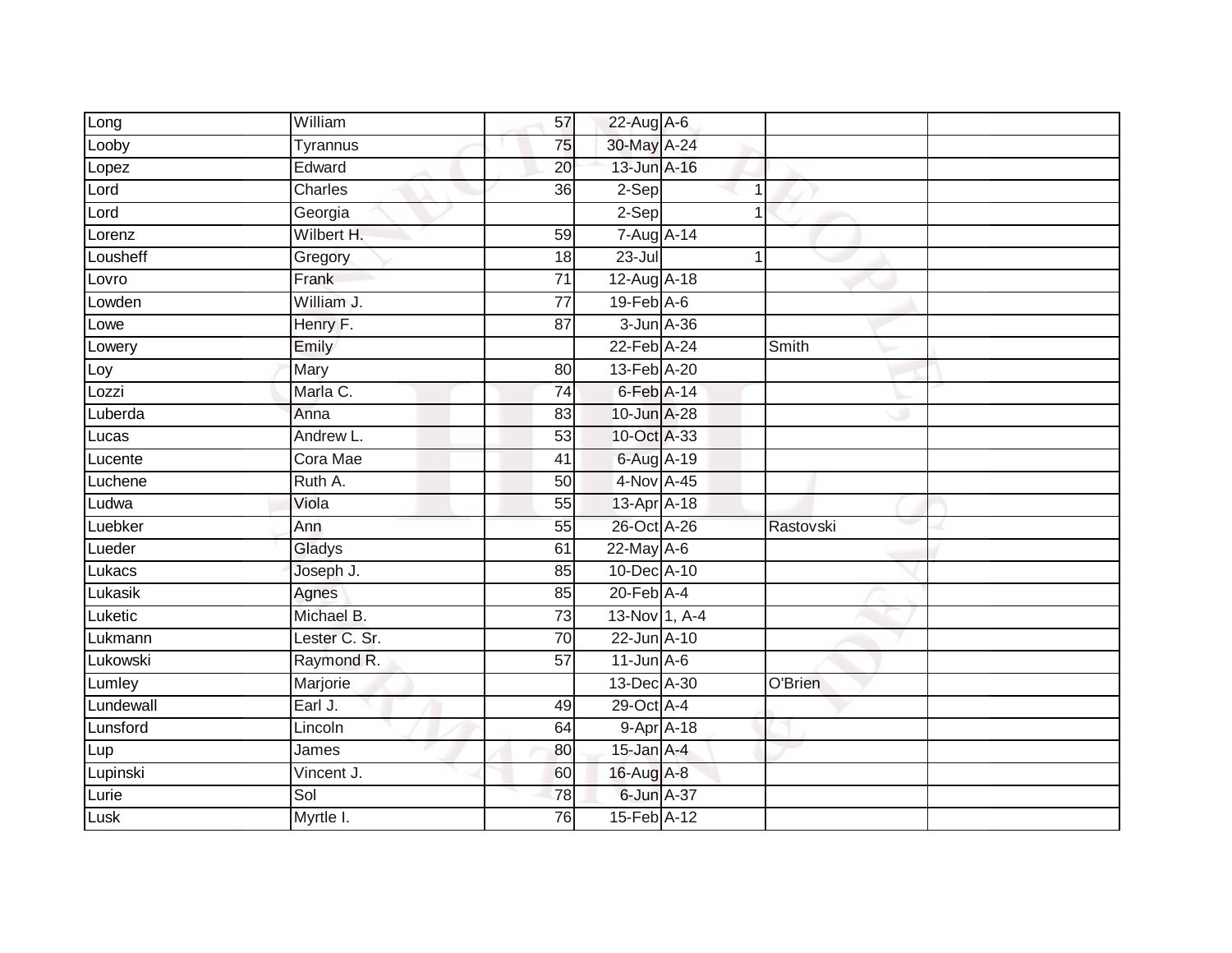| Long | William | 57 | 22-Aug | A-6 | | |
|---|---|---|---|---|---|---|
| Looby | Tyrannus | 75 | 30-May | A-24 | | |
| Lopez | Edward | 20 | 13-Jun | A-16 | | |
| Lord | Charles | 36 | 2-Sep | 1 | | |
| Lord | Georgia | | 2-Sep | 1 | | |
| Lorenz | Wilbert H. | 59 | 7-Aug | A-14 | | |
| Lousheff | Gregory | 18 | 23-Jul | 1 | | |
| Lovro | Frank | 71 | 12-Aug | A-18 | | |
| Lowden | William J. | 77 | 19-Feb | A-6 | | |
| Lowe | Henry F. | 87 | 3-Jun | A-36 | | |
| Lowery | Emily | | 22-Feb | A-24 | Smith | |
| Loy | Mary | 80 | 13-Feb | A-20 | | |
| Lozzi | Marla C. | 74 | 6-Feb | A-14 | | |
| Luberda | Anna | 83 | 10-Jun | A-28 | | |
| Lucas | Andrew L. | 53 | 10-Oct | A-33 | | |
| Lucente | Cora Mae | 41 | 6-Aug | A-19 | | |
| Luchene | Ruth A. | 50 | 4-Nov | A-45 | | |
| Ludwa | Viola | 55 | 13-Apr | A-18 | | |
| Luebker | Ann | 55 | 26-Oct | A-26 | Rastovski | |
| Lueder | Gladys | 61 | 22-May | A-6 | | |
| Lukacs | Joseph J. | 85 | 10-Dec | A-10 | | |
| Lukasik | Agnes | 85 | 20-Feb | A-4 | | |
| Luketic | Michael B. | 73 | 13-Nov | 1, A-4 | | |
| Lukmann | Lester C. Sr. | 70 | 22-Jun | A-10 | | |
| Lukowski | Raymond R. | 57 | 11-Jun | A-6 | | |
| Lumley | Marjorie | | 13-Dec | A-30 | O'Brien | |
| Lundewall | Earl J. | 49 | 29-Oct | A-4 | | |
| Lunsford | Lincoln | 64 | 9-Apr | A-18 | | |
| Lup | James | 80 | 15-Jan | A-4 | | |
| Lupinski | Vincent J. | 60 | 16-Aug | A-8 | | |
| Lurie | Sol | 78 | 6-Jun | A-37 | | |
| Lusk | Myrtle I. | 76 | 15-Feb | A-12 | | |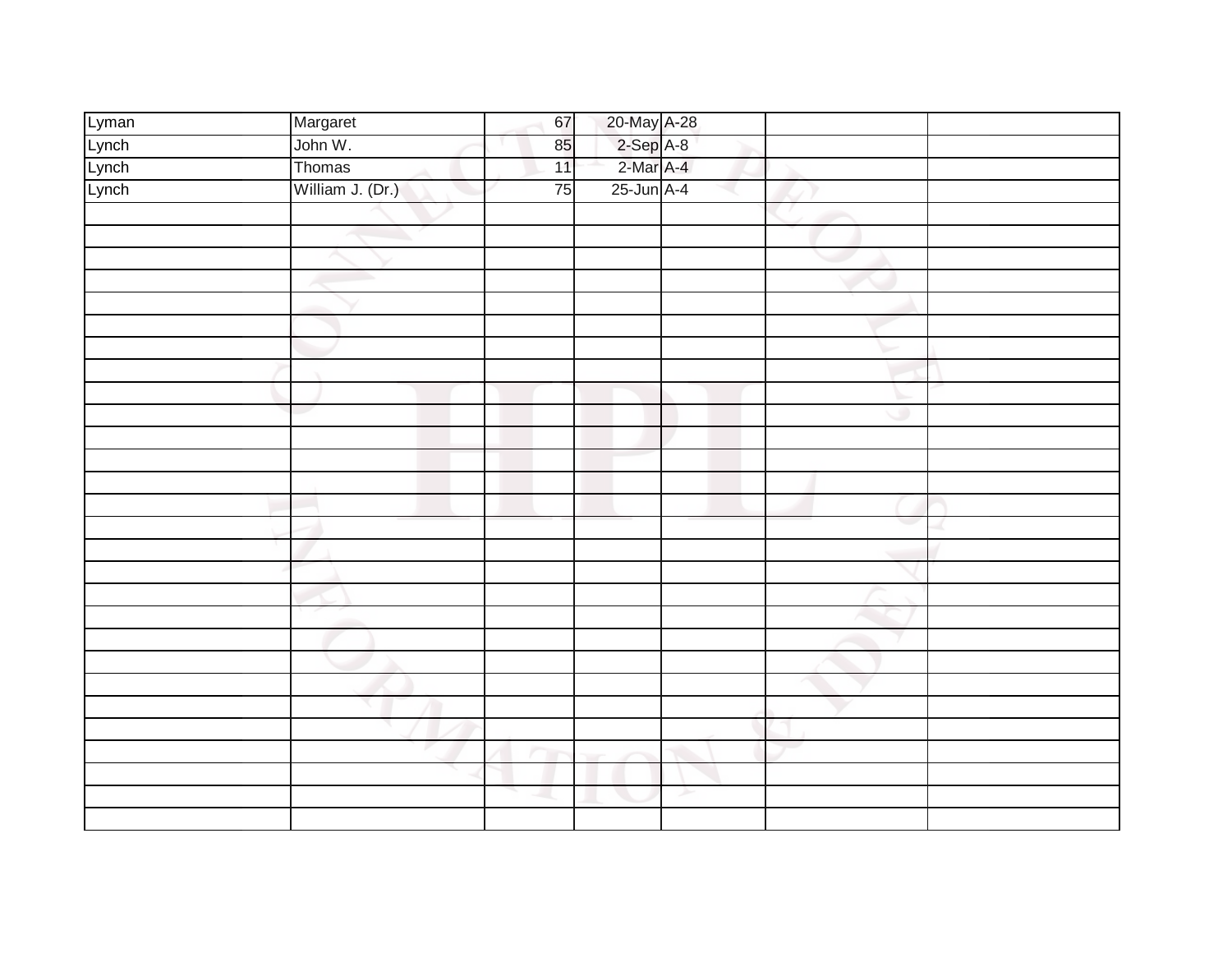| | | | | | | |
|---|---|---|---|---|---|---|
| Lyman | Margaret | 67 | 20-May | A-28 | | |
| Lynch | John W. | 85 | 2-Sep | A-8 | | |
| Lynch | Thomas | 11 | 2-Mar | A-4 | | |
| Lynch | William J. (Dr.) | 75 | 25-Jun | A-4 | | |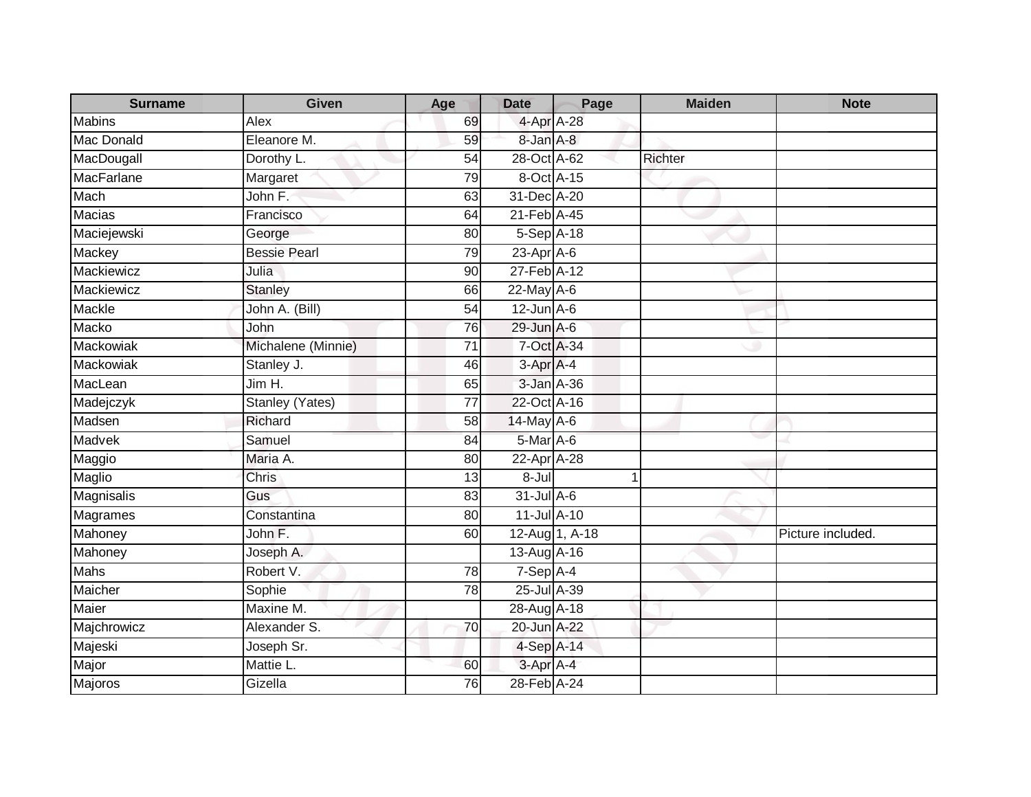| Surname | Given | Age | Date | Page | Maiden | Note |
| --- | --- | --- | --- | --- | --- | --- |
| Mabins | Alex | 69 | 4-Apr | A-28 | | |
| Mac Donald | Eleanore M. | 59 | 8-Jan | A-8 | | |
| MacDougall | Dorothy L. | 54 | 28-Oct | A-62 | Richter | |
| MacFarlane | Margaret | 79 | 8-Oct | A-15 | | |
| Mach | John F. | 63 | 31-Dec | A-20 | | |
| Macias | Francisco | 64 | 21-Feb | A-45 | | |
| Maciejewski | George | 80 | 5-Sep | A-18 | | |
| Mackey | Bessie Pearl | 79 | 23-Apr | A-6 | | |
| Mackiewicz | Julia | 90 | 27-Feb | A-12 | | |
| Mackiewicz | Stanley | 66 | 22-May | A-6 | | |
| Mackle | John A. (Bill) | 54 | 12-Jun | A-6 | | |
| Macko | John | 76 | 29-Jun | A-6 | | |
| Mackowiak | Michalene (Minnie) | 71 | 7-Oct | A-34 | | |
| Mackowiak | Stanley J. | 46 | 3-Apr | A-4 | | |
| MacLean | Jim H. | 65 | 3-Jan | A-36 | | |
| Madejczyk | Stanley (Yates) | 77 | 22-Oct | A-16 | | |
| Madsen | Richard | 58 | 14-May | A-6 | | |
| Madvek | Samuel | 84 | 5-Mar | A-6 | | |
| Maggio | Maria A. | 80 | 22-Apr | A-28 | | |
| Maglio | Chris | 13 | 8-Jul | 1 | | |
| Magnisalis | Gus | 83 | 31-Jul | A-6 | | |
| Magrames | Constantina | 80 | 11-Jul | A-10 | | |
| Mahoney | John F. | 60 | 12-Aug | 1, A-18 | | Picture included. |
| Mahoney | Joseph A. | | 13-Aug | A-16 | | |
| Mahs | Robert V. | 78 | 7-Sep | A-4 | | |
| Maicher | Sophie | 78 | 25-Jul | A-39 | | |
| Maier | Maxine M. | | 28-Aug | A-18 | | |
| Majchrowicz | Alexander S. | 70 | 20-Jun | A-22 | | |
| Majeski | Joseph Sr. | | 4-Sep | A-14 | | |
| Major | Mattie L. | 60 | 3-Apr | A-4 | | |
| Majoros | Gizella | 76 | 28-Feb | A-24 | | |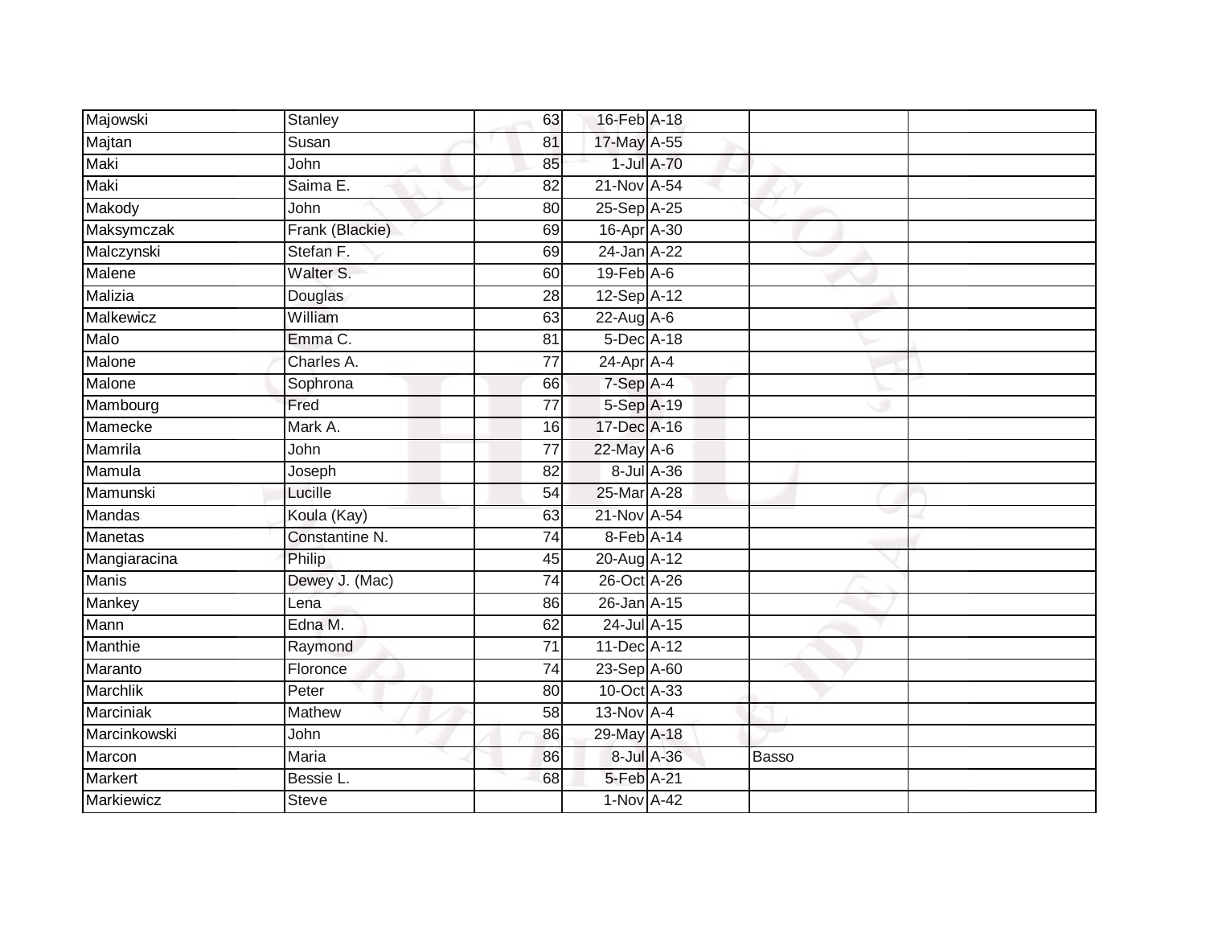| | | | | | | |
|---|---|---|---|---|---|---|
| Majowski | Stanley | 63 | 16-Feb | A-18 | | |
| Majtan | Susan | 81 | 17-May | A-55 | | |
| Maki | John | 85 | 1-Jul | A-70 | | |
| Maki | Saima E. | 82 | 21-Nov | A-54 | | |
| Makody | John | 80 | 25-Sep | A-25 | | |
| Maksymczak | Frank (Blackie) | 69 | 16-Apr | A-30 | | |
| Malczynski | Stefan F. | 69 | 24-Jan | A-22 | | |
| Malene | Walter S. | 60 | 19-Feb | A-6 | | |
| Malizia | Douglas | 28 | 12-Sep | A-12 | | |
| Malkewicz | William | 63 | 22-Aug | A-6 | | |
| Malo | Emma C. | 81 | 5-Dec | A-18 | | |
| Malone | Charles A. | 77 | 24-Apr | A-4 | | |
| Malone | Sophrona | 66 | 7-Sep | A-4 | | |
| Mambourg | Fred | 77 | 5-Sep | A-19 | | |
| Mamecke | Mark A. | 16 | 17-Dec | A-16 | | |
| Mamrila | John | 77 | 22-May | A-6 | | |
| Mamula | Joseph | 82 | 8-Jul | A-36 | | |
| Mamunski | Lucille | 54 | 25-Mar | A-28 | | |
| Mandas | Koula (Kay) | 63 | 21-Nov | A-54 | | |
| Manetas | Constantine N. | 74 | 8-Feb | A-14 | | |
| Mangiaracina | Philip | 45 | 20-Aug | A-12 | | |
| Manis | Dewey J. (Mac) | 74 | 26-Oct | A-26 | | |
| Mankey | Lena | 86 | 26-Jan | A-15 | | |
| Mann | Edna M. | 62 | 24-Jul | A-15 | | |
| Manthie | Raymond | 71 | 11-Dec | A-12 | | |
| Maranto | Floronce | 74 | 23-Sep | A-60 | | |
| Marchlik | Peter | 80 | 10-Oct | A-33 | | |
| Marciniak | Mathew | 58 | 13-Nov | A-4 | | |
| Marcinkowski | John | 86 | 29-May | A-18 | | |
| Marcon | Maria | 86 | 8-Jul | A-36 | Basso | |
| Markert | Bessie L. | 68 | 5-Feb | A-21 | | |
| Markiewicz | Steve | | 1-Nov | A-42 | | |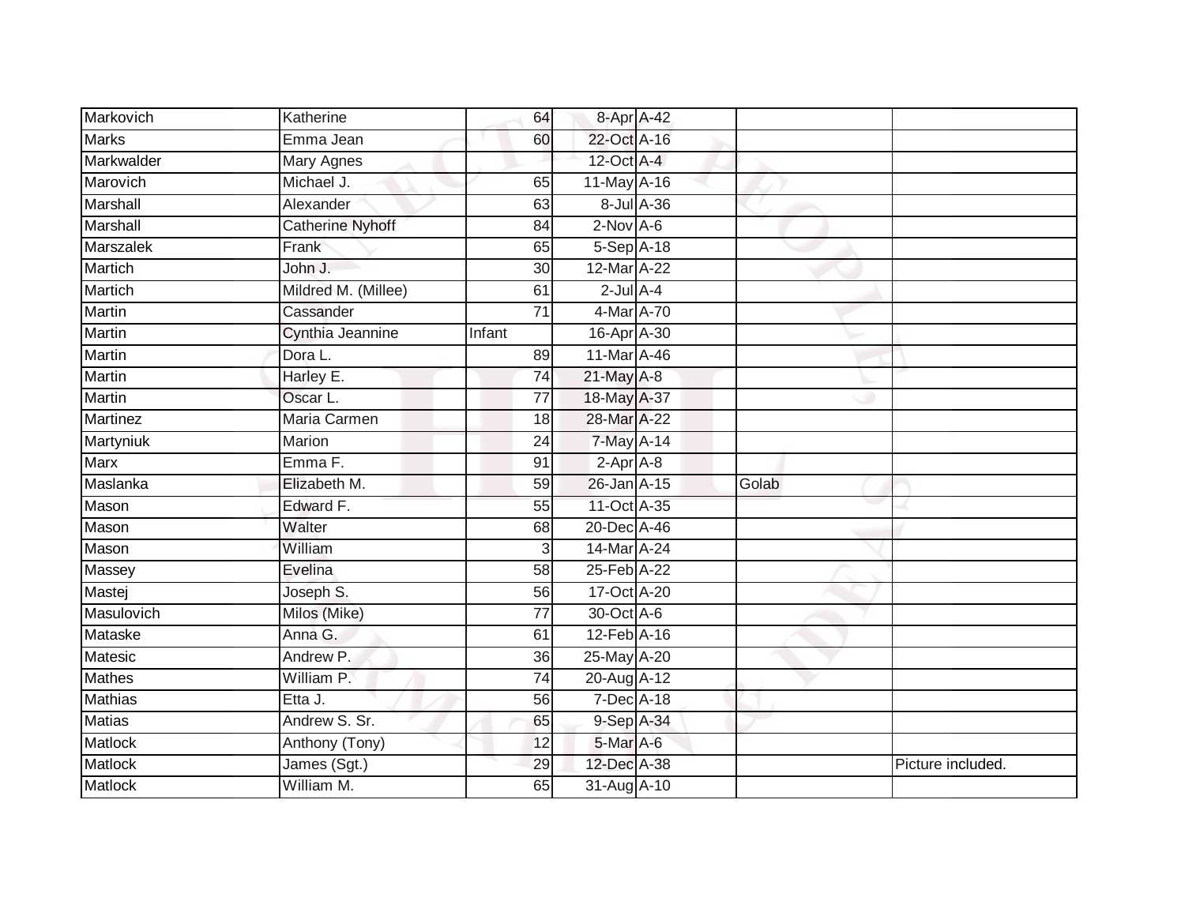| | | | | | | |
|---|---|---|---|---|---|---|
| Markovich | Katherine | 64 | 8-Apr | A-42 | | |
| Marks | Emma Jean | 60 | 22-Oct | A-16 | | |
| Markwalder | Mary Agnes | | 12-Oct | A-4 | | |
| Marovich | Michael J. | 65 | 11-May | A-16 | | |
| Marshall | Alexander | 63 | 8-Jul | A-36 | | |
| Marshall | Catherine Nyhoff | 84 | 2-Nov | A-6 | | |
| Marszalek | Frank | 65 | 5-Sep | A-18 | | |
| Martich | John J. | 30 | 12-Mar | A-22 | | |
| Martich | Mildred M. (Millee) | 61 | 2-Jul | A-4 | | |
| Martin | Cassander | 71 | 4-Mar | A-70 | | |
| Martin | Cynthia Jeannine | Infant | 16-Apr | A-30 | | |
| Martin | Dora L. | 89 | 11-Mar | A-46 | | |
| Martin | Harley E. | 74 | 21-May | A-8 | | |
| Martin | Oscar L. | 77 | 18-May | A-37 | | |
| Martinez | Maria Carmen | 18 | 28-Mar | A-22 | | |
| Martyniuk | Marion | 24 | 7-May | A-14 | | |
| Marx | Emma F. | 91 | 2-Apr | A-8 | | |
| Maslanka | Elizabeth M. | 59 | 26-Jan | A-15 | Golab | |
| Mason | Edward F. | 55 | 11-Oct | A-35 | | |
| Mason | Walter | 68 | 20-Dec | A-46 | | |
| Mason | William | 3 | 14-Mar | A-24 | | |
| Massey | Evelina | 58 | 25-Feb | A-22 | | |
| Mastej | Joseph S. | 56 | 17-Oct | A-20 | | |
| Masulovich | Milos (Mike) | 77 | 30-Oct | A-6 | | |
| Mataske | Anna G. | 61 | 12-Feb | A-16 | | |
| Matesic | Andrew P. | 36 | 25-May | A-20 | | |
| Mathes | William P. | 74 | 20-Aug | A-12 | | |
| Mathias | Etta J. | 56 | 7-Dec | A-18 | | |
| Matias | Andrew S. Sr. | 65 | 9-Sep | A-34 | | |
| Matlock | Anthony (Tony) | 12 | 5-Mar | A-6 | | |
| Matlock | James (Sgt.) | 29 | 12-Dec | A-38 | | Picture included. |
| Matlock | William M. | 65 | 31-Aug | A-10 | | |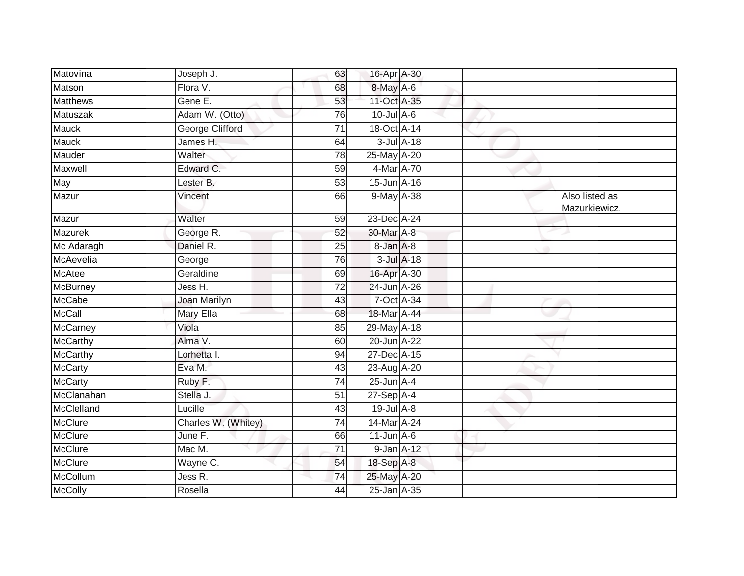| | | | | | | |
|---|---|---|---|---|---|---|
| Matovina | Joseph J. | 63 | 16-Apr | A-30 | | |
| Matson | Flora V. | 68 | 8-May | A-6 | | |
| Matthews | Gene E. | 53 | 11-Oct | A-35 | | |
| Matuszak | Adam W. (Otto) | 76 | 10-Jul | A-6 | | |
| Mauck | George Clifford | 71 | 18-Oct | A-14 | | |
| Mauck | James H. | 64 | 3-Jul | A-18 | | |
| Mauder | Walter | 78 | 25-May | A-20 | | |
| Maxwell | Edward C. | 59 | 4-Mar | A-70 | | |
| May | Lester B. | 53 | 15-Jun | A-16 | | |
| Mazur | Vincent | 66 | 9-May | A-38 | | Also listed as Mazurkiewicz. |
| Mazur | Walter | 59 | 23-Dec | A-24 | | |
| Mazurek | George R. | 52 | 30-Mar | A-8 | | |
| Mc Adaragh | Daniel R. | 25 | 8-Jan | A-8 | | |
| McAevelia | George | 76 | 3-Jul | A-18 | | |
| McAtee | Geraldine | 69 | 16-Apr | A-30 | | |
| McBurney | Jess H. | 72 | 24-Jun | A-26 | | |
| McCabe | Joan Marilyn | 43 | 7-Oct | A-34 | | |
| McCall | Mary Ella | 68 | 18-Mar | A-44 | | |
| McCarney | Viola | 85 | 29-May | A-18 | | |
| McCarthy | Alma V. | 60 | 20-Jun | A-22 | | |
| McCarthy | Lorhetta I. | 94 | 27-Dec | A-15 | | |
| McCarty | Eva M. | 43 | 23-Aug | A-20 | | |
| McCarty | Ruby F. | 74 | 25-Jun | A-4 | | |
| McClanahan | Stella J. | 51 | 27-Sep | A-4 | | |
| McClelland | Lucille | 43 | 19-Jul | A-8 | | |
| McClure | Charles W. (Whitey) | 74 | 14-Mar | A-24 | | |
| McClure | June F. | 66 | 11-Jun | A-6 | | |
| McClure | Mac M. | 71 | 9-Jan | A-12 | | |
| McClure | Wayne C. | 54 | 18-Sep | A-8 | | |
| McCollum | Jess R. | 74 | 25-May | A-20 | | |
| McColly | Rosella | 44 | 25-Jan | A-35 | | |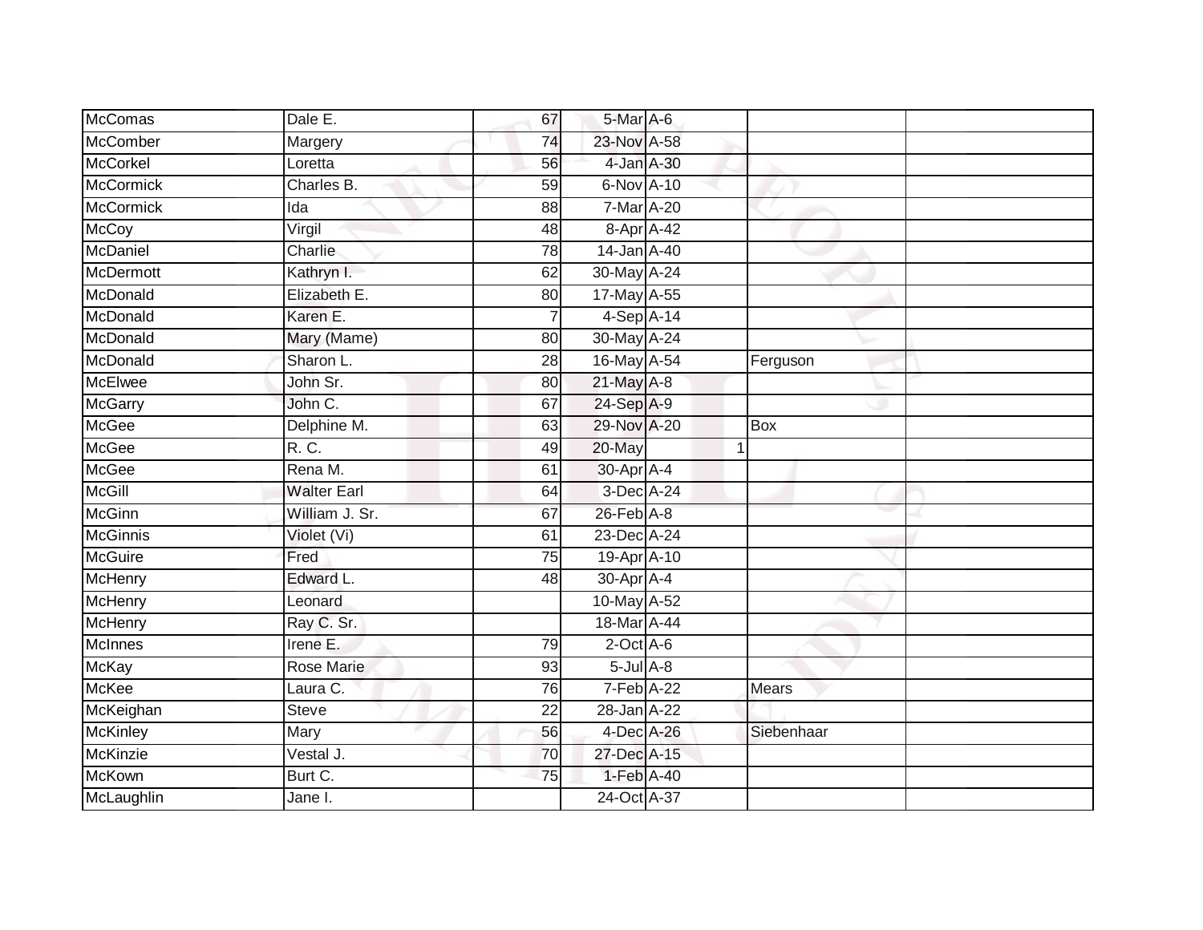| | | | | | | | |
|---|---|---|---|---|---|---|---|
| McComas | Dale E. | 67 | 5-Mar | A-6 | | | |
| McComber | Margery | 74 | 23-Nov | A-58 | | | |
| McCorkel | Loretta | 56 | 4-Jan | A-30 | | | |
| McCormick | Charles B. | 59 | 6-Nov | A-10 | | | |
| McCormick | Ida | 88 | 7-Mar | A-20 | | | |
| McCoy | Virgil | 48 | 8-Apr | A-42 | | | |
| McDaniel | Charlie | 78 | 14-Jan | A-40 | | | |
| McDermott | Kathryn I. | 62 | 30-May | A-24 | | | |
| McDonald | Elizabeth E. | 80 | 17-May | A-55 | | | |
| McDonald | Karen E. | 7 | 4-Sep | A-14 | | | |
| McDonald | Mary (Mame) | 80 | 30-May | A-24 | | | |
| McDonald | Sharon L. | 28 | 16-May | A-54 | | Ferguson | |
| McElwee | John Sr. | 80 | 21-May | A-8 | | | |
| McGarry | John C. | 67 | 24-Sep | A-9 | | | |
| McGee | Delphine M. | 63 | 29-Nov | A-20 | | Box | |
| McGee | R. C. | 49 | 20-May | | 1 | | |
| McGee | Rena M. | 61 | 30-Apr | A-4 | | | |
| McGill | Walter Earl | 64 | 3-Dec | A-24 | | | |
| McGinn | William J. Sr. | 67 | 26-Feb | A-8 | | | |
| McGinnis | Violet (Vi) | 61 | 23-Dec | A-24 | | | |
| McGuire | Fred | 75 | 19-Apr | A-10 | | | |
| McHenry | Edward L. | 48 | 30-Apr | A-4 | | | |
| McHenry | Leonard | | 10-May | A-52 | | | |
| McHenry | Ray C. Sr. | | 18-Mar | A-44 | | | |
| McInnes | Irene E. | 79 | 2-Oct | A-6 | | | |
| McKay | Rose Marie | 93 | 5-Jul | A-8 | | | |
| McKee | Laura C. | 76 | 7-Feb | A-22 | | Mears | |
| McKeighan | Steve | 22 | 28-Jan | A-22 | | | |
| McKinley | Mary | 56 | 4-Dec | A-26 | | Siebenhaar | |
| McKinzie | Vestal J. | 70 | 27-Dec | A-15 | | | |
| McKown | Burt C. | 75 | 1-Feb | A-40 | | | |
| McLaughlin | Jane I. | | 24-Oct | A-37 | | | |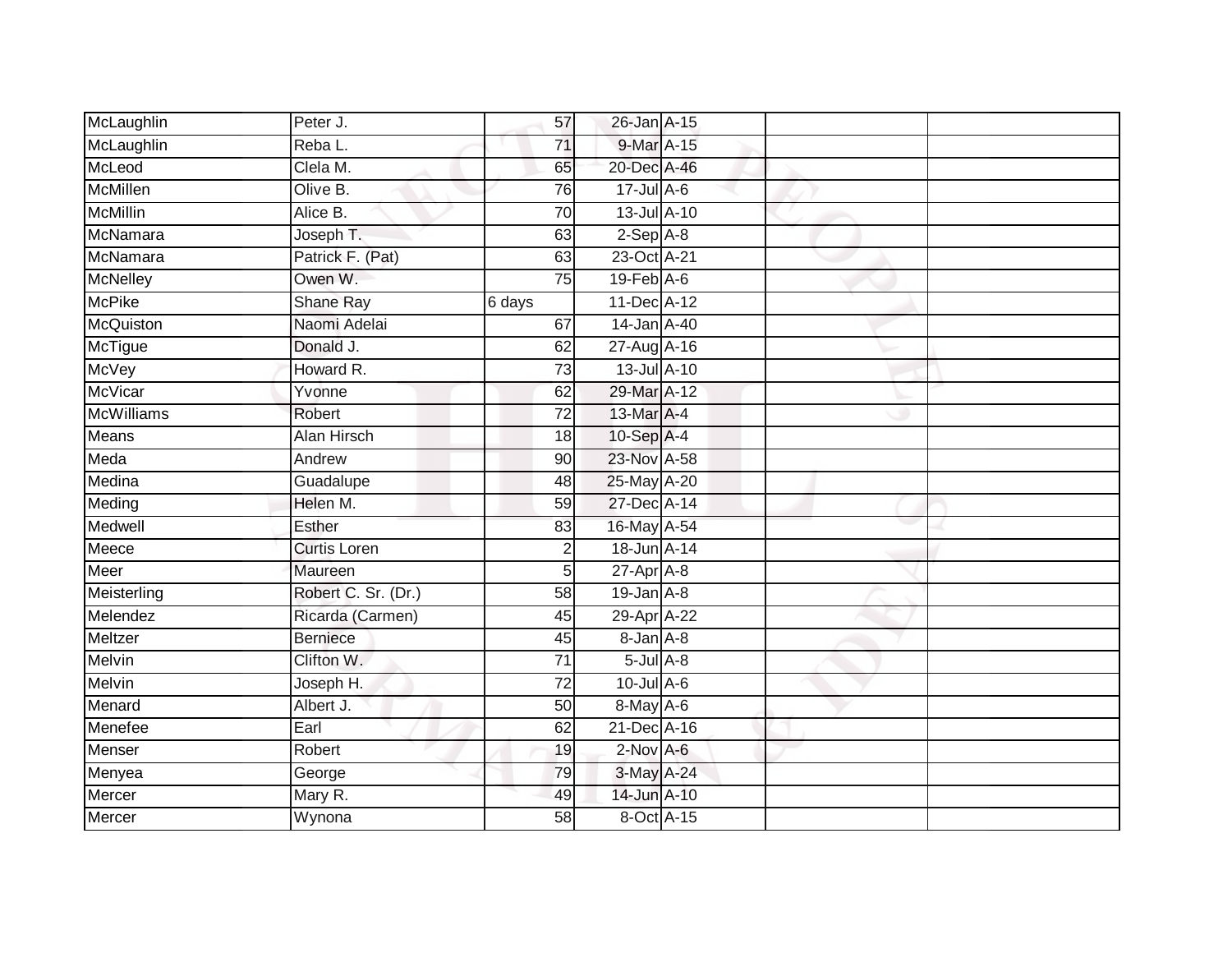| McLaughlin | Peter J. | 57 | 26-Jan | A-15 | | |
|---|---|---|---|---|---|---|
| McLaughlin | Reba L. | 71 | 9-Mar | A-15 | | |
| McLeod | Clela M. | 65 | 20-Dec | A-46 | | |
| McMillen | Olive B. | 76 | 17-Jul | A-6 | | |
| McMillin | Alice B. | 70 | 13-Jul | A-10 | | |
| McNamara | Joseph T. | 63 | 2-Sep | A-8 | | |
| McNamara | Patrick F. (Pat) | 63 | 23-Oct | A-21 | | |
| McNelley | Owen W. | 75 | 19-Feb | A-6 | | |
| McPike | Shane Ray | 6 days | 11-Dec | A-12 | | |
| McQuiston | Naomi Adelai | 67 | 14-Jan | A-40 | | |
| McTigue | Donald J. | 62 | 27-Aug | A-16 | | |
| McVey | Howard R. | 73 | 13-Jul | A-10 | | |
| McVicar | Yvonne | 62 | 29-Mar | A-12 | | |
| McWilliams | Robert | 72 | 13-Mar | A-4 | | |
| Means | Alan Hirsch | 18 | 10-Sep | A-4 | | |
| Meda | Andrew | 90 | 23-Nov | A-58 | | |
| Medina | Guadalupe | 48 | 25-May | A-20 | | |
| Meding | Helen M. | 59 | 27-Dec | A-14 | | |
| Medwell | Esther | 83 | 16-May | A-54 | | |
| Meece | Curtis Loren | 2 | 18-Jun | A-14 | | |
| Meer | Maureen | 5 | 27-Apr | A-8 | | |
| Meisterling | Robert C. Sr. (Dr.) | 58 | 19-Jan | A-8 | | |
| Melendez | Ricarda (Carmen) | 45 | 29-Apr | A-22 | | |
| Meltzer | Berniece | 45 | 8-Jan | A-8 | | |
| Melvin | Clifton W. | 71 | 5-Jul | A-8 | | |
| Melvin | Joseph H. | 72 | 10-Jul | A-6 | | |
| Menard | Albert J. | 50 | 8-May | A-6 | | |
| Menefee | Earl | 62 | 21-Dec | A-16 | | |
| Menser | Robert | 19 | 2-Nov | A-6 | | |
| Menyea | George | 79 | 3-May | A-24 | | |
| Mercer | Mary R. | 49 | 14-Jun | A-10 | | |
| Mercer | Wynona | 58 | 8-Oct | A-15 | | |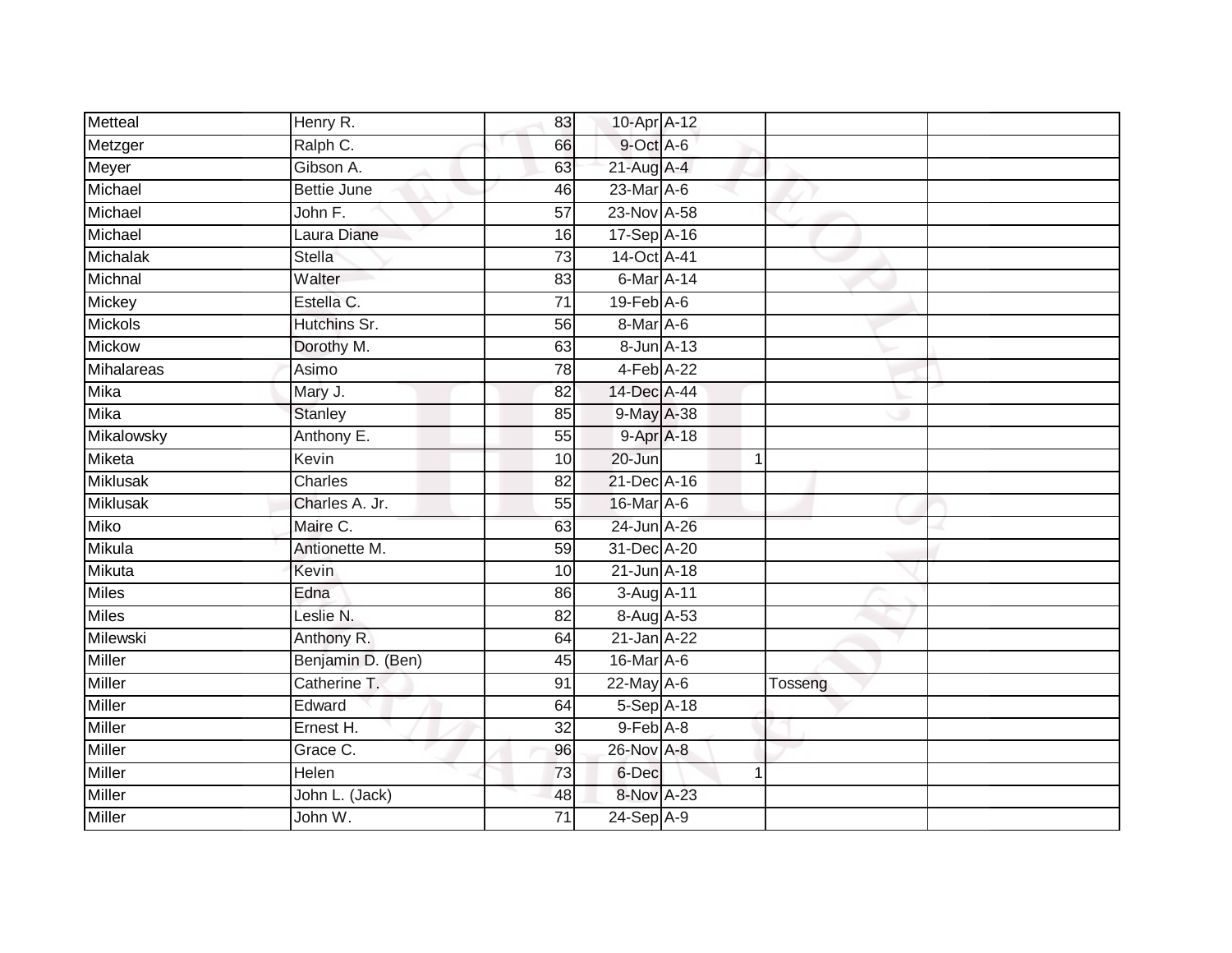| | | | | | | | |
|---|---|---|---|---|---|---|---|
| Metteal | Henry R. | 83 | 10-Apr | A-12 | | | |
| Metzger | Ralph C. | 66 | 9-Oct | A-6 | | | |
| Meyer | Gibson A. | 63 | 21-Aug | A-4 | | | |
| Michael | Bettie June | 46 | 23-Mar | A-6 | | | |
| Michael | John F. | 57 | 23-Nov | A-58 | | | |
| Michael | Laura Diane | 16 | 17-Sep | A-16 | | | |
| Michalak | Stella | 73 | 14-Oct | A-41 | | | |
| Michnal | Walter | 83 | 6-Mar | A-14 | | | |
| Mickey | Estella C. | 71 | 19-Feb | A-6 | | | |
| Mickols | Hutchins Sr. | 56 | 8-Mar | A-6 | | | |
| Mickow | Dorothy M. | 63 | 8-Jun | A-13 | | | |
| Mihalareas | Asimo | 78 | 4-Feb | A-22 | | | |
| Mika | Mary J. | 82 | 14-Dec | A-44 | | | |
| Mika | Stanley | 85 | 9-May | A-38 | | | |
| Mikalowsky | Anthony E. | 55 | 9-Apr | A-18 | | | |
| Miketa | Kevin | 10 | 20-Jun | | 1 | | |
| Miklusak | Charles | 82 | 21-Dec | A-16 | | | |
| Miklusak | Charles A. Jr. | 55 | 16-Mar | A-6 | | | |
| Miko | Maire C. | 63 | 24-Jun | A-26 | | | |
| Mikula | Antionette M. | 59 | 31-Dec | A-20 | | | |
| Mikuta | Kevin | 10 | 21-Jun | A-18 | | | |
| Miles | Edna | 86 | 3-Aug | A-11 | | | |
| Miles | Leslie N. | 82 | 8-Aug | A-53 | | | |
| Milewski | Anthony R. | 64 | 21-Jan | A-22 | | | |
| Miller | Benjamin D. (Ben) | 45 | 16-Mar | A-6 | | | |
| Miller | Catherine T. | 91 | 22-May | A-6 | | Tosseng | |
| Miller | Edward | 64 | 5-Sep | A-18 | | | |
| Miller | Ernest H. | 32 | 9-Feb | A-8 | | | |
| Miller | Grace C. | 96 | 26-Nov | A-8 | | | |
| Miller | Helen | 73 | 6-Dec | | 1 | | |
| Miller | John L. (Jack) | 48 | 8-Nov | A-23 | | | |
| Miller | John W. | 71 | 24-Sep | A-9 | | | |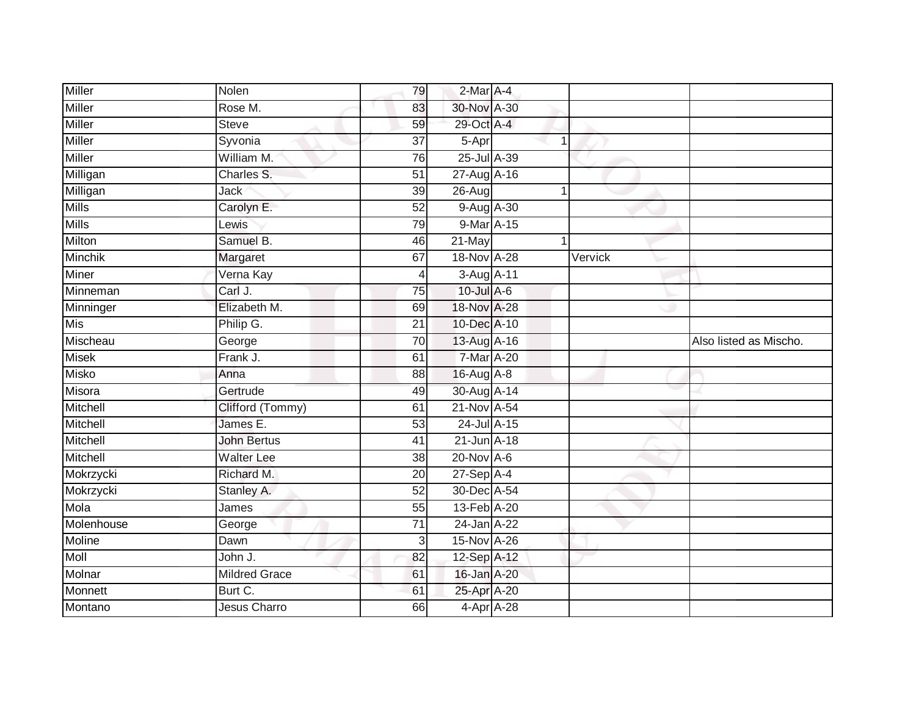| Miller | Nolen | 79 | 2-Mar | A-4 | | |
|---|---|---|---|---|---|---|
| Miller | Rose M. | 83 | 30-Nov | A-30 | | |
| Miller | Steve | 59 | 29-Oct | A-4 | | |
| Miller | Syvonia | 37 | 5-Apr | 1 | | |
| Miller | William M. | 76 | 25-Jul | A-39 | | |
| Milligan | Charles S. | 51 | 27-Aug | A-16 | | |
| Milligan | Jack | 39 | 26-Aug | 1 | | |
| Mills | Carolyn E. | 52 | 9-Aug | A-30 | | |
| Mills | Lewis | 79 | 9-Mar | A-15 | | |
| Milton | Samuel B. | 46 | 21-May | 1 | | |
| Minchik | Margaret | 67 | 18-Nov | A-28 | Vervick | |
| Miner | Verna Kay | 4 | 3-Aug | A-11 | | |
| Minneman | Carl J. | 75 | 10-Jul | A-6 | | |
| Minninger | Elizabeth M. | 69 | 18-Nov | A-28 | | |
| Mis | Philip G. | 21 | 10-Dec | A-10 | | |
| Mischeau | George | 70 | 13-Aug | A-16 | | Also listed as Mischo. |
| Misek | Frank J. | 61 | 7-Mar | A-20 | | |
| Misko | Anna | 88 | 16-Aug | A-8 | | |
| Misora | Gertrude | 49 | 30-Aug | A-14 | | |
| Mitchell | Clifford (Tommy) | 61 | 21-Nov | A-54 | | |
| Mitchell | James E. | 53 | 24-Jul | A-15 | | |
| Mitchell | John Bertus | 41 | 21-Jun | A-18 | | |
| Mitchell | Walter Lee | 38 | 20-Nov | A-6 | | |
| Mokrzycki | Richard M. | 20 | 27-Sep | A-4 | | |
| Mokrzycki | Stanley A. | 52 | 30-Dec | A-54 | | |
| Mola | James | 55 | 13-Feb | A-20 | | |
| Molenhouse | George | 71 | 24-Jan | A-22 | | |
| Moline | Dawn | 3 | 15-Nov | A-26 | | |
| Moll | John J. | 82 | 12-Sep | A-12 | | |
| Molnar | Mildred Grace | 61 | 16-Jan | A-20 | | |
| Monnett | Burt C. | 61 | 25-Apr | A-20 | | |
| Montano | Jesus Charro | 66 | 4-Apr | A-28 | | |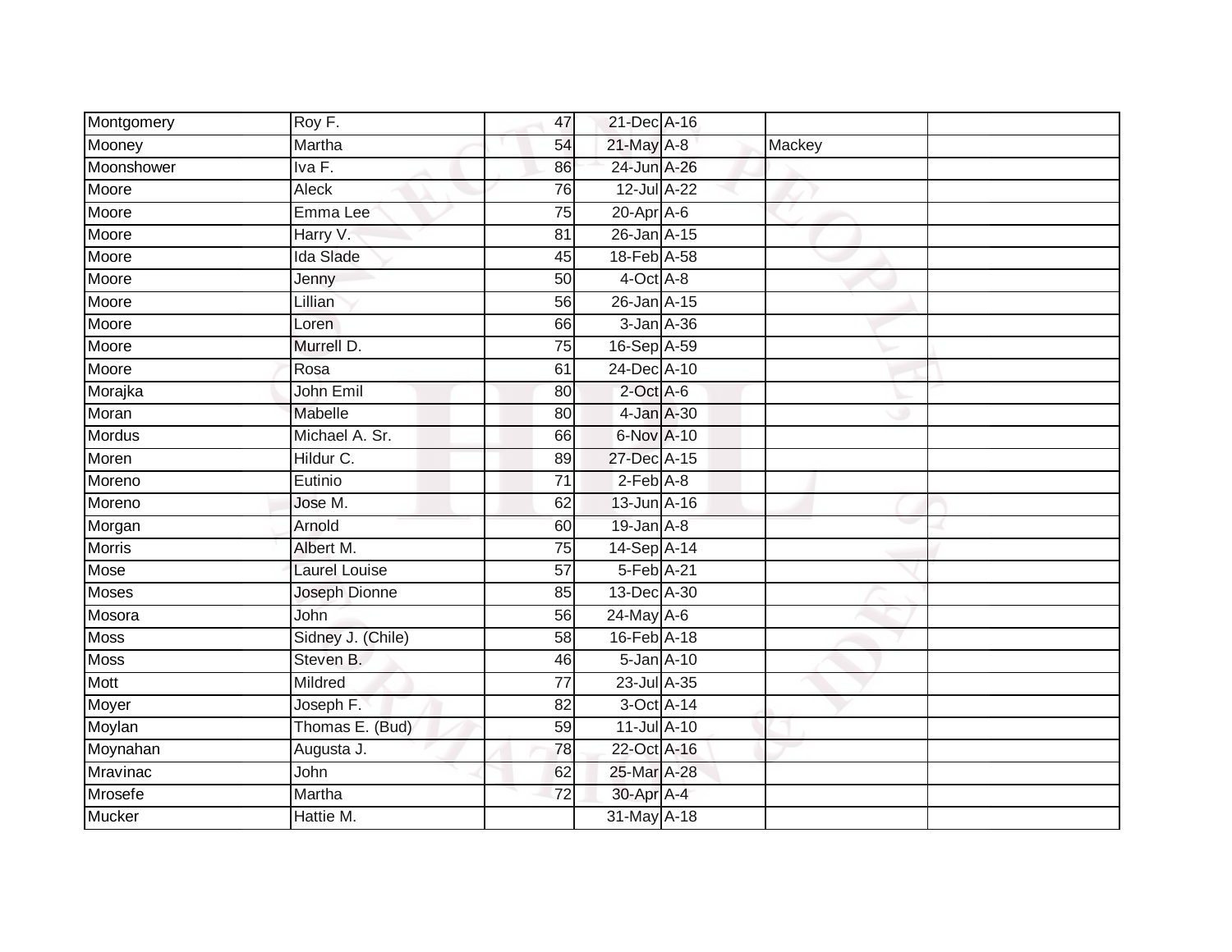| Montgomery | Roy F. | 47 | 21-Dec | A-16 | | |
|---|---|---|---|---|---|---|
| Mooney | Martha | 54 | 21-May | A-8 | Mackey | |
| Moonshower | Iva F. | 86 | 24-Jun | A-26 | | |
| Moore | Aleck | 76 | 12-Jul | A-22 | | |
| Moore | Emma Lee | 75 | 20-Apr | A-6 | | |
| Moore | Harry V. | 81 | 26-Jan | A-15 | | |
| Moore | Ida Slade | 45 | 18-Feb | A-58 | | |
| Moore | Jenny | 50 | 4-Oct | A-8 | | |
| Moore | Lillian | 56 | 26-Jan | A-15 | | |
| Moore | Loren | 66 | 3-Jan | A-36 | | |
| Moore | Murrell D. | 75 | 16-Sep | A-59 | | |
| Moore | Rosa | 61 | 24-Dec | A-10 | | |
| Morajka | John Emil | 80 | 2-Oct | A-6 | | |
| Moran | Mabelle | 80 | 4-Jan | A-30 | | |
| Mordus | Michael A. Sr. | 66 | 6-Nov | A-10 | | |
| Moren | Hildur C. | 89 | 27-Dec | A-15 | | |
| Moreno | Eutinio | 71 | 2-Feb | A-8 | | |
| Moreno | Jose M. | 62 | 13-Jun | A-16 | | |
| Morgan | Arnold | 60 | 19-Jan | A-8 | | |
| Morris | Albert M. | 75 | 14-Sep | A-14 | | |
| Mose | Laurel Louise | 57 | 5-Feb | A-21 | | |
| Moses | Joseph Dionne | 85 | 13-Dec | A-30 | | |
| Mosora | John | 56 | 24-May | A-6 | | |
| Moss | Sidney J. (Chile) | 58 | 16-Feb | A-18 | | |
| Moss | Steven B. | 46 | 5-Jan | A-10 | | |
| Mott | Mildred | 77 | 23-Jul | A-35 | | |
| Moyer | Joseph F. | 82 | 3-Oct | A-14 | | |
| Moylan | Thomas E. (Bud) | 59 | 11-Jul | A-10 | | |
| Moynahan | Augusta J. | 78 | 22-Oct | A-16 | | |
| Mravinac | John | 62 | 25-Mar | A-28 | | |
| Mrosefe | Martha | 72 | 30-Apr | A-4 | | |
| Mucker | Hattie M. | | 31-May | A-18 | | |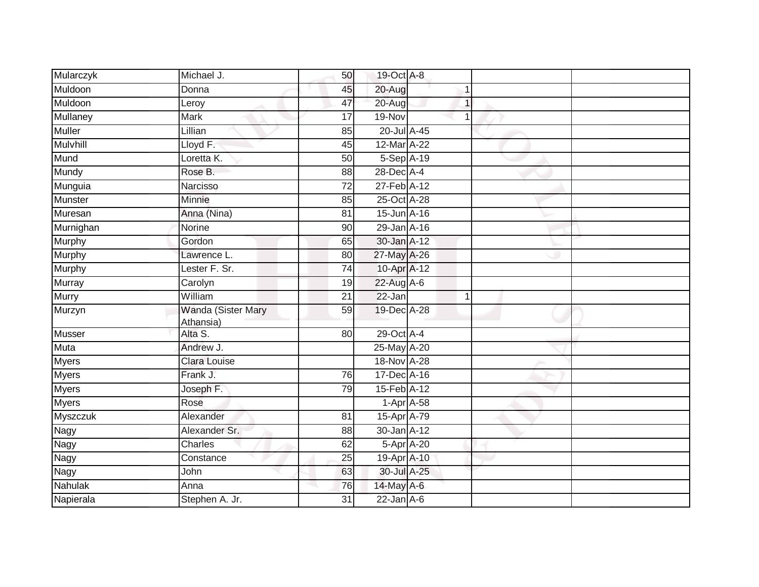| | | | | | | | |
|---|---|---|---|---|---|---|---|
| Mularczyk | Michael J. | 50 | 19-Oct | A-8 | | | |
| Muldoon | Donna | 45 | 20-Aug | | 1 | | |
| Muldoon | Leroy | 47 | 20-Aug | | 1 | | |
| Mullaney | Mark | 17 | 19-Nov | | 1 | | |
| Muller | Lillian | 85 | 20-Jul | A-45 | | | |
| Mulvhill | Lloyd F. | 45 | 12-Mar | A-22 | | | |
| Mund | Loretta K. | 50 | 5-Sep | A-19 | | | |
| Mundy | Rose B. | 88 | 28-Dec | A-4 | | | |
| Munguia | Narcisso | 72 | 27-Feb | A-12 | | | |
| Munster | Minnie | 85 | 25-Oct | A-28 | | | |
| Muresan | Anna (Nina) | 81 | 15-Jun | A-16 | | | |
| Murnighan | Norine | 90 | 29-Jan | A-16 | | | |
| Murphy | Gordon | 65 | 30-Jan | A-12 | | | |
| Murphy | Lawrence L. | 80 | 27-May | A-26 | | | |
| Murphy | Lester F. Sr. | 74 | 10-Apr | A-12 | | | |
| Murray | Carolyn | 19 | 22-Aug | A-6 | | | |
| Murry | William | 21 | 22-Jan | | 1 | | |
| Murzyn | Wanda (Sister Mary Athansia) | 59 | 19-Dec | A-28 | | | |
| Musser | Alta S. | 80 | 29-Oct | A-4 | | | |
| Muta | Andrew J. | | 25-May | A-20 | | | |
| Myers | Clara Louise | | 18-Nov | A-28 | | | |
| Myers | Frank J. | 76 | 17-Dec | A-16 | | | |
| Myers | Joseph F. | 79 | 15-Feb | A-12 | | | |
| Myers | Rose | | 1-Apr | A-58 | | | |
| Myszczuk | Alexander | 81 | 15-Apr | A-79 | | | |
| Nagy | Alexander Sr. | 88 | 30-Jan | A-12 | | | |
| Nagy | Charles | 62 | 5-Apr | A-20 | | | |
| Nagy | Constance | 25 | 19-Apr | A-10 | | | |
| Nagy | John | 63 | 30-Jul | A-25 | | | |
| Nahulak | Anna | 76 | 14-May | A-6 | | | |
| Napierala | Stephen A. Jr. | 31 | 22-Jan | A-6 | | | |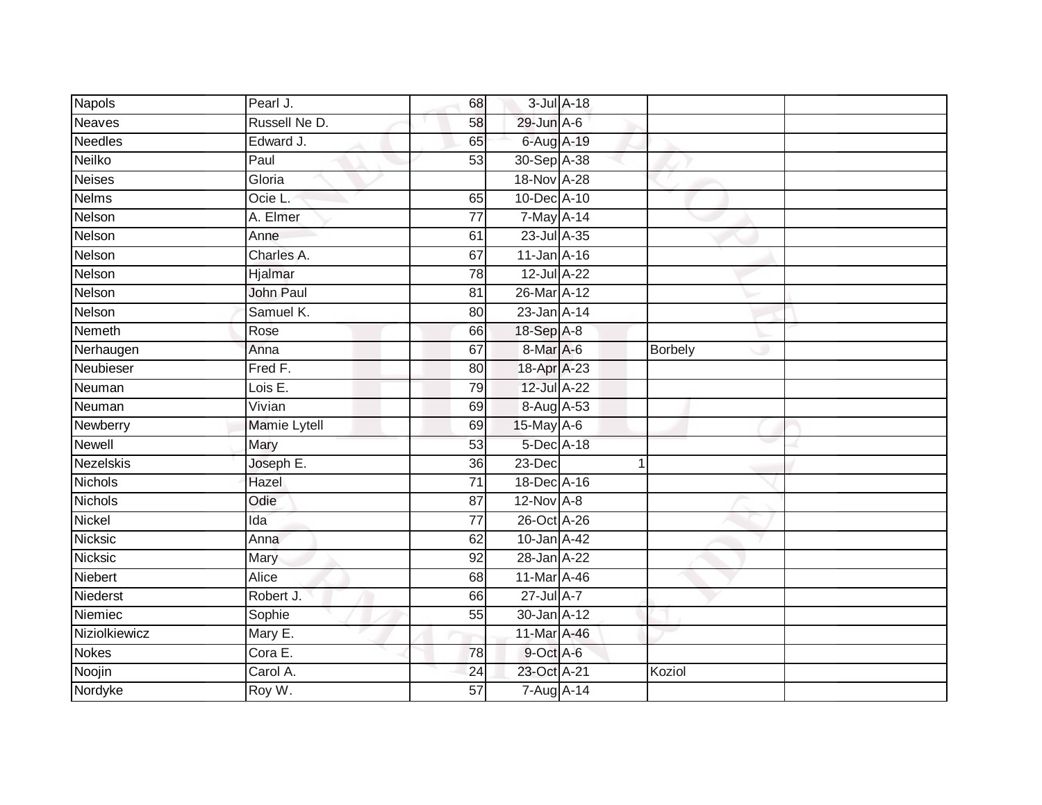| | | | | | | |
|---|---|---|---|---|---|---|
| Napols | Pearl J. | 68 | 3-Jul | A-18 | | |
| Neaves | Russell Ne D. | 58 | 29-Jun | A-6 | | |
| Needles | Edward J. | 65 | 6-Aug | A-19 | | |
| Neilko | Paul | 53 | 30-Sep | A-38 | | |
| Neises | Gloria | | 18-Nov | A-28 | | |
| Nelms | Ocie L. | 65 | 10-Dec | A-10 | | |
| Nelson | A. Elmer | 77 | 7-May | A-14 | | |
| Nelson | Anne | 61 | 23-Jul | A-35 | | |
| Nelson | Charles A. | 67 | 11-Jan | A-16 | | |
| Nelson | Hjalmar | 78 | 12-Jul | A-22 | | |
| Nelson | John Paul | 81 | 26-Mar | A-12 | | |
| Nelson | Samuel K. | 80 | 23-Jan | A-14 | | |
| Nemeth | Rose | 66 | 18-Sep | A-8 | | |
| Nerhaugen | Anna | 67 | 8-Mar | A-6 | Borbely | |
| Neubieser | Fred F. | 80 | 18-Apr | A-23 | | |
| Neuman | Lois E. | 79 | 12-Jul | A-22 | | |
| Neuman | Vivian | 69 | 8-Aug | A-53 | | |
| Newberry | Mamie Lytell | 69 | 15-May | A-6 | | |
| Newell | Mary | 53 | 5-Dec | A-18 | | |
| Nezelskis | Joseph E. | 36 | 23-Dec | 1 | | |
| Nichols | Hazel | 71 | 18-Dec | A-16 | | |
| Nichols | Odie | 87 | 12-Nov | A-8 | | |
| Nickel | Ida | 77 | 26-Oct | A-26 | | |
| Nicksic | Anna | 62 | 10-Jan | A-42 | | |
| Nicksic | Mary | 92 | 28-Jan | A-22 | | |
| Niebert | Alice | 68 | 11-Mar | A-46 | | |
| Niederst | Robert J. | 66 | 27-Jul | A-7 | | |
| Niemiec | Sophie | 55 | 30-Jan | A-12 | | |
| Niziolkiewicz | Mary E. | | 11-Mar | A-46 | | |
| Nokes | Cora E. | 78 | 9-Oct | A-6 | | |
| Noojin | Carol A. | 24 | 23-Oct | A-21 | Koziol | |
| Nordyke | Roy W. | 57 | 7-Aug | A-14 | | |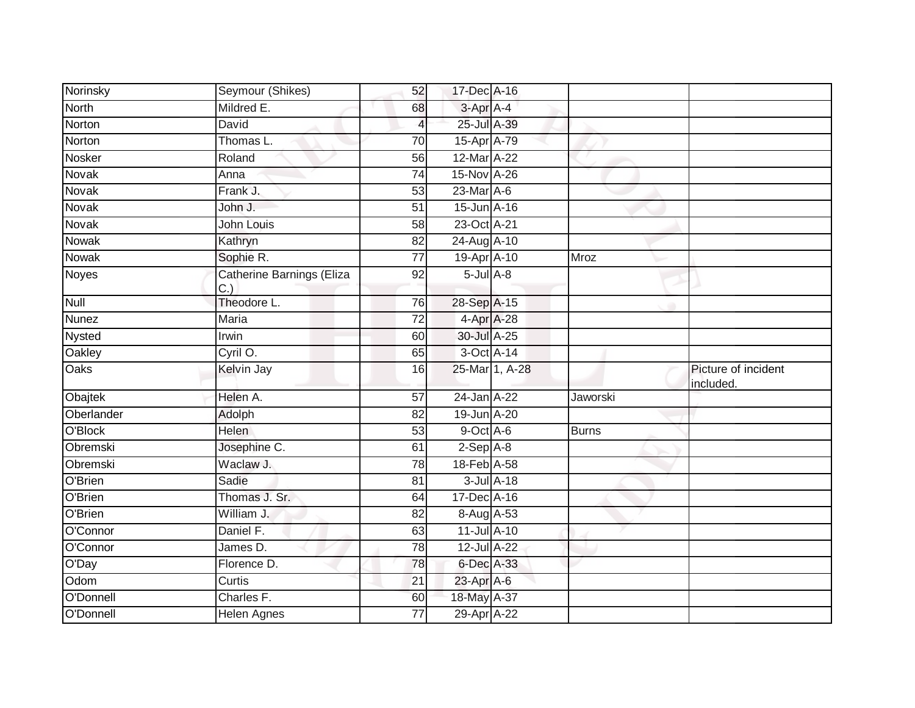| | | | | | | |
|---|---|---|---|---|---|---|
| Norinsky | Seymour (Shikes) | 52 | 17-Dec | A-16 | | |
| North | Mildred E. | 68 | 3-Apr | A-4 | | |
| Norton | David | 4 | 25-Jul | A-39 | | |
| Norton | Thomas L. | 70 | 15-Apr | A-79 | | |
| Nosker | Roland | 56 | 12-Mar | A-22 | | |
| Novak | Anna | 74 | 15-Nov | A-26 | | |
| Novak | Frank J. | 53 | 23-Mar | A-6 | | |
| Novak | John J. | 51 | 15-Jun | A-16 | | |
| Novak | John Louis | 58 | 23-Oct | A-21 | | |
| Nowak | Kathryn | 82 | 24-Aug | A-10 | | |
| Nowak | Sophie R. | 77 | 19-Apr | A-10 | Mroz | |
| Noyes | Catherine Barnings (Eliza C.) | 92 | 5-Jul | A-8 | | |
| Null | Theodore L. | 76 | 28-Sep | A-15 | | |
| Nunez | Maria | 72 | 4-Apr | A-28 | | |
| Nysted | Irwin | 60 | 30-Jul | A-25 | | |
| Oakley | Cyril O. | 65 | 3-Oct | A-14 | | |
| Oaks | Kelvin Jay | 16 | 25-Mar | 1, A-28 | | Picture of incident included. |
| Obajtek | Helen A. | 57 | 24-Jan | A-22 | Jaworski | |
| Oberlander | Adolph | 82 | 19-Jun | A-20 | | |
| O'Block | Helen | 53 | 9-Oct | A-6 | Burns | |
| Obremski | Josephine C. | 61 | 2-Sep | A-8 | | |
| Obremski | Waclaw J. | 78 | 18-Feb | A-58 | | |
| O'Brien | Sadie | 81 | 3-Jul | A-18 | | |
| O'Brien | Thomas J. Sr. | 64 | 17-Dec | A-16 | | |
| O'Brien | William J. | 82 | 8-Aug | A-53 | | |
| O'Connor | Daniel F. | 63 | 11-Jul | A-10 | | |
| O'Connor | James D. | 78 | 12-Jul | A-22 | | |
| O'Day | Florence D. | 78 | 6-Dec | A-33 | | |
| Odom | Curtis | 21 | 23-Apr | A-6 | | |
| O'Donnell | Charles F. | 60 | 18-May | A-37 | | |
| O'Donnell | Helen Agnes | 77 | 29-Apr | A-22 | | |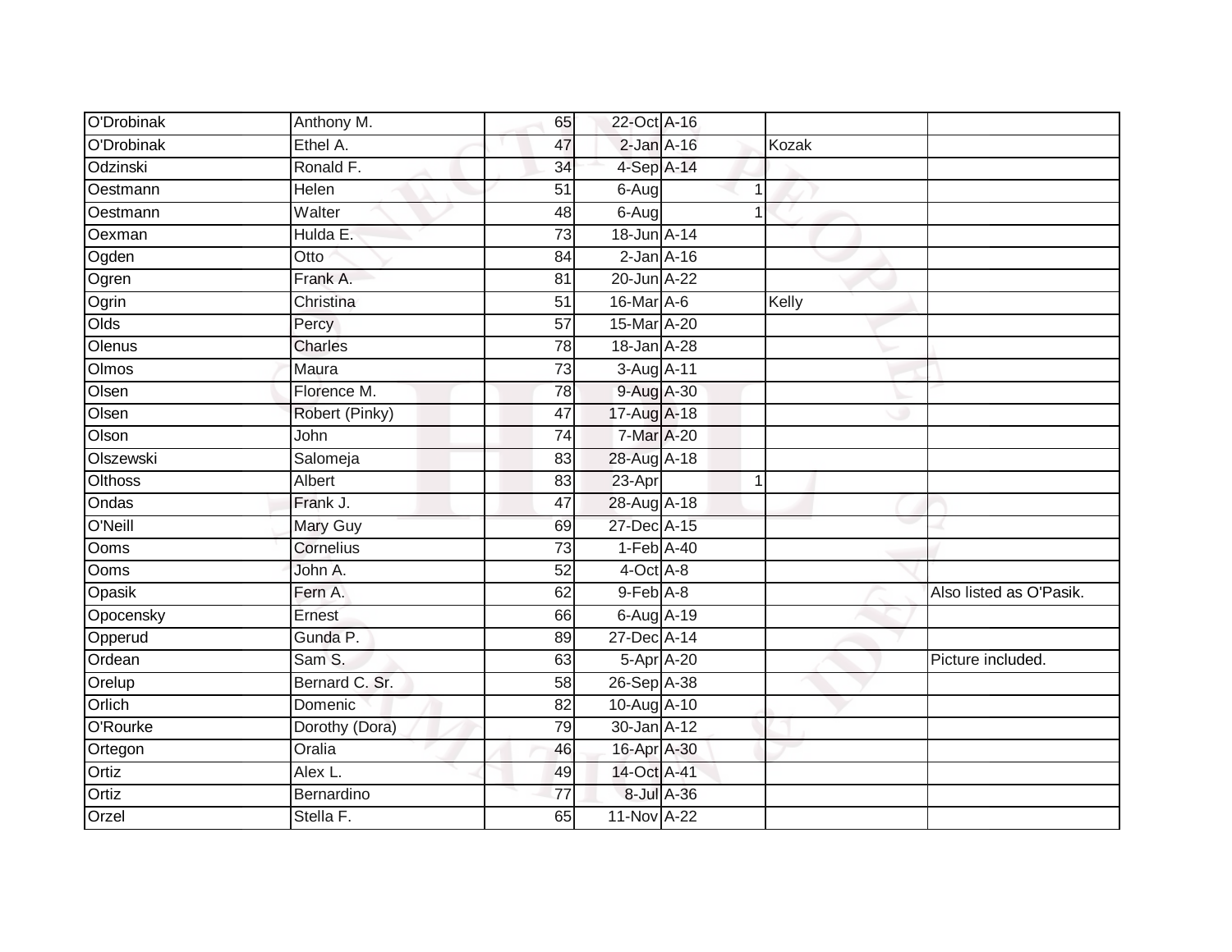| | | | | | | | |
|---|---|---|---|---|---|---|---|
| O'Drobinak | Anthony M. | 65 | 22-Oct | A-16 | | | |
| O'Drobinak | Ethel A. | 47 | 2-Jan | A-16 | | Kozak | |
| Odzinski | Ronald F. | 34 | 4-Sep | A-14 | | | |
| Oestmann | Helen | 51 | 6-Aug | | 1 | | |
| Oestmann | Walter | 48 | 6-Aug | | 1 | | |
| Oexman | Hulda E. | 73 | 18-Jun | A-14 | | | |
| Ogden | Otto | 84 | 2-Jan | A-16 | | | |
| Ogren | Frank A. | 81 | 20-Jun | A-22 | | | |
| Ogrin | Christina | 51 | 16-Mar | A-6 | | Kelly | |
| Olds | Percy | 57 | 15-Mar | A-20 | | | |
| Olenus | Charles | 78 | 18-Jan | A-28 | | | |
| Olmos | Maura | 73 | 3-Aug | A-11 | | | |
| Olsen | Florence M. | 78 | 9-Aug | A-30 | | | |
| Olsen | Robert (Pinky) | 47 | 17-Aug | A-18 | | | |
| Olson | John | 74 | 7-Mar | A-20 | | | |
| Olszewski | Salomeja | 83 | 28-Aug | A-18 | | | |
| Olthoss | Albert | 83 | 23-Apr | | 1 | | |
| Ondas | Frank J. | 47 | 28-Aug | A-18 | | | |
| O'Neill | Mary Guy | 69 | 27-Dec | A-15 | | | |
| Ooms | Cornelius | 73 | 1-Feb | A-40 | | | |
| Ooms | John A. | 52 | 4-Oct | A-8 | | | |
| Opasik | Fern A. | 62 | 9-Feb | A-8 | | | Also listed as O'Pasik. |
| Opocensky | Ernest | 66 | 6-Aug | A-19 | | | |
| Opperud | Gunda P. | 89 | 27-Dec | A-14 | | | |
| Ordean | Sam S. | 63 | 5-Apr | A-20 | | | Picture included. |
| Orelup | Bernard C. Sr. | 58 | 26-Sep | A-38 | | | |
| Orlich | Domenic | 82 | 10-Aug | A-10 | | | |
| O'Rourke | Dorothy (Dora) | 79 | 30-Jan | A-12 | | | |
| Ortegon | Oralia | 46 | 16-Apr | A-30 | | | |
| Ortiz | Alex L. | 49 | 14-Oct | A-41 | | | |
| Ortiz | Bernardino | 77 | 8-Jul | A-36 | | | |
| Orzel | Stella F. | 65 | 11-Nov | A-22 | | | |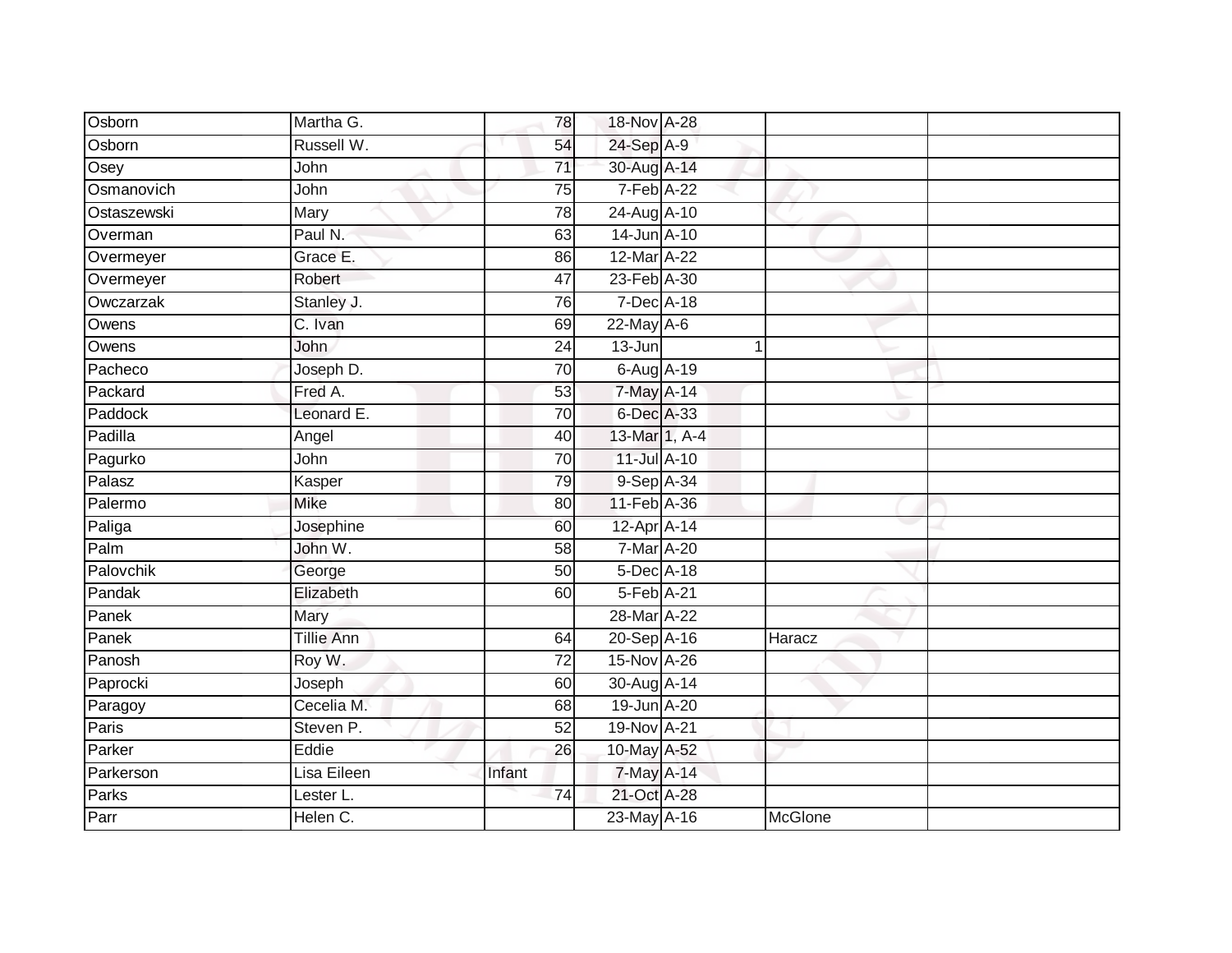| | | | | | | |
|---|---|---|---|---|---|---|
| Osborn | Martha G. | 78 | 18-Nov | A-28 | | |
| Osborn | Russell W. | 54 | 24-Sep | A-9 | | |
| Osey | John | 71 | 30-Aug | A-14 | | |
| Osmanovich | John | 75 | 7-Feb | A-22 | | |
| Ostaszewski | Mary | 78 | 24-Aug | A-10 | | |
| Overman | Paul N. | 63 | 14-Jun | A-10 | | |
| Overmeyer | Grace E. | 86 | 12-Mar | A-22 | | |
| Overmeyer | Robert | 47 | 23-Feb | A-30 | | |
| Owczarzak | Stanley J. | 76 | 7-Dec | A-18 | | |
| Owens | C. Ivan | 69 | 22-May | A-6 | | |
| Owens | John | 24 | 13-Jun | 1 | | |
| Pacheco | Joseph D. | 70 | 6-Aug | A-19 | | |
| Packard | Fred A. | 53 | 7-May | A-14 | | |
| Paddock | Leonard E. | 70 | 6-Dec | A-33 | | |
| Padilla | Angel | 40 | 13-Mar | 1, A-4 | | |
| Pagurko | John | 70 | 11-Jul | A-10 | | |
| Palasz | Kasper | 79 | 9-Sep | A-34 | | |
| Palermo | Mike | 80 | 11-Feb | A-36 | | |
| Paliga | Josephine | 60 | 12-Apr | A-14 | | |
| Palm | John W. | 58 | 7-Mar | A-20 | | |
| Palovchik | George | 50 | 5-Dec | A-18 | | |
| Pandak | Elizabeth | 60 | 5-Feb | A-21 | | |
| Panek | Mary | | 28-Mar | A-22 | | |
| Panek | Tillie Ann | 64 | 20-Sep | A-16 | Haracz | |
| Panosh | Roy W. | 72 | 15-Nov | A-26 | | |
| Paprocki | Joseph | 60 | 30-Aug | A-14 | | |
| Paragoy | Cecelia M. | 68 | 19-Jun | A-20 | | |
| Paris | Steven P. | 52 | 19-Nov | A-21 | | |
| Parker | Eddie | 26 | 10-May | A-52 | | |
| Parkerson | Lisa Eileen | Infant | 7-May | A-14 | | |
| Parks | Lester L. | 74 | 21-Oct | A-28 | | |
| Parr | Helen C. | | 23-May | A-16 | McGlone | |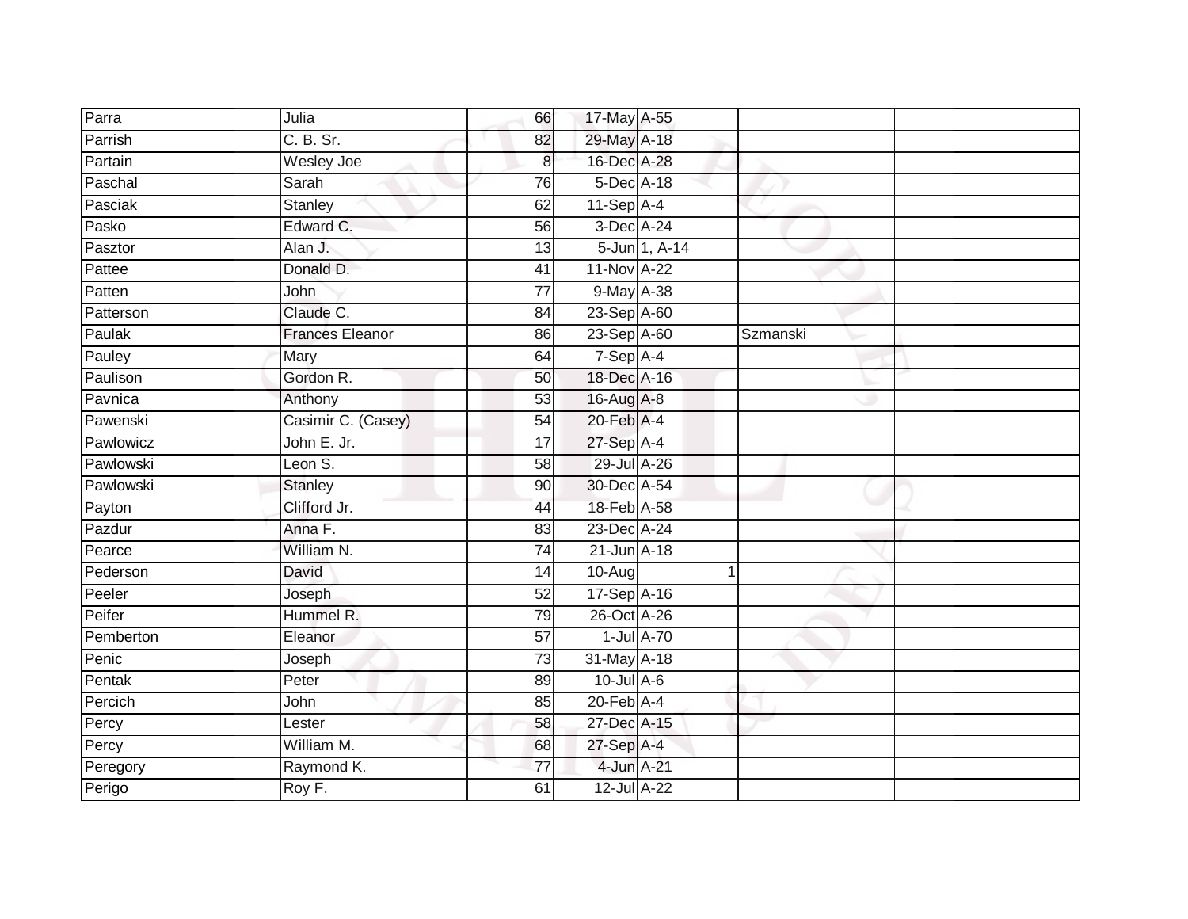| Parra | Julia | 66 | 17-May | A-55 | | |
|---|---|---|---|---|---|---|
| Parrish | C. B. Sr. | 82 | 29-May | A-18 | | |
| Partain | Wesley Joe | 8 | 16-Dec | A-28 | | |
| Paschal | Sarah | 76 | 5-Dec | A-18 | | |
| Pasciak | Stanley | 62 | 11-Sep | A-4 | | |
| Pasko | Edward C. | 56 | 3-Dec | A-24 | | |
| Pasztor | Alan J. | 13 | 5-Jun | 1, A-14 | | |
| Pattee | Donald D. | 41 | 11-Nov | A-22 | | |
| Patten | John | 77 | 9-May | A-38 | | |
| Patterson | Claude C. | 84 | 23-Sep | A-60 | | |
| Paulak | Frances Eleanor | 86 | 23-Sep | A-60 | Szmanski | |
| Pauley | Mary | 64 | 7-Sep | A-4 | | |
| Paulison | Gordon R. | 50 | 18-Dec | A-16 | | |
| Pavnica | Anthony | 53 | 16-Aug | A-8 | | |
| Pawenski | Casimir C. (Casey) | 54 | 20-Feb | A-4 | | |
| Pawlowicz | John E. Jr. | 17 | 27-Sep | A-4 | | |
| Pawlowski | Leon S. | 58 | 29-Jul | A-26 | | |
| Pawlowski | Stanley | 90 | 30-Dec | A-54 | | |
| Payton | Clifford Jr. | 44 | 18-Feb | A-58 | | |
| Pazdur | Anna F. | 83 | 23-Dec | A-24 | | |
| Pearce | William N. | 74 | 21-Jun | A-18 | | |
| Pederson | David | 14 | 10-Aug | 1 | | |
| Peeler | Joseph | 52 | 17-Sep | A-16 | | |
| Peifer | Hummel R. | 79 | 26-Oct | A-26 | | |
| Pemberton | Eleanor | 57 | 1-Jul | A-70 | | |
| Penic | Joseph | 73 | 31-May | A-18 | | |
| Pentak | Peter | 89 | 10-Jul | A-6 | | |
| Percich | John | 85 | 20-Feb | A-4 | | |
| Percy | Lester | 58 | 27-Dec | A-15 | | |
| Percy | William M. | 68 | 27-Sep | A-4 | | |
| Peregory | Raymond K. | 77 | 4-Jun | A-21 | | |
| Perigo | Roy F. | 61 | 12-Jul | A-22 | | |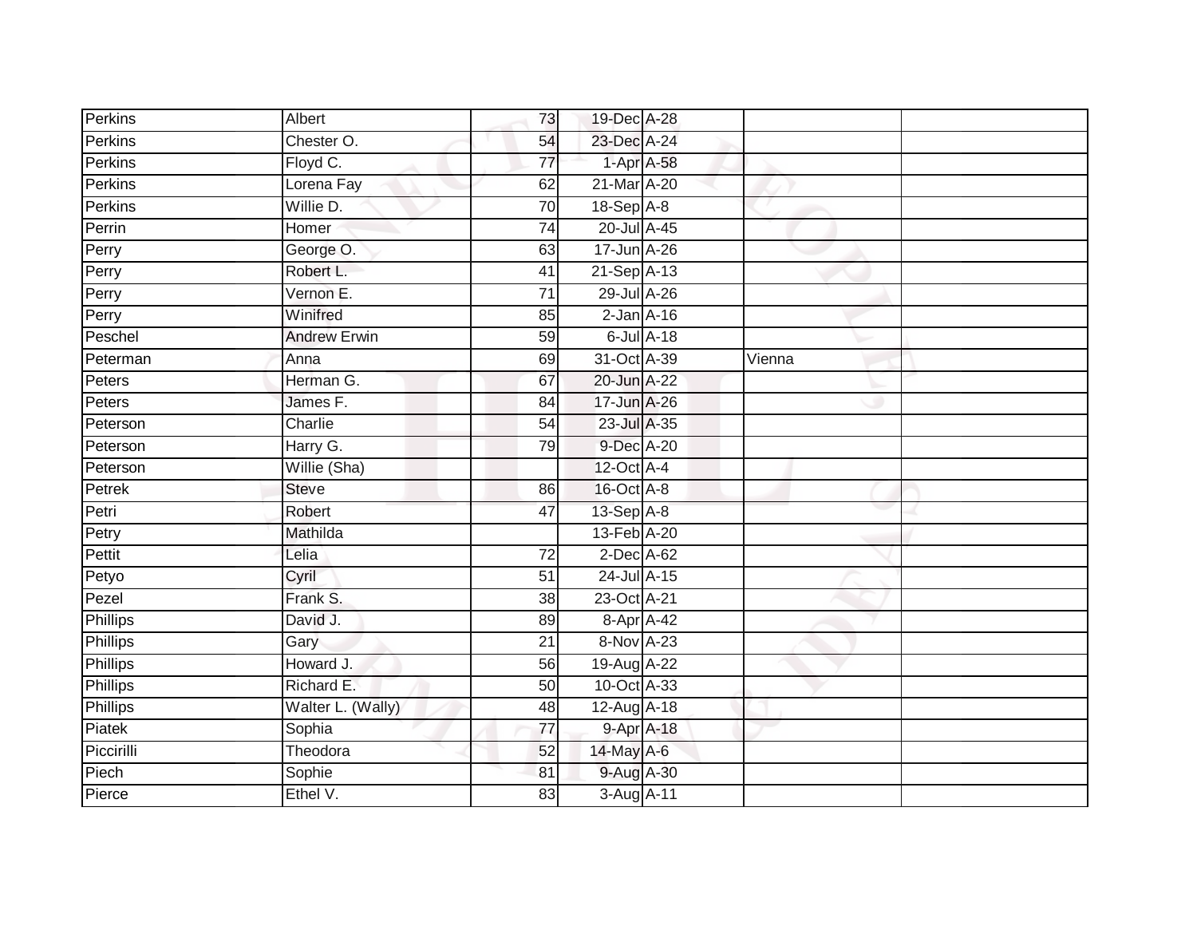| | | | | | | |
|---|---|---|---|---|---|---|
| Perkins | Albert | 73 | 19-Dec | A-28 | | |
| Perkins | Chester O. | 54 | 23-Dec | A-24 | | |
| Perkins | Floyd C. | 77 | 1-Apr | A-58 | | |
| Perkins | Lorena Fay | 62 | 21-Mar | A-20 | | |
| Perkins | Willie D. | 70 | 18-Sep | A-8 | | |
| Perrin | Homer | 74 | 20-Jul | A-45 | | |
| Perry | George O. | 63 | 17-Jun | A-26 | | |
| Perry | Robert L. | 41 | 21-Sep | A-13 | | |
| Perry | Vernon E. | 71 | 29-Jul | A-26 | | |
| Perry | Winifred | 85 | 2-Jan | A-16 | | |
| Peschel | Andrew Erwin | 59 | 6-Jul | A-18 | | |
| Peterman | Anna | 69 | 31-Oct | A-39 | Vienna | |
| Peters | Herman G. | 67 | 20-Jun | A-22 | | |
| Peters | James F. | 84 | 17-Jun | A-26 | | |
| Peterson | Charlie | 54 | 23-Jul | A-35 | | |
| Peterson | Harry G. | 79 | 9-Dec | A-20 | | |
| Peterson | Willie (Sha) | | 12-Oct | A-4 | | |
| Petrek | Steve | 86 | 16-Oct | A-8 | | |
| Petri | Robert | 47 | 13-Sep | A-8 | | |
| Petry | Mathilda | | 13-Feb | A-20 | | |
| Pettit | Lelia | 72 | 2-Dec | A-62 | | |
| Petyo | Cyril | 51 | 24-Jul | A-15 | | |
| Pezel | Frank S. | 38 | 23-Oct | A-21 | | |
| Phillips | David J. | 89 | 8-Apr | A-42 | | |
| Phillips | Gary | 21 | 8-Nov | A-23 | | |
| Phillips | Howard J. | 56 | 19-Aug | A-22 | | |
| Phillips | Richard E. | 50 | 10-Oct | A-33 | | |
| Phillips | Walter L. (Wally) | 48 | 12-Aug | A-18 | | |
| Piatek | Sophia | 77 | 9-Apr | A-18 | | |
| Piccirilli | Theodora | 52 | 14-May | A-6 | | |
| Piech | Sophie | 81 | 9-Aug | A-30 | | |
| Pierce | Ethel V. | 83 | 3-Aug | A-11 | | |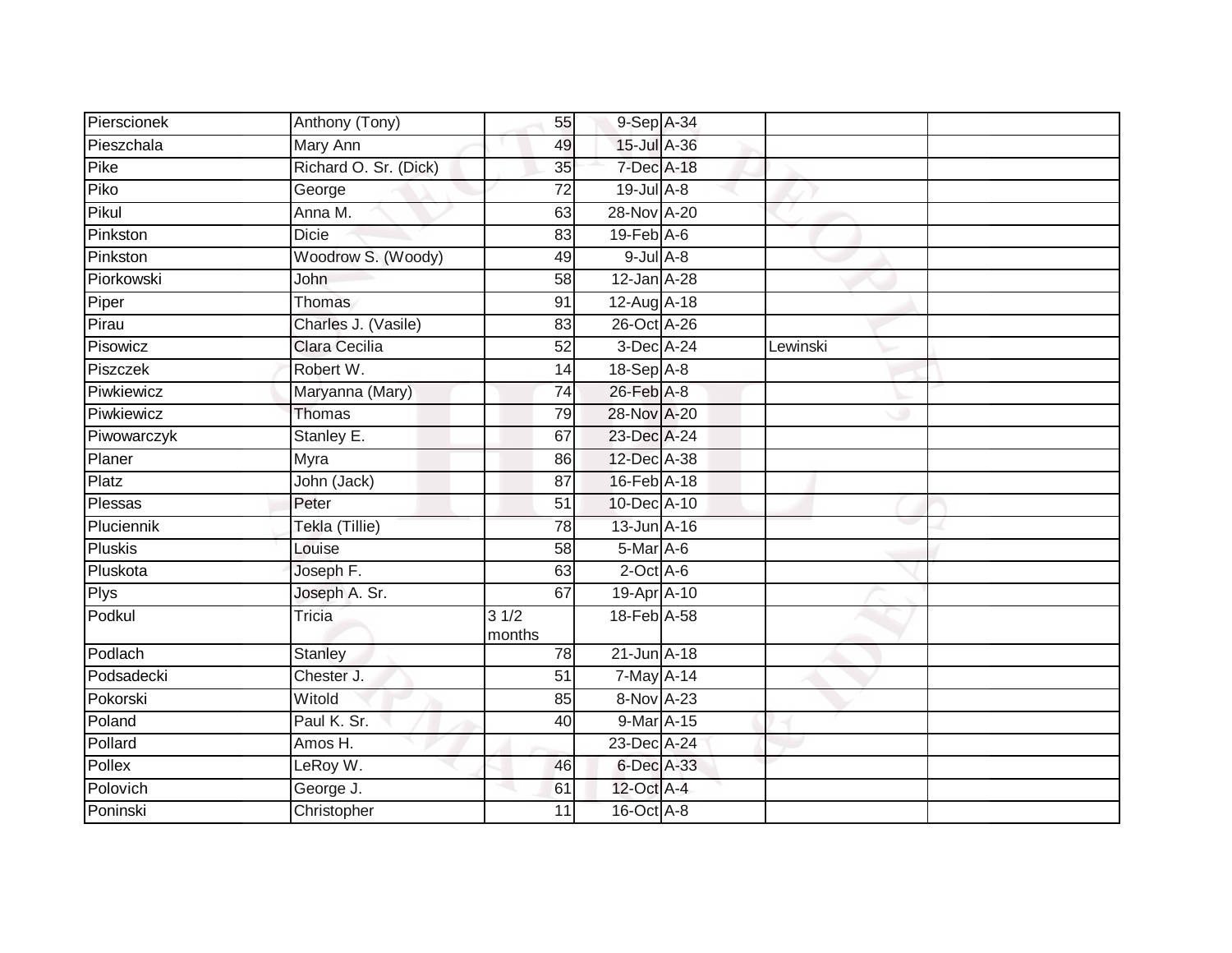| | | | | | | |
|---|---|---|---|---|---|---|
| Pierscionek | Anthony (Tony) | 55 | 9-Sep | A-34 | | |
| Pieszchala | Mary Ann | 49 | 15-Jul | A-36 | | |
| Pike | Richard O. Sr. (Dick) | 35 | 7-Dec | A-18 | | |
| Piko | George | 72 | 19-Jul | A-8 | | |
| Pikul | Anna M. | 63 | 28-Nov | A-20 | | |
| Pinkston | Dicie | 83 | 19-Feb | A-6 | | |
| Pinkston | Woodrow S. (Woody) | 49 | 9-Jul | A-8 | | |
| Piorkowski | John | 58 | 12-Jan | A-28 | | |
| Piper | Thomas | 91 | 12-Aug | A-18 | | |
| Pirau | Charles J. (Vasile) | 83 | 26-Oct | A-26 | | |
| Pisowicz | Clara Cecilia | 52 | 3-Dec | A-24 | Lewinski | |
| Piszczek | Robert W. | 14 | 18-Sep | A-8 | | |
| Piwkiewicz | Maryanna (Mary) | 74 | 26-Feb | A-8 | | |
| Piwkiewicz | Thomas | 79 | 28-Nov | A-20 | | |
| Piwowarczyk | Stanley E. | 67 | 23-Dec | A-24 | | |
| Planer | Myra | 86 | 12-Dec | A-38 | | |
| Platz | John (Jack) | 87 | 16-Feb | A-18 | | |
| Plessas | Peter | 51 | 10-Dec | A-10 | | |
| Pluciennik | Tekla (Tillie) | 78 | 13-Jun | A-16 | | |
| Pluskis | Louise | 58 | 5-Mar | A-6 | | |
| Pluskota | Joseph F. | 63 | 2-Oct | A-6 | | |
| Plys | Joseph A. Sr. | 67 | 19-Apr | A-10 | | |
| Podkul | Tricia | 3 1/2 months | 18-Feb | A-58 | | |
| Podlach | Stanley | 78 | 21-Jun | A-18 | | |
| Podsadecki | Chester J. | 51 | 7-May | A-14 | | |
| Pokorski | Witold | 85 | 8-Nov | A-23 | | |
| Poland | Paul K. Sr. | 40 | 9-Mar | A-15 | | |
| Pollard | Amos H. | | 23-Dec | A-24 | | |
| Pollex | LeRoy W. | 46 | 6-Dec | A-33 | | |
| Polovich | George J. | 61 | 12-Oct | A-4 | | |
| Poninski | Christopher | 11 | 16-Oct | A-8 | | |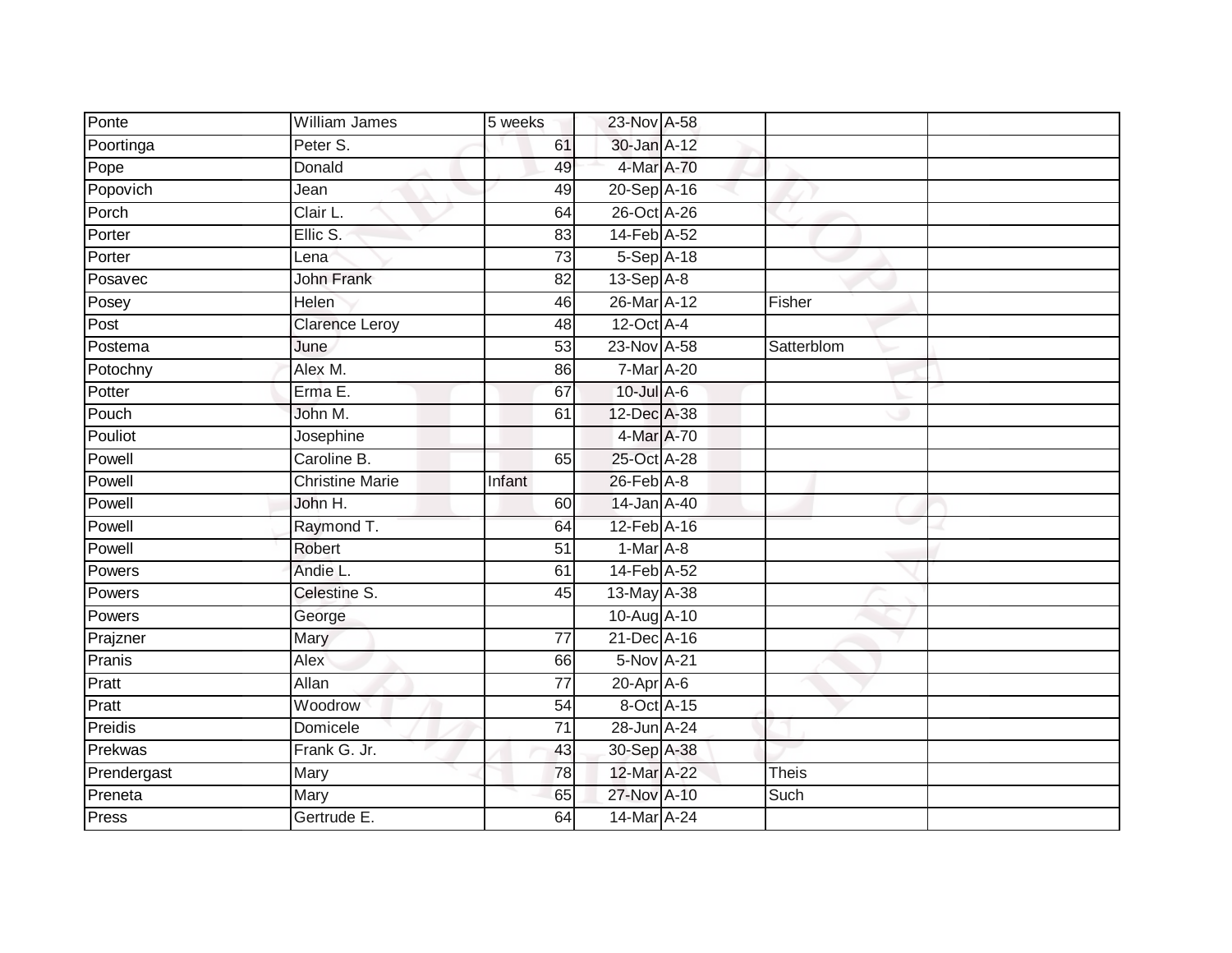| Ponte | William James | 5 weeks | 23-Nov | A-58 | | |
|---|---|---|---|---|---|---|
| Poortinga | Peter S. | 61 | 30-Jan | A-12 | | |
| Pope | Donald | 49 | 4-Mar | A-70 | | |
| Popovich | Jean | 49 | 20-Sep | A-16 | | |
| Porch | Clair L. | 64 | 26-Oct | A-26 | | |
| Porter | Ellic S. | 83 | 14-Feb | A-52 | | |
| Porter | Lena | 73 | 5-Sep | A-18 | | |
| Posavec | John Frank | 82 | 13-Sep | A-8 | | |
| Posey | Helen | 46 | 26-Mar | A-12 | Fisher | |
| Post | Clarence Leroy | 48 | 12-Oct | A-4 | | |
| Postema | June | 53 | 23-Nov | A-58 | Satterblom | |
| Potochny | Alex M. | 86 | 7-Mar | A-20 | | |
| Potter | Erma E. | 67 | 10-Jul | A-6 | | |
| Pouch | John M. | 61 | 12-Dec | A-38 | | |
| Pouliot | Josephine | | 4-Mar | A-70 | | |
| Powell | Caroline B. | 65 | 25-Oct | A-28 | | |
| Powell | Christine Marie | Infant | 26-Feb | A-8 | | |
| Powell | John H. | 60 | 14-Jan | A-40 | | |
| Powell | Raymond T. | 64 | 12-Feb | A-16 | | |
| Powell | Robert | 51 | 1-Mar | A-8 | | |
| Powers | Andie L. | 61 | 14-Feb | A-52 | | |
| Powers | Celestine S. | 45 | 13-May | A-38 | | |
| Powers | George | | 10-Aug | A-10 | | |
| Prajzner | Mary | 77 | 21-Dec | A-16 | | |
| Pranis | Alex | 66 | 5-Nov | A-21 | | |
| Pratt | Allan | 77 | 20-Apr | A-6 | | |
| Pratt | Woodrow | 54 | 8-Oct | A-15 | | |
| Preidis | Domicele | 71 | 28-Jun | A-24 | | |
| Prekwas | Frank G. Jr. | 43 | 30-Sep | A-38 | | |
| Prendergast | Mary | 78 | 12-Mar | A-22 | Theis | |
| Preneta | Mary | 65 | 27-Nov | A-10 | Such | |
| Press | Gertrude E. | 64 | 14-Mar | A-24 | | |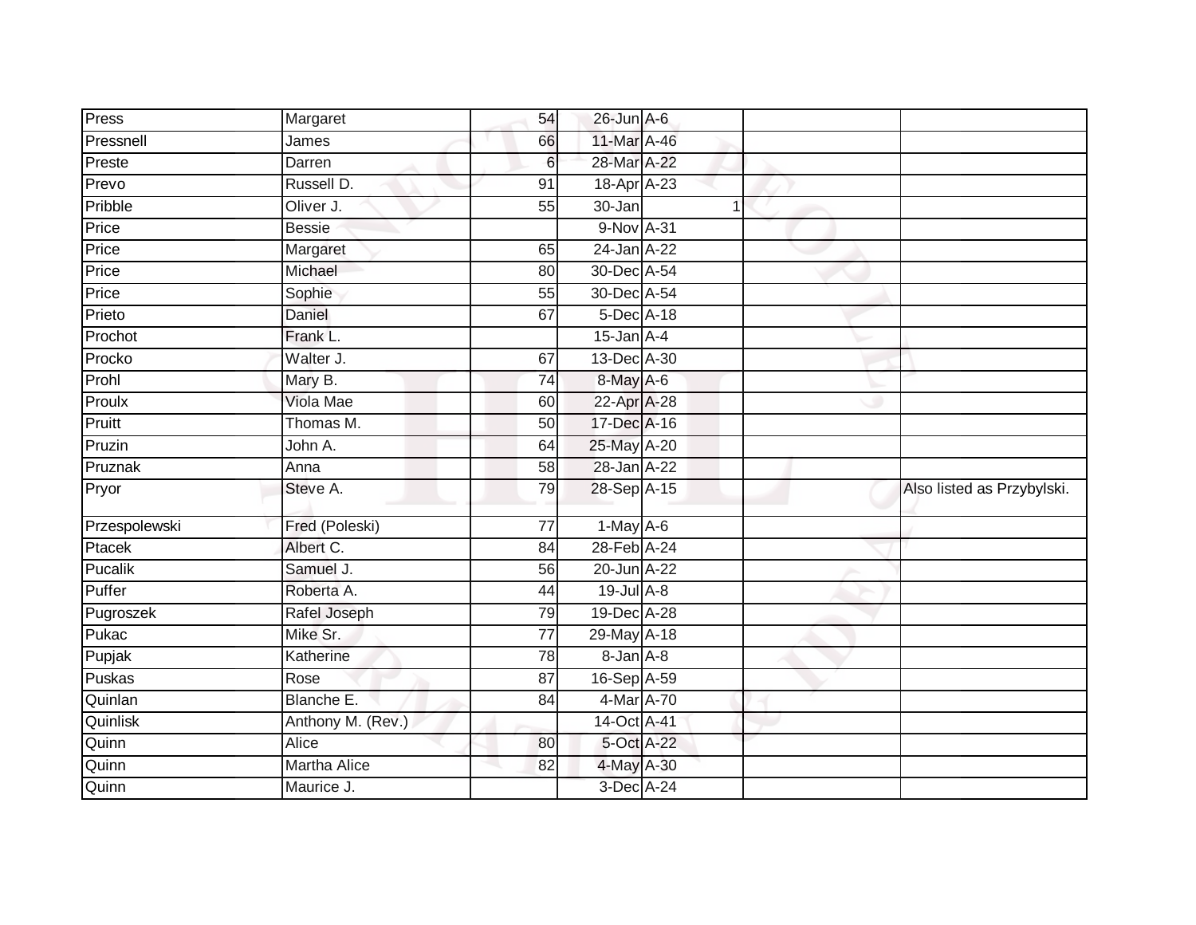| | | | | | | |
|---|---|---|---|---|---|---|
| Press | Margaret | 54 | 26-Jun | A-6 | | |
| Pressnell | James | 66 | 11-Mar | A-46 | | |
| Preste | Darren | 6 | 28-Mar | A-22 | | |
| Prevo | Russell D. | 91 | 18-Apr | A-23 | | |
| Pribble | Oliver J. | 55 | 30-Jan | 1 | | |
| Price | Bessie | | 9-Nov | A-31 | | |
| Price | Margaret | 65 | 24-Jan | A-22 | | |
| Price | Michael | 80 | 30-Dec | A-54 | | |
| Price | Sophie | 55 | 30-Dec | A-54 | | |
| Prieto | Daniel | 67 | 5-Dec | A-18 | | |
| Prochot | Frank L. | | 15-Jan | A-4 | | |
| Procko | Walter J. | 67 | 13-Dec | A-30 | | |
| Prohl | Mary B. | 74 | 8-May | A-6 | | |
| Proulx | Viola Mae | 60 | 22-Apr | A-28 | | |
| Pruitt | Thomas M. | 50 | 17-Dec | A-16 | | |
| Pruzin | John A. | 64 | 25-May | A-20 | | |
| Pruznak | Anna | 58 | 28-Jan | A-22 | | |
| Pryor | Steve A. | 79 | 28-Sep | A-15 | | Also listed as Przybylski. |
| Przespolewski | Fred (Poleski) | 77 | 1-May | A-6 | | |
| Ptacek | Albert C. | 84 | 28-Feb | A-24 | | |
| Pucalik | Samuel J. | 56 | 20-Jun | A-22 | | |
| Puffer | Roberta A. | 44 | 19-Jul | A-8 | | |
| Pugroszek | Rafel Joseph | 79 | 19-Dec | A-28 | | |
| Pukac | Mike Sr. | 77 | 29-May | A-18 | | |
| Pupjak | Katherine | 78 | 8-Jan | A-8 | | |
| Puskas | Rose | 87 | 16-Sep | A-59 | | |
| Quinlan | Blanche E. | 84 | 4-Mar | A-70 | | |
| Quinlisk | Anthony M. (Rev.) | | 14-Oct | A-41 | | |
| Quinn | Alice | 80 | 5-Oct | A-22 | | |
| Quinn | Martha Alice | 82 | 4-May | A-30 | | |
| Quinn | Maurice J. | | 3-Dec | A-24 | | |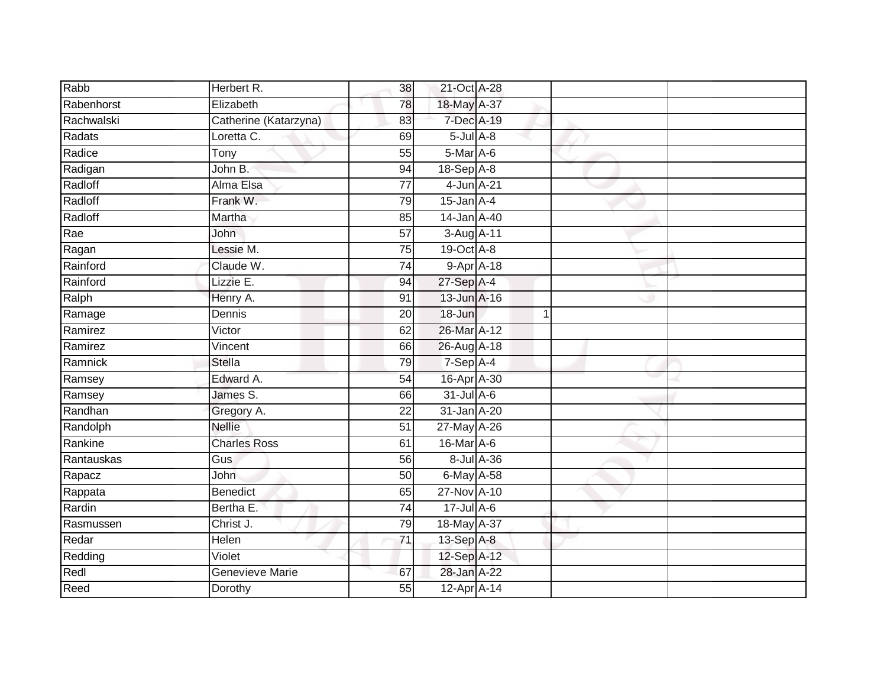| | | | | | | | |
|---|---|---|---|---|---|---|---|
| Rabb | Herbert R. | 38 | 21-Oct | A-28 | | | |
| Rabenhorst | Elizabeth | 78 | 18-May | A-37 | | | |
| Rachwalski | Catherine (Katarzyna) | 83 | 7-Dec | A-19 | | | |
| Radats | Loretta C. | 69 | 5-Jul | A-8 | | | |
| Radice | Tony | 55 | 5-Mar | A-6 | | | |
| Radigan | John B. | 94 | 18-Sep | A-8 | | | |
| Radloff | Alma Elsa | 77 | 4-Jun | A-21 | | | |
| Radloff | Frank W. | 79 | 15-Jan | A-4 | | | |
| Radloff | Martha | 85 | 14-Jan | A-40 | | | |
| Rae | John | 57 | 3-Aug | A-11 | | | |
| Ragan | Lessie M. | 75 | 19-Oct | A-8 | | | |
| Rainford | Claude W. | 74 | 9-Apr | A-18 | | | |
| Rainford | Lizzie E. | 94 | 27-Sep | A-4 | | | |
| Ralph | Henry A. | 91 | 13-Jun | A-16 | | | |
| Ramage | Dennis | 20 | 18-Jun | | 1 | | |
| Ramirez | Victor | 62 | 26-Mar | A-12 | | | |
| Ramirez | Vincent | 66 | 26-Aug | A-18 | | | |
| Ramnick | Stella | 79 | 7-Sep | A-4 | | | |
| Ramsey | Edward A. | 54 | 16-Apr | A-30 | | | |
| Ramsey | James S. | 66 | 31-Jul | A-6 | | | |
| Randhan | Gregory A. | 22 | 31-Jan | A-20 | | | |
| Randolph | Nellie | 51 | 27-May | A-26 | | | |
| Rankine | Charles Ross | 61 | 16-Mar | A-6 | | | |
| Rantauskas | Gus | 56 | 8-Jul | A-36 | | | |
| Rapacz | John | 50 | 6-May | A-58 | | | |
| Rappata | Benedict | 65 | 27-Nov | A-10 | | | |
| Rardin | Bertha E. | 74 | 17-Jul | A-6 | | | |
| Rasmussen | Christ J. | 79 | 18-May | A-37 | | | |
| Redar | Helen | 71 | 13-Sep | A-8 | | | |
| Redding | Violet | | 12-Sep | A-12 | | | |
| Redl | Genevieve Marie | 67 | 28-Jan | A-22 | | | |
| Reed | Dorothy | 55 | 12-Apr | A-14 | | | |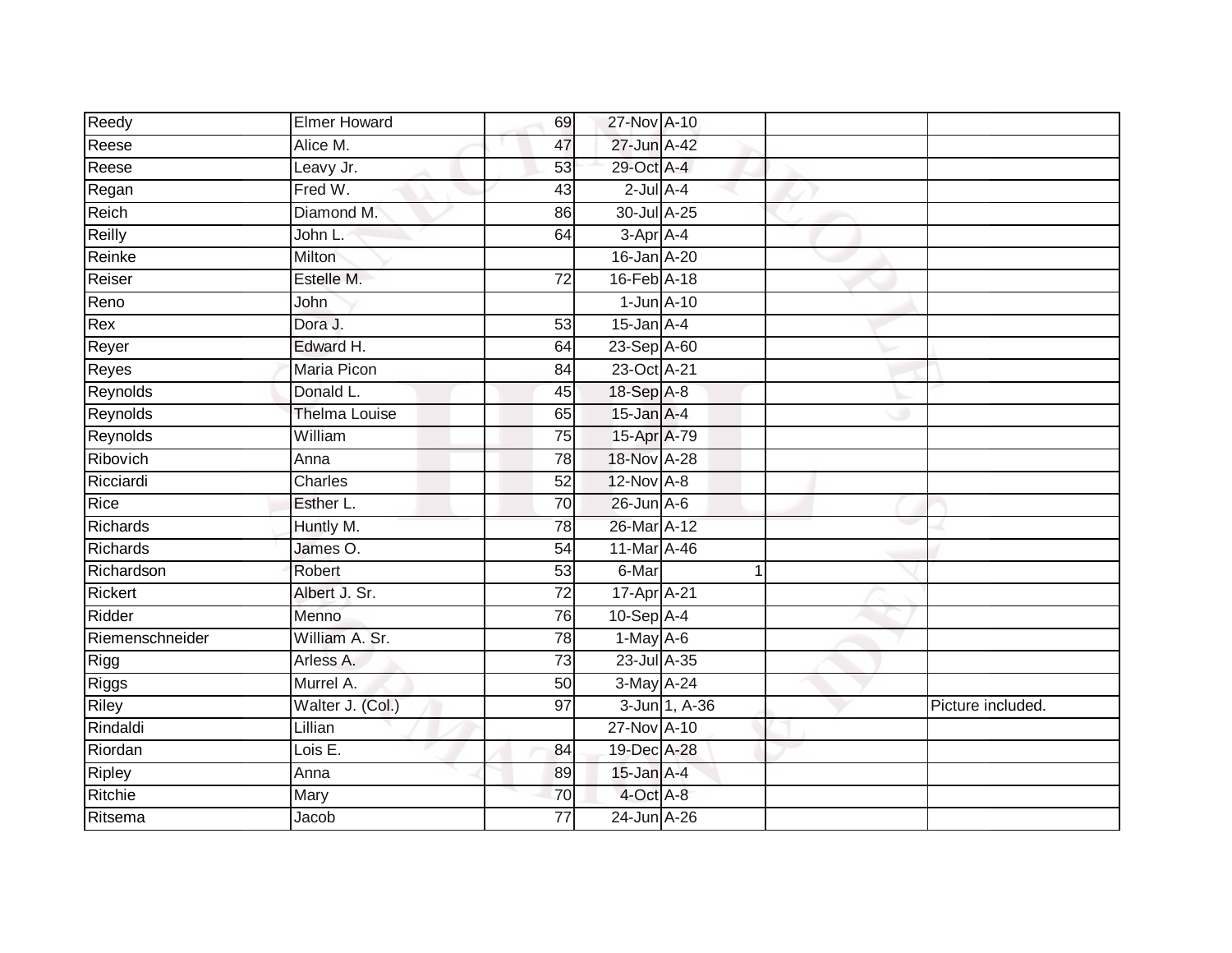| Reedy | Elmer Howard | 69 | 27-Nov | A-10 | | |
|---|---|---|---|---|---|---|
| Reese | Alice M. | 47 | 27-Jun | A-42 | | |
| Reese | Leavy Jr. | 53 | 29-Oct | A-4 | | |
| Regan | Fred W. | 43 | 2-Jul | A-4 | | |
| Reich | Diamond M. | 86 | 30-Jul | A-25 | | |
| Reilly | John L. | 64 | 3-Apr | A-4 | | |
| Reinke | Milton | | 16-Jan | A-20 | | |
| Reiser | Estelle M. | 72 | 16-Feb | A-18 | | |
| Reno | John | | 1-Jun | A-10 | | |
| Rex | Dora J. | 53 | 15-Jan | A-4 | | |
| Reyer | Edward H. | 64 | 23-Sep | A-60 | | |
| Reyes | Maria Picon | 84 | 23-Oct | A-21 | | |
| Reynolds | Donald L. | 45 | 18-Sep | A-8 | | |
| Reynolds | Thelma Louise | 65 | 15-Jan | A-4 | | |
| Reynolds | William | 75 | 15-Apr | A-79 | | |
| Ribovich | Anna | 78 | 18-Nov | A-28 | | |
| Ricciardi | Charles | 52 | 12-Nov | A-8 | | |
| Rice | Esther L. | 70 | 26-Jun | A-6 | | |
| Richards | Huntly M. | 78 | 26-Mar | A-12 | | |
| Richards | James O. | 54 | 11-Mar | A-46 | | |
| Richardson | Robert | 53 | 6-Mar | 1 | | |
| Rickert | Albert J. Sr. | 72 | 17-Apr | A-21 | | |
| Ridder | Menno | 76 | 10-Sep | A-4 | | |
| Riemenschneider | William A. Sr. | 78 | 1-May | A-6 | | |
| Rigg | Arless A. | 73 | 23-Jul | A-35 | | |
| Riggs | Murrel A. | 50 | 3-May | A-24 | | |
| Riley | Walter J. (Col.) | 97 | 3-Jun | 1, A-36 | | Picture included. |
| Rindaldi | Lillian | | 27-Nov | A-10 | | |
| Riordan | Lois E. | 84 | 19-Dec | A-28 | | |
| Ripley | Anna | 89 | 15-Jan | A-4 | | |
| Ritchie | Mary | 70 | 4-Oct | A-8 | | |
| Ritsema | Jacob | 77 | 24-Jun | A-26 | | |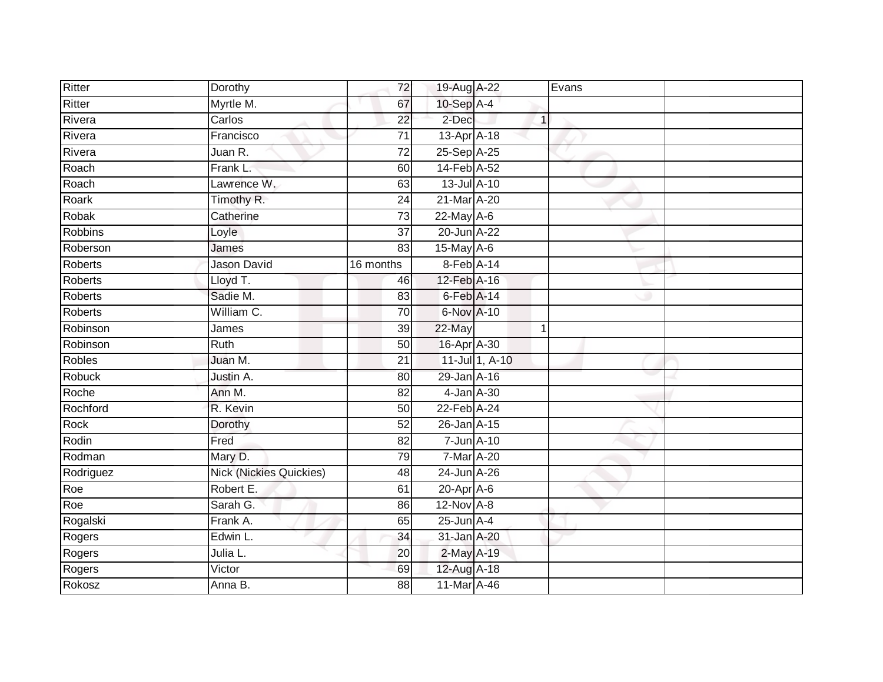| Ritter | Dorothy | 72 | 19-Aug | A-22 | | Evans | |
|---|---|---|---|---|---|---|---|
| Ritter | Myrtle M. | 67 | 10-Sep | A-4 | | | |
| Rivera | Carlos | 22 | 2-Dec | | 1 | | |
| Rivera | Francisco | 71 | 13-Apr | A-18 | | | |
| Rivera | Juan R. | 72 | 25-Sep | A-25 | | | |
| Roach | Frank L. | 60 | 14-Feb | A-52 | | | |
| Roach | Lawrence W. | 63 | 13-Jul | A-10 | | | |
| Roark | Timothy R. | 24 | 21-Mar | A-20 | | | |
| Robak | Catherine | 73 | 22-May | A-6 | | | |
| Robbins | Loyle | 37 | 20-Jun | A-22 | | | |
| Roberson | James | 83 | 15-May | A-6 | | | |
| Roberts | Jason David | 16 months | 8-Feb | A-14 | | | |
| Roberts | Lloyd T. | 46 | 12-Feb | A-16 | | | |
| Roberts | Sadie M. | 83 | 6-Feb | A-14 | | | |
| Roberts | William C. | 70 | 6-Nov | A-10 | | | |
| Robinson | James | 39 | 22-May | | 1 | | |
| Robinson | Ruth | 50 | 16-Apr | A-30 | | | |
| Robles | Juan M. | 21 | 11-Jul | 1, A-10 | | | |
| Robuck | Justin A. | 80 | 29-Jan | A-16 | | | |
| Roche | Ann M. | 82 | 4-Jan | A-30 | | | |
| Rochford | R. Kevin | 50 | 22-Feb | A-24 | | | |
| Rock | Dorothy | 52 | 26-Jan | A-15 | | | |
| Rodin | Fred | 82 | 7-Jun | A-10 | | | |
| Rodman | Mary D. | 79 | 7-Mar | A-20 | | | |
| Rodriguez | Nick (Nickies Quickies) | 48 | 24-Jun | A-26 | | | |
| Roe | Robert E. | 61 | 20-Apr | A-6 | | | |
| Roe | Sarah G. | 86 | 12-Nov | A-8 | | | |
| Rogalski | Frank A. | 65 | 25-Jun | A-4 | | | |
| Rogers | Edwin L. | 34 | 31-Jan | A-20 | | | |
| Rogers | Julia L. | 20 | 2-May | A-19 | | | |
| Rogers | Victor | 69 | 12-Aug | A-18 | | | |
| Rokosz | Anna B. | 88 | 11-Mar | A-46 | | | |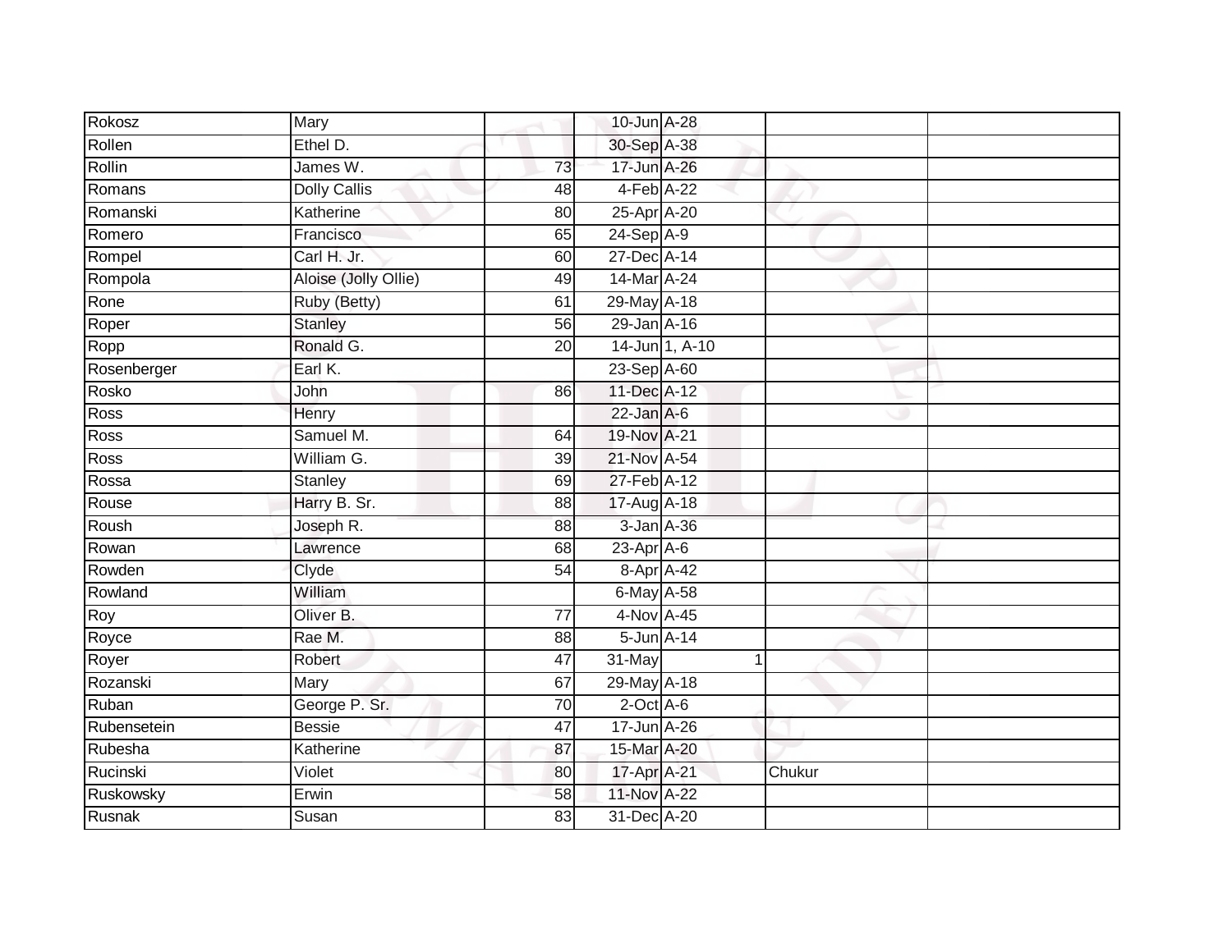| | | | | | | |
|---|---|---|---|---|---|---|
| Rokosz | Mary | | 10-Jun | A-28 | | |
| Rollen | Ethel D. | | 30-Sep | A-38 | | |
| Rollin | James W. | 73 | 17-Jun | A-26 | | |
| Romans | Dolly Callis | 48 | 4-Feb | A-22 | | |
| Romanski | Katherine | 80 | 25-Apr | A-20 | | |
| Romero | Francisco | 65 | 24-Sep | A-9 | | |
| Rompel | Carl H. Jr. | 60 | 27-Dec | A-14 | | |
| Rompola | Aloise (Jolly Ollie) | 49 | 14-Mar | A-24 | | |
| Rone | Ruby (Betty) | 61 | 29-May | A-18 | | |
| Roper | Stanley | 56 | 29-Jan | A-16 | | |
| Ropp | Ronald G. | 20 | 14-Jun | 1, A-10 | | |
| Rosenberger | Earl K. | | 23-Sep | A-60 | | |
| Rosko | John | 86 | 11-Dec | A-12 | | |
| Ross | Henry | | 22-Jan | A-6 | | |
| Ross | Samuel M. | 64 | 19-Nov | A-21 | | |
| Ross | William G. | 39 | 21-Nov | A-54 | | |
| Rossa | Stanley | 69 | 27-Feb | A-12 | | |
| Rouse | Harry B. Sr. | 88 | 17-Aug | A-18 | | |
| Roush | Joseph R. | 88 | 3-Jan | A-36 | | |
| Rowan | Lawrence | 68 | 23-Apr | A-6 | | |
| Rowden | Clyde | 54 | 8-Apr | A-42 | | |
| Rowland | William | | 6-May | A-58 | | |
| Roy | Oliver B. | 77 | 4-Nov | A-45 | | |
| Royce | Rae M. | 88 | 5-Jun | A-14 | | |
| Royer | Robert | 47 | 31-May | 1 | | |
| Rozanski | Mary | 67 | 29-May | A-18 | | |
| Ruban | George P. Sr. | 70 | 2-Oct | A-6 | | |
| Rubensetein | Bessie | 47 | 17-Jun | A-26 | | |
| Rubesha | Katherine | 87 | 15-Mar | A-20 | | |
| Rucinski | Violet | 80 | 17-Apr | A-21 | Chukur | |
| Ruskowsky | Erwin | 58 | 11-Nov | A-22 | | |
| Rusnak | Susan | 83 | 31-Dec | A-20 | | |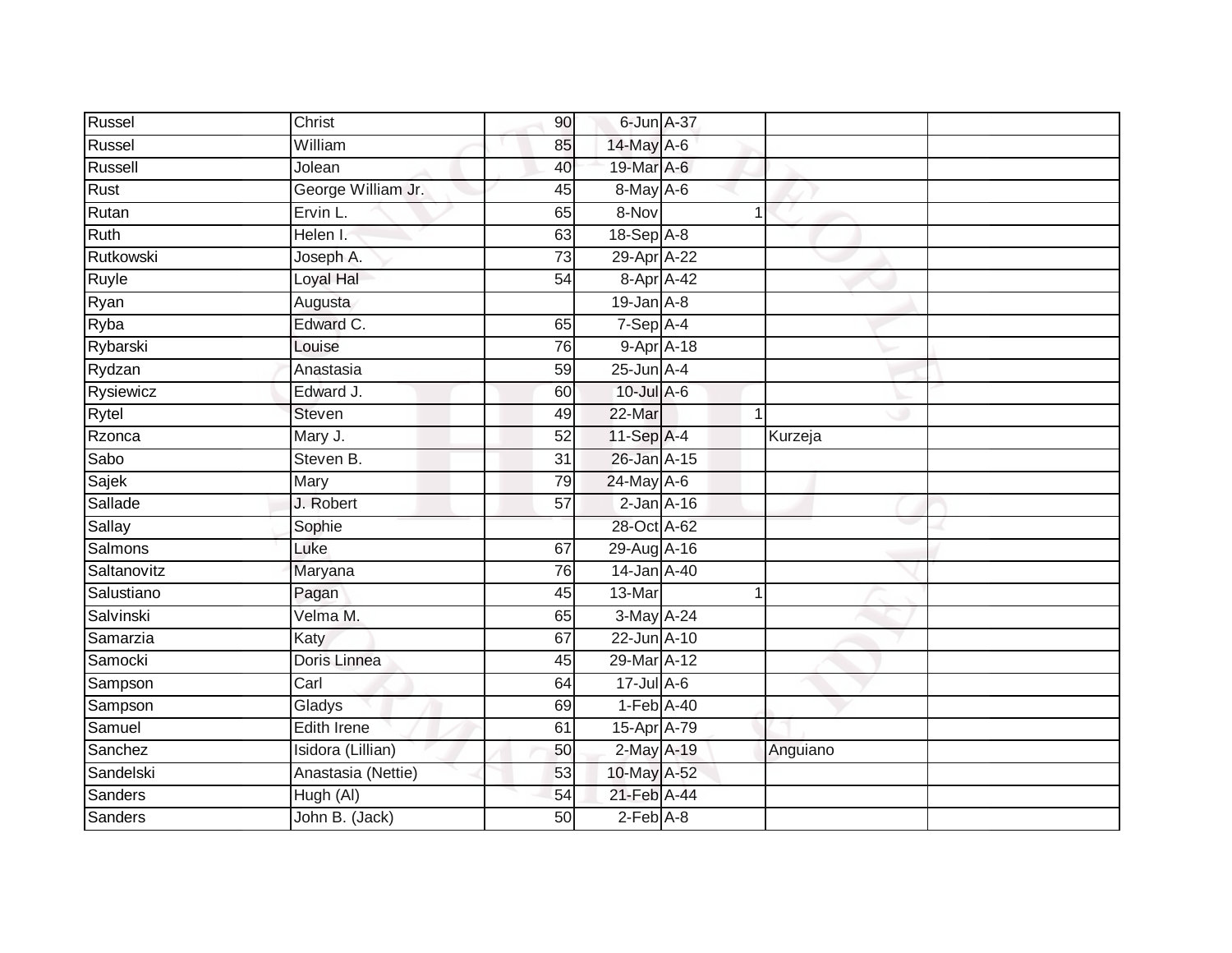| | | | | | | | |
|---|---|---|---|---|---|---|---|
| Russel | Christ | 90 | 6-Jun | A-37 | | | |
| Russel | William | 85 | 14-May | A-6 | | | |
| Russell | Jolean | 40 | 19-Mar | A-6 | | | |
| Rust | George William Jr. | 45 | 8-May | A-6 | | | |
| Rutan | Ervin L. | 65 | 8-Nov | | 1 | | |
| Ruth | Helen I. | 63 | 18-Sep | A-8 | | | |
| Rutkowski | Joseph A. | 73 | 29-Apr | A-22 | | | |
| Ruyle | Loyal Hal | 54 | 8-Apr | A-42 | | | |
| Ryan | Augusta | | 19-Jan | A-8 | | | |
| Ryba | Edward C. | 65 | 7-Sep | A-4 | | | |
| Rybarski | Louise | 76 | 9-Apr | A-18 | | | |
| Rydzan | Anastasia | 59 | 25-Jun | A-4 | | | |
| Rysiewicz | Edward J. | 60 | 10-Jul | A-6 | | | |
| Rytel | Steven | 49 | 22-Mar | | 1 | | |
| Rzonca | Mary J. | 52 | 11-Sep | A-4 | | Kurzeja | |
| Sabo | Steven B. | 31 | 26-Jan | A-15 | | | |
| Sajek | Mary | 79 | 24-May | A-6 | | | |
| Sallade | J. Robert | 57 | 2-Jan | A-16 | | | |
| Sallay | Sophie | | 28-Oct | A-62 | | | |
| Salmons | Luke | 67 | 29-Aug | A-16 | | | |
| Saltanovitz | Maryana | 76 | 14-Jan | A-40 | | | |
| Salustiano | Pagan | 45 | 13-Mar | | 1 | | |
| Salvinski | Velma M. | 65 | 3-May | A-24 | | | |
| Samarzia | Katy | 67 | 22-Jun | A-10 | | | |
| Samocki | Doris Linnea | 45 | 29-Mar | A-12 | | | |
| Sampson | Carl | 64 | 17-Jul | A-6 | | | |
| Sampson | Gladys | 69 | 1-Feb | A-40 | | | |
| Samuel | Edith Irene | 61 | 15-Apr | A-79 | | | |
| Sanchez | Isidora (Lillian) | 50 | 2-May | A-19 | | Anguiano | |
| Sandelski | Anastasia (Nettie) | 53 | 10-May | A-52 | | | |
| Sanders | Hugh (Al) | 54 | 21-Feb | A-44 | | | |
| Sanders | John B. (Jack) | 50 | 2-Feb | A-8 | | | |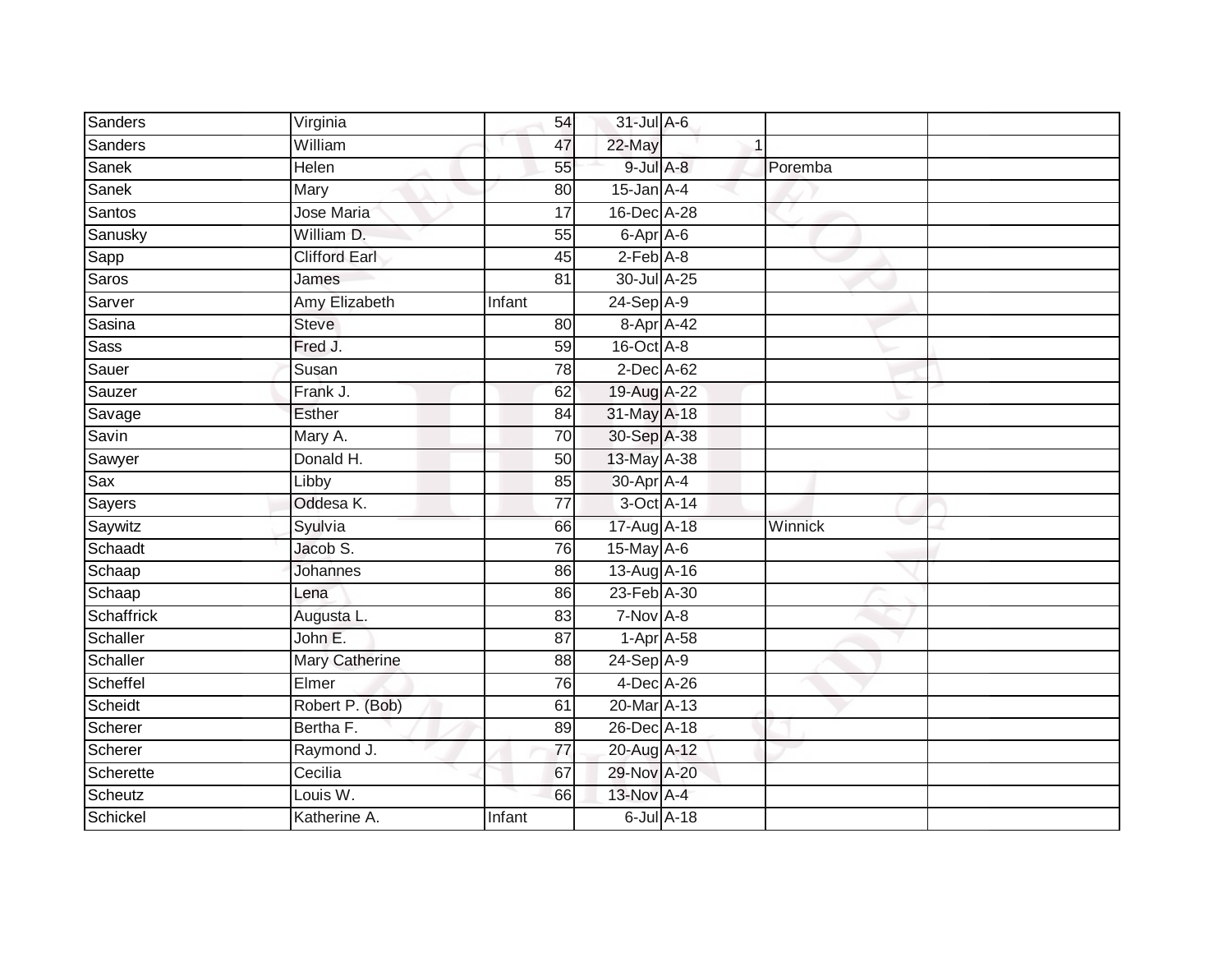| | | | | | | |
|---|---|---|---|---|---|---|
| Sanders | Virginia | 54 | 31-Jul | A-6 | | |
| Sanders | William | 47 | 22-May | 1 | | |
| Sanek | Helen | 55 | 9-Jul | A-8 | Poremba | |
| Sanek | Mary | 80 | 15-Jan | A-4 | | |
| Santos | Jose Maria | 17 | 16-Dec | A-28 | | |
| Sanusky | William D. | 55 | 6-Apr | A-6 | | |
| Sapp | Clifford Earl | 45 | 2-Feb | A-8 | | |
| Saros | James | 81 | 30-Jul | A-25 | | |
| Sarver | Amy Elizabeth | Infant | 24-Sep | A-9 | | |
| Sasina | Steve | 80 | 8-Apr | A-42 | | |
| Sass | Fred J. | 59 | 16-Oct | A-8 | | |
| Sauer | Susan | 78 | 2-Dec | A-62 | | |
| Sauzer | Frank J. | 62 | 19-Aug | A-22 | | |
| Savage | Esther | 84 | 31-May | A-18 | | |
| Savin | Mary A. | 70 | 30-Sep | A-38 | | |
| Sawyer | Donald H. | 50 | 13-May | A-38 | | |
| Sax | Libby | 85 | 30-Apr | A-4 | | |
| Sayers | Oddesa K. | 77 | 3-Oct | A-14 | | |
| Saywitz | Syulvia | 66 | 17-Aug | A-18 | Winnick | |
| Schaadt | Jacob S. | 76 | 15-May | A-6 | | |
| Schaap | Johannes | 86 | 13-Aug | A-16 | | |
| Schaap | Lena | 86 | 23-Feb | A-30 | | |
| Schaffrick | Augusta L. | 83 | 7-Nov | A-8 | | |
| Schaller | John E. | 87 | 1-Apr | A-58 | | |
| Schaller | Mary Catherine | 88 | 24-Sep | A-9 | | |
| Scheffel | Elmer | 76 | 4-Dec | A-26 | | |
| Scheidt | Robert P. (Bob) | 61 | 20-Mar | A-13 | | |
| Scherer | Bertha F. | 89 | 26-Dec | A-18 | | |
| Scherer | Raymond J. | 77 | 20-Aug | A-12 | | |
| Scherette | Cecilia | 67 | 29-Nov | A-20 | | |
| Scheutz | Louis W. | 66 | 13-Nov | A-4 | | |
| Schickel | Katherine A. | Infant | 6-Jul | A-18 | | |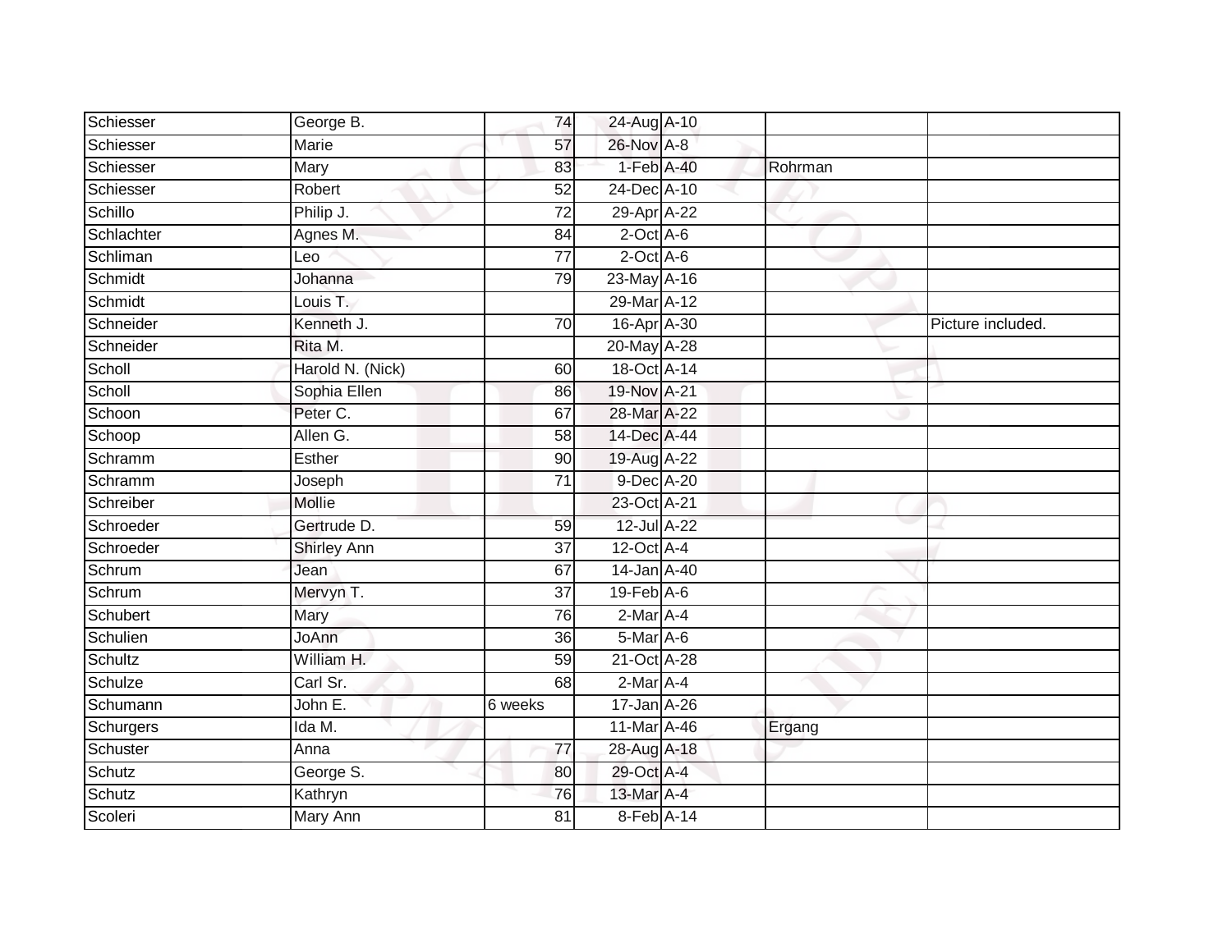| Schiesser | George B. | 74 | 24-Aug | A-10 | | |
|---|---|---|---|---|---|---|
| Schiesser | Marie | 57 | 26-Nov | A-8 | | |
| Schiesser | Mary | 83 | 1-Feb | A-40 | Rohrman | |
| Schiesser | Robert | 52 | 24-Dec | A-10 | | |
| Schillo | Philip J. | 72 | 29-Apr | A-22 | | |
| Schlachter | Agnes M. | 84 | 2-Oct | A-6 | | |
| Schliman | Leo | 77 | 2-Oct | A-6 | | |
| Schmidt | Johanna | 79 | 23-May | A-16 | | |
| Schmidt | Louis T. | | 29-Mar | A-12 | | |
| Schneider | Kenneth J. | 70 | 16-Apr | A-30 | | Picture included. |
| Schneider | Rita M. | | 20-May | A-28 | | |
| Scholl | Harold N. (Nick) | 60 | 18-Oct | A-14 | | |
| Scholl | Sophia Ellen | 86 | 19-Nov | A-21 | | |
| Schoon | Peter C. | 67 | 28-Mar | A-22 | | |
| Schoop | Allen G. | 58 | 14-Dec | A-44 | | |
| Schramm | Esther | 90 | 19-Aug | A-22 | | |
| Schramm | Joseph | 71 | 9-Dec | A-20 | | |
| Schreiber | Mollie | | 23-Oct | A-21 | | |
| Schroeder | Gertrude D. | 59 | 12-Jul | A-22 | | |
| Schroeder | Shirley Ann | 37 | 12-Oct | A-4 | | |
| Schrum | Jean | 67 | 14-Jan | A-40 | | |
| Schrum | Mervyn T. | 37 | 19-Feb | A-6 | | |
| Schubert | Mary | 76 | 2-Mar | A-4 | | |
| Schulien | JoAnn | 36 | 5-Mar | A-6 | | |
| Schultz | William H. | 59 | 21-Oct | A-28 | | |
| Schulze | Carl Sr. | 68 | 2-Mar | A-4 | | |
| Schumann | John E. | 6 weeks | 17-Jan | A-26 | | |
| Schurgers | Ida M. | | 11-Mar | A-46 | Ergang | |
| Schuster | Anna | 77 | 28-Aug | A-18 | | |
| Schutz | George S. | 80 | 29-Oct | A-4 | | |
| Schutz | Kathryn | 76 | 13-Mar | A-4 | | |
| Scoleri | Mary Ann | 81 | 8-Feb | A-14 | | |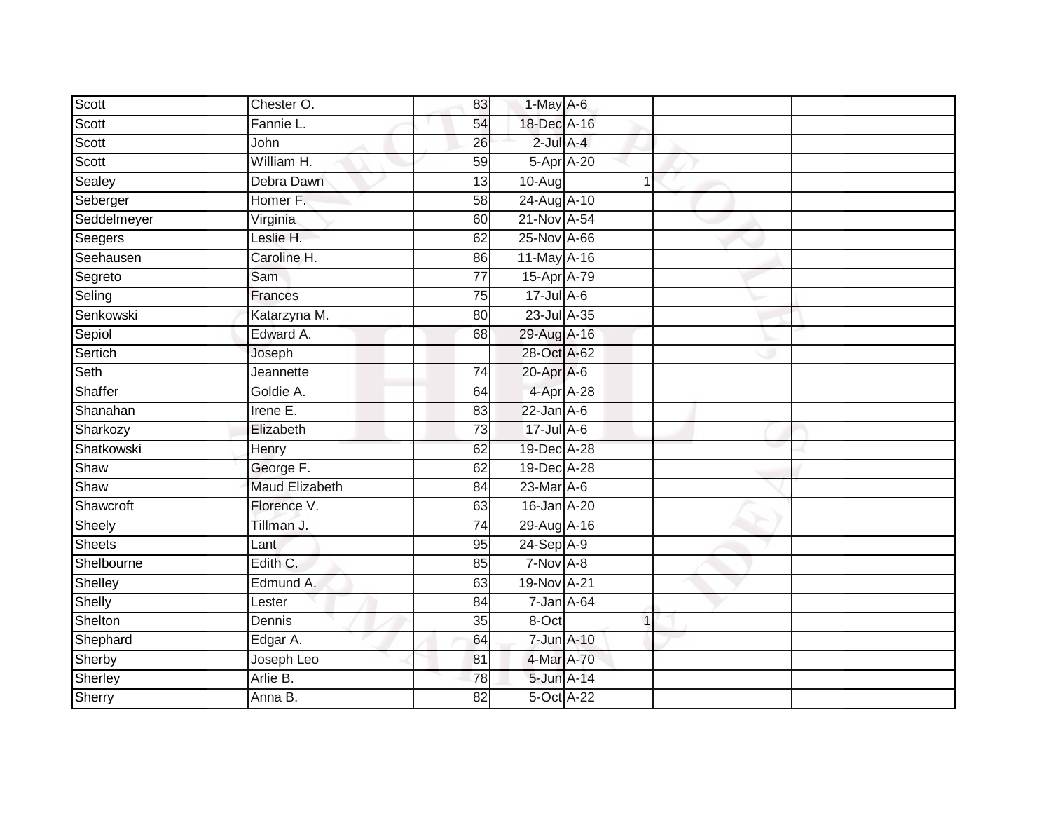| | | | | | | | |
|---|---|---|---|---|---|---|---|
| Scott | Chester O. | 83 | 1-May | A-6 | | | |
| Scott | Fannie L. | 54 | 18-Dec | A-16 | | | |
| Scott | John | 26 | 2-Jul | A-4 | | | |
| Scott | William H. | 59 | 5-Apr | A-20 | | | |
| Sealey | Debra Dawn | 13 | 10-Aug | | 1 | | |
| Seberger | Homer F. | 58 | 24-Aug | A-10 | | | |
| Seddelmeyer | Virginia | 60 | 21-Nov | A-54 | | | |
| Seegers | Leslie H. | 62 | 25-Nov | A-66 | | | |
| Seehausen | Caroline H. | 86 | 11-May | A-16 | | | |
| Segreto | Sam | 77 | 15-Apr | A-79 | | | |
| Seling | Frances | 75 | 17-Jul | A-6 | | | |
| Senkowski | Katarzyna M. | 80 | 23-Jul | A-35 | | | |
| Sepiol | Edward A. | 68 | 29-Aug | A-16 | | | |
| Sertich | Joseph | | 28-Oct | A-62 | | | |
| Seth | Jeannette | 74 | 20-Apr | A-6 | | | |
| Shaffer | Goldie A. | 64 | 4-Apr | A-28 | | | |
| Shanahan | Irene E. | 83 | 22-Jan | A-6 | | | |
| Sharkozy | Elizabeth | 73 | 17-Jul | A-6 | | | |
| Shatkowski | Henry | 62 | 19-Dec | A-28 | | | |
| Shaw | George F. | 62 | 19-Dec | A-28 | | | |
| Shaw | Maud Elizabeth | 84 | 23-Mar | A-6 | | | |
| Shawcroft | Florence V. | 63 | 16-Jan | A-20 | | | |
| Sheely | Tillman J. | 74 | 29-Aug | A-16 | | | |
| Sheets | Lant | 95 | 24-Sep | A-9 | | | |
| Shelbourne | Edith C. | 85 | 7-Nov | A-8 | | | |
| Shelley | Edmund A. | 63 | 19-Nov | A-21 | | | |
| Shelly | Lester | 84 | 7-Jan | A-64 | | | |
| Shelton | Dennis | 35 | 8-Oct | | 1 | | |
| Shephard | Edgar A. | 64 | 7-Jun | A-10 | | | |
| Sherby | Joseph Leo | 81 | 4-Mar | A-70 | | | |
| Sherley | Arlie B. | 78 | 5-Jun | A-14 | | | |
| Sherry | Anna B. | 82 | 5-Oct | A-22 | | | |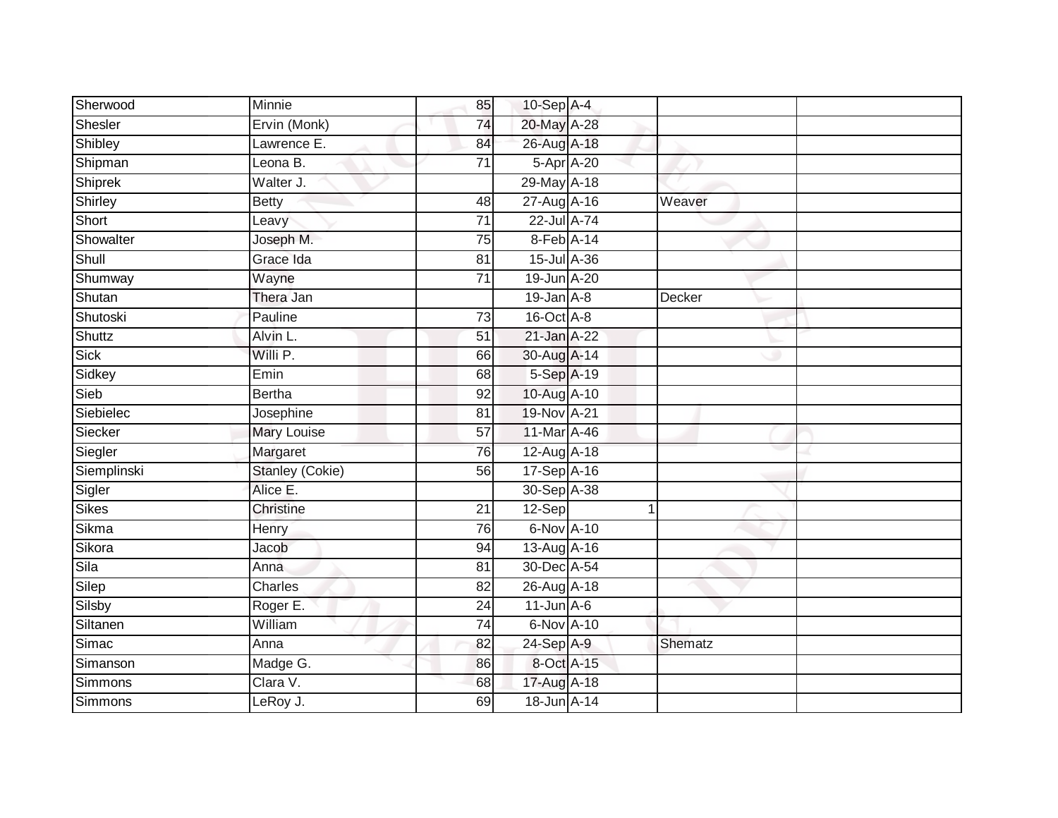| | | | | | | |
|---|---|---|---|---|---|---|
| Sherwood | Minnie | 85 | 10-Sep | A-4 | | |
| Shesler | Ervin (Monk) | 74 | 20-May | A-28 | | |
| Shibley | Lawrence E. | 84 | 26-Aug | A-18 | | |
| Shipman | Leona B. | 71 | 5-Apr | A-20 | | |
| Shiprek | Walter J. | | 29-May | A-18 | | |
| Shirley | Betty | 48 | 27-Aug | A-16 | Weaver | |
| Short | Leavy | 71 | 22-Jul | A-74 | | |
| Showalter | Joseph M. | 75 | 8-Feb | A-14 | | |
| Shull | Grace Ida | 81 | 15-Jul | A-36 | | |
| Shumway | Wayne | 71 | 19-Jun | A-20 | | |
| Shutan | Thera Jan | | 19-Jan | A-8 | Decker | |
| Shutoski | Pauline | 73 | 16-Oct | A-8 | | |
| Shuttz | Alvin L. | 51 | 21-Jan | A-22 | | |
| Sick | Willi P. | 66 | 30-Aug | A-14 | | |
| Sidkey | Emin | 68 | 5-Sep | A-19 | | |
| Sieb | Bertha | 92 | 10-Aug | A-10 | | |
| Siebielec | Josephine | 81 | 19-Nov | A-21 | | |
| Siecker | Mary Louise | 57 | 11-Mar | A-46 | | |
| Siegler | Margaret | 76 | 12-Aug | A-18 | | |
| Siemplinski | Stanley (Cokie) | 56 | 17-Sep | A-16 | | |
| Sigler | Alice E. | | 30-Sep | A-38 | | |
| Sikes | Christine | 21 | 12-Sep | 1 | | |
| Sikma | Henry | 76 | 6-Nov | A-10 | | |
| Sikora | Jacob | 94 | 13-Aug | A-16 | | |
| Sila | Anna | 81 | 30-Dec | A-54 | | |
| Silep | Charles | 82 | 26-Aug | A-18 | | |
| Silsby | Roger E. | 24 | 11-Jun | A-6 | | |
| Siltanen | William | 74 | 6-Nov | A-10 | | |
| Simac | Anna | 82 | 24-Sep | A-9 | Shematz | |
| Simanson | Madge G. | 86 | 8-Oct | A-15 | | |
| Simmons | Clara V. | 68 | 17-Aug | A-18 | | |
| Simmons | LeRoy J. | 69 | 18-Jun | A-14 | | |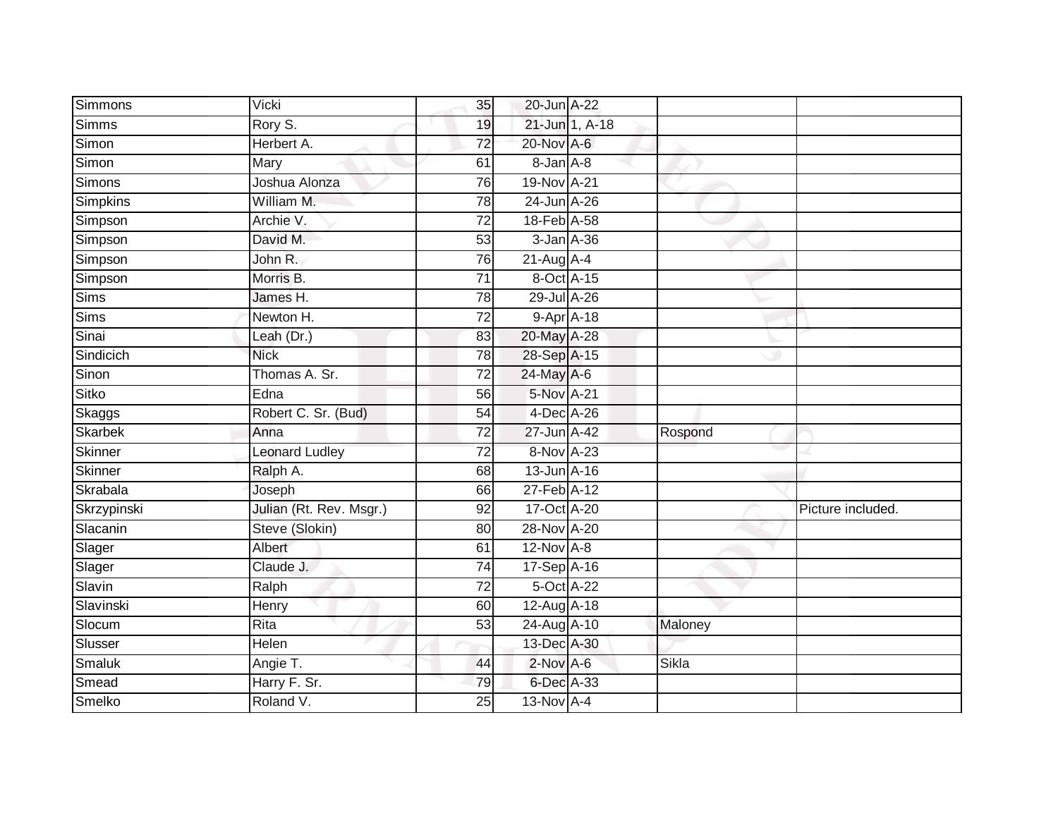| | | | | | | |
|---|---|---|---|---|---|---|
| Simmons | Vicki | 35 | 20-Jun | A-22 | | |
| Simms | Rory S. | 19 | 21-Jun | 1, A-18 | | |
| Simon | Herbert A. | 72 | 20-Nov | A-6 | | |
| Simon | Mary | 61 | 8-Jan | A-8 | | |
| Simons | Joshua Alonza | 76 | 19-Nov | A-21 | | |
| Simpkins | William M. | 78 | 24-Jun | A-26 | | |
| Simpson | Archie V. | 72 | 18-Feb | A-58 | | |
| Simpson | David M. | 53 | 3-Jan | A-36 | | |
| Simpson | John R. | 76 | 21-Aug | A-4 | | |
| Simpson | Morris B. | 71 | 8-Oct | A-15 | | |
| Sims | James H. | 78 | 29-Jul | A-26 | | |
| Sims | Newton H. | 72 | 9-Apr | A-18 | | |
| Sinai | Leah (Dr.) | 83 | 20-May | A-28 | | |
| Sindicich | Nick | 78 | 28-Sep | A-15 | | |
| Sinon | Thomas A. Sr. | 72 | 24-May | A-6 | | |
| Sitko | Edna | 56 | 5-Nov | A-21 | | |
| Skaggs | Robert C. Sr. (Bud) | 54 | 4-Dec | A-26 | | |
| Skarbek | Anna | 72 | 27-Jun | A-42 | Rospond | |
| Skinner | Leonard Ludley | 72 | 8-Nov | A-23 | | |
| Skinner | Ralph A. | 68 | 13-Jun | A-16 | | |
| Skrabala | Joseph | 66 | 27-Feb | A-12 | | |
| Skrzypinski | Julian (Rt. Rev. Msgr.) | 92 | 17-Oct | A-20 | | Picture included. |
| Slacanin | Steve (Slokin) | 80 | 28-Nov | A-20 | | |
| Slager | Albert | 61 | 12-Nov | A-8 | | |
| Slager | Claude J. | 74 | 17-Sep | A-16 | | |
| Slavin | Ralph | 72 | 5-Oct | A-22 | | |
| Slavinski | Henry | 60 | 12-Aug | A-18 | | |
| Slocum | Rita | 53 | 24-Aug | A-10 | Maloney | |
| Slusser | Helen | | 13-Dec | A-30 | | |
| Smaluk | Angie T. | 44 | 2-Nov | A-6 | Sikla | |
| Smead | Harry F. Sr. | 79 | 6-Dec | A-33 | | |
| Smelko | Roland V. | 25 | 13-Nov | A-4 | | |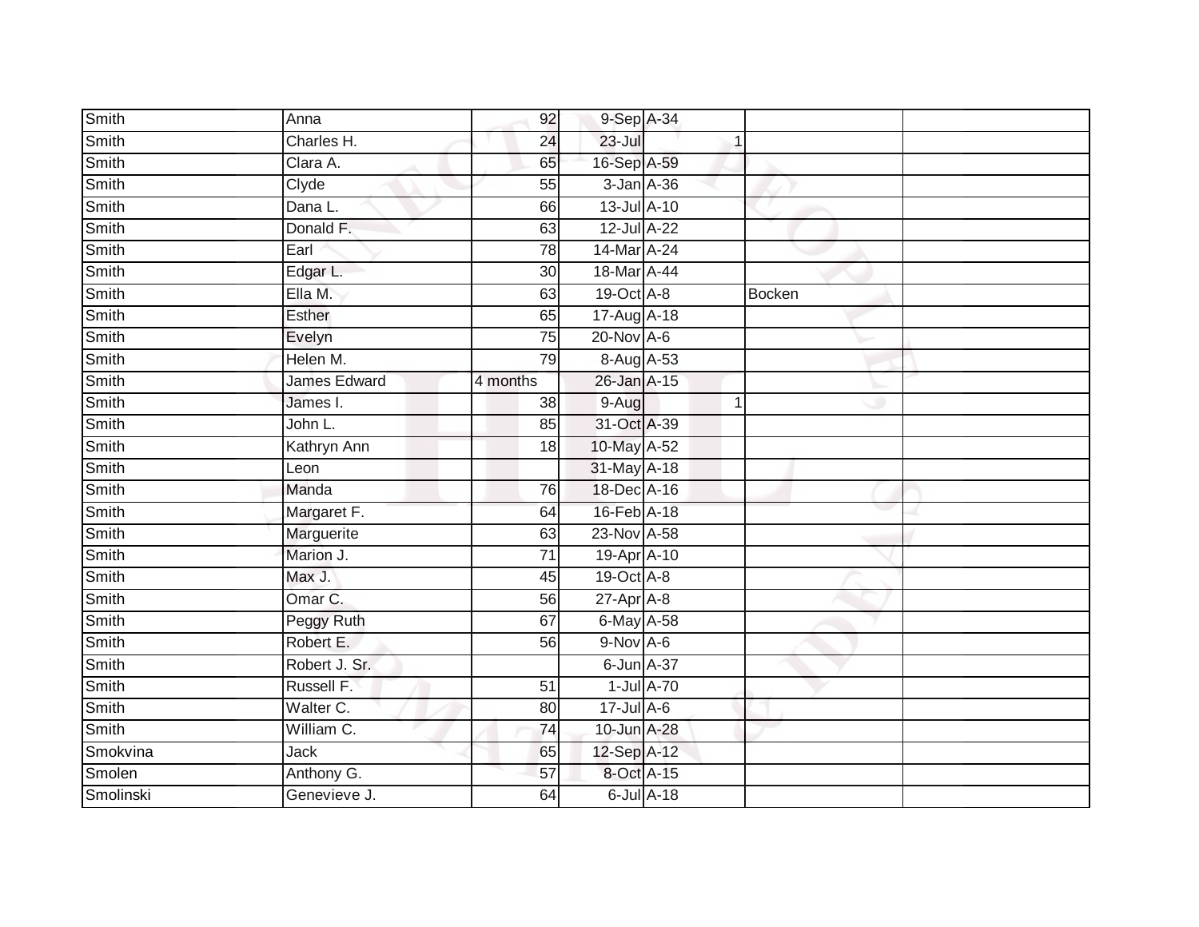| | | | | | | | |
|---|---|---|---|---|---|---|---|
| Smith | Anna | 92 | 9-Sep | A-34 | | | |
| Smith | Charles H. | 24 | 23-Jul | | 1 | | |
| Smith | Clara A. | 65 | 16-Sep | A-59 | | | |
| Smith | Clyde | 55 | 3-Jan | A-36 | | | |
| Smith | Dana L. | 66 | 13-Jul | A-10 | | | |
| Smith | Donald F. | 63 | 12-Jul | A-22 | | | |
| Smith | Earl | 78 | 14-Mar | A-24 | | | |
| Smith | Edgar L. | 30 | 18-Mar | A-44 | | | |
| Smith | Ella M. | 63 | 19-Oct | A-8 | | Bocken | |
| Smith | Esther | 65 | 17-Aug | A-18 | | | |
| Smith | Evelyn | 75 | 20-Nov | A-6 | | | |
| Smith | Helen M. | 79 | 8-Aug | A-53 | | | |
| Smith | James Edward | 4 months | 26-Jan | A-15 | | | |
| Smith | James I. | 38 | 9-Aug | | 1 | | |
| Smith | John L. | 85 | 31-Oct | A-39 | | | |
| Smith | Kathryn Ann | 18 | 10-May | A-52 | | | |
| Smith | Leon | | 31-May | A-18 | | | |
| Smith | Manda | 76 | 18-Dec | A-16 | | | |
| Smith | Margaret F. | 64 | 16-Feb | A-18 | | | |
| Smith | Marguerite | 63 | 23-Nov | A-58 | | | |
| Smith | Marion J. | 71 | 19-Apr | A-10 | | | |
| Smith | Max J. | 45 | 19-Oct | A-8 | | | |
| Smith | Omar C. | 56 | 27-Apr | A-8 | | | |
| Smith | Peggy Ruth | 67 | 6-May | A-58 | | | |
| Smith | Robert E. | 56 | 9-Nov | A-6 | | | |
| Smith | Robert J. Sr. | | 6-Jun | A-37 | | | |
| Smith | Russell F. | 51 | 1-Jul | A-70 | | | |
| Smith | Walter C. | 80 | 17-Jul | A-6 | | | |
| Smith | William C. | 74 | 10-Jun | A-28 | | | |
| Smokvina | Jack | 65 | 12-Sep | A-12 | | | |
| Smolen | Anthony G. | 57 | 8-Oct | A-15 | | | |
| Smolinski | Genevieve J. | 64 | 6-Jul | A-18 | | | |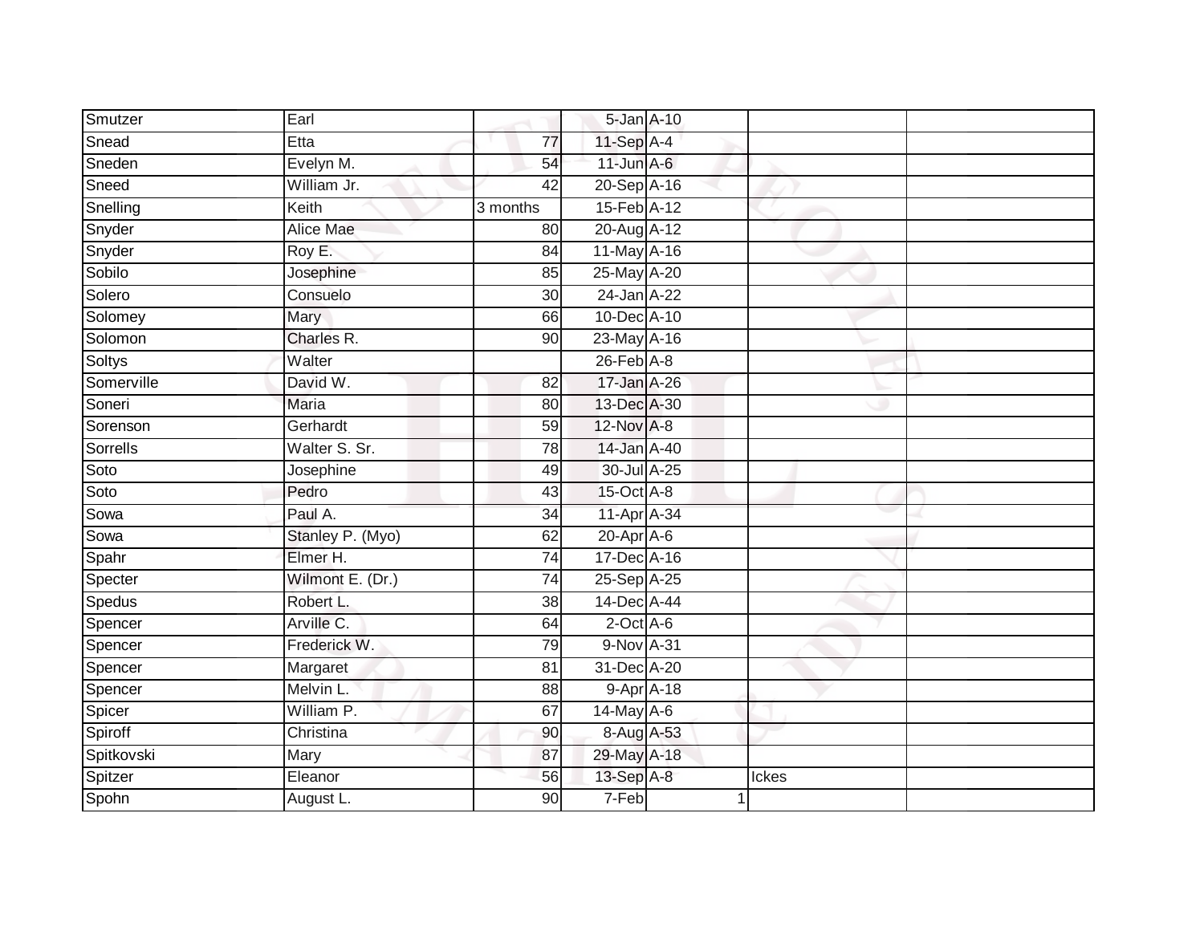| | | | | | | |
|---|---|---|---|---|---|---|
| Smutzer | Earl | | 5-Jan | A-10 | | |
| Snead | Etta | 77 | 11-Sep | A-4 | | |
| Sneden | Evelyn M. | 54 | 11-Jun | A-6 | | |
| Sneed | William Jr. | 42 | 20-Sep | A-16 | | |
| Snelling | Keith | 3 months | 15-Feb | A-12 | | |
| Snyder | Alice Mae | 80 | 20-Aug | A-12 | | |
| Snyder | Roy E. | 84 | 11-May | A-16 | | |
| Sobilo | Josephine | 85 | 25-May | A-20 | | |
| Solero | Consuelo | 30 | 24-Jan | A-22 | | |
| Solomey | Mary | 66 | 10-Dec | A-10 | | |
| Solomon | Charles R. | 90 | 23-May | A-16 | | |
| Soltys | Walter | | 26-Feb | A-8 | | |
| Somerville | David W. | 82 | 17-Jan | A-26 | | |
| Soneri | Maria | 80 | 13-Dec | A-30 | | |
| Sorenson | Gerhardt | 59 | 12-Nov | A-8 | | |
| Sorrells | Walter S. Sr. | 78 | 14-Jan | A-40 | | |
| Soto | Josephine | 49 | 30-Jul | A-25 | | |
| Soto | Pedro | 43 | 15-Oct | A-8 | | |
| Sowa | Paul A. | 34 | 11-Apr | A-34 | | |
| Sowa | Stanley P. (Myo) | 62 | 20-Apr | A-6 | | |
| Spahr | Elmer H. | 74 | 17-Dec | A-16 | | |
| Specter | Wilmont E. (Dr.) | 74 | 25-Sep | A-25 | | |
| Spedus | Robert L. | 38 | 14-Dec | A-44 | | |
| Spencer | Arville C. | 64 | 2-Oct | A-6 | | |
| Spencer | Frederick W. | 79 | 9-Nov | A-31 | | |
| Spencer | Margaret | 81 | 31-Dec | A-20 | | |
| Spencer | Melvin L. | 88 | 9-Apr | A-18 | | |
| Spicer | William P. | 67 | 14-May | A-6 | | |
| Spiroff | Christina | 90 | 8-Aug | A-53 | | |
| Spitkovski | Mary | 87 | 29-May | A-18 | | |
| Spitzer | Eleanor | 56 | 13-Sep | A-8 | Ickes | |
| Spohn | August L. | 90 | 7-Feb | 1 | | |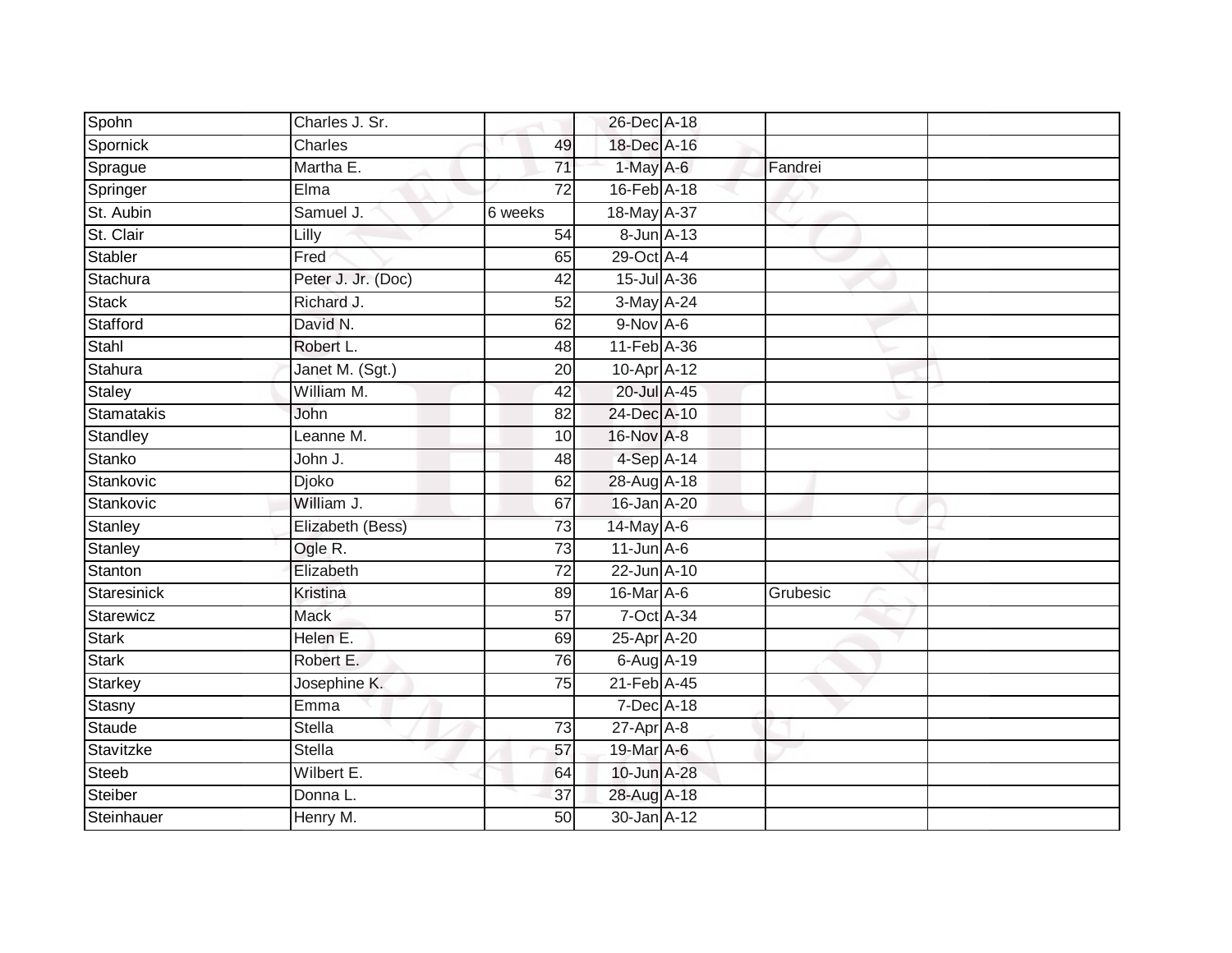| | | | | | | |
|---|---|---|---|---|---|---|
| Spohn | Charles J. Sr. | | 26-Dec | A-18 | | |
| Spornick | Charles | 49 | 18-Dec | A-16 | | |
| Sprague | Martha E. | 71 | 1-May | A-6 | Fandrei | |
| Springer | Elma | 72 | 16-Feb | A-18 | | |
| St. Aubin | Samuel J. | 6 weeks | 18-May | A-37 | | |
| St. Clair | Lilly | 54 | 8-Jun | A-13 | | |
| Stabler | Fred | 65 | 29-Oct | A-4 | | |
| Stachura | Peter J. Jr. (Doc) | 42 | 15-Jul | A-36 | | |
| Stack | Richard J. | 52 | 3-May | A-24 | | |
| Stafford | David N. | 62 | 9-Nov | A-6 | | |
| Stahl | Robert L. | 48 | 11-Feb | A-36 | | |
| Stahura | Janet M. (Sgt.) | 20 | 10-Apr | A-12 | | |
| Staley | William M. | 42 | 20-Jul | A-45 | | |
| Stamatakis | John | 82 | 24-Dec | A-10 | | |
| Standley | Leanne M. | 10 | 16-Nov | A-8 | | |
| Stanko | John J. | 48 | 4-Sep | A-14 | | |
| Stankovic | Djoko | 62 | 28-Aug | A-18 | | |
| Stankovic | William J. | 67 | 16-Jan | A-20 | | |
| Stanley | Elizabeth (Bess) | 73 | 14-May | A-6 | | |
| Stanley | Ogle R. | 73 | 11-Jun | A-6 | | |
| Stanton | Elizabeth | 72 | 22-Jun | A-10 | | |
| Staresinick | Kristina | 89 | 16-Mar | A-6 | Grubesic | |
| Starewicz | Mack | 57 | 7-Oct | A-34 | | |
| Stark | Helen E. | 69 | 25-Apr | A-20 | | |
| Stark | Robert E. | 76 | 6-Aug | A-19 | | |
| Starkey | Josephine K. | 75 | 21-Feb | A-45 | | |
| Stasny | Emma | | 7-Dec | A-18 | | |
| Staude | Stella | 73 | 27-Apr | A-8 | | |
| Stavitzke | Stella | 57 | 19-Mar | A-6 | | |
| Steeb | Wilbert E. | 64 | 10-Jun | A-28 | | |
| Steiber | Donna L. | 37 | 28-Aug | A-18 | | |
| Steinhauer | Henry M. | 50 | 30-Jan | A-12 | | |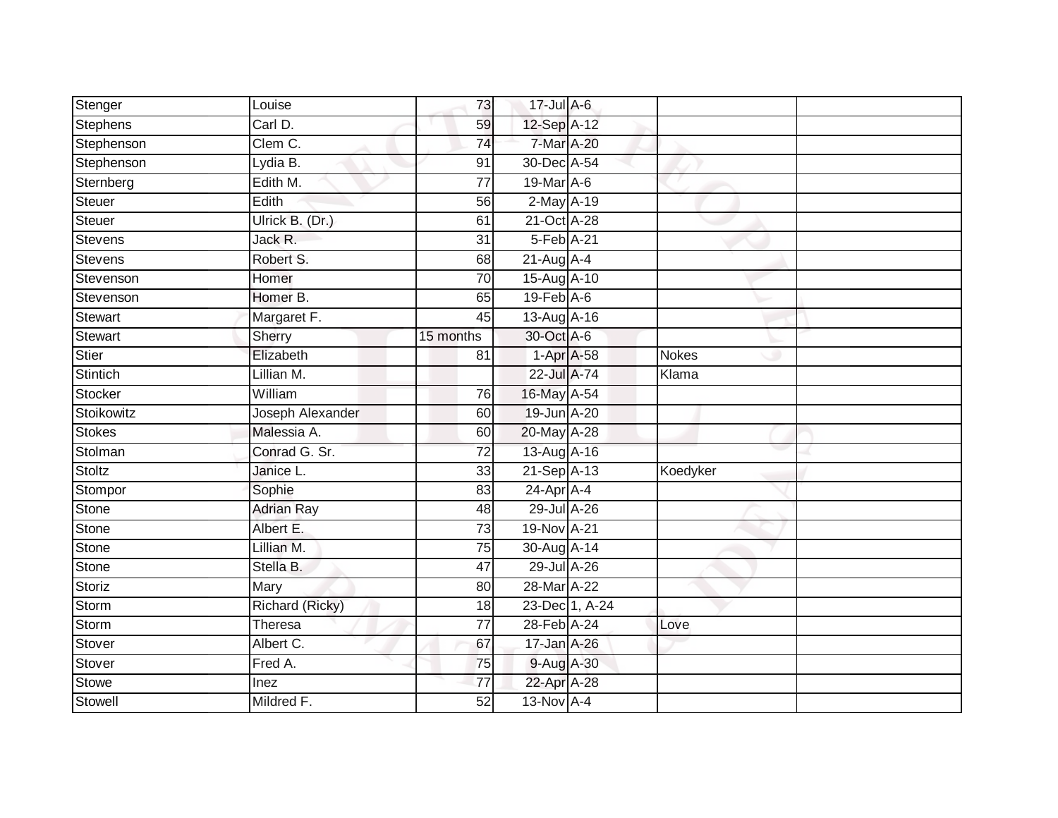| | | | | | | |
|---|---|---|---|---|---|---|
| Stenger | Louise | 73 | 17-Jul | A-6 | | |
| Stephens | Carl D. | 59 | 12-Sep | A-12 | | |
| Stephenson | Clem C. | 74 | 7-Mar | A-20 | | |
| Stephenson | Lydia B. | 91 | 30-Dec | A-54 | | |
| Sternberg | Edith M. | 77 | 19-Mar | A-6 | | |
| Steuer | Edith | 56 | 2-May | A-19 | | |
| Steuer | Ulrick B. (Dr.) | 61 | 21-Oct | A-28 | | |
| Stevens | Jack R. | 31 | 5-Feb | A-21 | | |
| Stevens | Robert S. | 68 | 21-Aug | A-4 | | |
| Stevenson | Homer | 70 | 15-Aug | A-10 | | |
| Stevenson | Homer B. | 65 | 19-Feb | A-6 | | |
| Stewart | Margaret F. | 45 | 13-Aug | A-16 | | |
| Stewart | Sherry | 15 months | 30-Oct | A-6 | | |
| Stier | Elizabeth | 81 | 1-Apr | A-58 | Nokes | |
| Stintich | Lillian M. | | 22-Jul | A-74 | Klama | |
| Stocker | William | 76 | 16-May | A-54 | | |
| Stoikowitz | Joseph Alexander | 60 | 19-Jun | A-20 | | |
| Stokes | Malessia A. | 60 | 20-May | A-28 | | |
| Stolman | Conrad G. Sr. | 72 | 13-Aug | A-16 | | |
| Stoltz | Janice L. | 33 | 21-Sep | A-13 | Koedyker | |
| Stompor | Sophie | 83 | 24-Apr | A-4 | | |
| Stone | Adrian Ray | 48 | 29-Jul | A-26 | | |
| Stone | Albert E. | 73 | 19-Nov | A-21 | | |
| Stone | Lillian M. | 75 | 30-Aug | A-14 | | |
| Stone | Stella B. | 47 | 29-Jul | A-26 | | |
| Storiz | Mary | 80 | 28-Mar | A-22 | | |
| Storm | Richard (Ricky) | 18 | 23-Dec | 1, A-24 | | |
| Storm | Theresa | 77 | 28-Feb | A-24 | Love | |
| Stover | Albert C. | 67 | 17-Jan | A-26 | | |
| Stover | Fred A. | 75 | 9-Aug | A-30 | | |
| Stowe | Inez | 77 | 22-Apr | A-28 | | |
| Stowell | Mildred F. | 52 | 13-Nov | A-4 | | |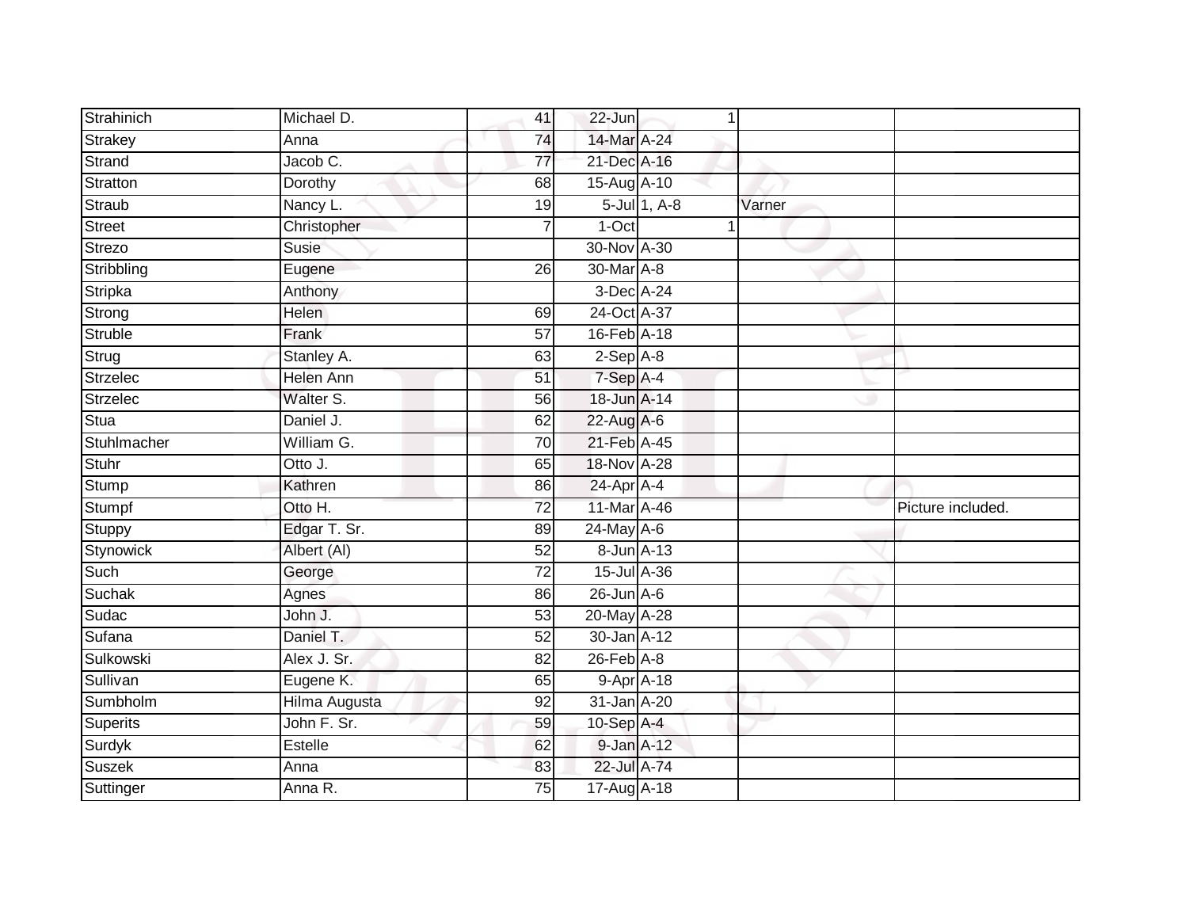| Strahinich | Michael D. | 41 | 22-Jun | 1 | | |
|---|---|---|---|---|---|---|
| Strakey | Anna | 74 | 14-Mar | A-24 | | |
| Strand | Jacob C. | 77 | 21-Dec | A-16 | | |
| Stratton | Dorothy | 68 | 15-Aug | A-10 | | |
| Straub | Nancy L. | 19 | 5-Jul | 1, A-8 | Varner | |
| Street | Christopher | 7 | 1-Oct | 1 | | |
| Strezo | Susie | | 30-Nov | A-30 | | |
| Stribbling | Eugene | 26 | 30-Mar | A-8 | | |
| Stripka | Anthony | | 3-Dec | A-24 | | |
| Strong | Helen | 69 | 24-Oct | A-37 | | |
| Struble | Frank | 57 | 16-Feb | A-18 | | |
| Strug | Stanley A. | 63 | 2-Sep | A-8 | | |
| Strzelec | Helen Ann | 51 | 7-Sep | A-4 | | |
| Strzelec | Walter S. | 56 | 18-Jun | A-14 | | |
| Stua | Daniel J. | 62 | 22-Aug | A-6 | | |
| Stuhlmacher | William G. | 70 | 21-Feb | A-45 | | |
| Stuhr | Otto J. | 65 | 18-Nov | A-28 | | |
| Stump | Kathren | 86 | 24-Apr | A-4 | | |
| Stumpf | Otto H. | 72 | 11-Mar | A-46 | | Picture included. |
| Stuppy | Edgar T. Sr. | 89 | 24-May | A-6 | | |
| Stynowick | Albert (Al) | 52 | 8-Jun | A-13 | | |
| Such | George | 72 | 15-Jul | A-36 | | |
| Suchak | Agnes | 86 | 26-Jun | A-6 | | |
| Sudac | John J. | 53 | 20-May | A-28 | | |
| Sufana | Daniel T. | 52 | 30-Jan | A-12 | | |
| Sulkowski | Alex J. Sr. | 82 | 26-Feb | A-8 | | |
| Sullivan | Eugene K. | 65 | 9-Apr | A-18 | | |
| Sumbholm | Hilma Augusta | 92 | 31-Jan | A-20 | | |
| Superits | John F. Sr. | 59 | 10-Sep | A-4 | | |
| Surdyk | Estelle | 62 | 9-Jan | A-12 | | |
| Suszek | Anna | 83 | 22-Jul | A-74 | | |
| Suttinger | Anna R. | 75 | 17-Aug | A-18 | | |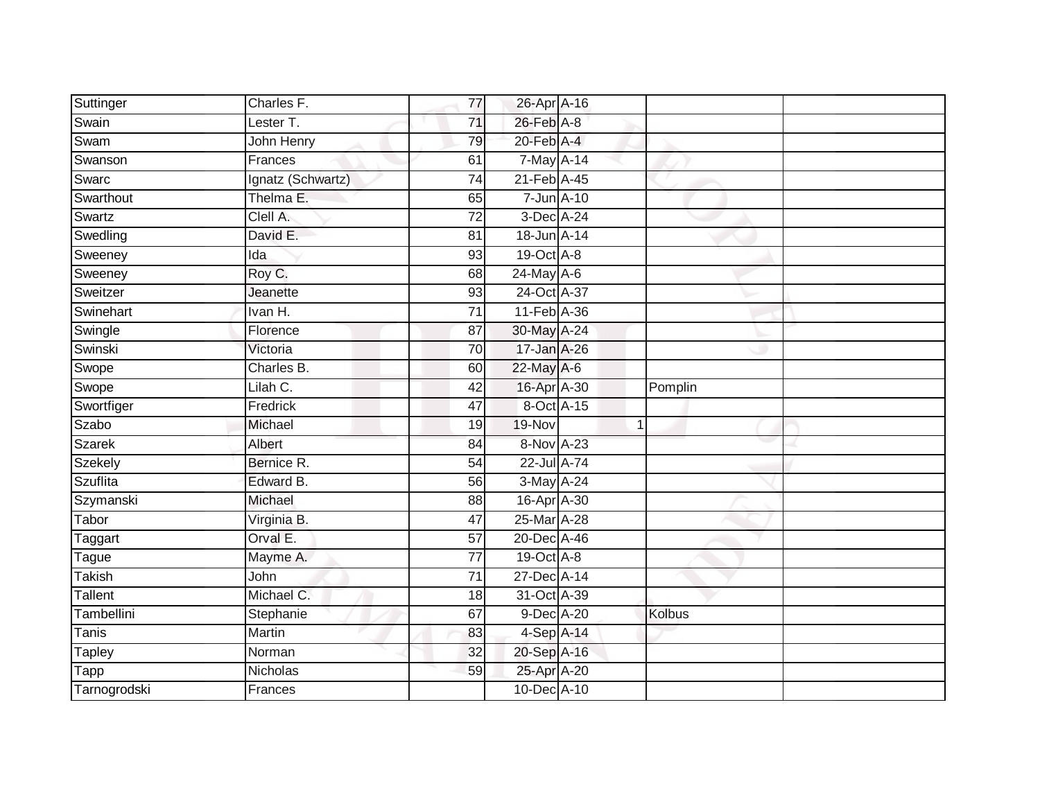| | | | | | | |
|---|---|---|---|---|---|---|
| Suttinger | Charles F. | 77 | 26-Apr | A-16 | | |
| Swain | Lester T. | 71 | 26-Feb | A-8 | | |
| Swam | John Henry | 79 | 20-Feb | A-4 | | |
| Swanson | Frances | 61 | 7-May | A-14 | | |
| Swarc | Ignatz (Schwartz) | 74 | 21-Feb | A-45 | | |
| Swarthout | Thelma E. | 65 | 7-Jun | A-10 | | |
| Swartz | Clell A. | 72 | 3-Dec | A-24 | | |
| Swedling | David E. | 81 | 18-Jun | A-14 | | |
| Sweeney | Ida | 93 | 19-Oct | A-8 | | |
| Sweeney | Roy C. | 68 | 24-May | A-6 | | |
| Sweitzer | Jeanette | 93 | 24-Oct | A-37 | | |
| Swinehart | Ivan H. | 71 | 11-Feb | A-36 | | |
| Swingle | Florence | 87 | 30-May | A-24 | | |
| Swinski | Victoria | 70 | 17-Jan | A-26 | | |
| Swope | Charles B. | 60 | 22-May | A-6 | | |
| Swope | Lilah C. | 42 | 16-Apr | A-30 | Pomplin | |
| Swortfiger | Fredrick | 47 | 8-Oct | A-15 | | |
| Szabo | Michael | 19 | 19-Nov | 1 | | |
| Szarek | Albert | 84 | 8-Nov | A-23 | | |
| Szekely | Bernice R. | 54 | 22-Jul | A-74 | | |
| Szuflita | Edward B. | 56 | 3-May | A-24 | | |
| Szymanski | Michael | 88 | 16-Apr | A-30 | | |
| Tabor | Virginia B. | 47 | 25-Mar | A-28 | | |
| Taggart | Orval E. | 57 | 20-Dec | A-46 | | |
| Tague | Mayme A. | 77 | 19-Oct | A-8 | | |
| Takish | John | 71 | 27-Dec | A-14 | | |
| Tallent | Michael C. | 18 | 31-Oct | A-39 | | |
| Tambellini | Stephanie | 67 | 9-Dec | A-20 | Kolbus | |
| Tanis | Martin | 83 | 4-Sep | A-14 | | |
| Tapley | Norman | 32 | 20-Sep | A-16 | | |
| Tapp | Nicholas | 59 | 25-Apr | A-20 | | |
| Tarnogrodski | Frances | | 10-Dec | A-10 | | |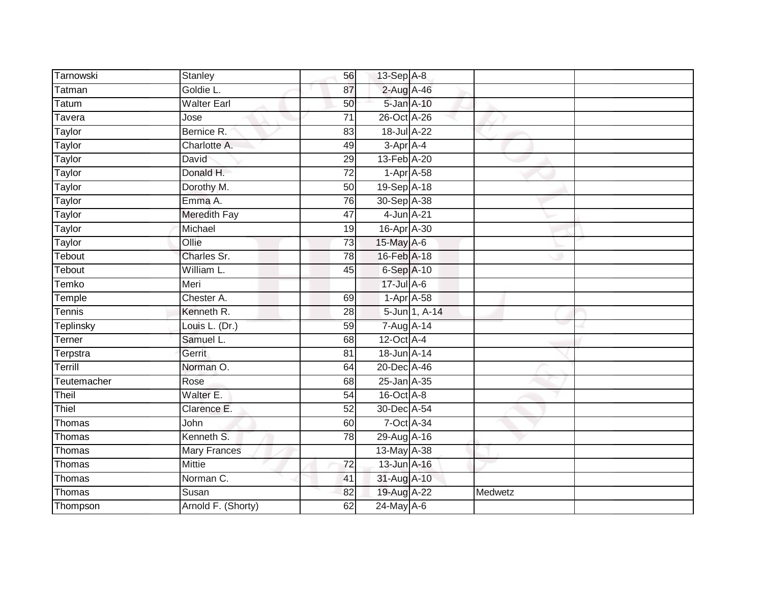| Tarnowski | Stanley | 56 | 13-Sep | A-8 | | |
|---|---|---|---|---|---|---|
| Tatman | Goldie L. | 87 | 2-Aug | A-46 | | |
| Tatum | Walter Earl | 50 | 5-Jan | A-10 | | |
| Tavera | Jose | 71 | 26-Oct | A-26 | | |
| Taylor | Bernice R. | 83 | 18-Jul | A-22 | | |
| Taylor | Charlotte A. | 49 | 3-Apr | A-4 | | |
| Taylor | David | 29 | 13-Feb | A-20 | | |
| Taylor | Donald H. | 72 | 1-Apr | A-58 | | |
| Taylor | Dorothy M. | 50 | 19-Sep | A-18 | | |
| Taylor | Emma A. | 76 | 30-Sep | A-38 | | |
| Taylor | Meredith Fay | 47 | 4-Jun | A-21 | | |
| Taylor | Michael | 19 | 16-Apr | A-30 | | |
| Taylor | Ollie | 73 | 15-May | A-6 | | |
| Tebout | Charles Sr. | 78 | 16-Feb | A-18 | | |
| Tebout | William L. | 45 | 6-Sep | A-10 | | |
| Temko | Meri | | 17-Jul | A-6 | | |
| Temple | Chester A. | 69 | 1-Apr | A-58 | | |
| Tennis | Kenneth R. | 28 | 5-Jun | 1, A-14 | | |
| Teplinsky | Louis L. (Dr.) | 59 | 7-Aug | A-14 | | |
| Terner | Samuel L. | 68 | 12-Oct | A-4 | | |
| Terpstra | Gerrit | 81 | 18-Jun | A-14 | | |
| Terrill | Norman O. | 64 | 20-Dec | A-46 | | |
| Teutemacher | Rose | 68 | 25-Jan | A-35 | | |
| Theil | Walter E. | 54 | 16-Oct | A-8 | | |
| Thiel | Clarence E. | 52 | 30-Dec | A-54 | | |
| Thomas | John | 60 | 7-Oct | A-34 | | |
| Thomas | Kenneth S. | 78 | 29-Aug | A-16 | | |
| Thomas | Mary Frances | | 13-May | A-38 | | |
| Thomas | Mittie | 72 | 13-Jun | A-16 | | |
| Thomas | Norman C. | 41 | 31-Aug | A-10 | | |
| Thomas | Susan | 82 | 19-Aug | A-22 | Medwetz | |
| Thompson | Arnold F. (Shorty) | 62 | 24-May | A-6 | | |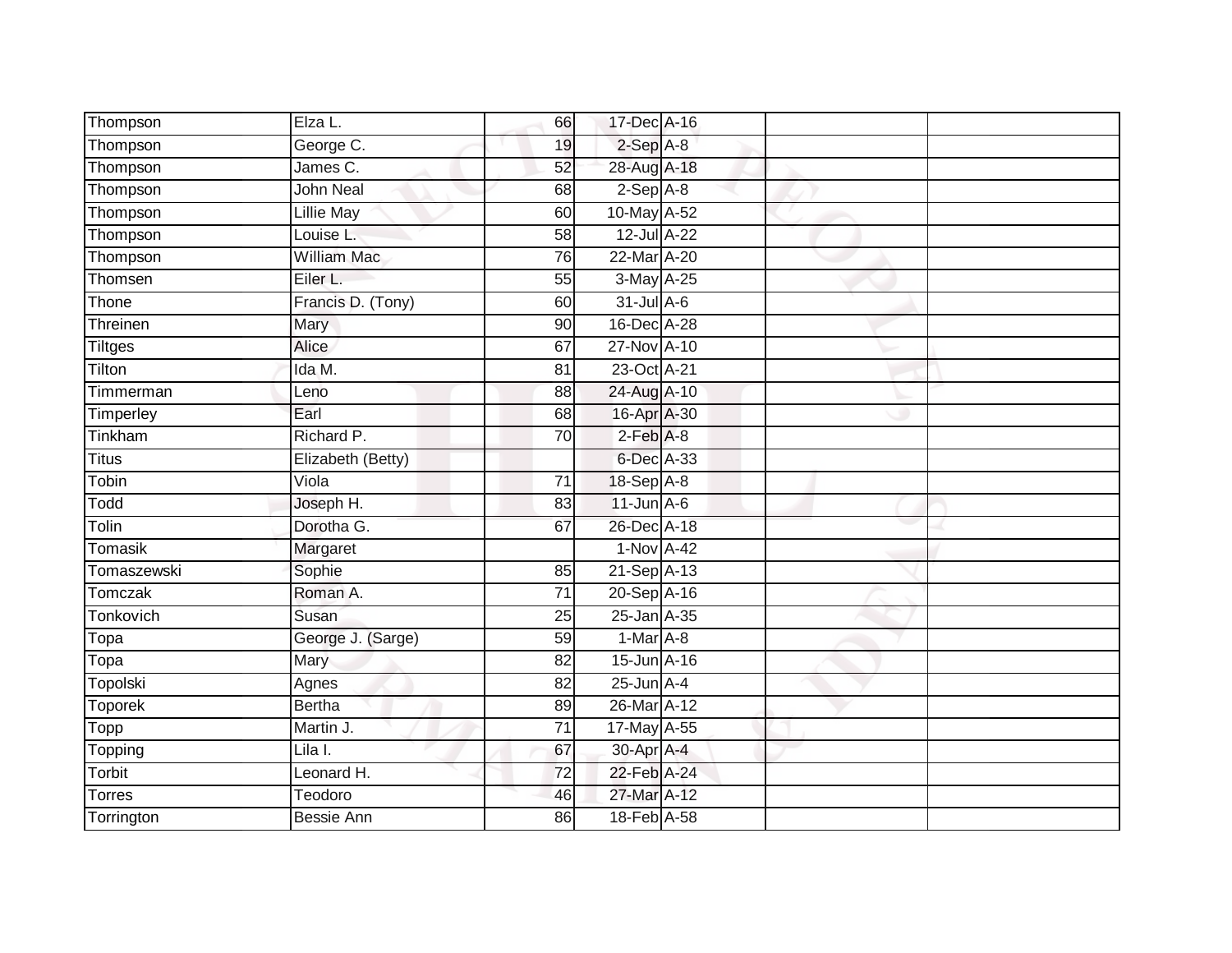| Thompson | Elza L. | 66 | 17-Dec | A-16 | | |
|---|---|---|---|---|---|---|
| Thompson | George C. | 19 | 2-Sep | A-8 | | |
| Thompson | James C. | 52 | 28-Aug | A-18 | | |
| Thompson | John Neal | 68 | 2-Sep | A-8 | | |
| Thompson | Lillie May | 60 | 10-May | A-52 | | |
| Thompson | Louise L. | 58 | 12-Jul | A-22 | | |
| Thompson | William Mac | 76 | 22-Mar | A-20 | | |
| Thomsen | Eiler L. | 55 | 3-May | A-25 | | |
| Thone | Francis D. (Tony) | 60 | 31-Jul | A-6 | | |
| Threinen | Mary | 90 | 16-Dec | A-28 | | |
| Tiltges | Alice | 67 | 27-Nov | A-10 | | |
| Tilton | Ida M. | 81 | 23-Oct | A-21 | | |
| Timmerman | Leno | 88 | 24-Aug | A-10 | | |
| Timperley | Earl | 68 | 16-Apr | A-30 | | |
| Tinkham | Richard P. | 70 | 2-Feb | A-8 | | |
| Titus | Elizabeth (Betty) | | 6-Dec | A-33 | | |
| Tobin | Viola | 71 | 18-Sep | A-8 | | |
| Todd | Joseph H. | 83 | 11-Jun | A-6 | | |
| Tolin | Dorotha G. | 67 | 26-Dec | A-18 | | |
| Tomasik | Margaret | | 1-Nov | A-42 | | |
| Tomaszewski | Sophie | 85 | 21-Sep | A-13 | | |
| Tomczak | Roman A. | 71 | 20-Sep | A-16 | | |
| Tonkovich | Susan | 25 | 25-Jan | A-35 | | |
| Topa | George J. (Sarge) | 59 | 1-Mar | A-8 | | |
| Topa | Mary | 82 | 15-Jun | A-16 | | |
| Topolski | Agnes | 82 | 25-Jun | A-4 | | |
| Toporek | Bertha | 89 | 26-Mar | A-12 | | |
| Topp | Martin J. | 71 | 17-May | A-55 | | |
| Topping | Lila I. | 67 | 30-Apr | A-4 | | |
| Torbit | Leonard H. | 72 | 22-Feb | A-24 | | |
| Torres | Teodoro | 46 | 27-Mar | A-12 | | |
| Torrington | Bessie Ann | 86 | 18-Feb | A-58 | | |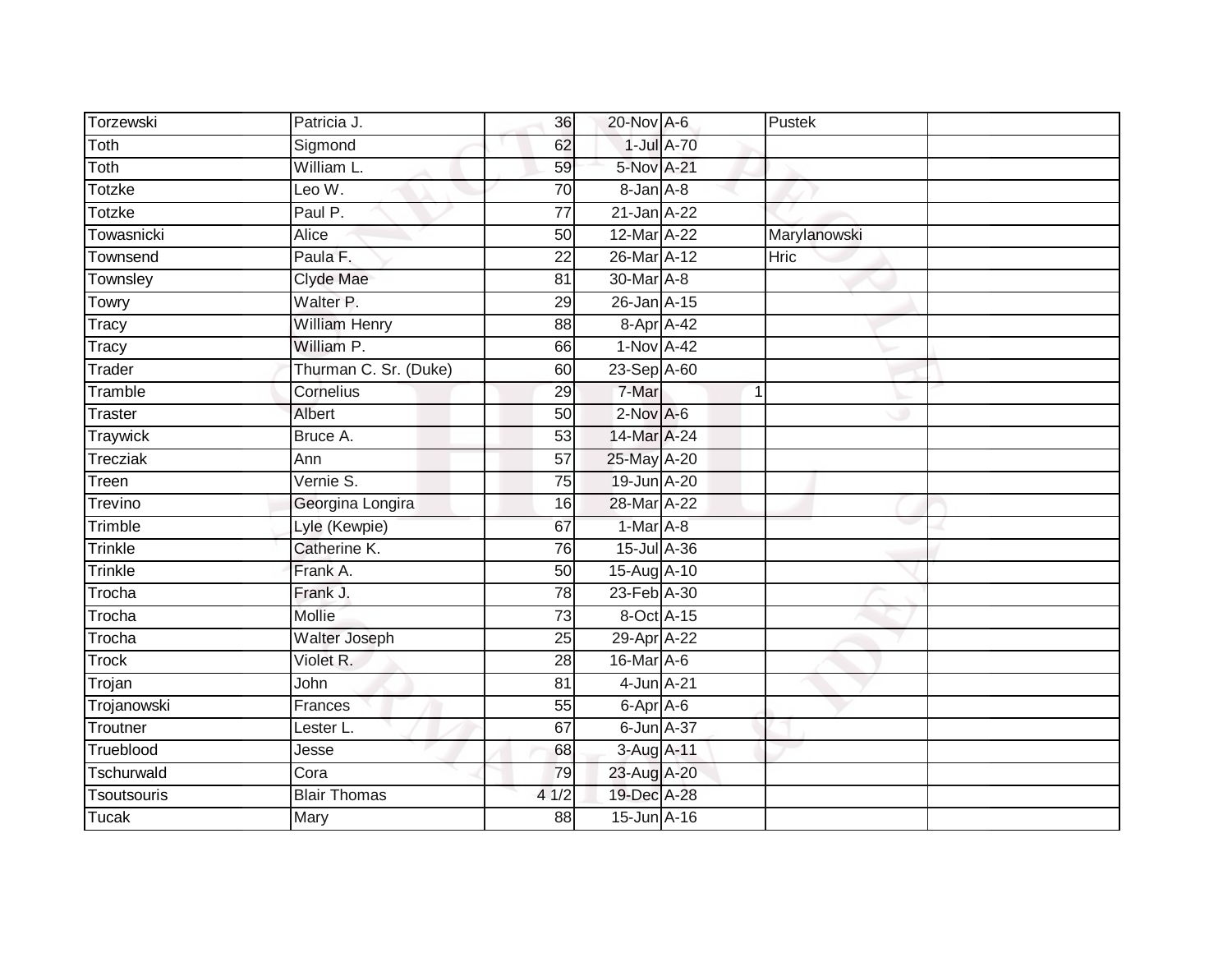| | | | | | | | |
|---|---|---|---|---|---|---|---|
| Torzewski | Patricia J. | 36 | 20-Nov | A-6 | | Pustek | |
| Toth | Sigmond | 62 | 1-Jul | A-70 | | | |
| Toth | William L. | 59 | 5-Nov | A-21 | | | |
| Totzke | Leo W. | 70 | 8-Jan | A-8 | | | |
| Totzke | Paul P. | 77 | 21-Jan | A-22 | | | |
| Towasnicki | Alice | 50 | 12-Mar | A-22 | | Marylanowski | |
| Townsend | Paula F. | 22 | 26-Mar | A-12 | | Hric | |
| Townsley | Clyde Mae | 81 | 30-Mar | A-8 | | | |
| Towry | Walter P. | 29 | 26-Jan | A-15 | | | |
| Tracy | William Henry | 88 | 8-Apr | A-42 | | | |
| Tracy | William P. | 66 | 1-Nov | A-42 | | | |
| Trader | Thurman C. Sr. (Duke) | 60 | 23-Sep | A-60 | | | |
| Tramble | Cornelius | 29 | 7-Mar | | 1 | | |
| Traster | Albert | 50 | 2-Nov | A-6 | | | |
| Traywick | Bruce A. | 53 | 14-Mar | A-24 | | | |
| Trecziak | Ann | 57 | 25-May | A-20 | | | |
| Treen | Vernie S. | 75 | 19-Jun | A-20 | | | |
| Trevino | Georgina Longira | 16 | 28-Mar | A-22 | | | |
| Trimble | Lyle (Kewpie) | 67 | 1-Mar | A-8 | | | |
| Trinkle | Catherine K. | 76 | 15-Jul | A-36 | | | |
| Trinkle | Frank A. | 50 | 15-Aug | A-10 | | | |
| Trocha | Frank J. | 78 | 23-Feb | A-30 | | | |
| Trocha | Mollie | 73 | 8-Oct | A-15 | | | |
| Trocha | Walter Joseph | 25 | 29-Apr | A-22 | | | |
| Trock | Violet R. | 28 | 16-Mar | A-6 | | | |
| Trojan | John | 81 | 4-Jun | A-21 | | | |
| Trojanowski | Frances | 55 | 6-Apr | A-6 | | | |
| Troutner | Lester L. | 67 | 6-Jun | A-37 | | | |
| Trueblood | Jesse | 68 | 3-Aug | A-11 | | | |
| Tschurwald | Cora | 79 | 23-Aug | A-20 | | | |
| Tsoutsouris | Blair Thomas | 4 1/2 | 19-Dec | A-28 | | | |
| Tucak | Mary | 88 | 15-Jun | A-16 | | | |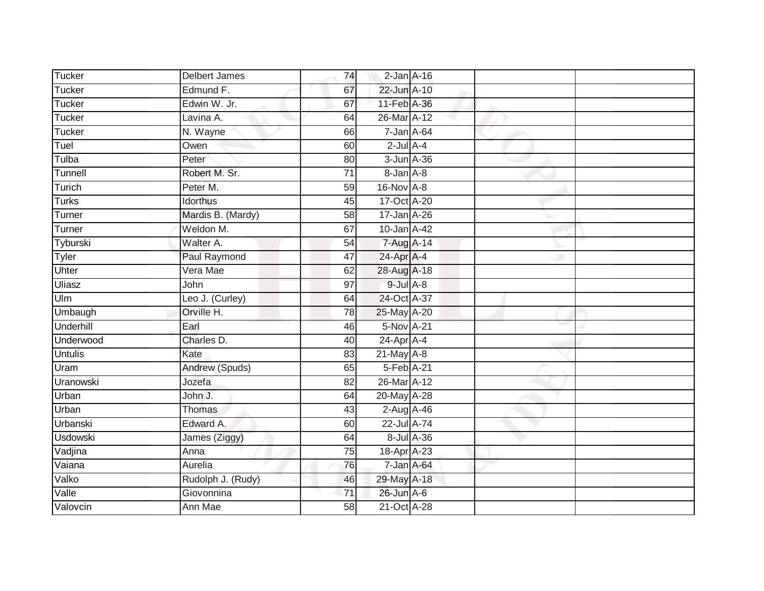| | | | | | | |
|---|---|---|---|---|---|---|
| Tucker | Delbert James | 74 | 2-Jan | A-16 | | |
| Tucker | Edmund F. | 67 | 22-Jun | A-10 | | |
| Tucker | Edwin W. Jr. | 67 | 11-Feb | A-36 | | |
| Tucker | Lavina A. | 64 | 26-Mar | A-12 | | |
| Tucker | N. Wayne | 66 | 7-Jan | A-64 | | |
| Tuel | Owen | 60 | 2-Jul | A-4 | | |
| Tulba | Peter | 80 | 3-Jun | A-36 | | |
| Tunnell | Robert M. Sr. | 71 | 8-Jan | A-8 | | |
| Turich | Peter M. | 59 | 16-Nov | A-8 | | |
| Turks | Idorthus | 45 | 17-Oct | A-20 | | |
| Turner | Mardis B. (Mardy) | 58 | 17-Jan | A-26 | | |
| Turner | Weldon M. | 67 | 10-Jan | A-42 | | |
| Tyburski | Walter A. | 54 | 7-Aug | A-14 | | |
| Tyler | Paul Raymond | 47 | 24-Apr | A-4 | | |
| Uhter | Vera Mae | 62 | 28-Aug | A-18 | | |
| Uliasz | John | 97 | 9-Jul | A-8 | | |
| Ulm | Leo J. (Curley) | 64 | 24-Oct | A-37 | | |
| Umbaugh | Orville H. | 78 | 25-May | A-20 | | |
| Underhill | Earl | 46 | 5-Nov | A-21 | | |
| Underwood | Charles D. | 40 | 24-Apr | A-4 | | |
| Untulis | Kate | 83 | 21-May | A-8 | | |
| Uram | Andrew (Spuds) | 65 | 5-Feb | A-21 | | |
| Uranowski | Jozefa | 82 | 26-Mar | A-12 | | |
| Urban | John J. | 64 | 20-May | A-28 | | |
| Urban | Thomas | 43 | 2-Aug | A-46 | | |
| Urbanski | Edward A. | 60 | 22-Jul | A-74 | | |
| Usdowski | James (Ziggy) | 64 | 8-Jul | A-36 | | |
| Vadjina | Anna | 75 | 18-Apr | A-23 | | |
| Vaiana | Aurelia | 76 | 7-Jan | A-64 | | |
| Valko | Rudolph J. (Rudy) | 46 | 29-May | A-18 | | |
| Valle | Giovonnina | 71 | 26-Jun | A-6 | | |
| Valovcin | Ann Mae | 58 | 21-Oct | A-28 | | |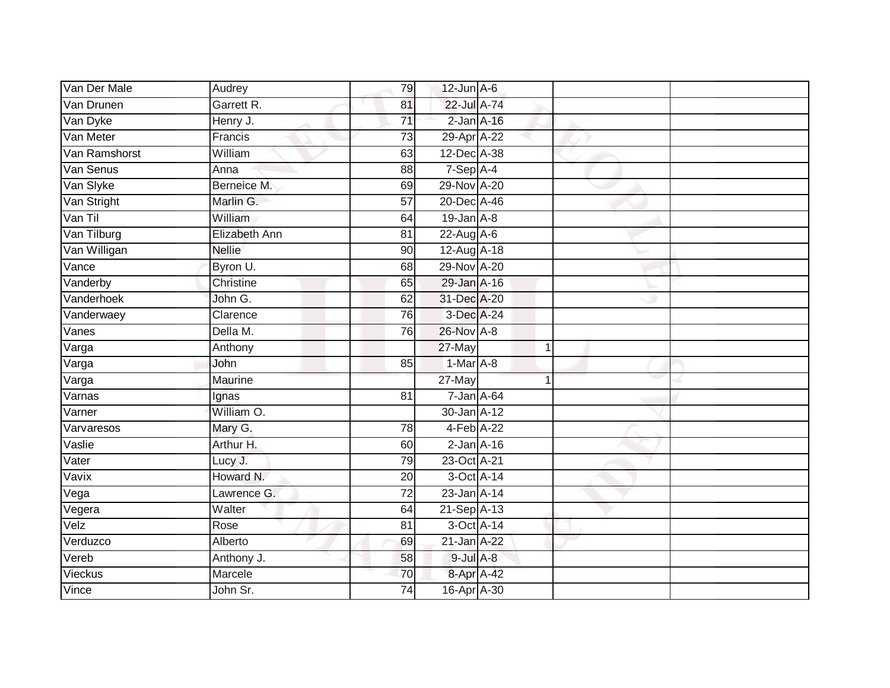| | | | | | | | |
|---|---|---|---|---|---|---|---|
| Van Der Male | Audrey | 79 | 12-Jun | A-6 | | | |
| Van Drunen | Garrett R. | 81 | 22-Jul | A-74 | | | |
| Van Dyke | Henry J. | 71 | 2-Jan | A-16 | | | |
| Van Meter | Francis | 73 | 29-Apr | A-22 | | | |
| Van Ramshorst | William | 63 | 12-Dec | A-38 | | | |
| Van Senus | Anna | 88 | 7-Sep | A-4 | | | |
| Van Slyke | Berneice M. | 69 | 29-Nov | A-20 | | | |
| Van Stright | Marlin G. | 57 | 20-Dec | A-46 | | | |
| Van Til | William | 64 | 19-Jan | A-8 | | | |
| Van Tilburg | Elizabeth Ann | 81 | 22-Aug | A-6 | | | |
| Van Willigan | Nellie | 90 | 12-Aug | A-18 | | | |
| Vance | Byron U. | 68 | 29-Nov | A-20 | | | |
| Vanderby | Christine | 65 | 29-Jan | A-16 | | | |
| Vanderhoek | John G. | 62 | 31-Dec | A-20 | | | |
| Vanderwaey | Clarence | 76 | 3-Dec | A-24 | | | |
| Vanes | Della M. | 76 | 26-Nov | A-8 | | | |
| Varga | Anthony | | 27-May | | 1 | | |
| Varga | John | 85 | 1-Mar | A-8 | | | |
| Varga | Maurine | | 27-May | | 1 | | |
| Varnas | Ignas | 81 | 7-Jan | A-64 | | | |
| Varner | William O. | | 30-Jan | A-12 | | | |
| Varvaresos | Mary G. | 78 | 4-Feb | A-22 | | | |
| Vaslie | Arthur H. | 60 | 2-Jan | A-16 | | | |
| Vater | Lucy J. | 79 | 23-Oct | A-21 | | | |
| Vavix | Howard N. | 20 | 3-Oct | A-14 | | | |
| Vega | Lawrence G. | 72 | 23-Jan | A-14 | | | |
| Vegera | Walter | 64 | 21-Sep | A-13 | | | |
| Velz | Rose | 81 | 3-Oct | A-14 | | | |
| Verduzco | Alberto | 69 | 21-Jan | A-22 | | | |
| Vereb | Anthony J. | 58 | 9-Jul | A-8 | | | |
| Vieckus | Marcele | 70 | 8-Apr | A-42 | | | |
| Vince | John Sr. | 74 | 16-Apr | A-30 | | | |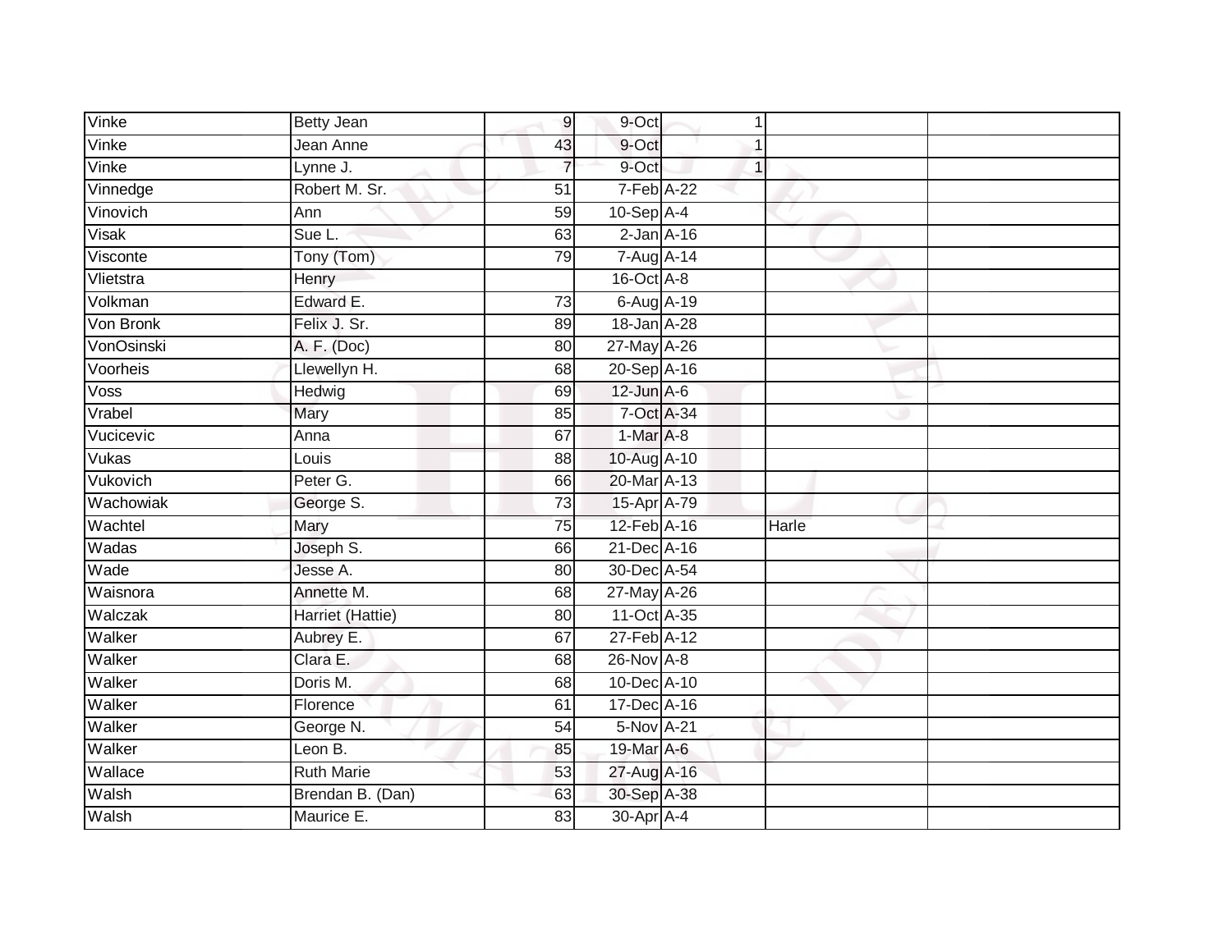| | | | | | | |
|---|---|---|---|---|---|---|
| Vinke | Betty Jean | 9 | 9-Oct | 1 | | |
| Vinke | Jean Anne | 43 | 9-Oct | 1 | | |
| Vinke | Lynne J. | 7 | 9-Oct | 1 | | |
| Vinnedge | Robert M. Sr. | 51 | 7-Feb | A-22 | | |
| Vinovich | Ann | 59 | 10-Sep | A-4 | | |
| Visak | Sue L. | 63 | 2-Jan | A-16 | | |
| Visconte | Tony (Tom) | 79 | 7-Aug | A-14 | | |
| Vlietstra | Henry | | 16-Oct | A-8 | | |
| Volkman | Edward E. | 73 | 6-Aug | A-19 | | |
| Von Bronk | Felix J. Sr. | 89 | 18-Jan | A-28 | | |
| VonOsinski | A. F. (Doc) | 80 | 27-May | A-26 | | |
| Voorheis | Llewellyn H. | 68 | 20-Sep | A-16 | | |
| Voss | Hedwig | 69 | 12-Jun | A-6 | | |
| Vrabel | Mary | 85 | 7-Oct | A-34 | | |
| Vucicevic | Anna | 67 | 1-Mar | A-8 | | |
| Vukas | Louis | 88 | 10-Aug | A-10 | | |
| Vukovich | Peter G. | 66 | 20-Mar | A-13 | | |
| Wachowiak | George S. | 73 | 15-Apr | A-79 | | |
| Wachtel | Mary | 75 | 12-Feb | A-16 | Harle | |
| Wadas | Joseph S. | 66 | 21-Dec | A-16 | | |
| Wade | Jesse A. | 80 | 30-Dec | A-54 | | |
| Waisnora | Annette M. | 68 | 27-May | A-26 | | |
| Walczak | Harriet (Hattie) | 80 | 11-Oct | A-35 | | |
| Walker | Aubrey E. | 67 | 27-Feb | A-12 | | |
| Walker | Clara E. | 68 | 26-Nov | A-8 | | |
| Walker | Doris M. | 68 | 10-Dec | A-10 | | |
| Walker | Florence | 61 | 17-Dec | A-16 | | |
| Walker | George N. | 54 | 5-Nov | A-21 | | |
| Walker | Leon B. | 85 | 19-Mar | A-6 | | |
| Wallace | Ruth Marie | 53 | 27-Aug | A-16 | | |
| Walsh | Brendan B. (Dan) | 63 | 30-Sep | A-38 | | |
| Walsh | Maurice E. | 83 | 30-Apr | A-4 | | |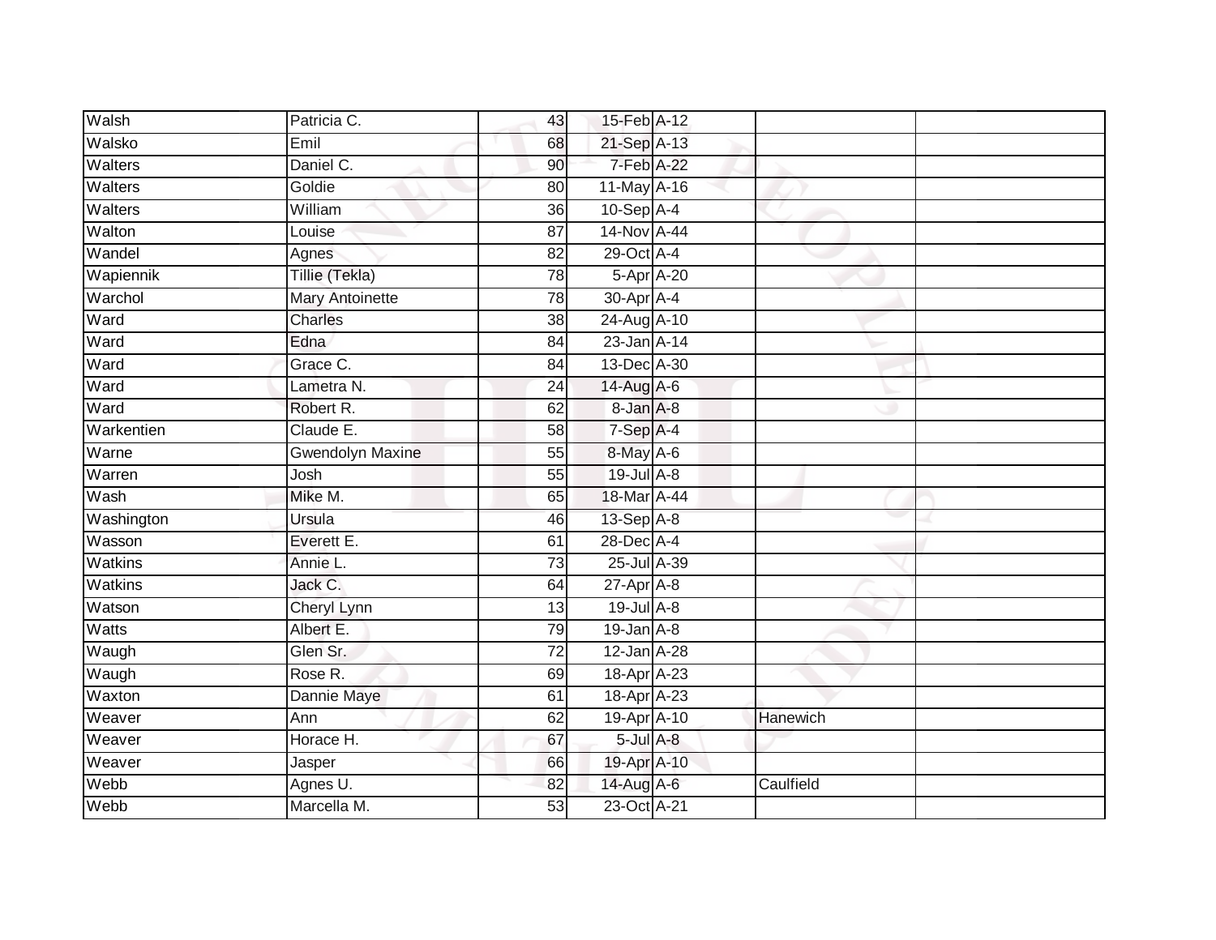| Walsh | Patricia C. | 43 | 15-Feb | A-12 | | |
|---|---|---|---|---|---|---|
| Walsko | Emil | 68 | 21-Sep | A-13 | | |
| Walters | Daniel C. | 90 | 7-Feb | A-22 | | |
| Walters | Goldie | 80 | 11-May | A-16 | | |
| Walters | William | 36 | 10-Sep | A-4 | | |
| Walton | Louise | 87 | 14-Nov | A-44 | | |
| Wandel | Agnes | 82 | 29-Oct | A-4 | | |
| Wapiennik | Tillie (Tekla) | 78 | 5-Apr | A-20 | | |
| Warchol | Mary Antoinette | 78 | 30-Apr | A-4 | | |
| Ward | Charles | 38 | 24-Aug | A-10 | | |
| Ward | Edna | 84 | 23-Jan | A-14 | | |
| Ward | Grace C. | 84 | 13-Dec | A-30 | | |
| Ward | Lametra N. | 24 | 14-Aug | A-6 | | |
| Ward | Robert R. | 62 | 8-Jan | A-8 | | |
| Warkentien | Claude E. | 58 | 7-Sep | A-4 | | |
| Warne | Gwendolyn Maxine | 55 | 8-May | A-6 | | |
| Warren | Josh | 55 | 19-Jul | A-8 | | |
| Wash | Mike M. | 65 | 18-Mar | A-44 | | |
| Washington | Ursula | 46 | 13-Sep | A-8 | | |
| Wasson | Everett E. | 61 | 28-Dec | A-4 | | |
| Watkins | Annie L. | 73 | 25-Jul | A-39 | | |
| Watkins | Jack C. | 64 | 27-Apr | A-8 | | |
| Watson | Cheryl Lynn | 13 | 19-Jul | A-8 | | |
| Watts | Albert E. | 79 | 19-Jan | A-8 | | |
| Waugh | Glen Sr. | 72 | 12-Jan | A-28 | | |
| Waugh | Rose R. | 69 | 18-Apr | A-23 | | |
| Waxton | Dannie Maye | 61 | 18-Apr | A-23 | | |
| Weaver | Ann | 62 | 19-Apr | A-10 | Hanewich | |
| Weaver | Horace H. | 67 | 5-Jul | A-8 | | |
| Weaver | Jasper | 66 | 19-Apr | A-10 | | |
| Webb | Agnes U. | 82 | 14-Aug | A-6 | Caulfield | |
| Webb | Marcella M. | 53 | 23-Oct | A-21 | | |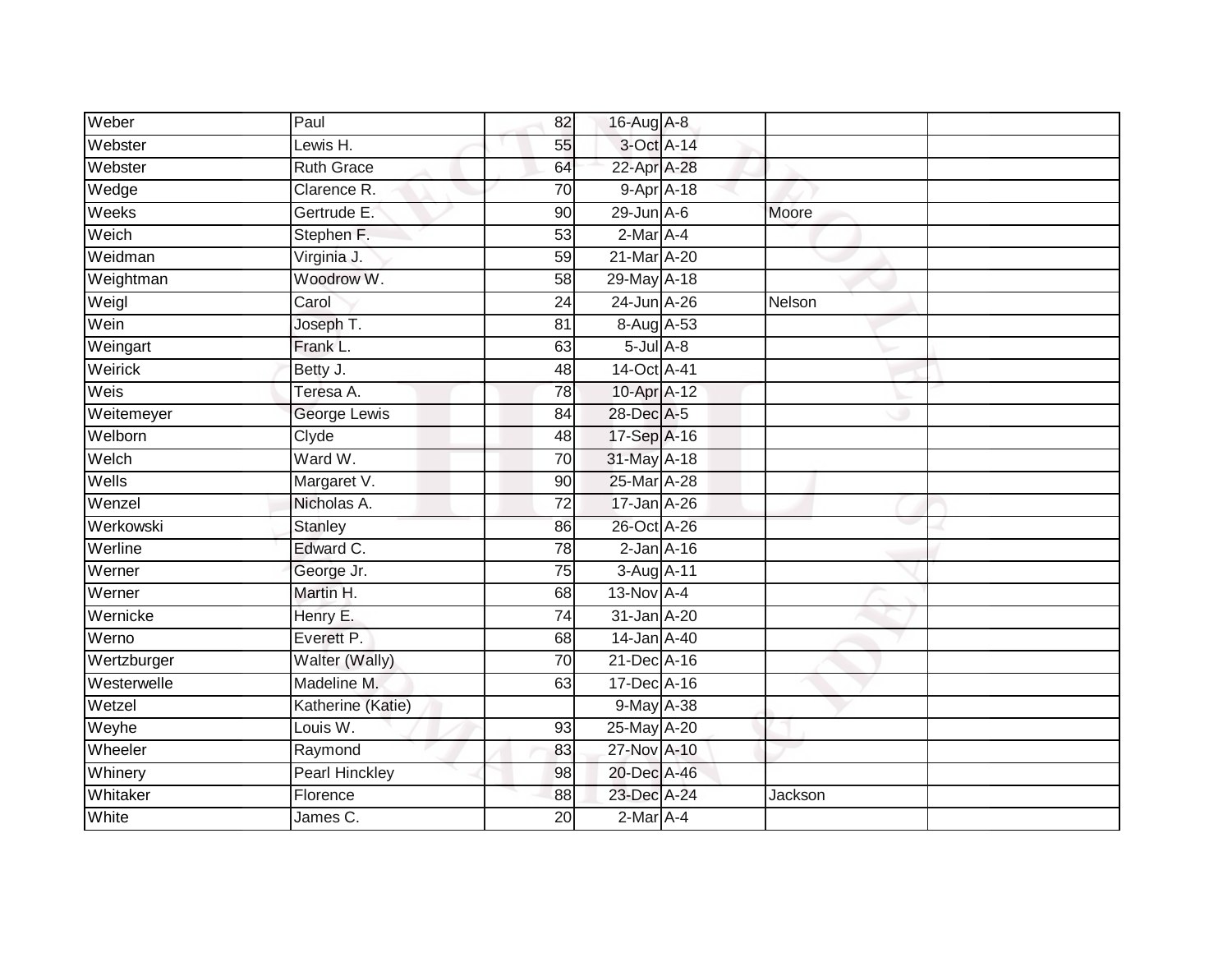| | | | | | | |
|---|---|---|---|---|---|---|
| Weber | Paul | 82 | 16-Aug | A-8 | | |
| Webster | Lewis H. | 55 | 3-Oct | A-14 | | |
| Webster | Ruth Grace | 64 | 22-Apr | A-28 | | |
| Wedge | Clarence R. | 70 | 9-Apr | A-18 | | |
| Weeks | Gertrude E. | 90 | 29-Jun | A-6 | Moore | |
| Weich | Stephen F. | 53 | 2-Mar | A-4 | | |
| Weidman | Virginia J. | 59 | 21-Mar | A-20 | | |
| Weightman | Woodrow W. | 58 | 29-May | A-18 | | |
| Weigl | Carol | 24 | 24-Jun | A-26 | Nelson | |
| Wein | Joseph T. | 81 | 8-Aug | A-53 | | |
| Weingart | Frank L. | 63 | 5-Jul | A-8 | | |
| Weirick | Betty J. | 48 | 14-Oct | A-41 | | |
| Weis | Teresa A. | 78 | 10-Apr | A-12 | | |
| Weitemeyer | George Lewis | 84 | 28-Dec | A-5 | | |
| Welborn | Clyde | 48 | 17-Sep | A-16 | | |
| Welch | Ward W. | 70 | 31-May | A-18 | | |
| Wells | Margaret V. | 90 | 25-Mar | A-28 | | |
| Wenzel | Nicholas A. | 72 | 17-Jan | A-26 | | |
| Werkowski | Stanley | 86 | 26-Oct | A-26 | | |
| Werline | Edward C. | 78 | 2-Jan | A-16 | | |
| Werner | George Jr. | 75 | 3-Aug | A-11 | | |
| Werner | Martin H. | 68 | 13-Nov | A-4 | | |
| Wernicke | Henry E. | 74 | 31-Jan | A-20 | | |
| Werno | Everett P. | 68 | 14-Jan | A-40 | | |
| Wertzburger | Walter (Wally) | 70 | 21-Dec | A-16 | | |
| Westerwelle | Madeline M. | 63 | 17-Dec | A-16 | | |
| Wetzel | Katherine (Katie) | | 9-May | A-38 | | |
| Weyhe | Louis W. | 93 | 25-May | A-20 | | |
| Wheeler | Raymond | 83 | 27-Nov | A-10 | | |
| Whinery | Pearl Hinckley | 98 | 20-Dec | A-46 | | |
| Whitaker | Florence | 88 | 23-Dec | A-24 | Jackson | |
| White | James C. | 20 | 2-Mar | A-4 | | |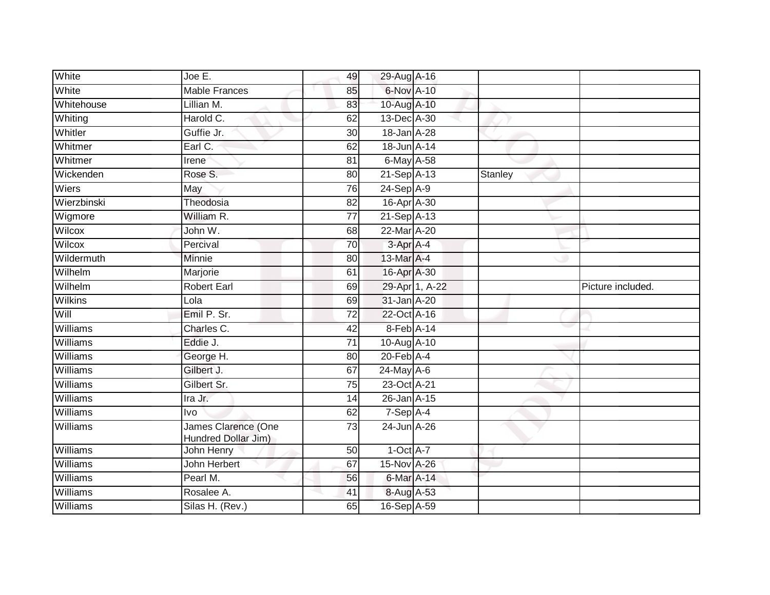| White | Joe E. | 49 | 29-Aug | A-16 | | |
|---|---|---|---|---|---|---|
| White | Mable Frances | 85 | 6-Nov | A-10 | | |
| Whitehouse | Lillian M. | 83 | 10-Aug | A-10 | | |
| Whiting | Harold C. | 62 | 13-Dec | A-30 | | |
| Whitler | Guffie Jr. | 30 | 18-Jan | A-28 | | |
| Whitmer | Earl C. | 62 | 18-Jun | A-14 | | |
| Whitmer | Irene | 81 | 6-May | A-58 | | |
| Wickenden | Rose S. | 80 | 21-Sep | A-13 | Stanley | |
| Wiers | May | 76 | 24-Sep | A-9 | | |
| Wierzbinski | Theodosia | 82 | 16-Apr | A-30 | | |
| Wigmore | William R. | 77 | 21-Sep | A-13 | | |
| Wilcox | John W. | 68 | 22-Mar | A-20 | | |
| Wilcox | Percival | 70 | 3-Apr | A-4 | | |
| Wildermuth | Minnie | 80 | 13-Mar | A-4 | | |
| Wilhelm | Marjorie | 61 | 16-Apr | A-30 | | |
| Wilhelm | Robert Earl | 69 | 29-Apr | 1, A-22 | | Picture included. |
| Wilkins | Lola | 69 | 31-Jan | A-20 | | |
| Will | Emil P. Sr. | 72 | 22-Oct | A-16 | | |
| Williams | Charles C. | 42 | 8-Feb | A-14 | | |
| Williams | Eddie J. | 71 | 10-Aug | A-10 | | |
| Williams | George H. | 80 | 20-Feb | A-4 | | |
| Williams | Gilbert J. | 67 | 24-May | A-6 | | |
| Williams | Gilbert Sr. | 75 | 23-Oct | A-21 | | |
| Williams | Ira Jr. | 14 | 26-Jan | A-15 | | |
| Williams | Ivo | 62 | 7-Sep | A-4 | | |
| Williams | James Clarence (One Hundred Dollar Jim) | 73 | 24-Jun | A-26 | | |
| Williams | John Henry | 50 | 1-Oct | A-7 | | |
| Williams | John Herbert | 67 | 15-Nov | A-26 | | |
| Williams | Pearl M. | 56 | 6-Mar | A-14 | | |
| Williams | Rosalee A. | 41 | 8-Aug | A-53 | | |
| Williams | Silas H. (Rev.) | 65 | 16-Sep | A-59 | | |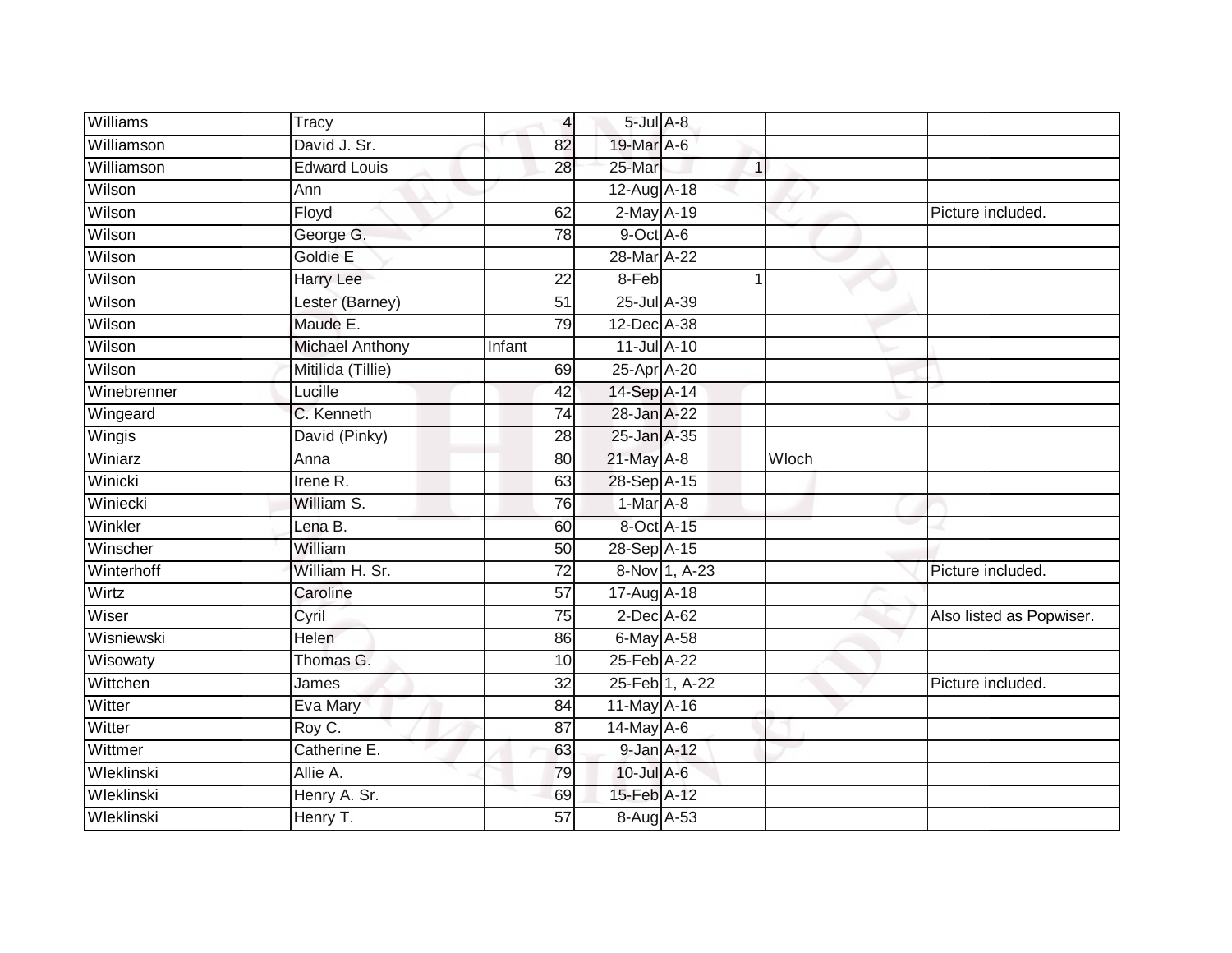| | | | | | | |
|---|---|---|---|---|---|---|
| Williams | Tracy | 4 | 5-Jul | A-8 | | |
| Williamson | David J. Sr. | 82 | 19-Mar | A-6 | | |
| Williamson | Edward Louis | 28 | 25-Mar | 1 | | |
| Wilson | Ann | | 12-Aug | A-18 | | |
| Wilson | Floyd | 62 | 2-May | A-19 | | Picture included. |
| Wilson | George G. | 78 | 9-Oct | A-6 | | |
| Wilson | Goldie E | | 28-Mar | A-22 | | |
| Wilson | Harry Lee | 22 | 8-Feb | 1 | | |
| Wilson | Lester (Barney) | 51 | 25-Jul | A-39 | | |
| Wilson | Maude E. | 79 | 12-Dec | A-38 | | |
| Wilson | Michael Anthony | Infant | 11-Jul | A-10 | | |
| Wilson | Mitilida (Tillie) | 69 | 25-Apr | A-20 | | |
| Winebrenner | Lucille | 42 | 14-Sep | A-14 | | |
| Wingeard | C. Kenneth | 74 | 28-Jan | A-22 | | |
| Wingis | David (Pinky) | 28 | 25-Jan | A-35 | | |
| Winiarz | Anna | 80 | 21-May | A-8 | Wloch | |
| Winicki | Irene R. | 63 | 28-Sep | A-15 | | |
| Winiecki | William S. | 76 | 1-Mar | A-8 | | |
| Winkler | Lena B. | 60 | 8-Oct | A-15 | | |
| Winscher | William | 50 | 28-Sep | A-15 | | |
| Winterhoff | William H. Sr. | 72 | 8-Nov | 1, A-23 | | Picture included. |
| Wirtz | Caroline | 57 | 17-Aug | A-18 | | |
| Wiser | Cyril | 75 | 2-Dec | A-62 | | Also listed as Popwiser. |
| Wisniewski | Helen | 86 | 6-May | A-58 | | |
| Wisowaty | Thomas G. | 10 | 25-Feb | A-22 | | |
| Wittchen | James | 32 | 25-Feb | 1, A-22 | | Picture included. |
| Witter | Eva Mary | 84 | 11-May | A-16 | | |
| Witter | Roy C. | 87 | 14-May | A-6 | | |
| Wittmer | Catherine E. | 63 | 9-Jan | A-12 | | |
| Wleklinski | Allie A. | 79 | 10-Jul | A-6 | | |
| Wleklinski | Henry A. Sr. | 69 | 15-Feb | A-12 | | |
| Wleklinski | Henry T. | 57 | 8-Aug | A-53 | | |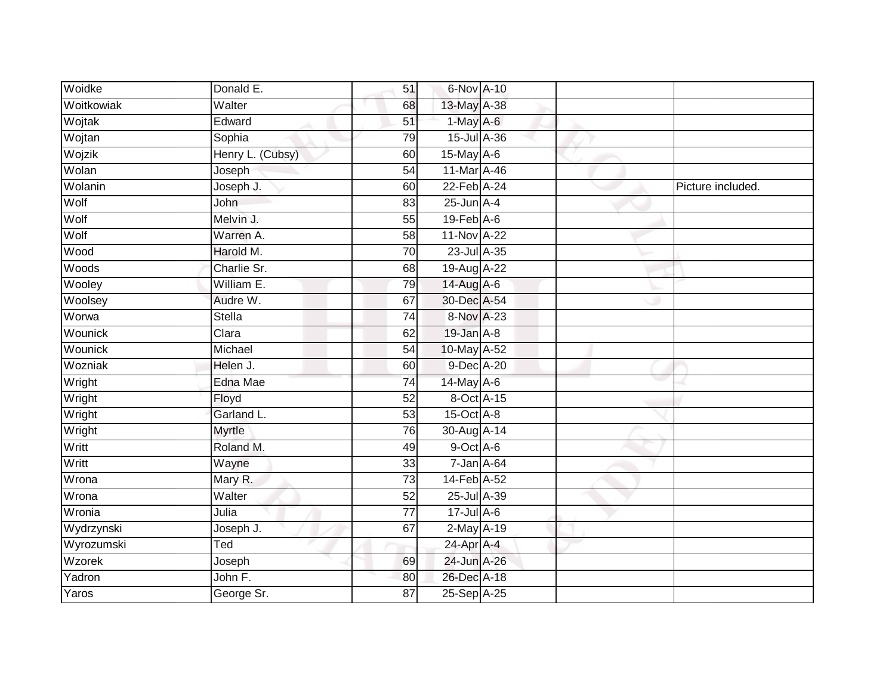| Woidke | Donald E. | 51 | 6-Nov | A-10 | | |
|---|---|---|---|---|---|---|
| Woitkowiak | Walter | 68 | 13-May | A-38 | | |
| Wojtak | Edward | 51 | 1-May | A-6 | | |
| Wojtan | Sophia | 79 | 15-Jul | A-36 | | |
| Wojzik | Henry L. (Cubsy) | 60 | 15-May | A-6 | | |
| Wolan | Joseph | 54 | 11-Mar | A-46 | | |
| Wolanin | Joseph J. | 60 | 22-Feb | A-24 | | Picture included. |
| Wolf | John | 83 | 25-Jun | A-4 | | |
| Wolf | Melvin J. | 55 | 19-Feb | A-6 | | |
| Wolf | Warren A. | 58 | 11-Nov | A-22 | | |
| Wood | Harold M. | 70 | 23-Jul | A-35 | | |
| Woods | Charlie Sr. | 68 | 19-Aug | A-22 | | |
| Wooley | William E. | 79 | 14-Aug | A-6 | | |
| Woolsey | Audre W. | 67 | 30-Dec | A-54 | | |
| Worwa | Stella | 74 | 8-Nov | A-23 | | |
| Wounick | Clara | 62 | 19-Jan | A-8 | | |
| Wounick | Michael | 54 | 10-May | A-52 | | |
| Wozniak | Helen J. | 60 | 9-Dec | A-20 | | |
| Wright | Edna Mae | 74 | 14-May | A-6 | | |
| Wright | Floyd | 52 | 8-Oct | A-15 | | |
| Wright | Garland L. | 53 | 15-Oct | A-8 | | |
| Wright | Myrtle | 76 | 30-Aug | A-14 | | |
| Writt | Roland M. | 49 | 9-Oct | A-6 | | |
| Writt | Wayne | 33 | 7-Jan | A-64 | | |
| Wrona | Mary R. | 73 | 14-Feb | A-52 | | |
| Wrona | Walter | 52 | 25-Jul | A-39 | | |
| Wronia | Julia | 77 | 17-Jul | A-6 | | |
| Wydrzynski | Joseph J. | 67 | 2-May | A-19 | | |
| Wyrozumski | Ted | | 24-Apr | A-4 | | |
| Wzorek | Joseph | 69 | 24-Jun | A-26 | | |
| Yadron | John F. | 80 | 26-Dec | A-18 | | |
| Yaros | George Sr. | 87 | 25-Sep | A-25 | | |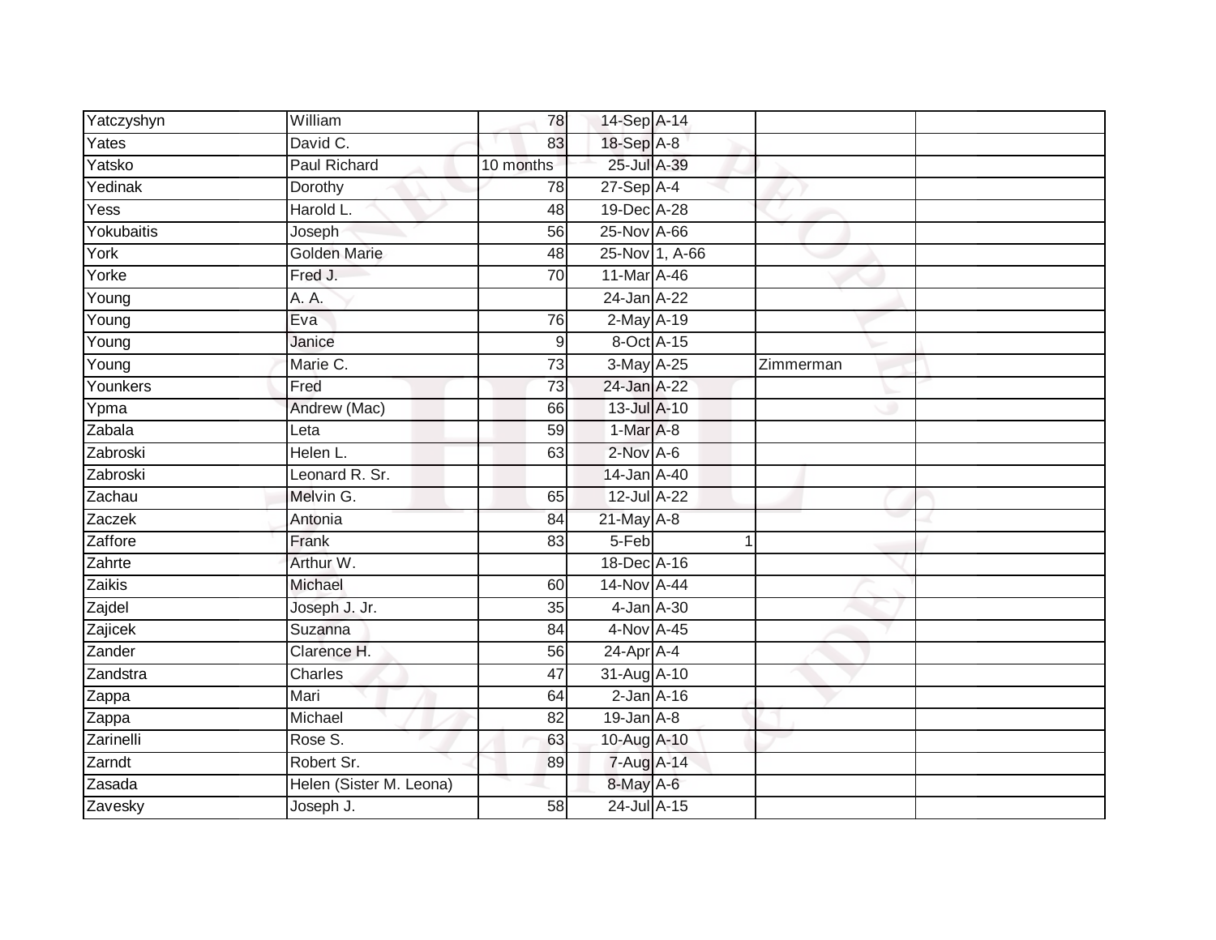| | | | | | | |
|---|---|---|---|---|---|---|
| Yatczyshyn | William | 78 | 14-Sep | A-14 | | |
| Yates | David C. | 83 | 18-Sep | A-8 | | |
| Yatsko | Paul Richard | 10 months | 25-Jul | A-39 | | |
| Yedinak | Dorothy | 78 | 27-Sep | A-4 | | |
| Yess | Harold L. | 48 | 19-Dec | A-28 | | |
| Yokubaitis | Joseph | 56 | 25-Nov | A-66 | | |
| York | Golden Marie | 48 | 25-Nov | 1, A-66 | | |
| Yorke | Fred J. | 70 | 11-Mar | A-46 | | |
| Young | A. A. | | 24-Jan | A-22 | | |
| Young | Eva | 76 | 2-May | A-19 | | |
| Young | Janice | 9 | 8-Oct | A-15 | | |
| Young | Marie C. | 73 | 3-May | A-25 | Zimmerman | |
| Younkers | Fred | 73 | 24-Jan | A-22 | | |
| Ypma | Andrew (Mac) | 66 | 13-Jul | A-10 | | |
| Zabala | Leta | 59 | 1-Mar | A-8 | | |
| Zabroski | Helen L. | 63 | 2-Nov | A-6 | | |
| Zabroski | Leonard R. Sr. | | 14-Jan | A-40 | | |
| Zachau | Melvin G. | 65 | 12-Jul | A-22 | | |
| Zaczek | Antonia | 84 | 21-May | A-8 | | |
| Zaffore | Frank | 83 | 5-Feb | 1 | | |
| Zahrte | Arthur W. | | 18-Dec | A-16 | | |
| Zaikis | Michael | 60 | 14-Nov | A-44 | | |
| Zajdel | Joseph J. Jr. | 35 | 4-Jan | A-30 | | |
| Zajicek | Suzanna | 84 | 4-Nov | A-45 | | |
| Zander | Clarence H. | 56 | 24-Apr | A-4 | | |
| Zandstra | Charles | 47 | 31-Aug | A-10 | | |
| Zappa | Mari | 64 | 2-Jan | A-16 | | |
| Zappa | Michael | 82 | 19-Jan | A-8 | | |
| Zarinelli | Rose S. | 63 | 10-Aug | A-10 | | |
| Zarndt | Robert Sr. | 89 | 7-Aug | A-14 | | |
| Zasada | Helen (Sister M. Leona) | | 8-May | A-6 | | |
| Zavesky | Joseph J. | 58 | 24-Jul | A-15 | | |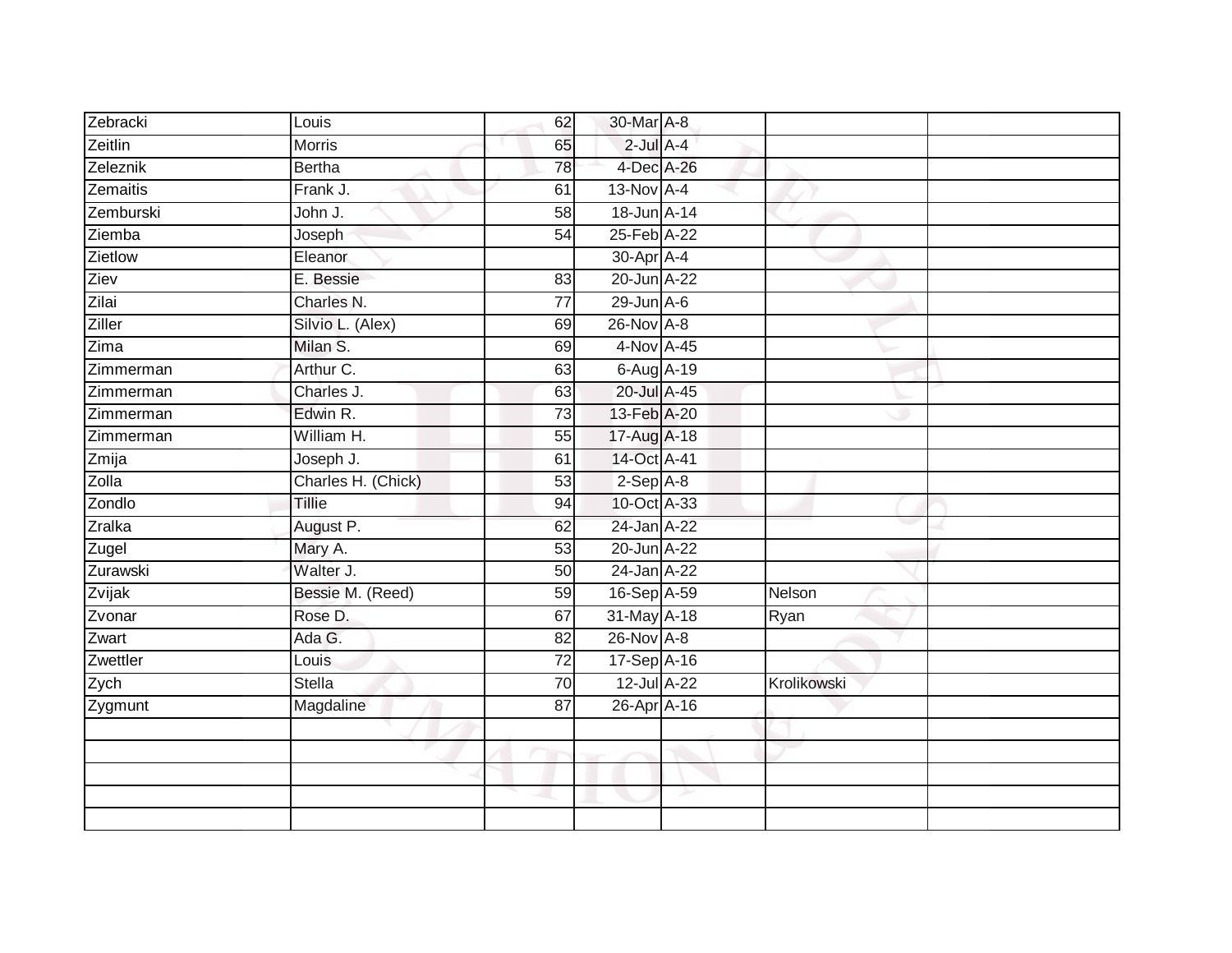| | | | | | | |
|---|---|---|---|---|---|---|
| Zebracki | Louis | 62 | 30-Mar | A-8 | | |
| Zeitlin | Morris | 65 | 2-Jul | A-4 | | |
| Zeleznik | Bertha | 78 | 4-Dec | A-26 | | |
| Zemaitis | Frank J. | 61 | 13-Nov | A-4 | | |
| Zemburski | John J. | 58 | 18-Jun | A-14 | | |
| Ziemba | Joseph | 54 | 25-Feb | A-22 | | |
| Zietlow | Eleanor | | 30-Apr | A-4 | | |
| Ziev | E. Bessie | 83 | 20-Jun | A-22 | | |
| Zilai | Charles N. | 77 | 29-Jun | A-6 | | |
| Ziller | Silvio L. (Alex) | 69 | 26-Nov | A-8 | | |
| Zima | Milan S. | 69 | 4-Nov | A-45 | | |
| Zimmerman | Arthur C. | 63 | 6-Aug | A-19 | | |
| Zimmerman | Charles J. | 63 | 20-Jul | A-45 | | |
| Zimmerman | Edwin R. | 73 | 13-Feb | A-20 | | |
| Zimmerman | William H. | 55 | 17-Aug | A-18 | | |
| Zmija | Joseph J. | 61 | 14-Oct | A-41 | | |
| Zolla | Charles H. (Chick) | 53 | 2-Sep | A-8 | | |
| Zondlo | Tillie | 94 | 10-Oct | A-33 | | |
| Zralka | August P. | 62 | 24-Jan | A-22 | | |
| Zugel | Mary A. | 53 | 20-Jun | A-22 | | |
| Zurawski | Walter J. | 50 | 24-Jan | A-22 | | |
| Zvijak | Bessie M. (Reed) | 59 | 16-Sep | A-59 | Nelson | |
| Zvonar | Rose D. | 67 | 31-May | A-18 | Ryan | |
| Zwart | Ada G. | 82 | 26-Nov | A-8 | | |
| Zwettler | Louis | 72 | 17-Sep | A-16 | | |
| Zych | Stella | 70 | 12-Jul | A-22 | Krolikowski | |
| Zygmunt | Magdaline | 87 | 26-Apr | A-16 | | |
| | | | | | | |
| | | | | | | |
| | | | | | | |
| | | | | | | |
| | | | | | | |